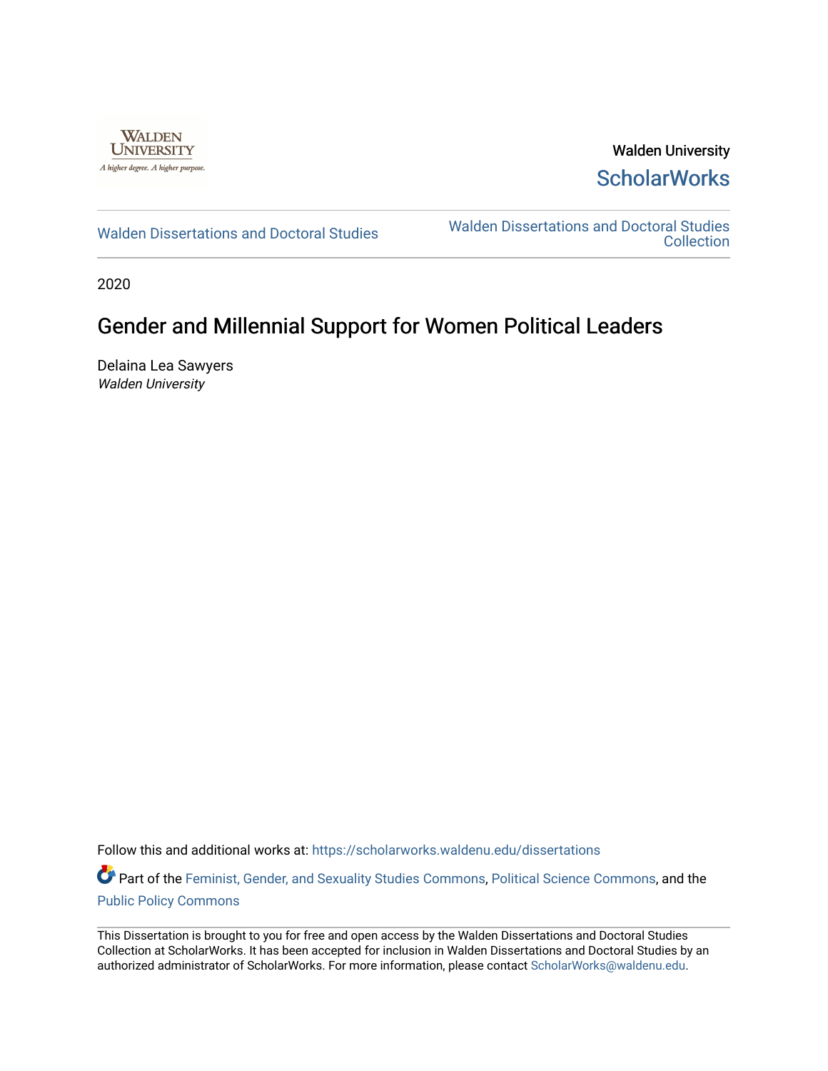Walden University

ScholarWorks

Walden Dissertations and Doctoral Studies

Walden Dissertations and Doctoral Studies Collection

2020

# Gender and Millennial Support for Women Political Leaders

Delaina Lea Sawyers

*Walden University*

Follow this and additional works at: https://scholarworks.waldenu.edu/dissertations

Part of the Feminist, Gender, and Sexuality Studies Commons, Political Science Commons, and the Public Policy Commons

This Dissertation is brought to you for free and open access by the Walden Dissertations and Doctoral Studies Collection at ScholarWorks. It has been accepted for inclusion in Walden Dissertations and Doctoral Studies by an authorized administrator of ScholarWorks. For more information, please contact ScholarWorks@waldenu.edu.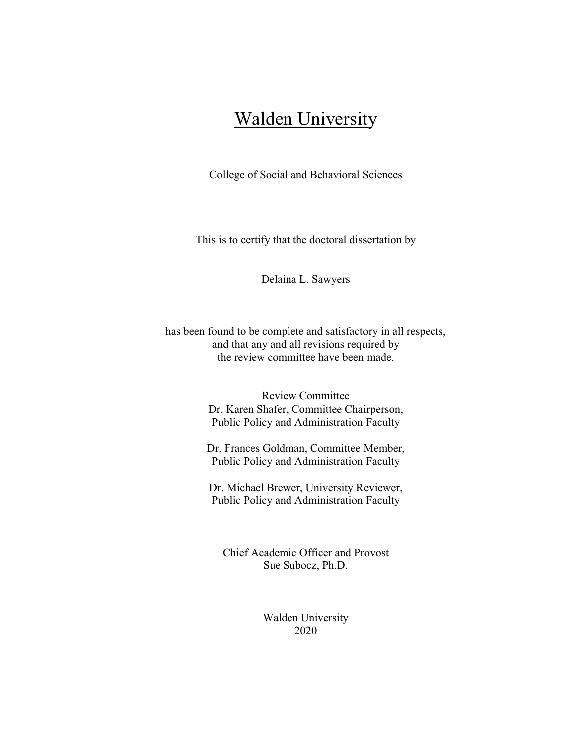# Walden University

College of Social and Behavioral Sciences

This is to certify that the doctoral dissertation by

Delaina L. Sawyers

has been found to be complete and satisfactory in all respects,
and that any and all revisions required by
the review committee have been made.

Review Committee
Dr. Karen Shafer, Committee Chairperson,
Public Policy and Administration Faculty

Dr. Frances Goldman, Committee Member,
Public Policy and Administration Faculty

Dr. Michael Brewer, University Reviewer,
Public Policy and Administration Faculty

Chief Academic Officer and Provost
Sue Subocz, Ph.D.

Walden University
2020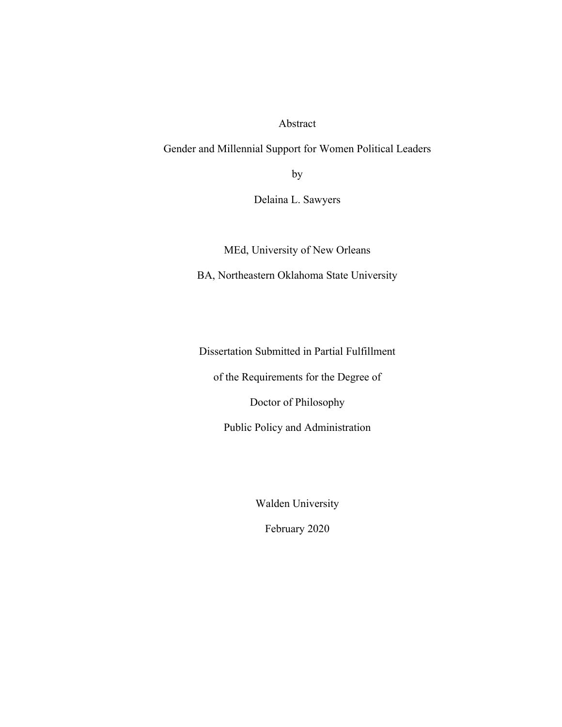Abstract

Gender and Millennial Support for Women Political Leaders

by

Delaina L. Sawyers

MEd, University of New Orleans

BA, Northeastern Oklahoma State University

Dissertation Submitted in Partial Fulfillment

of the Requirements for the Degree of

Doctor of Philosophy

Public Policy and Administration

Walden University

February 2020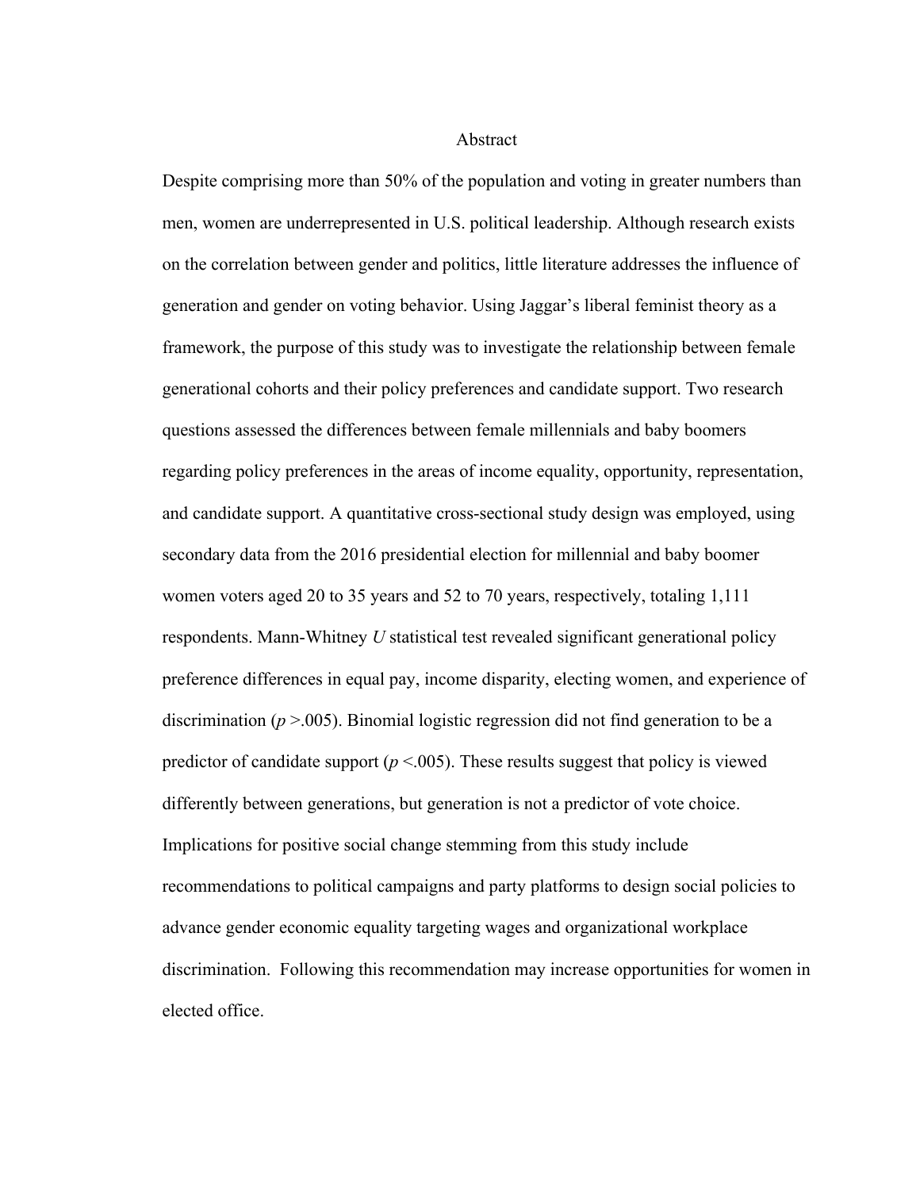# Abstract

Despite comprising more than 50% of the population and voting in greater numbers than men, women are underrepresented in U.S. political leadership. Although research exists on the correlation between gender and politics, little literature addresses the influence of generation and gender on voting behavior. Using Jaggar's liberal feminist theory as a framework, the purpose of this study was to investigate the relationship between female generational cohorts and their policy preferences and candidate support. Two research questions assessed the differences between female millennials and baby boomers regarding policy preferences in the areas of income equality, opportunity, representation, and candidate support. A quantitative cross-sectional study design was employed, using secondary data from the 2016 presidential election for millennial and baby boomer women voters aged 20 to 35 years and 52 to 70 years, respectively, totaling 1,111 respondents. Mann-Whitney $U$ statistical test revealed significant generational policy preference differences in equal pay, income disparity, electing women, and experience of discrimination ($p > .005$). Binomial logistic regression did not find generation to be a predictor of candidate support ($p < .005$). These results suggest that policy is viewed differently between generations, but generation is not a predictor of vote choice. Implications for positive social change stemming from this study include recommendations to political campaigns and party platforms to design social policies to advance gender economic equality targeting wages and organizational workplace discrimination. Following this recommendation may increase opportunities for women in elected office.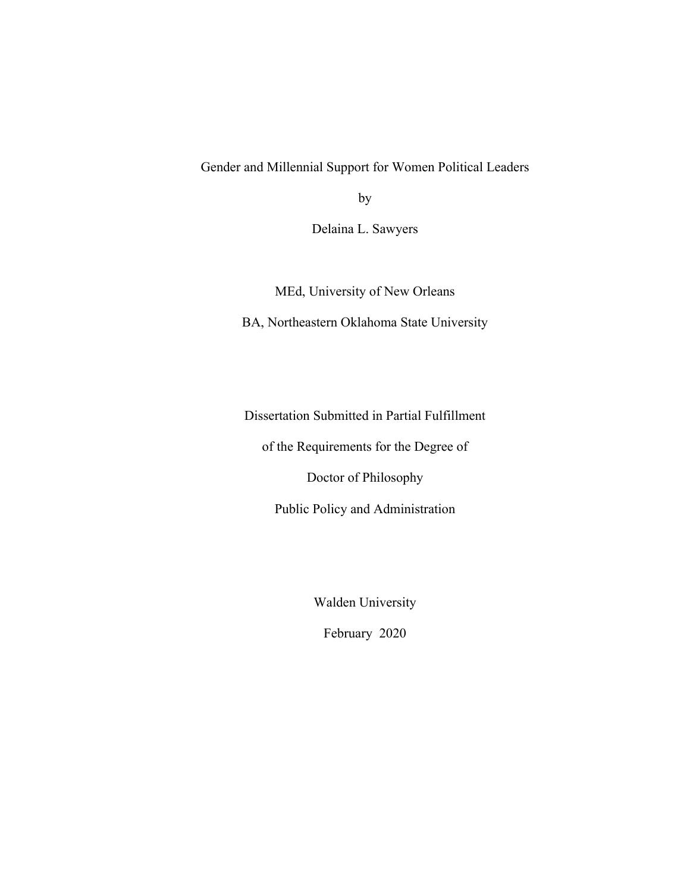Gender and Millennial Support for Women Political Leaders

by

Delaina L. Sawyers

MEd, University of New Orleans

BA, Northeastern Oklahoma State University

Dissertation Submitted in Partial Fulfillment

of the Requirements for the Degree of

Doctor of Philosophy

Public Policy and Administration

Walden University

February 2020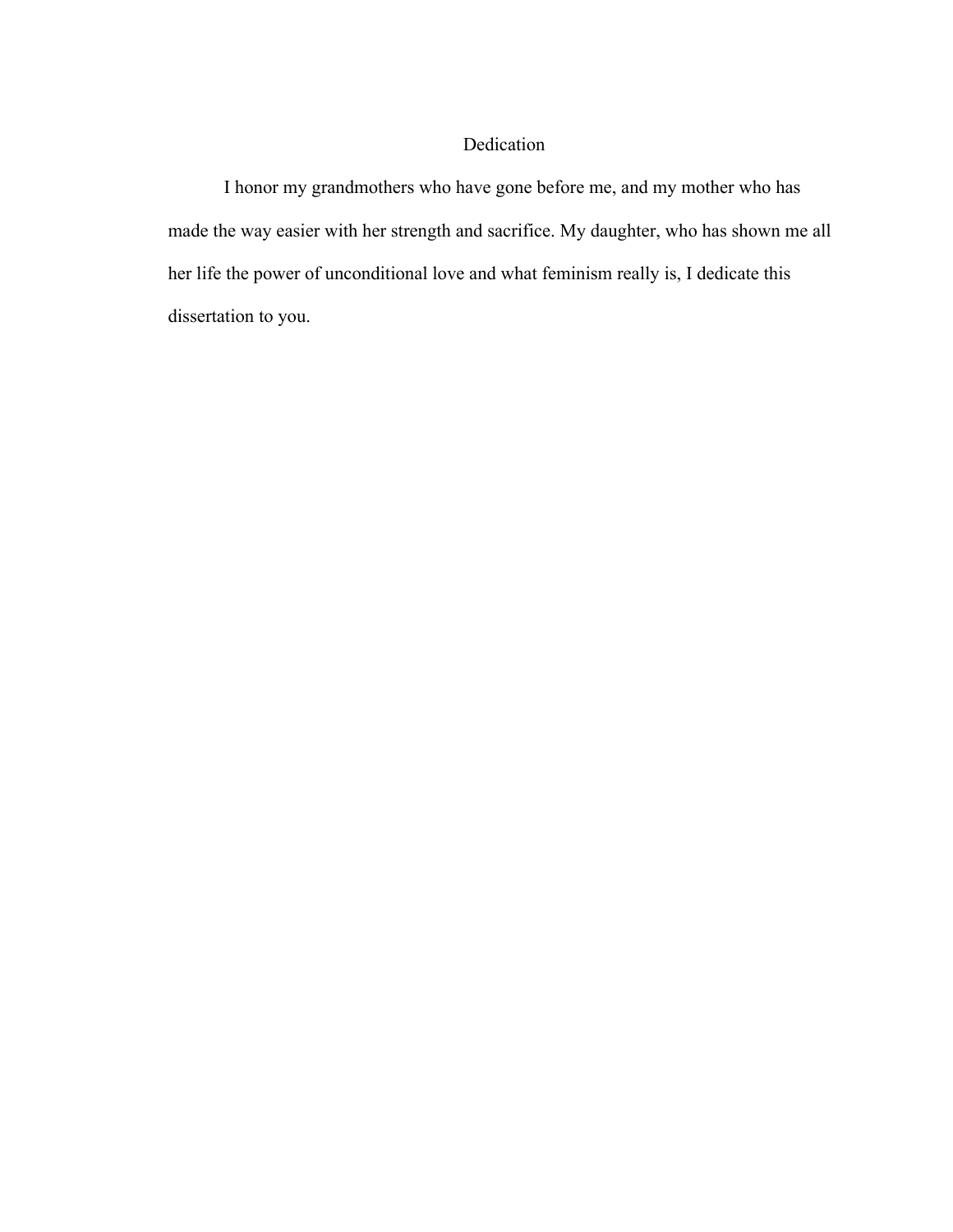# Dedication

I honor my grandmothers who have gone before me, and my mother who has made the way easier with her strength and sacrifice. My daughter, who has shown me all her life the power of unconditional love and what feminism really is, I dedicate this dissertation to you.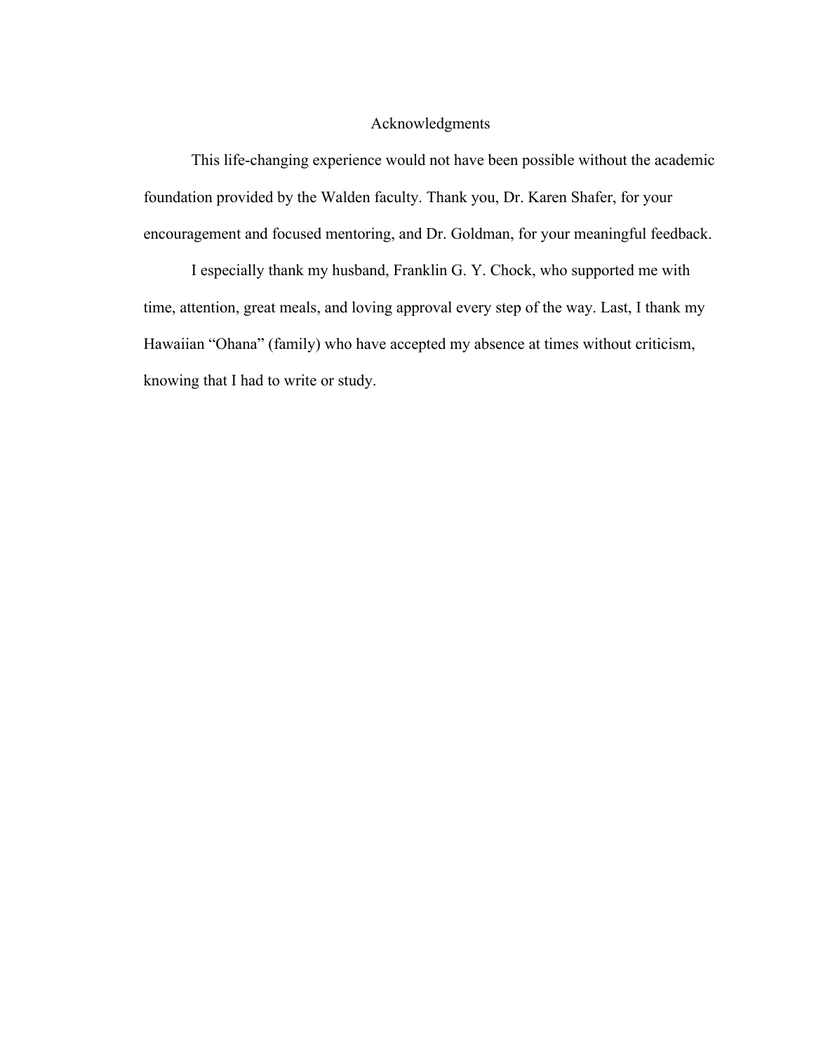# Acknowledgments

This life-changing experience would not have been possible without the academic foundation provided by the Walden faculty. Thank you, Dr. Karen Shafer, for your encouragement and focused mentoring, and Dr. Goldman, for your meaningful feedback.

I especially thank my husband, Franklin G. Y. Chock, who supported me with time, attention, great meals, and loving approval every step of the way. Last, I thank my Hawaiian “Ohana” (family) who have accepted my absence at times without criticism, knowing that I had to write or study.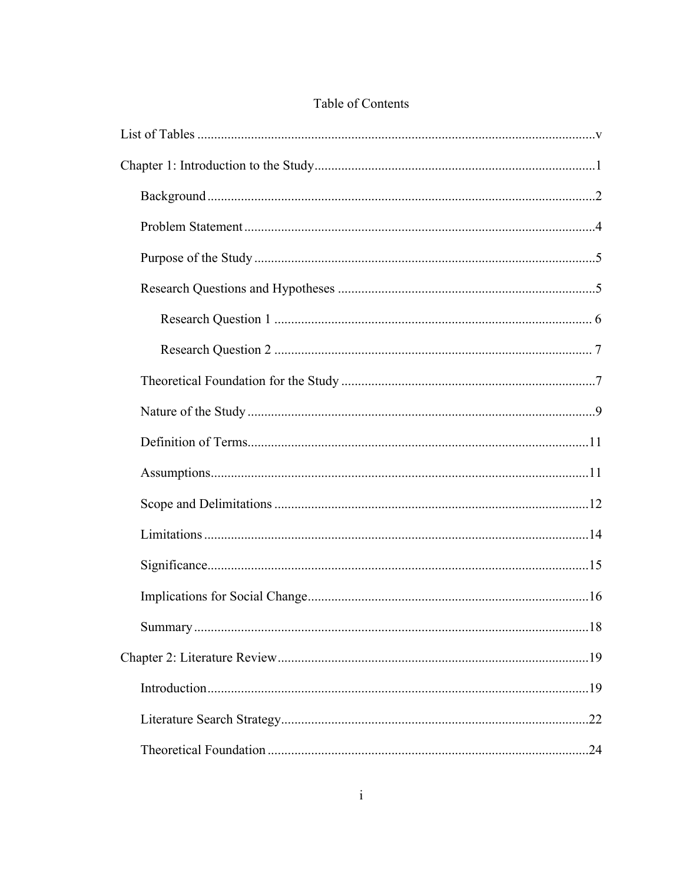Table of Contents

List of Tables ........................................................................................................................v

Chapter 1: Introduction to the Study....................................................................................1

- Background ....................................................................................................................2
- Problem Statement .........................................................................................................4
- Purpose of the Study ......................................................................................................5
- Research Questions and Hypotheses .............................................................................5
  - Research Question 1 ................................................................................................ 6
  - Research Question 2 ................................................................................................ 7
- Theoretical Foundation for the Study ............................................................................7
- Nature of the Study ........................................................................................................9
- Definition of Terms......................................................................................................11
- Assumptions.................................................................................................................11
- Scope and Delimitations ..............................................................................................12
- Limitations ...................................................................................................................14
- Significance..................................................................................................................15
- Implications for Social Change....................................................................................16
- Summary ......................................................................................................................18

Chapter 2: Literature Review .............................................................................................19

- Introduction..................................................................................................................19
- Literature Search Strategy............................................................................................22
- Theoretical Foundation ................................................................................................24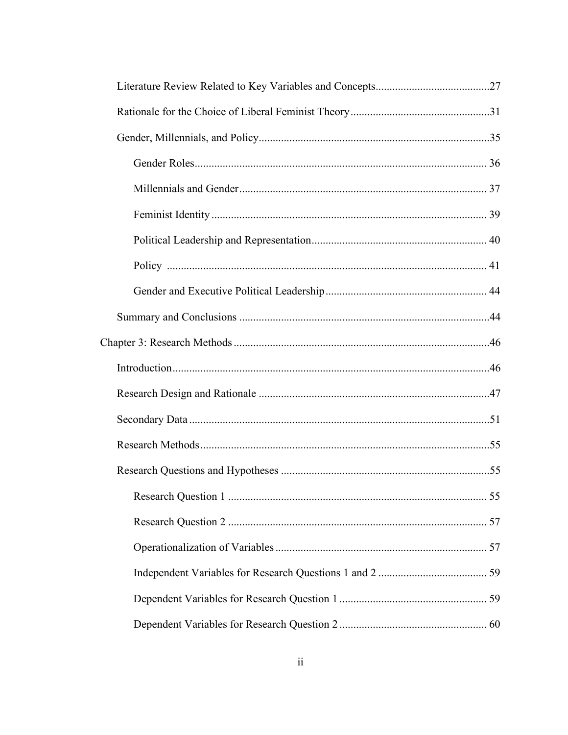Literature Review Related to Key Variables and Concepts........................................27

Rationale for the Choice of Liberal Feminist Theory................................................31

Gender, Millennials, and Policy..................................................................................35

Gender Roles....................................................................................................... 36

Millennials and Gender...................................................................................... 37

Feminist Identity ................................................................................................ 39

Political Leadership and Representation............................................................ 40

Policy ................................................................................................................. 41

Gender and Executive Political Leadership....................................................... 44

Summary and Conclusions .........................................................................................44

Chapter 3: Research Methods ...........................................................................................46

Introduction.................................................................................................................46

Research Design and Rationale ..................................................................................47

Secondary Data ...........................................................................................................51

Research Methods.......................................................................................................55

Research Questions and Hypotheses ..........................................................................55

Research Question 1 ........................................................................................... 55

Research Question 2 ........................................................................................... 57

Operationalization of Variables .......................................................................... 57

Independent Variables for Research Questions 1 and 2 ..................................... 59

Dependent Variables for Research Question 1 ................................................... 59

Dependent Variables for Research Question 2 ................................................... 60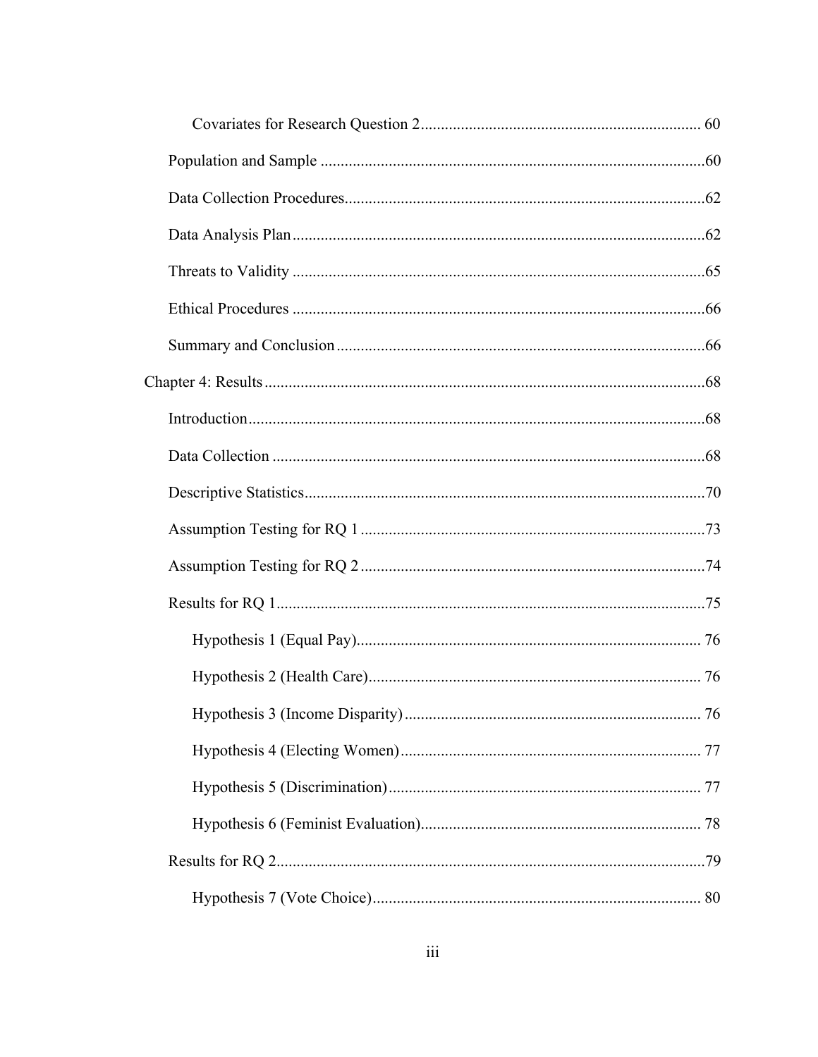Covariates for Research Question 2 ..................................................................... 60

Population and Sample ...............................................................................................60

Data Collection Procedures.........................................................................................62

Data Analysis Plan ......................................................................................................62

Threats to Validity ......................................................................................................65

Ethical Procedures ......................................................................................................66

Summary and Conclusion ...........................................................................................66

Chapter 4: Results .............................................................................................................68

Introduction.................................................................................................................68

Data Collection ...........................................................................................................68

Descriptive Statistics...................................................................................................70

Assumption Testing for RQ 1 .....................................................................................73

Assumption Testing for RQ 2 .....................................................................................74

Results for RQ 1..........................................................................................................75

Hypothesis 1 (Equal Pay)..................................................................................... 76

Hypothesis 2 (Health Care)................................................................................... 76

Hypothesis 3 (Income Disparity) ......................................................................... 76

Hypothesis 4 (Electing Women)........................................................................... 77

Hypothesis 5 (Discrimination)............................................................................. 77

Hypothesis 6 (Feminist Evaluation)..................................................................... 78

Results for RQ 2..........................................................................................................79

Hypothesis 7 (Vote Choice)................................................................................. 80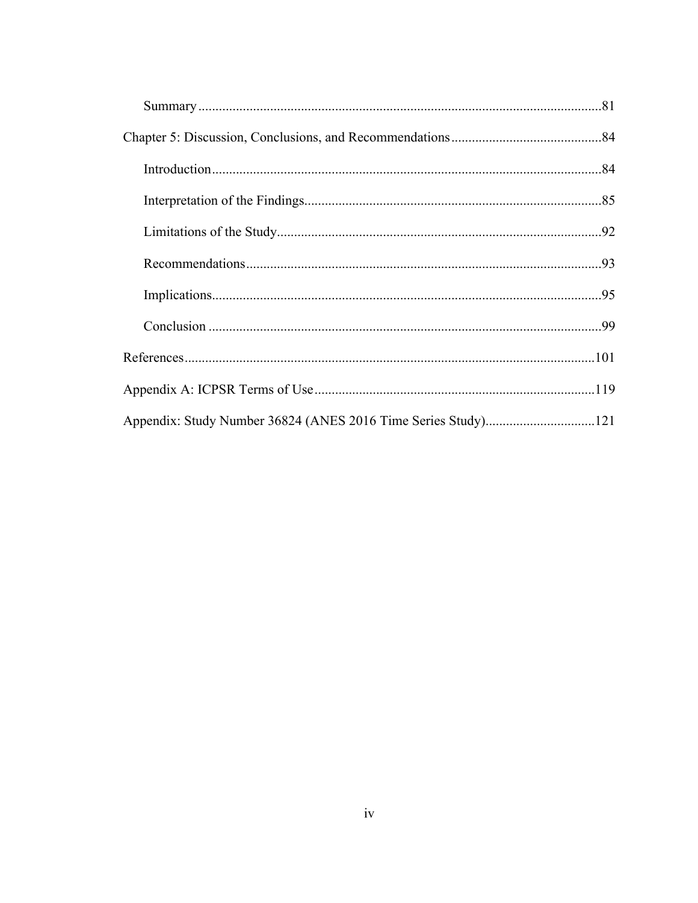Summary ........................................................................................................................81

Chapter 5: Discussion, Conclusions, and Recommendations ............................................84

Introduction ..................................................................................................................84

Interpretation of the Findings.......................................................................................85

Limitations of the Study...............................................................................................92

Recommendations........................................................................................................93

Implications..................................................................................................................95

Conclusion ...................................................................................................................99

References........................................................................................................................101

Appendix A: ICPSR Terms of Use..................................................................................119

Appendix: Study Number 36824 (ANES 2016 Time Series Study)................................121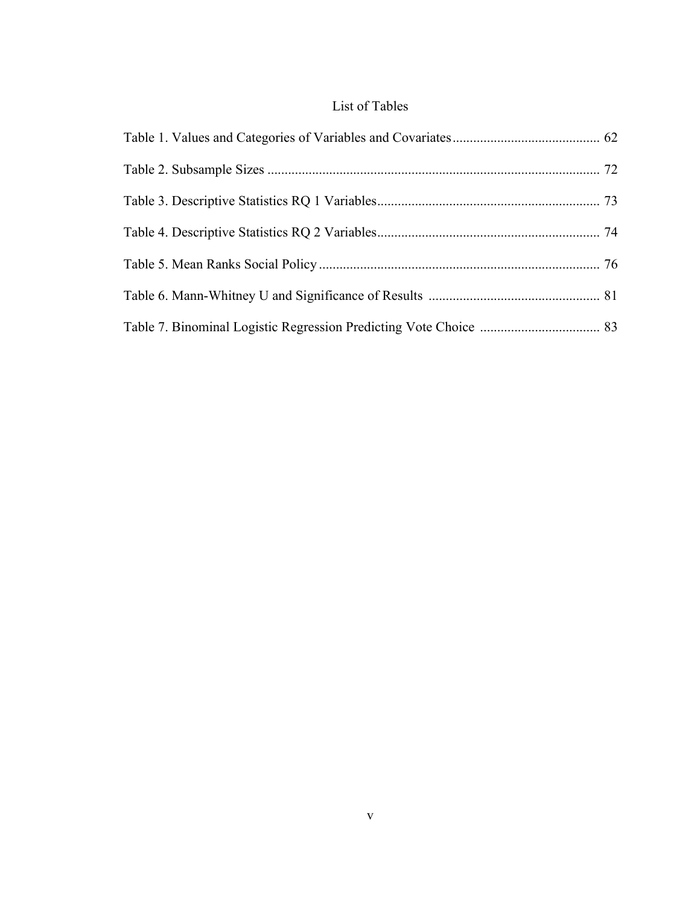# List of Tables

Table 1. Values and Categories of Variables and Covariates .......................................... 62

Table 2. Subsample Sizes ................................................................................................ 72

Table 3. Descriptive Statistics RQ 1 Variables ................................................................ 73

Table 4. Descriptive Statistics RQ 2 Variables ................................................................ 74

Table 5. Mean Ranks Social Policy ................................................................................. 76

Table 6. Mann-Whitney U and Significance of Results .................................................. 81

Table 7. Binominal Logistic Regression Predicting Vote Choice ................................... 83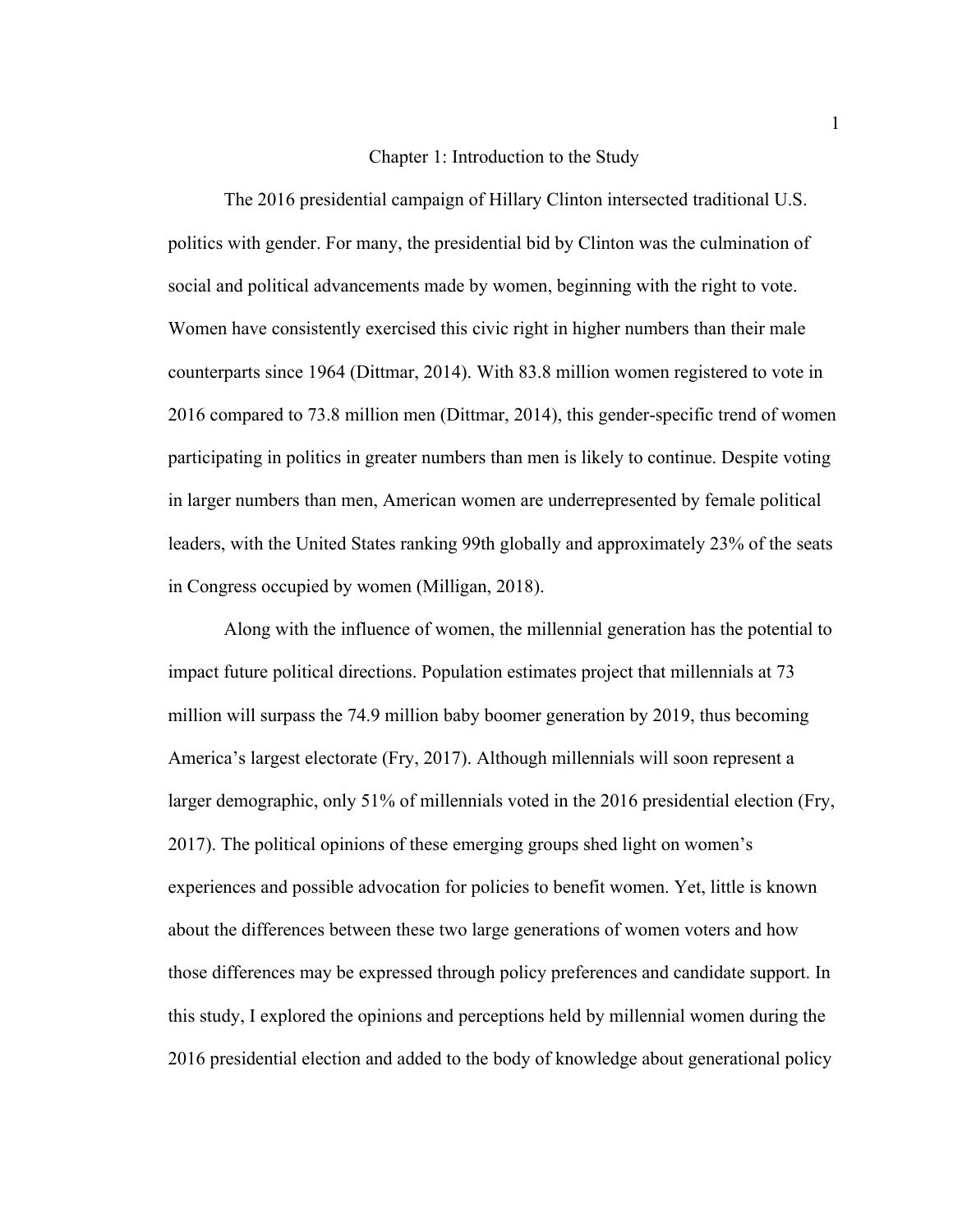# Chapter 1: Introduction to the Study

The 2016 presidential campaign of Hillary Clinton intersected traditional U.S. politics with gender. For many, the presidential bid by Clinton was the culmination of social and political advancements made by women, beginning with the right to vote. Women have consistently exercised this civic right in higher numbers than their male counterparts since 1964 (Dittmar, 2014). With 83.8 million women registered to vote in 2016 compared to 73.8 million men (Dittmar, 2014), this gender-specific trend of women participating in politics in greater numbers than men is likely to continue. Despite voting in larger numbers than men, American women are underrepresented by female political leaders, with the United States ranking 99th globally and approximately 23% of the seats in Congress occupied by women (Milligan, 2018).

Along with the influence of women, the millennial generation has the potential to impact future political directions. Population estimates project that millennials at 73 million will surpass the 74.9 million baby boomer generation by 2019, thus becoming America's largest electorate (Fry, 2017). Although millennials will soon represent a larger demographic, only 51% of millennials voted in the 2016 presidential election (Fry, 2017). The political opinions of these emerging groups shed light on women's experiences and possible advocation for policies to benefit women. Yet, little is known about the differences between these two large generations of women voters and how those differences may be expressed through policy preferences and candidate support. In this study, I explored the opinions and perceptions held by millennial women during the 2016 presidential election and added to the body of knowledge about generational policy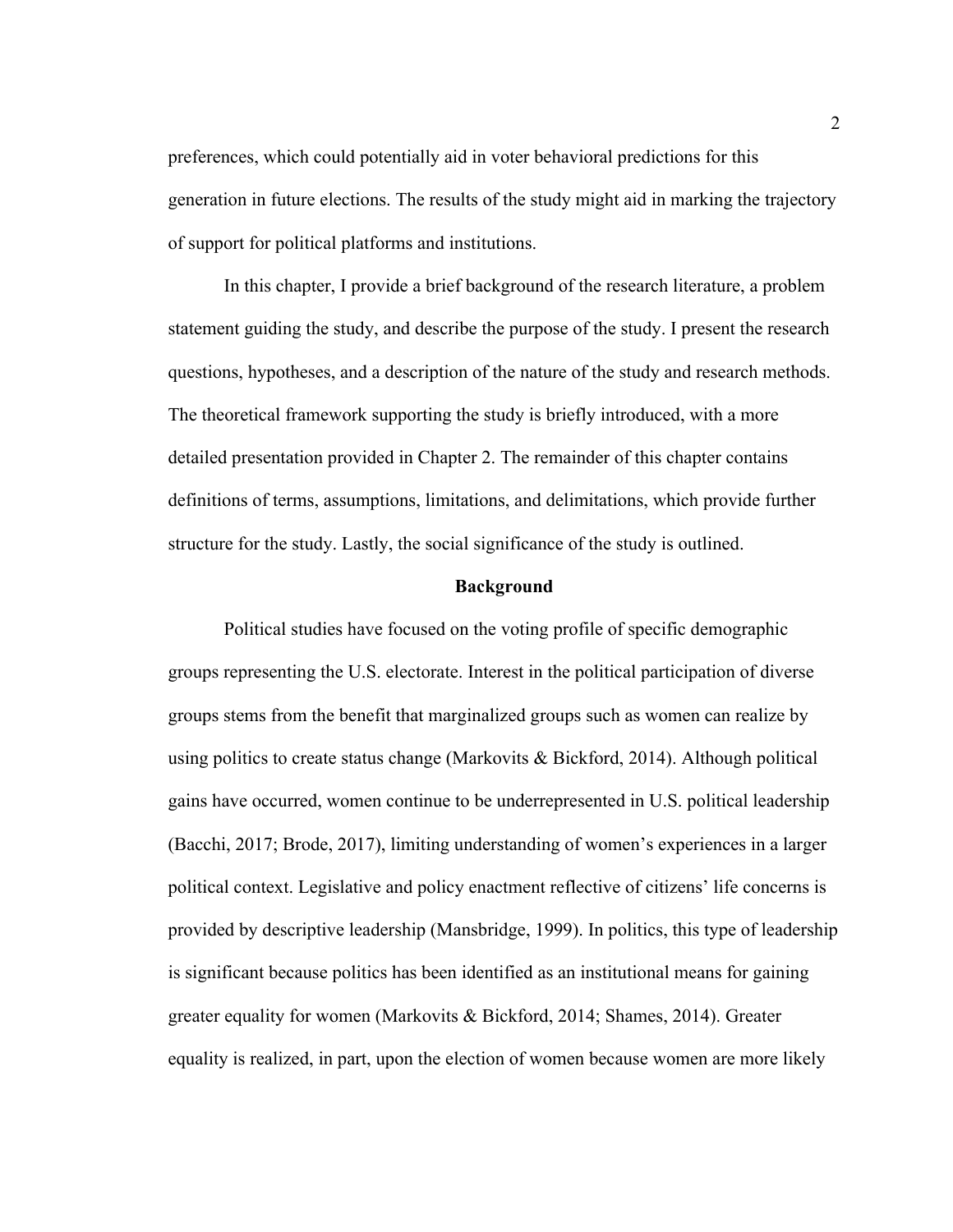preferences, which could potentially aid in voter behavioral predictions for this generation in future elections. The results of the study might aid in marking the trajectory of support for political platforms and institutions.

In this chapter, I provide a brief background of the research literature, a problem statement guiding the study, and describe the purpose of the study. I present the research questions, hypotheses, and a description of the nature of the study and research methods. The theoretical framework supporting the study is briefly introduced, with a more detailed presentation provided in Chapter 2. The remainder of this chapter contains definitions of terms, assumptions, limitations, and delimitations, which provide further structure for the study. Lastly, the social significance of the study is outlined.

## Background

Political studies have focused on the voting profile of specific demographic groups representing the U.S. electorate. Interest in the political participation of diverse groups stems from the benefit that marginalized groups such as women can realize by using politics to create status change (Markovits & Bickford, 2014). Although political gains have occurred, women continue to be underrepresented in U.S. political leadership (Bacchi, 2017; Brode, 2017), limiting understanding of women's experiences in a larger political context. Legislative and policy enactment reflective of citizens' life concerns is provided by descriptive leadership (Mansbridge, 1999). In politics, this type of leadership is significant because politics has been identified as an institutional means for gaining greater equality for women (Markovits & Bickford, 2014; Shames, 2014). Greater equality is realized, in part, upon the election of women because women are more likely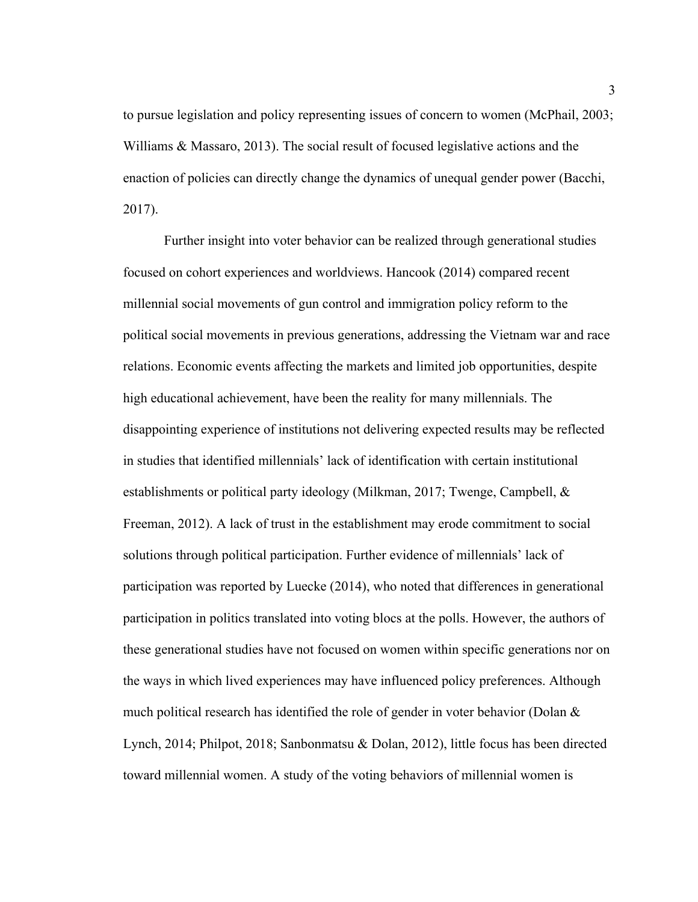to pursue legislation and policy representing issues of concern to women (McPhail, 2003; Williams & Massaro, 2013). The social result of focused legislative actions and the enaction of policies can directly change the dynamics of unequal gender power (Bacchi, 2017).

Further insight into voter behavior can be realized through generational studies focused on cohort experiences and worldviews. Hancook (2014) compared recent millennial social movements of gun control and immigration policy reform to the political social movements in previous generations, addressing the Vietnam war and race relations. Economic events affecting the markets and limited job opportunities, despite high educational achievement, have been the reality for many millennials. The disappointing experience of institutions not delivering expected results may be reflected in studies that identified millennials' lack of identification with certain institutional establishments or political party ideology (Milkman, 2017; Twenge, Campbell, & Freeman, 2012). A lack of trust in the establishment may erode commitment to social solutions through political participation. Further evidence of millennials' lack of participation was reported by Luecke (2014), who noted that differences in generational participation in politics translated into voting blocs at the polls. However, the authors of these generational studies have not focused on women within specific generations nor on the ways in which lived experiences may have influenced policy preferences. Although much political research has identified the role of gender in voter behavior (Dolan & Lynch, 2014; Philpot, 2018; Sanbonmatsu & Dolan, 2012), little focus has been directed toward millennial women. A study of the voting behaviors of millennial women is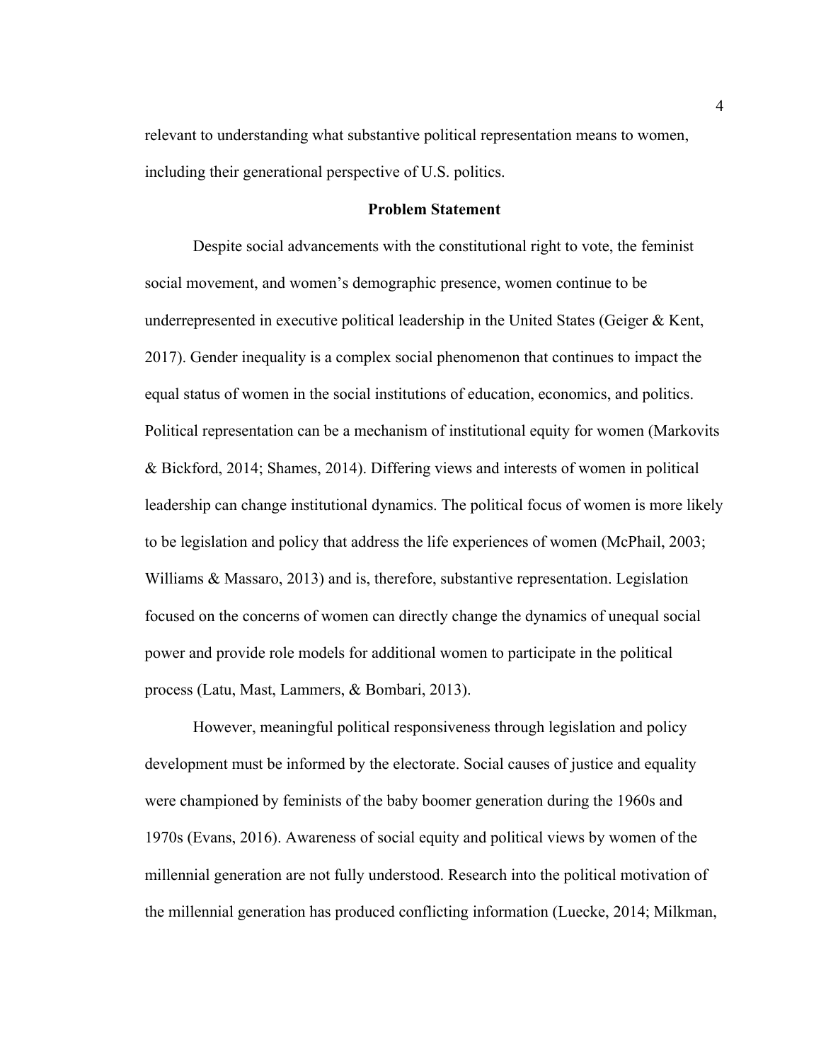relevant to understanding what substantive political representation means to women, including their generational perspective of U.S. politics.

## Problem Statement

Despite social advancements with the constitutional right to vote, the feminist social movement, and women's demographic presence, women continue to be underrepresented in executive political leadership in the United States (Geiger & Kent, 2017). Gender inequality is a complex social phenomenon that continues to impact the equal status of women in the social institutions of education, economics, and politics. Political representation can be a mechanism of institutional equity for women (Markovits & Bickford, 2014; Shames, 2014). Differing views and interests of women in political leadership can change institutional dynamics. The political focus of women is more likely to be legislation and policy that address the life experiences of women (McPhail, 2003; Williams & Massaro, 2013) and is, therefore, substantive representation. Legislation focused on the concerns of women can directly change the dynamics of unequal social power and provide role models for additional women to participate in the political process (Latu, Mast, Lammers, & Bombari, 2013).

However, meaningful political responsiveness through legislation and policy development must be informed by the electorate. Social causes of justice and equality were championed by feminists of the baby boomer generation during the 1960s and 1970s (Evans, 2016). Awareness of social equity and political views by women of the millennial generation are not fully understood. Research into the political motivation of the millennial generation has produced conflicting information (Luecke, 2014; Milkman,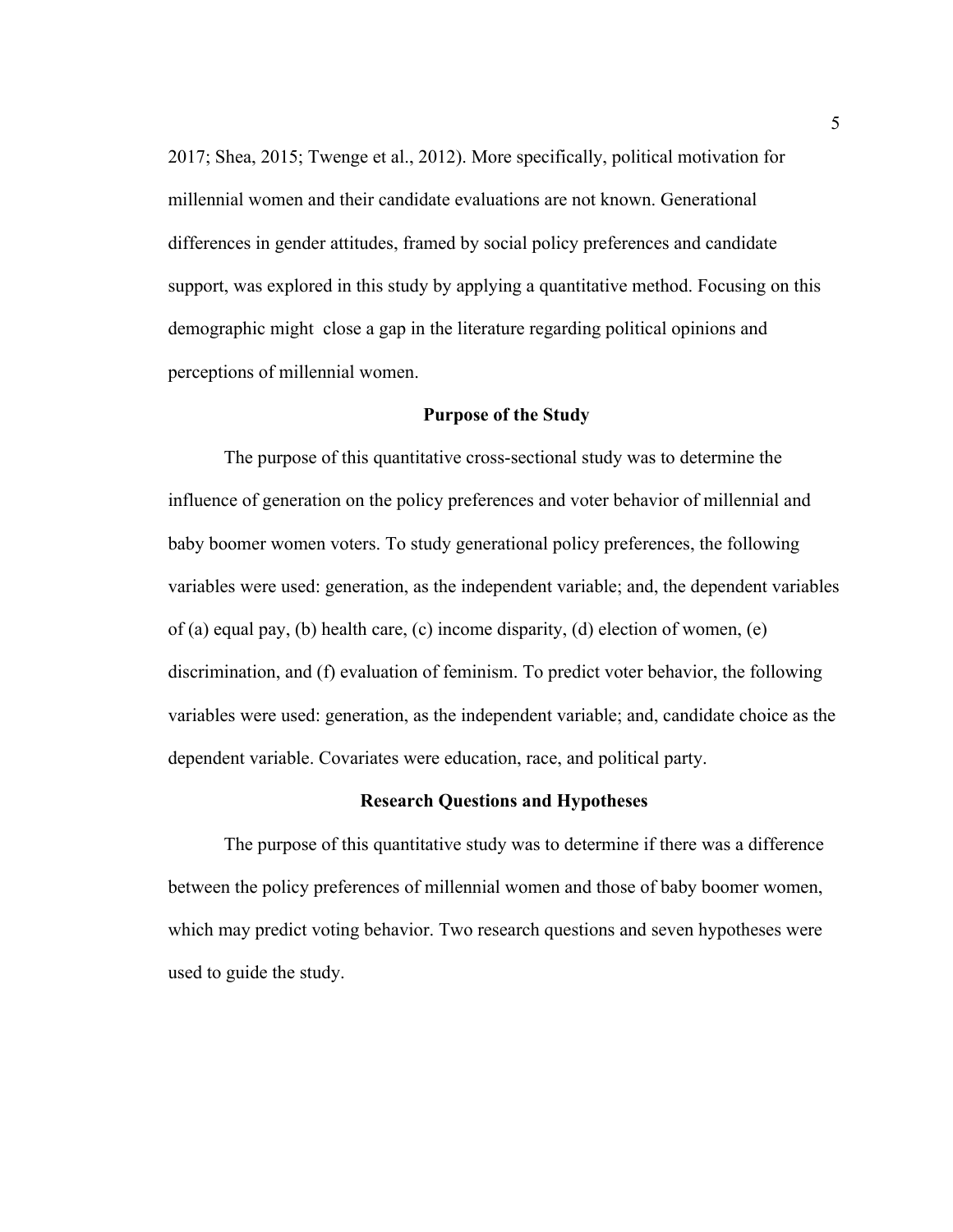2017; Shea, 2015; Twenge et al., 2012). More specifically, political motivation for millennial women and their candidate evaluations are not known. Generational differences in gender attitudes, framed by social policy preferences and candidate support, was explored in this study by applying a quantitative method. Focusing on this demographic might close a gap in the literature regarding political opinions and perceptions of millennial women.

## Purpose of the Study

The purpose of this quantitative cross-sectional study was to determine the influence of generation on the policy preferences and voter behavior of millennial and baby boomer women voters. To study generational policy preferences, the following variables were used: generation, as the independent variable; and, the dependent variables of (a) equal pay, (b) health care, (c) income disparity, (d) election of women, (e) discrimination, and (f) evaluation of feminism. To predict voter behavior, the following variables were used: generation, as the independent variable; and, candidate choice as the dependent variable. Covariates were education, race, and political party.

## Research Questions and Hypotheses

The purpose of this quantitative study was to determine if there was a difference between the policy preferences of millennial women and those of baby boomer women, which may predict voting behavior. Two research questions and seven hypotheses were used to guide the study.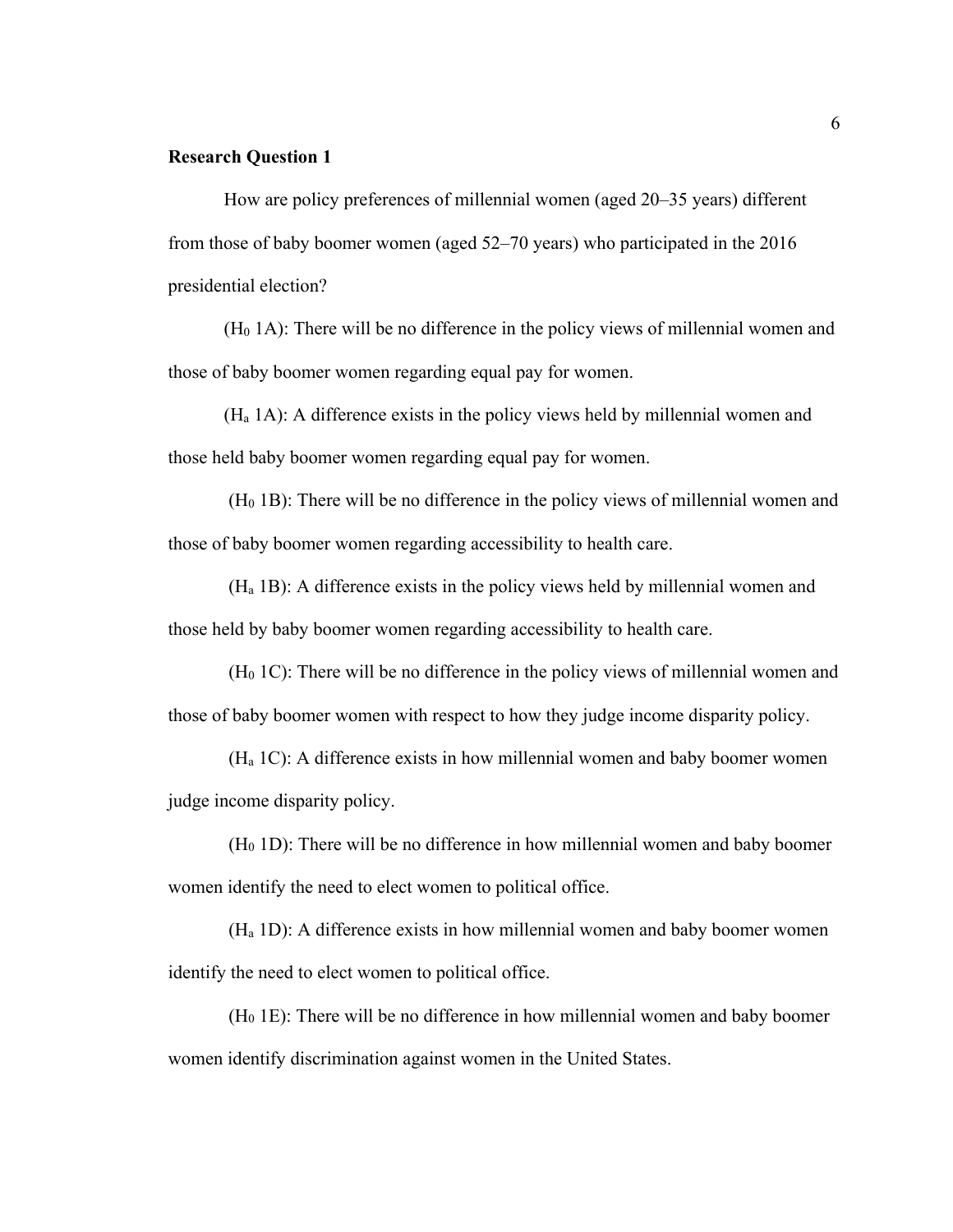**Research Question 1**

How are policy preferences of millennial women (aged 20–35 years) different from those of baby boomer women (aged 52–70 years) who participated in the 2016 presidential election?

($H_0$ 1A): There will be no difference in the policy views of millennial women and those of baby boomer women regarding equal pay for women.

($H_a$ 1A): A difference exists in the policy views held by millennial women and those held baby boomer women regarding equal pay for women.

($H_0$ 1B): There will be no difference in the policy views of millennial women and those of baby boomer women regarding accessibility to health care.

($H_a$ 1B): A difference exists in the policy views held by millennial women and those held by baby boomer women regarding accessibility to health care.

($H_0$ 1C): There will be no difference in the policy views of millennial women and those of baby boomer women with respect to how they judge income disparity policy.

($H_a$ 1C): A difference exists in how millennial women and baby boomer women judge income disparity policy.

($H_0$ 1D): There will be no difference in how millennial women and baby boomer women identify the need to elect women to political office.

($H_a$ 1D): A difference exists in how millennial women and baby boomer women identify the need to elect women to political office.

($H_0$ 1E): There will be no difference in how millennial women and baby boomer women identify discrimination against women in the United States.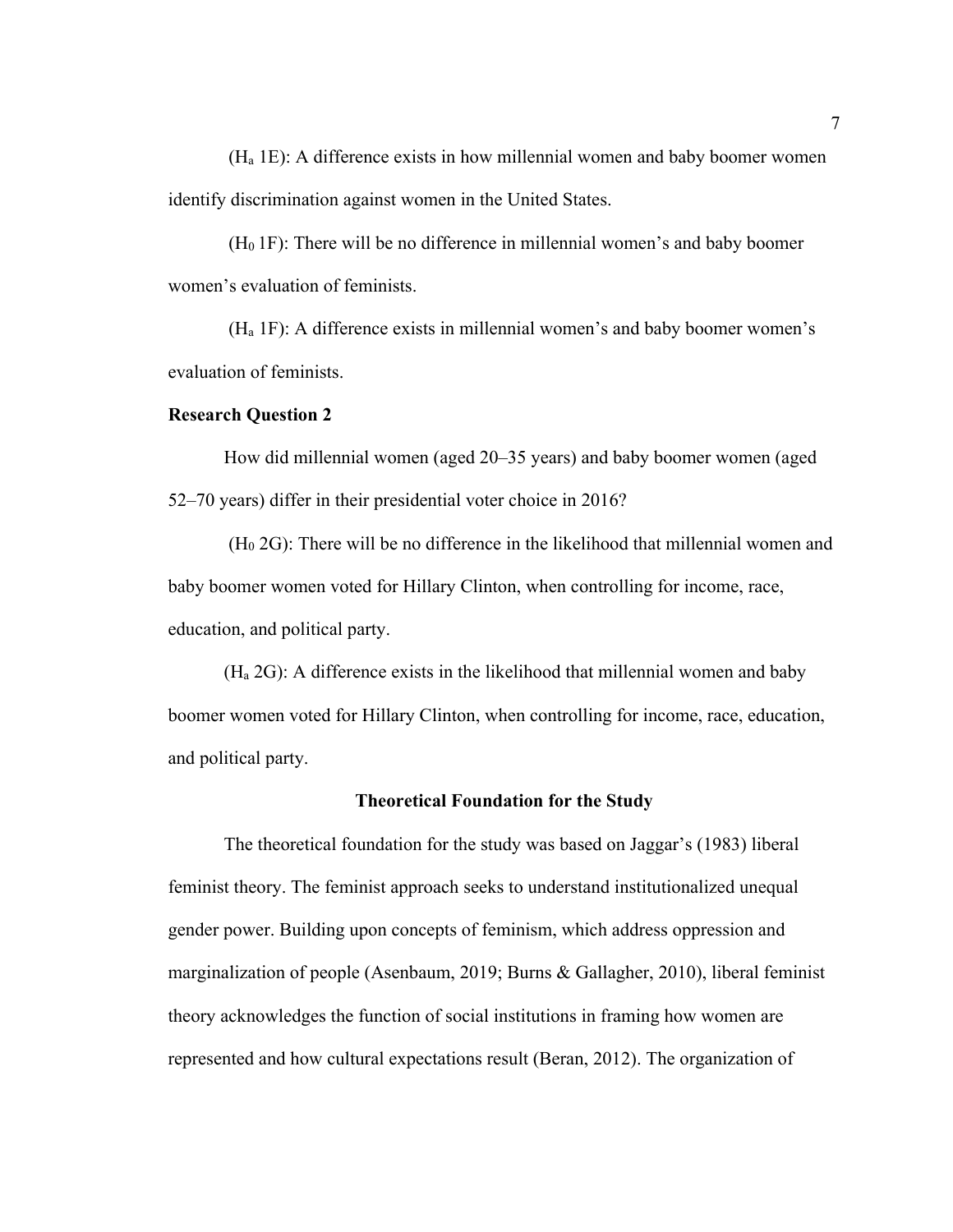($H_a$ 1E): A difference exists in how millennial women and baby boomer women identify discrimination against women in the United States.

($H_0$ 1F): There will be no difference in millennial women's and baby boomer women's evaluation of feminists.

($H_a$ 1F): A difference exists in millennial women's and baby boomer women's evaluation of feminists.

### Research Question 2

How did millennial women (aged 20–35 years) and baby boomer women (aged 52–70 years) differ in their presidential voter choice in 2016?

($H_0$ 2G): There will be no difference in the likelihood that millennial women and baby boomer women voted for Hillary Clinton, when controlling for income, race, education, and political party.

($H_a$ 2G): A difference exists in the likelihood that millennial women and baby boomer women voted for Hillary Clinton, when controlling for income, race, education, and political party.

## Theoretical Foundation for the Study

The theoretical foundation for the study was based on Jaggar's (1983) liberal feminist theory. The feminist approach seeks to understand institutionalized unequal gender power. Building upon concepts of feminism, which address oppression and marginalization of people (Asenbaum, 2019; Burns & Gallagher, 2010), liberal feminist theory acknowledges the function of social institutions in framing how women are represented and how cultural expectations result (Beran, 2012). The organization of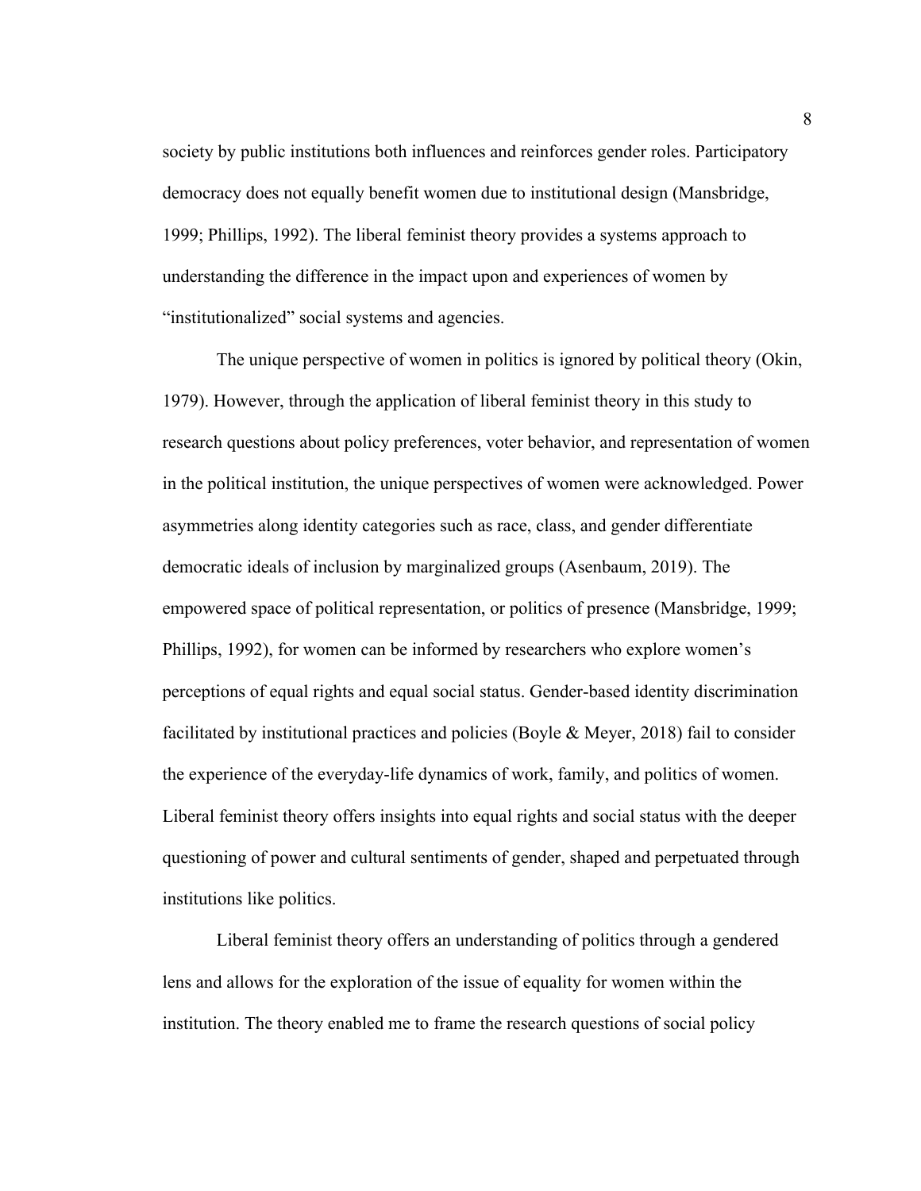society by public institutions both influences and reinforces gender roles. Participatory democracy does not equally benefit women due to institutional design (Mansbridge, 1999; Phillips, 1992). The liberal feminist theory provides a systems approach to understanding the difference in the impact upon and experiences of women by "institutionalized" social systems and agencies.

The unique perspective of women in politics is ignored by political theory (Okin, 1979). However, through the application of liberal feminist theory in this study to research questions about policy preferences, voter behavior, and representation of women in the political institution, the unique perspectives of women were acknowledged. Power asymmetries along identity categories such as race, class, and gender differentiate democratic ideals of inclusion by marginalized groups (Asenbaum, 2019). The empowered space of political representation, or politics of presence (Mansbridge, 1999; Phillips, 1992), for women can be informed by researchers who explore women's perceptions of equal rights and equal social status. Gender-based identity discrimination facilitated by institutional practices and policies (Boyle & Meyer, 2018) fail to consider the experience of the everyday-life dynamics of work, family, and politics of women. Liberal feminist theory offers insights into equal rights and social status with the deeper questioning of power and cultural sentiments of gender, shaped and perpetuated through institutions like politics.

Liberal feminist theory offers an understanding of politics through a gendered lens and allows for the exploration of the issue of equality for women within the institution. The theory enabled me to frame the research questions of social policy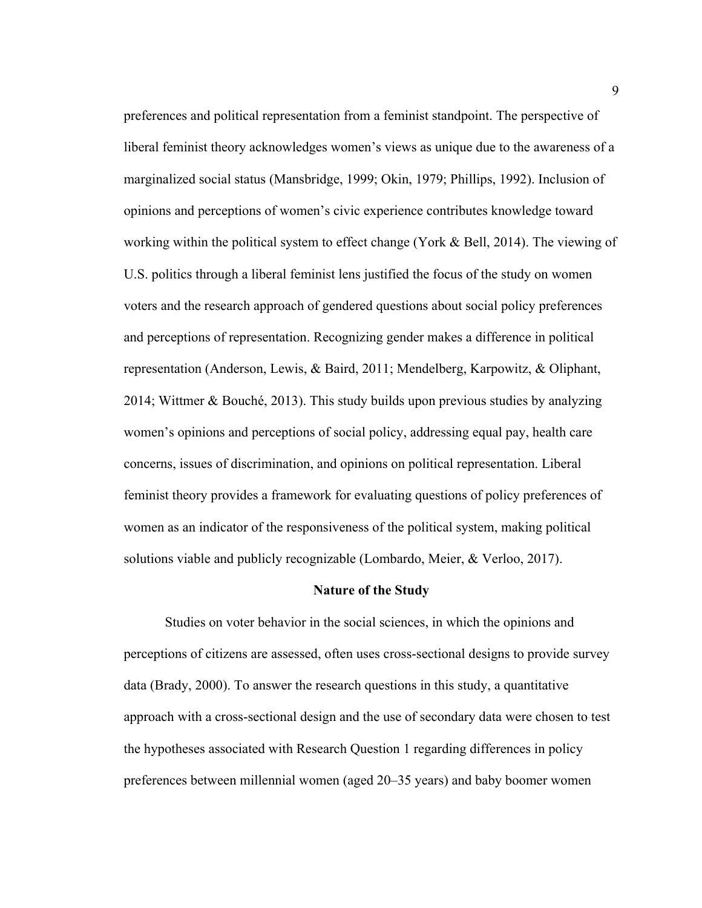preferences and political representation from a feminist standpoint. The perspective of liberal feminist theory acknowledges women's views as unique due to the awareness of a marginalized social status (Mansbridge, 1999; Okin, 1979; Phillips, 1992). Inclusion of opinions and perceptions of women's civic experience contributes knowledge toward working within the political system to effect change (York & Bell, 2014). The viewing of U.S. politics through a liberal feminist lens justified the focus of the study on women voters and the research approach of gendered questions about social policy preferences and perceptions of representation. Recognizing gender makes a difference in political representation (Anderson, Lewis, & Baird, 2011; Mendelberg, Karpowitz, & Oliphant, 2014; Wittmer & Bouché, 2013). This study builds upon previous studies by analyzing women's opinions and perceptions of social policy, addressing equal pay, health care concerns, issues of discrimination, and opinions on political representation. Liberal feminist theory provides a framework for evaluating questions of policy preferences of women as an indicator of the responsiveness of the political system, making political solutions viable and publicly recognizable (Lombardo, Meier, & Verloo, 2017).

## Nature of the Study

Studies on voter behavior in the social sciences, in which the opinions and perceptions of citizens are assessed, often uses cross-sectional designs to provide survey data (Brady, 2000). To answer the research questions in this study, a quantitative approach with a cross-sectional design and the use of secondary data were chosen to test the hypotheses associated with Research Question 1 regarding differences in policy preferences between millennial women (aged 20–35 years) and baby boomer women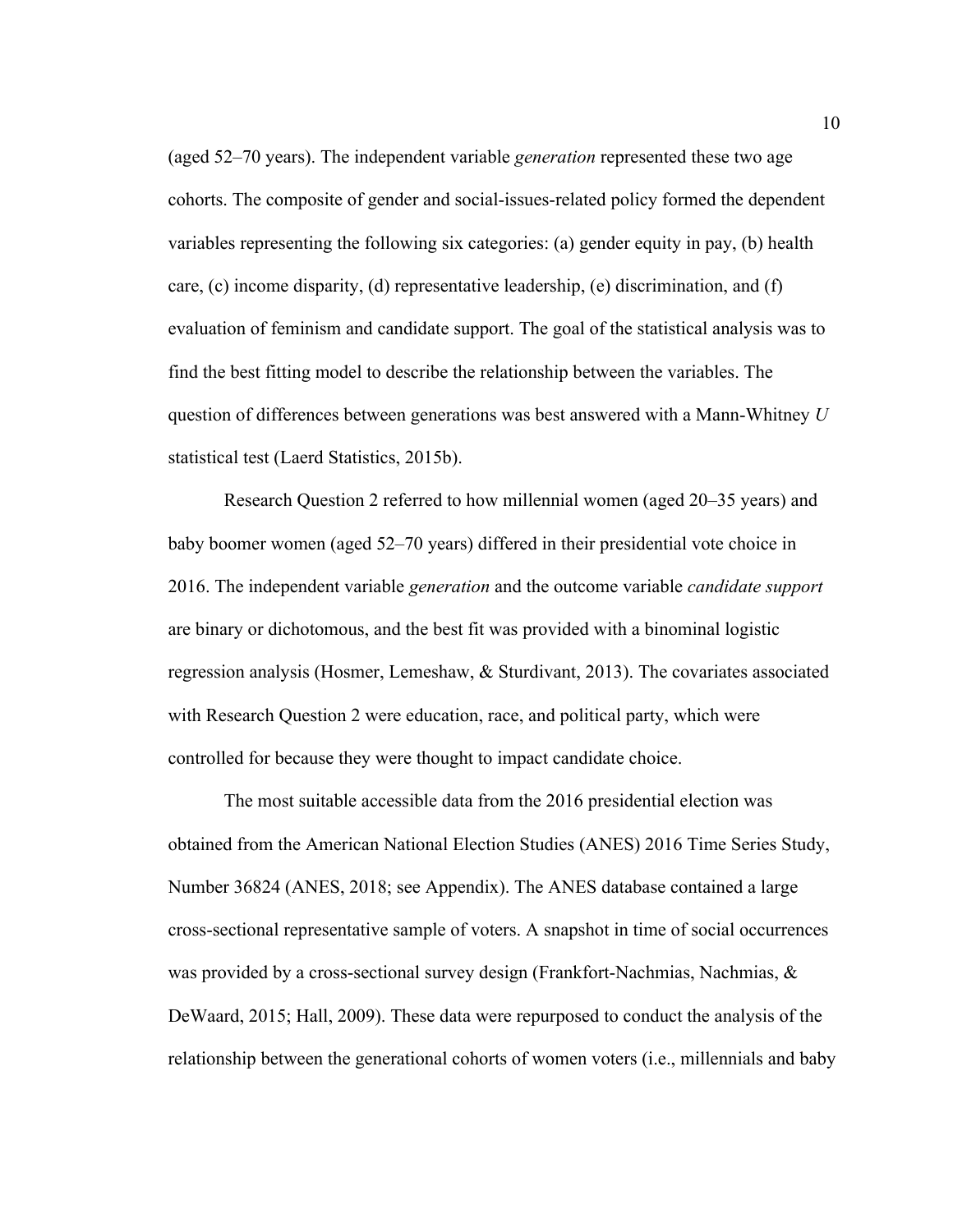(aged 52–70 years). The independent variable *generation* represented these two age cohorts. The composite of gender and social-issues-related policy formed the dependent variables representing the following six categories: (a) gender equity in pay, (b) health care, (c) income disparity, (d) representative leadership, (e) discrimination, and (f) evaluation of feminism and candidate support. The goal of the statistical analysis was to find the best fitting model to describe the relationship between the variables. The question of differences between generations was best answered with a Mann-Whitney *U* statistical test (Laerd Statistics, 2015b).

Research Question 2 referred to how millennial women (aged 20–35 years) and baby boomer women (aged 52–70 years) differed in their presidential vote choice in 2016. The independent variable *generation* and the outcome variable *candidate support* are binary or dichotomous, and the best fit was provided with a binominal logistic regression analysis (Hosmer, Lemeshaw, & Sturdivant, 2013). The covariates associated with Research Question 2 were education, race, and political party, which were controlled for because they were thought to impact candidate choice.

The most suitable accessible data from the 2016 presidential election was obtained from the American National Election Studies (ANES) 2016 Time Series Study, Number 36824 (ANES, 2018; see Appendix). The ANES database contained a large cross-sectional representative sample of voters. A snapshot in time of social occurrences was provided by a cross-sectional survey design (Frankfort-Nachmias, Nachmias, & DeWaard, 2015; Hall, 2009). These data were repurposed to conduct the analysis of the relationship between the generational cohorts of women voters (i.e., millennials and baby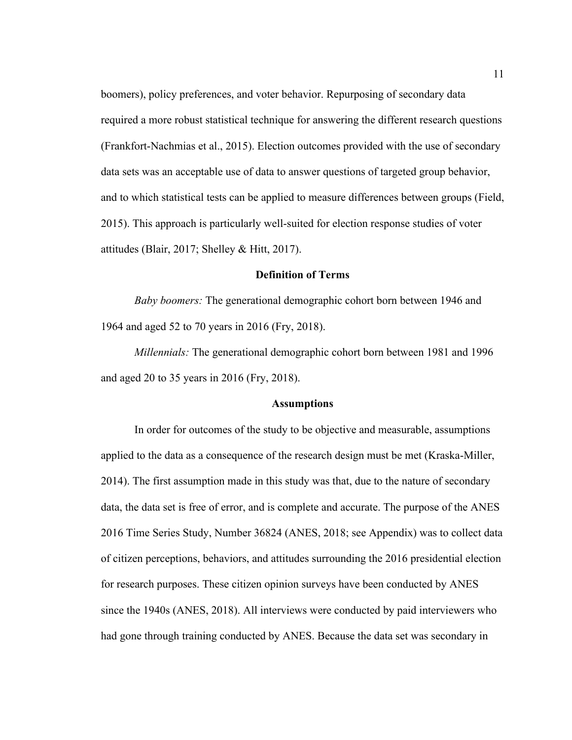boomers), policy preferences, and voter behavior. Repurposing of secondary data required a more robust statistical technique for answering the different research questions (Frankfort-Nachmias et al., 2015). Election outcomes provided with the use of secondary data sets was an acceptable use of data to answer questions of targeted group behavior, and to which statistical tests can be applied to measure differences between groups (Field, 2015). This approach is particularly well-suited for election response studies of voter attitudes (Blair, 2017; Shelley & Hitt, 2017).

## Definition of Terms

*Baby boomers:* The generational demographic cohort born between 1946 and 1964 and aged 52 to 70 years in 2016 (Fry, 2018).

*Millennials:* The generational demographic cohort born between 1981 and 1996 and aged 20 to 35 years in 2016 (Fry, 2018).

## Assumptions

In order for outcomes of the study to be objective and measurable, assumptions applied to the data as a consequence of the research design must be met (Kraska-Miller, 2014). The first assumption made in this study was that, due to the nature of secondary data, the data set is free of error, and is complete and accurate. The purpose of the ANES 2016 Time Series Study, Number 36824 (ANES, 2018; see Appendix) was to collect data of citizen perceptions, behaviors, and attitudes surrounding the 2016 presidential election for research purposes. These citizen opinion surveys have been conducted by ANES since the 1940s (ANES, 2018). All interviews were conducted by paid interviewers who had gone through training conducted by ANES. Because the data set was secondary in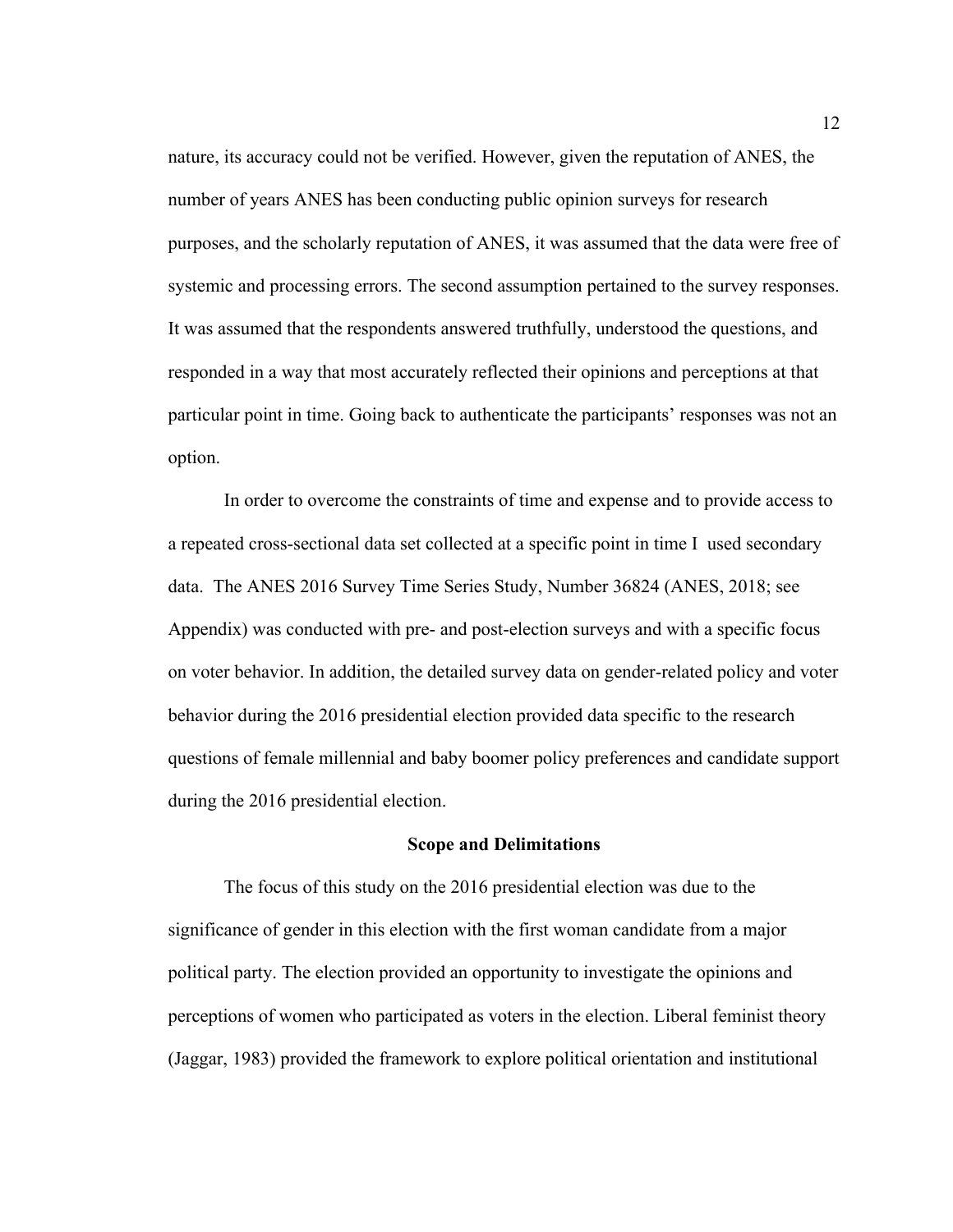nature, its accuracy could not be verified. However, given the reputation of ANES, the number of years ANES has been conducting public opinion surveys for research purposes, and the scholarly reputation of ANES, it was assumed that the data were free of systemic and processing errors. The second assumption pertained to the survey responses. It was assumed that the respondents answered truthfully, understood the questions, and responded in a way that most accurately reflected their opinions and perceptions at that particular point in time. Going back to authenticate the participants' responses was not an option.

In order to overcome the constraints of time and expense and to provide access to a repeated cross-sectional data set collected at a specific point in time I used secondary data. The ANES 2016 Survey Time Series Study, Number 36824 (ANES, 2018; see Appendix) was conducted with pre- and post-election surveys and with a specific focus on voter behavior. In addition, the detailed survey data on gender-related policy and voter behavior during the 2016 presidential election provided data specific to the research questions of female millennial and baby boomer policy preferences and candidate support during the 2016 presidential election.

## Scope and Delimitations

The focus of this study on the 2016 presidential election was due to the significance of gender in this election with the first woman candidate from a major political party. The election provided an opportunity to investigate the opinions and perceptions of women who participated as voters in the election. Liberal feminist theory (Jaggar, 1983) provided the framework to explore political orientation and institutional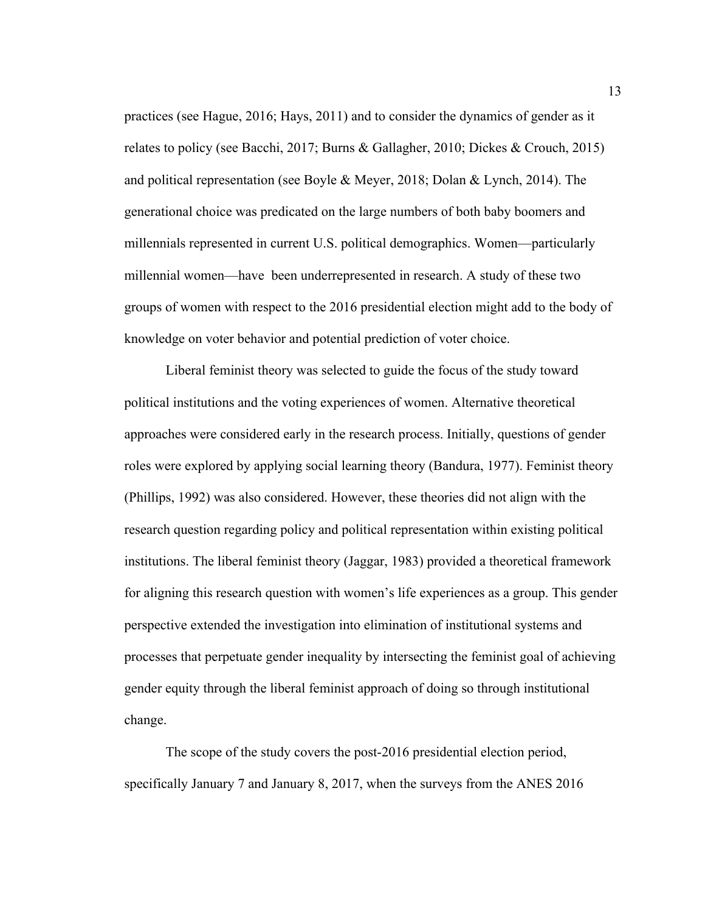practices (see Hague, 2016; Hays, 2011) and to consider the dynamics of gender as it relates to policy (see Bacchi, 2017; Burns & Gallagher, 2010; Dickes & Crouch, 2015) and political representation (see Boyle & Meyer, 2018; Dolan & Lynch, 2014). The generational choice was predicated on the large numbers of both baby boomers and millennials represented in current U.S. political demographics. Women—particularly millennial women—have  been underrepresented in research. A study of these two groups of women with respect to the 2016 presidential election might add to the body of knowledge on voter behavior and potential prediction of voter choice.

Liberal feminist theory was selected to guide the focus of the study toward political institutions and the voting experiences of women. Alternative theoretical approaches were considered early in the research process. Initially, questions of gender roles were explored by applying social learning theory (Bandura, 1977). Feminist theory (Phillips, 1992) was also considered. However, these theories did not align with the research question regarding policy and political representation within existing political institutions. The liberal feminist theory (Jaggar, 1983) provided a theoretical framework for aligning this research question with women's life experiences as a group. This gender perspective extended the investigation into elimination of institutional systems and processes that perpetuate gender inequality by intersecting the feminist goal of achieving gender equity through the liberal feminist approach of doing so through institutional change.

The scope of the study covers the post-2016 presidential election period, specifically January 7 and January 8, 2017, when the surveys from the ANES 2016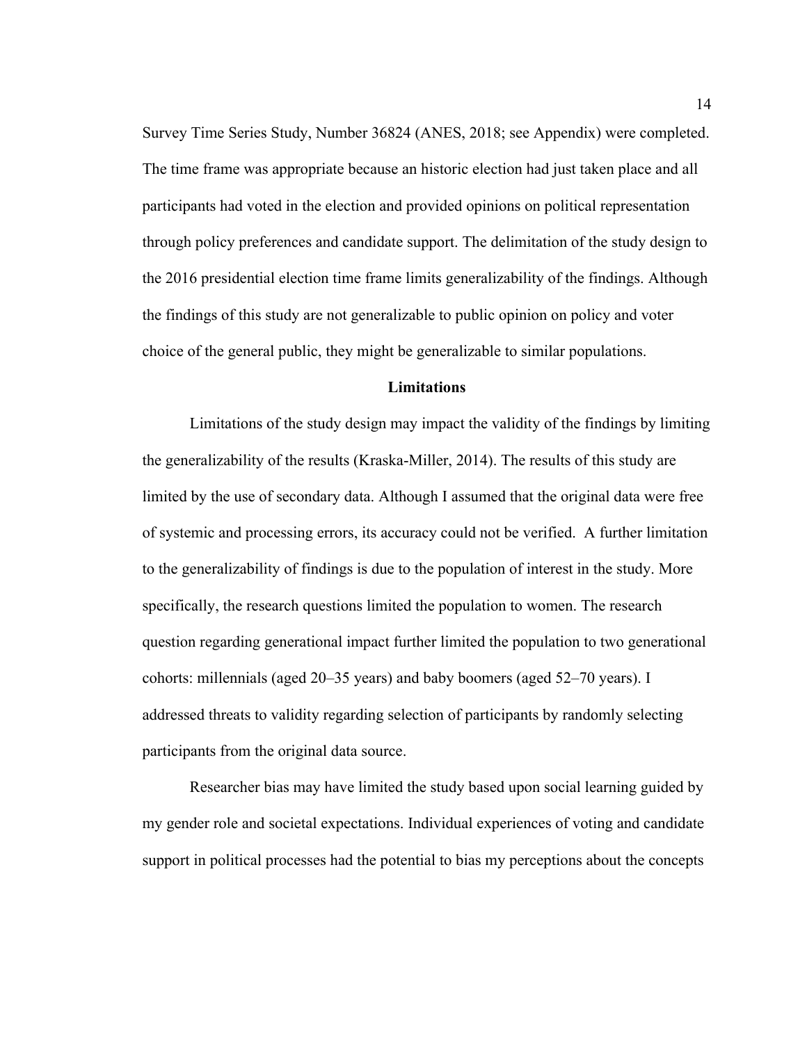Survey Time Series Study, Number 36824 (ANES, 2018; see Appendix) were completed. The time frame was appropriate because an historic election had just taken place and all participants had voted in the election and provided opinions on political representation through policy preferences and candidate support. The delimitation of the study design to the 2016 presidential election time frame limits generalizability of the findings. Although the findings of this study are not generalizable to public opinion on policy and voter choice of the general public, they might be generalizable to similar populations.

## Limitations

Limitations of the study design may impact the validity of the findings by limiting the generalizability of the results (Kraska-Miller, 2014). The results of this study are limited by the use of secondary data. Although I assumed that the original data were free of systemic and processing errors, its accuracy could not be verified. A further limitation to the generalizability of findings is due to the population of interest in the study. More specifically, the research questions limited the population to women. The research question regarding generational impact further limited the population to two generational cohorts: millennials (aged 20–35 years) and baby boomers (aged 52–70 years). I addressed threats to validity regarding selection of participants by randomly selecting participants from the original data source.

Researcher bias may have limited the study based upon social learning guided by my gender role and societal expectations. Individual experiences of voting and candidate support in political processes had the potential to bias my perceptions about the concepts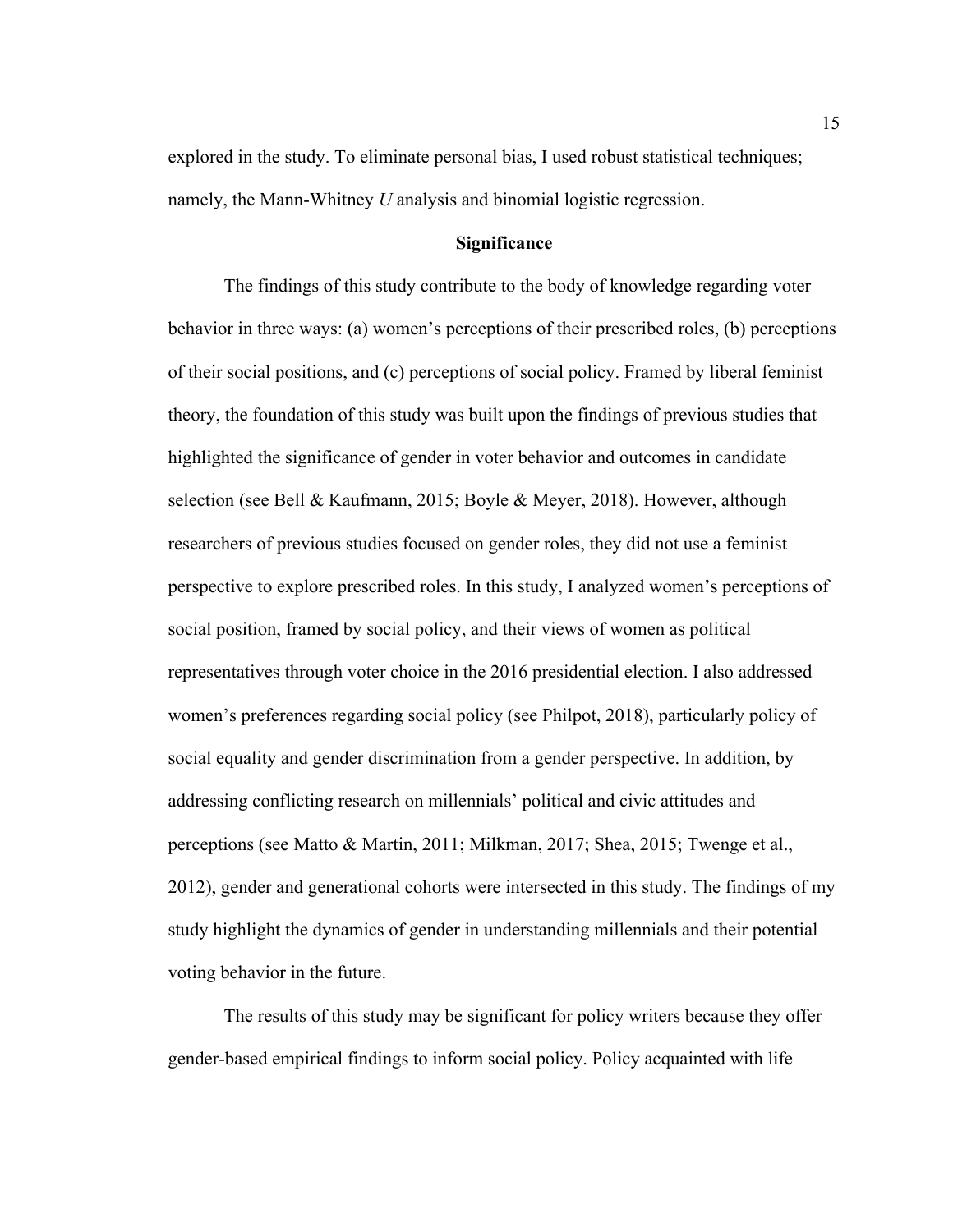explored in the study. To eliminate personal bias, I used robust statistical techniques; namely, the Mann-Whitney *U* analysis and binomial logistic regression.

## Significance

The findings of this study contribute to the body of knowledge regarding voter behavior in three ways: (a) women's perceptions of their prescribed roles, (b) perceptions of their social positions, and (c) perceptions of social policy. Framed by liberal feminist theory, the foundation of this study was built upon the findings of previous studies that highlighted the significance of gender in voter behavior and outcomes in candidate selection (see Bell & Kaufmann, 2015; Boyle & Meyer, 2018). However, although researchers of previous studies focused on gender roles, they did not use a feminist perspective to explore prescribed roles. In this study, I analyzed women's perceptions of social position, framed by social policy, and their views of women as political representatives through voter choice in the 2016 presidential election. I also addressed women's preferences regarding social policy (see Philpot, 2018), particularly policy of social equality and gender discrimination from a gender perspective. In addition, by addressing conflicting research on millennials' political and civic attitudes and perceptions (see Matto & Martin, 2011; Milkman, 2017; Shea, 2015; Twenge et al., 2012), gender and generational cohorts were intersected in this study. The findings of my study highlight the dynamics of gender in understanding millennials and their potential voting behavior in the future.

The results of this study may be significant for policy writers because they offer gender-based empirical findings to inform social policy. Policy acquainted with life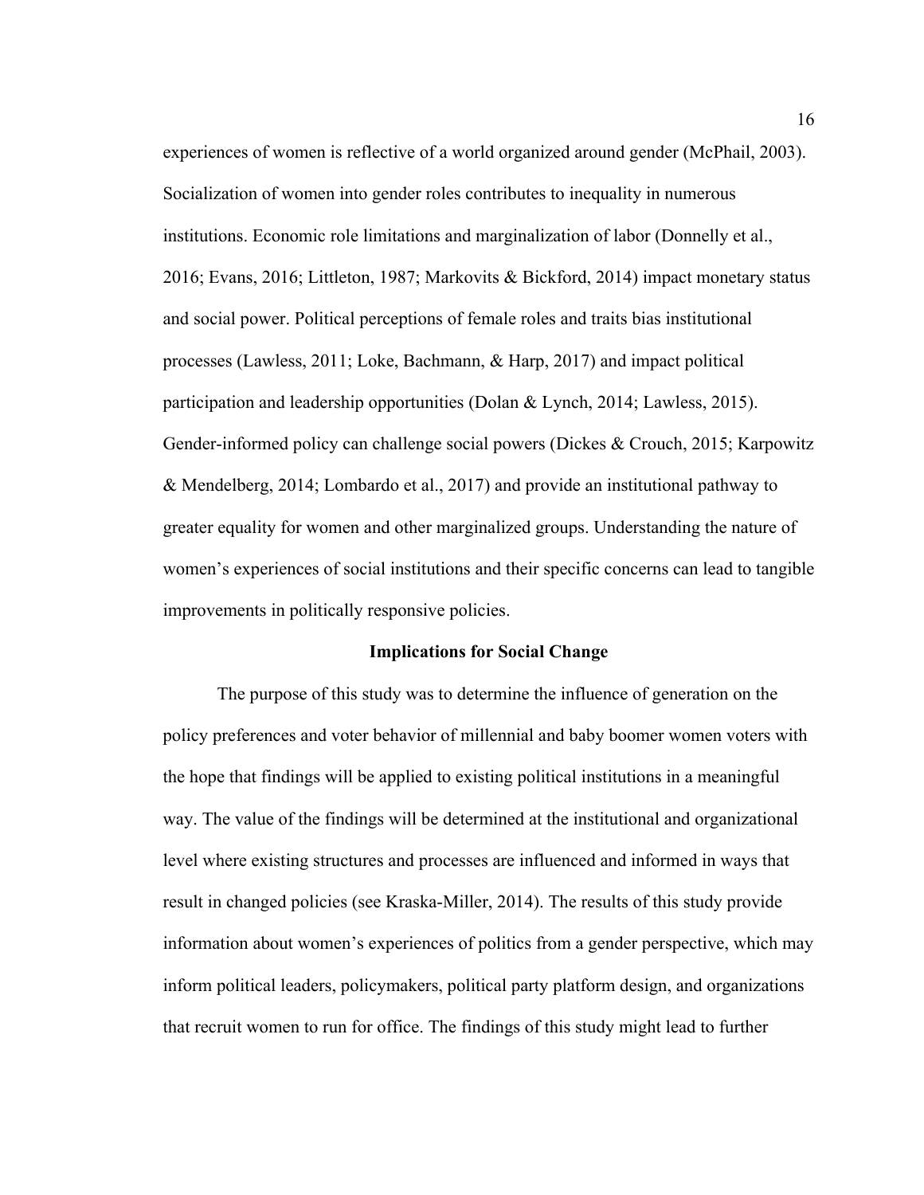experiences of women is reflective of a world organized around gender (McPhail, 2003). Socialization of women into gender roles contributes to inequality in numerous institutions. Economic role limitations and marginalization of labor (Donnelly et al., 2016; Evans, 2016; Littleton, 1987; Markovits & Bickford, 2014) impact monetary status and social power. Political perceptions of female roles and traits bias institutional processes (Lawless, 2011; Loke, Bachmann, & Harp, 2017) and impact political participation and leadership opportunities (Dolan & Lynch, 2014; Lawless, 2015). Gender-informed policy can challenge social powers (Dickes & Crouch, 2015; Karpowitz & Mendelberg, 2014; Lombardo et al., 2017) and provide an institutional pathway to greater equality for women and other marginalized groups. Understanding the nature of women's experiences of social institutions and their specific concerns can lead to tangible improvements in politically responsive policies.

## Implications for Social Change

The purpose of this study was to determine the influence of generation on the policy preferences and voter behavior of millennial and baby boomer women voters with the hope that findings will be applied to existing political institutions in a meaningful way. The value of the findings will be determined at the institutional and organizational level where existing structures and processes are influenced and informed in ways that result in changed policies (see Kraska-Miller, 2014). The results of this study provide information about women's experiences of politics from a gender perspective, which may inform political leaders, policymakers, political party platform design, and organizations that recruit women to run for office. The findings of this study might lead to further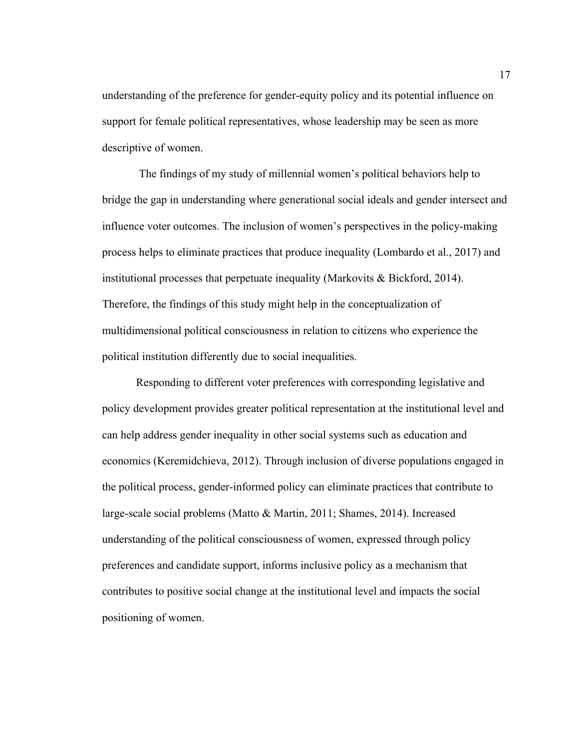understanding of the preference for gender-equity policy and its potential influence on support for female political representatives, whose leadership may be seen as more descriptive of women.

The findings of my study of millennial women's political behaviors help to bridge the gap in understanding where generational social ideals and gender intersect and influence voter outcomes. The inclusion of women's perspectives in the policy-making process helps to eliminate practices that produce inequality (Lombardo et al., 2017) and institutional processes that perpetuate inequality (Markovits & Bickford, 2014). Therefore, the findings of this study might help in the conceptualization of multidimensional political consciousness in relation to citizens who experience the political institution differently due to social inequalities.

Responding to different voter preferences with corresponding legislative and policy development provides greater political representation at the institutional level and can help address gender inequality in other social systems such as education and economics (Keremidchieva, 2012). Through inclusion of diverse populations engaged in the political process, gender-informed policy can eliminate practices that contribute to large-scale social problems (Matto & Martin, 2011; Shames, 2014). Increased understanding of the political consciousness of women, expressed through policy preferences and candidate support, informs inclusive policy as a mechanism that contributes to positive social change at the institutional level and impacts the social positioning of women.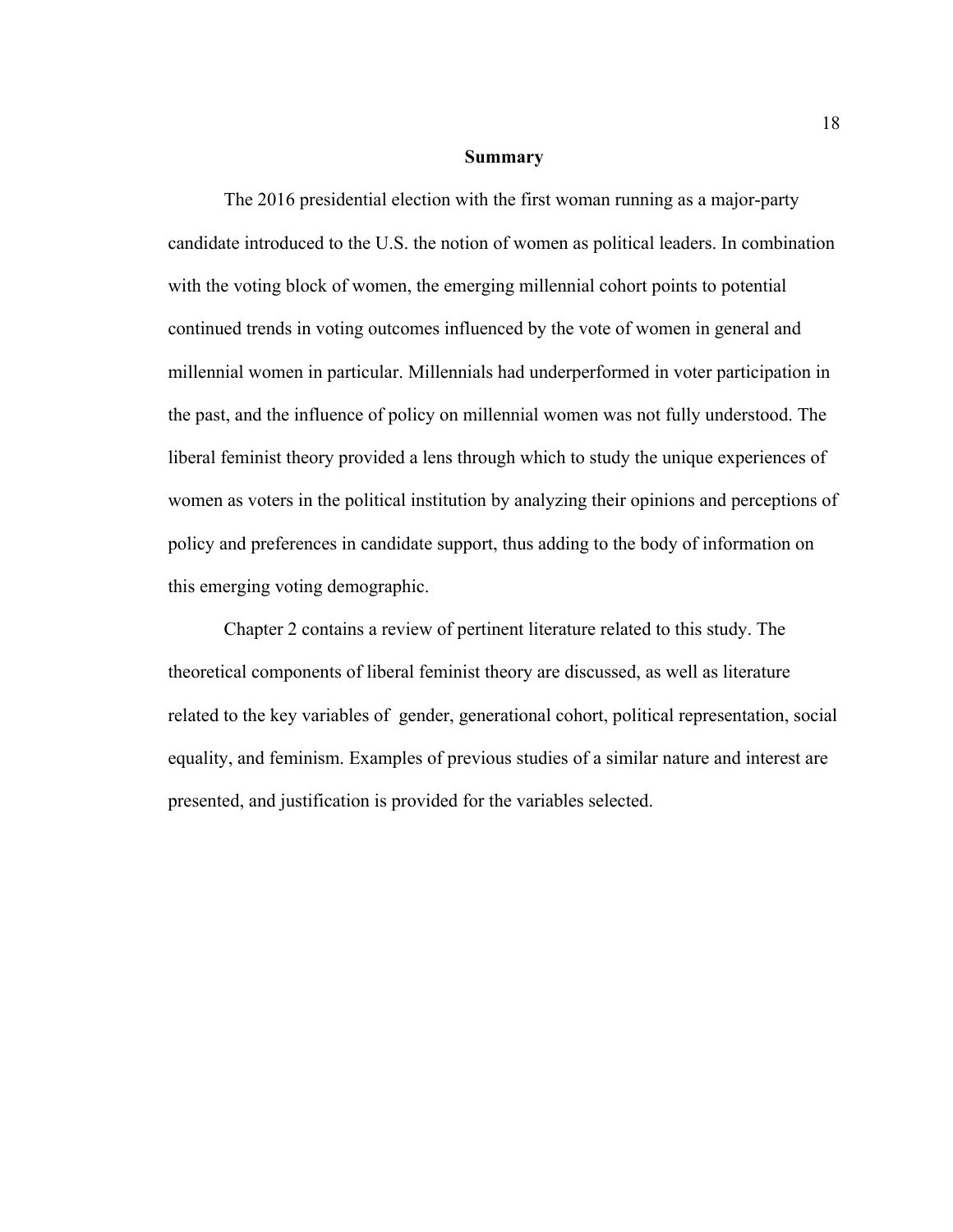## Summary

The 2016 presidential election with the first woman running as a major-party candidate introduced to the U.S. the notion of women as political leaders. In combination with the voting block of women, the emerging millennial cohort points to potential continued trends in voting outcomes influenced by the vote of women in general and millennial women in particular. Millennials had underperformed in voter participation in the past, and the influence of policy on millennial women was not fully understood. The liberal feminist theory provided a lens through which to study the unique experiences of women as voters in the political institution by analyzing their opinions and perceptions of policy and preferences in candidate support, thus adding to the body of information on this emerging voting demographic.

Chapter 2 contains a review of pertinent literature related to this study. The theoretical components of liberal feminist theory are discussed, as well as literature related to the key variables of gender, generational cohort, political representation, social equality, and feminism. Examples of previous studies of a similar nature and interest are presented, and justification is provided for the variables selected.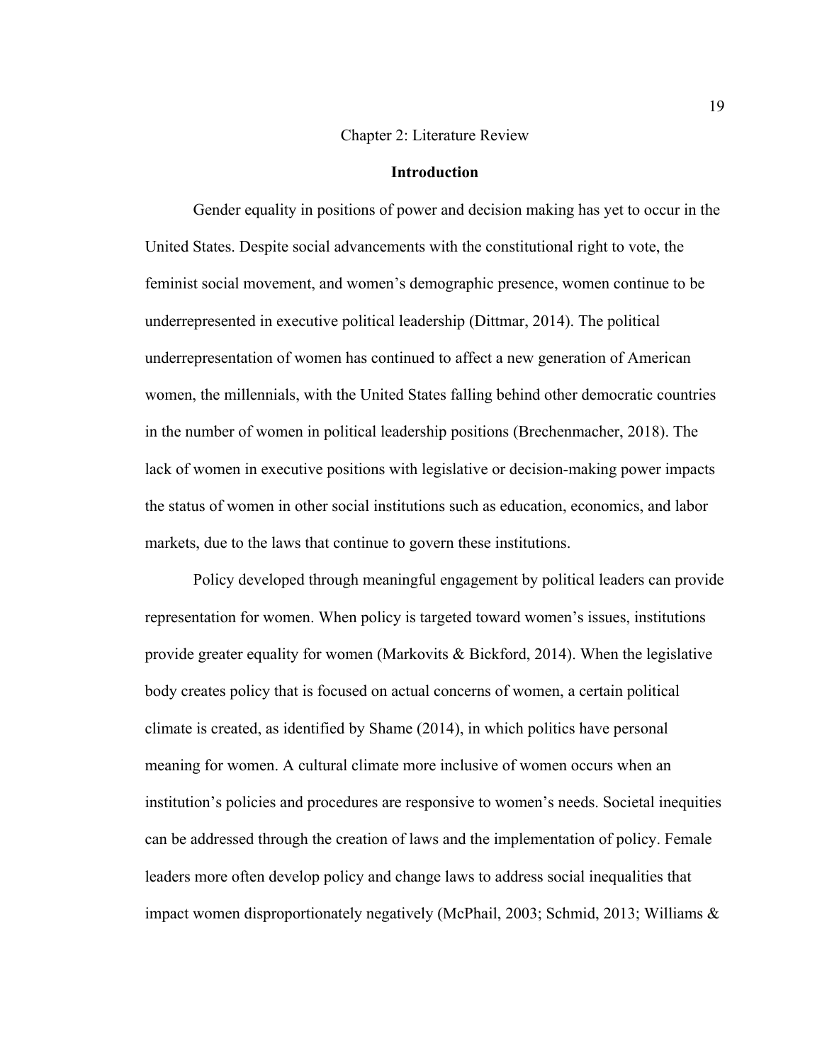# Chapter 2: Literature Review

## Introduction

Gender equality in positions of power and decision making has yet to occur in the United States. Despite social advancements with the constitutional right to vote, the feminist social movement, and women's demographic presence, women continue to be underrepresented in executive political leadership (Dittmar, 2014). The political underrepresentation of women has continued to affect a new generation of American women, the millennials, with the United States falling behind other democratic countries in the number of women in political leadership positions (Brechenmacher, 2018). The lack of women in executive positions with legislative or decision-making power impacts the status of women in other social institutions such as education, economics, and labor markets, due to the laws that continue to govern these institutions.

Policy developed through meaningful engagement by political leaders can provide representation for women. When policy is targeted toward women's issues, institutions provide greater equality for women (Markovits & Bickford, 2014). When the legislative body creates policy that is focused on actual concerns of women, a certain political climate is created, as identified by Shame (2014), in which politics have personal meaning for women. A cultural climate more inclusive of women occurs when an institution's policies and procedures are responsive to women's needs. Societal inequities can be addressed through the creation of laws and the implementation of policy. Female leaders more often develop policy and change laws to address social inequalities that impact women disproportionately negatively (McPhail, 2003; Schmid, 2013; Williams &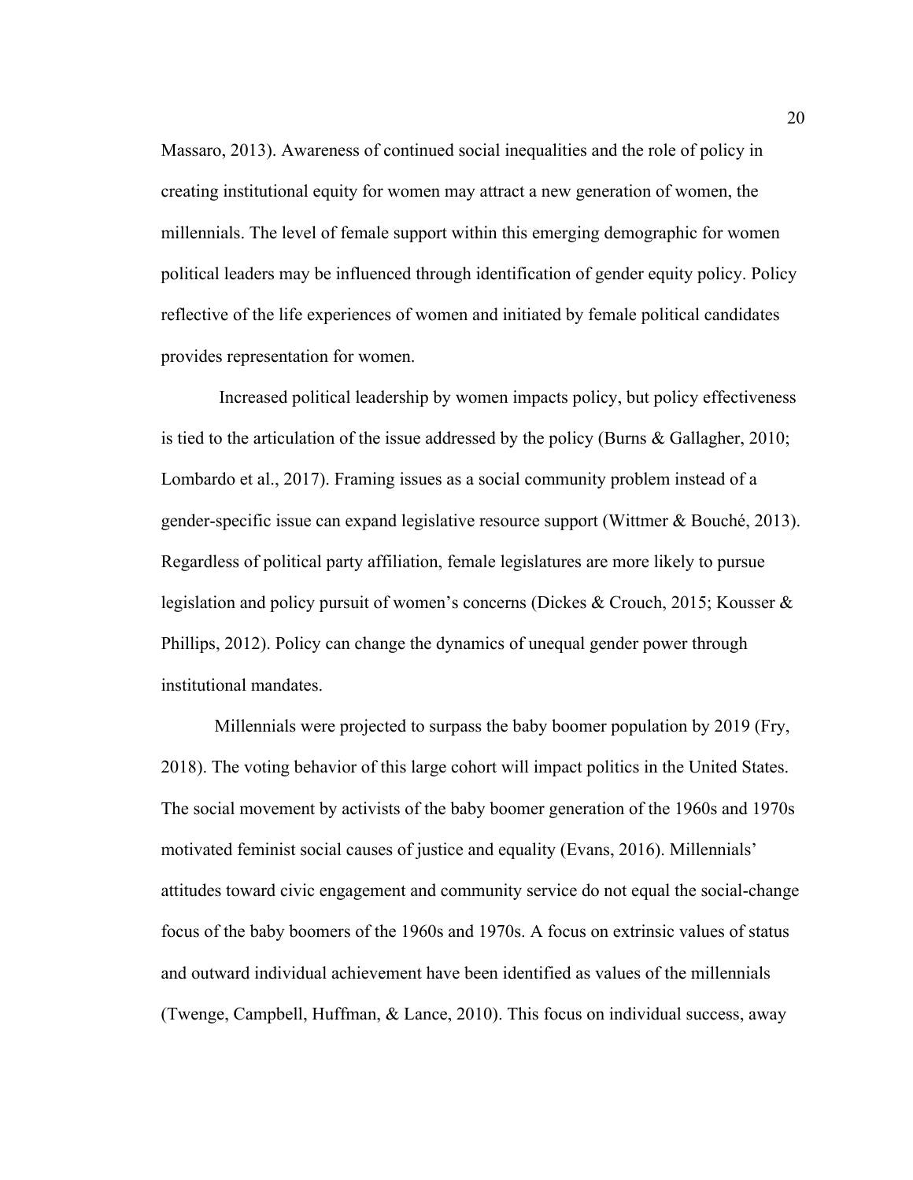Massaro, 2013). Awareness of continued social inequalities and the role of policy in creating institutional equity for women may attract a new generation of women, the millennials. The level of female support within this emerging demographic for women political leaders may be influenced through identification of gender equity policy. Policy reflective of the life experiences of women and initiated by female political candidates provides representation for women.

Increased political leadership by women impacts policy, but policy effectiveness is tied to the articulation of the issue addressed by the policy (Burns & Gallagher, 2010; Lombardo et al., 2017). Framing issues as a social community problem instead of a gender-specific issue can expand legislative resource support (Wittmer & Bouché, 2013). Regardless of political party affiliation, female legislatures are more likely to pursue legislation and policy pursuit of women's concerns (Dickes & Crouch, 2015; Kousser & Phillips, 2012). Policy can change the dynamics of unequal gender power through institutional mandates.

Millennials were projected to surpass the baby boomer population by 2019 (Fry, 2018). The voting behavior of this large cohort will impact politics in the United States. The social movement by activists of the baby boomer generation of the 1960s and 1970s motivated feminist social causes of justice and equality (Evans, 2016). Millennials' attitudes toward civic engagement and community service do not equal the social-change focus of the baby boomers of the 1960s and 1970s. A focus on extrinsic values of status and outward individual achievement have been identified as values of the millennials (Twenge, Campbell, Huffman, & Lance, 2010). This focus on individual success, away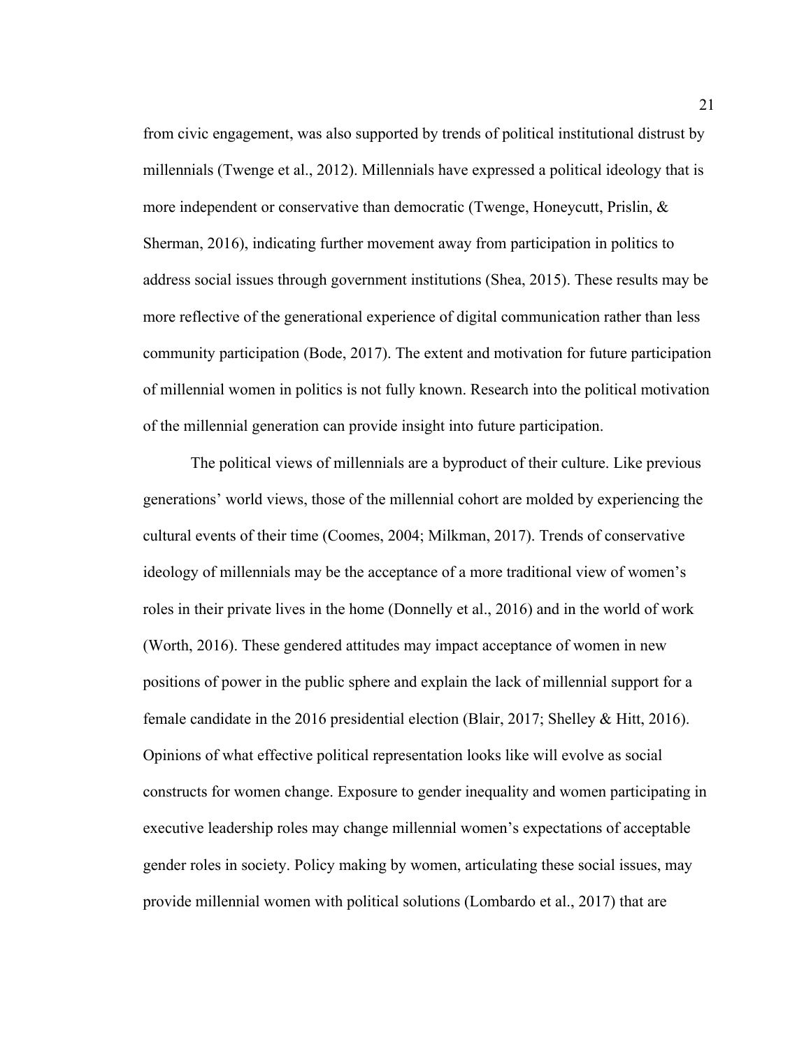from civic engagement, was also supported by trends of political institutional distrust by millennials (Twenge et al., 2012). Millennials have expressed a political ideology that is more independent or conservative than democratic (Twenge, Honeycutt, Prislin, & Sherman, 2016), indicating further movement away from participation in politics to address social issues through government institutions (Shea, 2015). These results may be more reflective of the generational experience of digital communication rather than less community participation (Bode, 2017). The extent and motivation for future participation of millennial women in politics is not fully known. Research into the political motivation of the millennial generation can provide insight into future participation.

The political views of millennials are a byproduct of their culture. Like previous generations' world views, those of the millennial cohort are molded by experiencing the cultural events of their time (Coomes, 2004; Milkman, 2017). Trends of conservative ideology of millennials may be the acceptance of a more traditional view of women's roles in their private lives in the home (Donnelly et al., 2016) and in the world of work (Worth, 2016). These gendered attitudes may impact acceptance of women in new positions of power in the public sphere and explain the lack of millennial support for a female candidate in the 2016 presidential election (Blair, 2017; Shelley & Hitt, 2016). Opinions of what effective political representation looks like will evolve as social constructs for women change. Exposure to gender inequality and women participating in executive leadership roles may change millennial women's expectations of acceptable gender roles in society. Policy making by women, articulating these social issues, may provide millennial women with political solutions (Lombardo et al., 2017) that are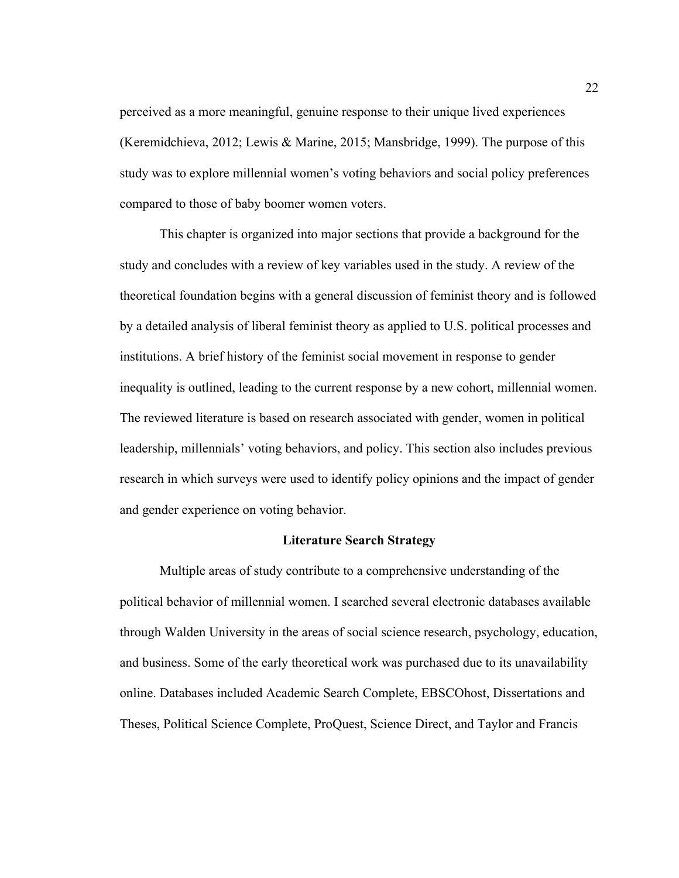perceived as a more meaningful, genuine response to their unique lived experiences (Keremidchieva, 2012; Lewis & Marine, 2015; Mansbridge, 1999). The purpose of this study was to explore millennial women's voting behaviors and social policy preferences compared to those of baby boomer women voters.

This chapter is organized into major sections that provide a background for the study and concludes with a review of key variables used in the study. A review of the theoretical foundation begins with a general discussion of feminist theory and is followed by a detailed analysis of liberal feminist theory as applied to U.S. political processes and institutions. A brief history of the feminist social movement in response to gender inequality is outlined, leading to the current response by a new cohort, millennial women. The reviewed literature is based on research associated with gender, women in political leadership, millennials' voting behaviors, and policy. This section also includes previous research in which surveys were used to identify policy opinions and the impact of gender and gender experience on voting behavior.

## Literature Search Strategy

Multiple areas of study contribute to a comprehensive understanding of the political behavior of millennial women. I searched several electronic databases available through Walden University in the areas of social science research, psychology, education, and business. Some of the early theoretical work was purchased due to its unavailability online. Databases included Academic Search Complete, EBSCOhost, Dissertations and Theses, Political Science Complete, ProQuest, Science Direct, and Taylor and Francis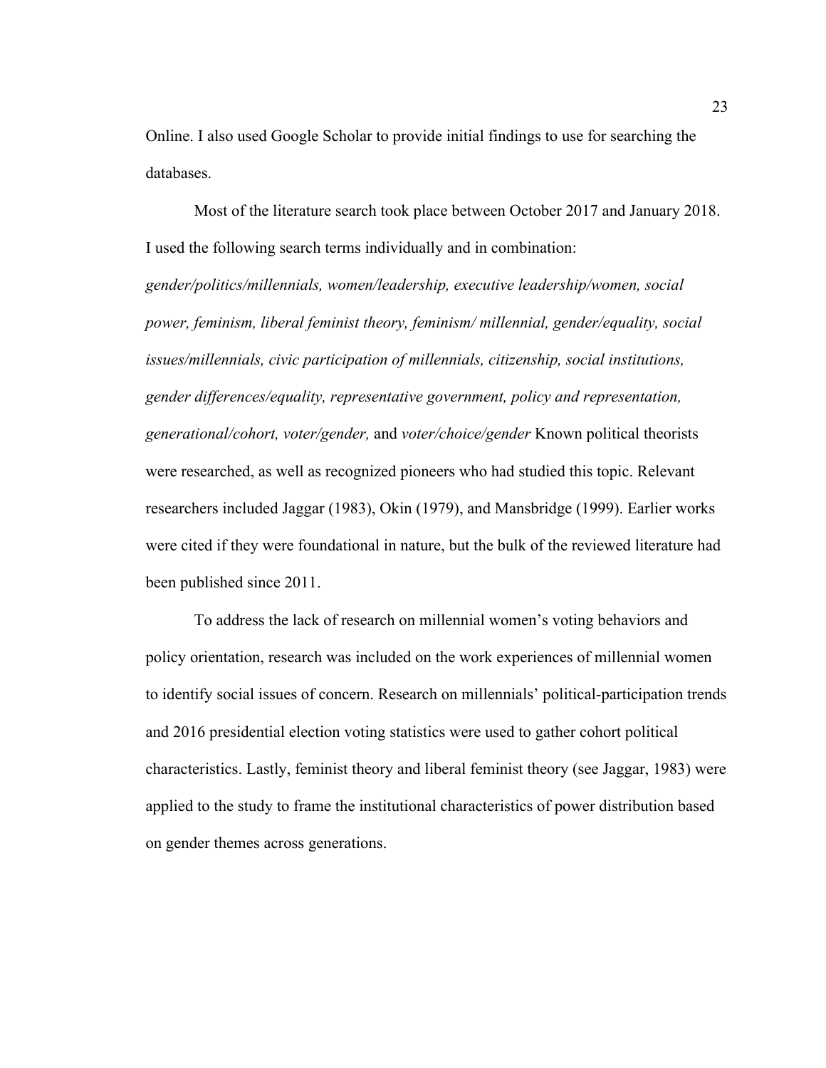Online. I also used Google Scholar to provide initial findings to use for searching the databases.

Most of the literature search took place between October 2017 and January 2018. I used the following search terms individually and in combination: *gender/politics/millennials, women/leadership, executive leadership/women, social power, feminism, liberal feminist theory, feminism/ millennial, gender/equality, social issues/millennials, civic participation of millennials, citizenship, social institutions, gender differences/equality, representative government, policy and representation, generational/cohort, voter/gender,* and *voter/choice/gender* Known political theorists were researched, as well as recognized pioneers who had studied this topic. Relevant researchers included Jaggar (1983), Okin (1979), and Mansbridge (1999). Earlier works were cited if they were foundational in nature, but the bulk of the reviewed literature had been published since 2011.

To address the lack of research on millennial women's voting behaviors and policy orientation, research was included on the work experiences of millennial women to identify social issues of concern. Research on millennials' political-participation trends and 2016 presidential election voting statistics were used to gather cohort political characteristics. Lastly, feminist theory and liberal feminist theory (see Jaggar, 1983) were applied to the study to frame the institutional characteristics of power distribution based on gender themes across generations.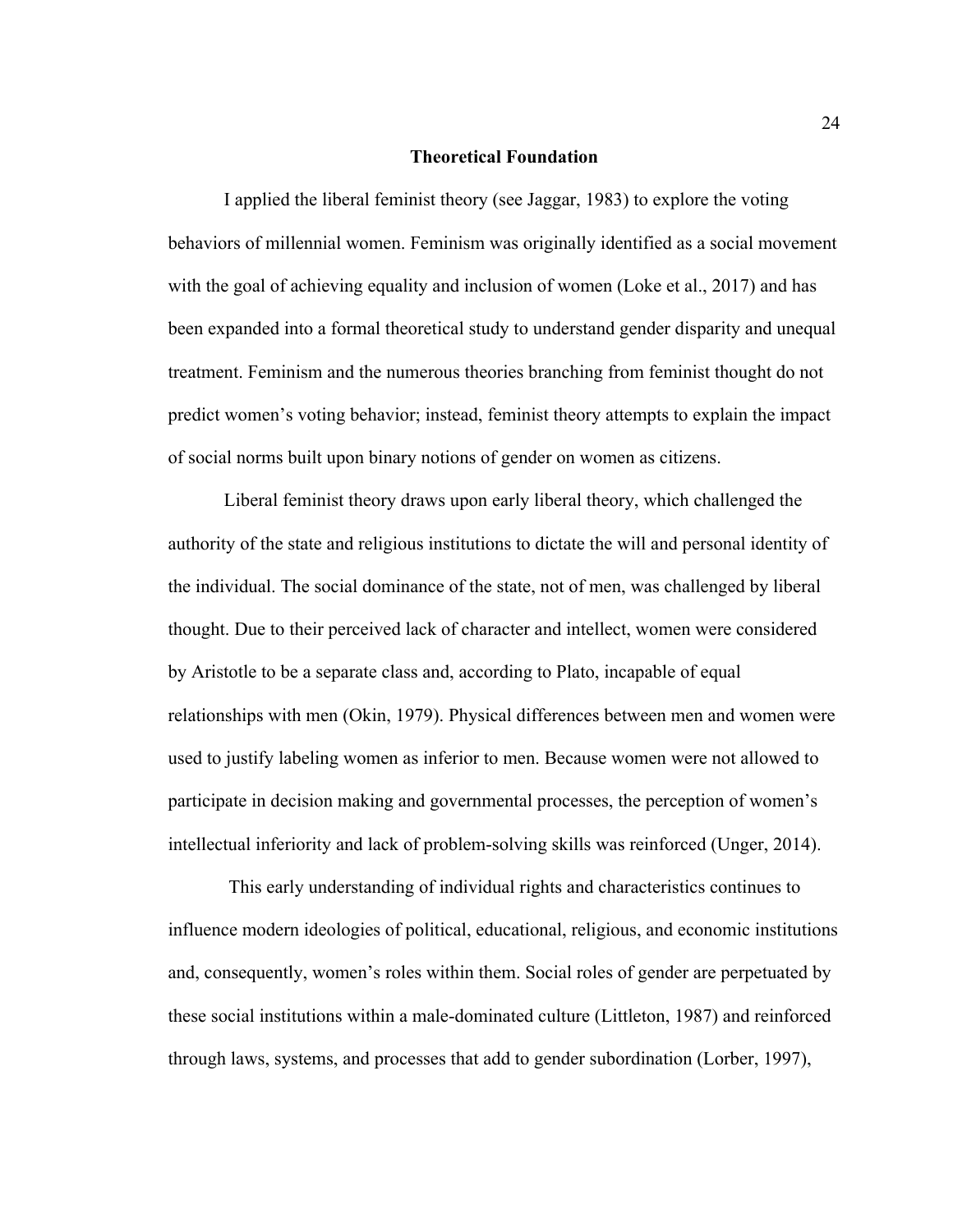## Theoretical Foundation

I applied the liberal feminist theory (see Jaggar, 1983) to explore the voting behaviors of millennial women. Feminism was originally identified as a social movement with the goal of achieving equality and inclusion of women (Loke et al., 2017) and has been expanded into a formal theoretical study to understand gender disparity and unequal treatment. Feminism and the numerous theories branching from feminist thought do not predict women's voting behavior; instead, feminist theory attempts to explain the impact of social norms built upon binary notions of gender on women as citizens.

Liberal feminist theory draws upon early liberal theory, which challenged the authority of the state and religious institutions to dictate the will and personal identity of the individual. The social dominance of the state, not of men, was challenged by liberal thought. Due to their perceived lack of character and intellect, women were considered by Aristotle to be a separate class and, according to Plato, incapable of equal relationships with men (Okin, 1979). Physical differences between men and women were used to justify labeling women as inferior to men. Because women were not allowed to participate in decision making and governmental processes, the perception of women's intellectual inferiority and lack of problem-solving skills was reinforced (Unger, 2014).

This early understanding of individual rights and characteristics continues to influence modern ideologies of political, educational, religious, and economic institutions and, consequently, women's roles within them. Social roles of gender are perpetuated by these social institutions within a male-dominated culture (Littleton, 1987) and reinforced through laws, systems, and processes that add to gender subordination (Lorber, 1997),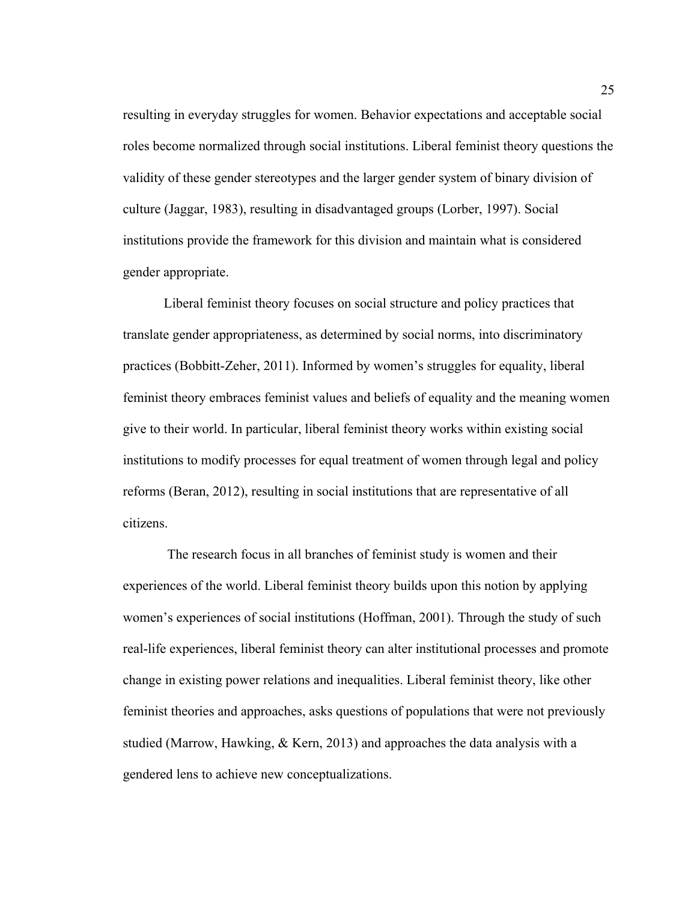resulting in everyday struggles for women. Behavior expectations and acceptable social roles become normalized through social institutions. Liberal feminist theory questions the validity of these gender stereotypes and the larger gender system of binary division of culture (Jaggar, 1983), resulting in disadvantaged groups (Lorber, 1997). Social institutions provide the framework for this division and maintain what is considered gender appropriate.

Liberal feminist theory focuses on social structure and policy practices that translate gender appropriateness, as determined by social norms, into discriminatory practices (Bobbitt-Zeher, 2011). Informed by women's struggles for equality, liberal feminist theory embraces feminist values and beliefs of equality and the meaning women give to their world. In particular, liberal feminist theory works within existing social institutions to modify processes for equal treatment of women through legal and policy reforms (Beran, 2012), resulting in social institutions that are representative of all citizens.

The research focus in all branches of feminist study is women and their experiences of the world. Liberal feminist theory builds upon this notion by applying women's experiences of social institutions (Hoffman, 2001). Through the study of such real-life experiences, liberal feminist theory can alter institutional processes and promote change in existing power relations and inequalities. Liberal feminist theory, like other feminist theories and approaches, asks questions of populations that were not previously studied (Marrow, Hawking, & Kern, 2013) and approaches the data analysis with a gendered lens to achieve new conceptualizations.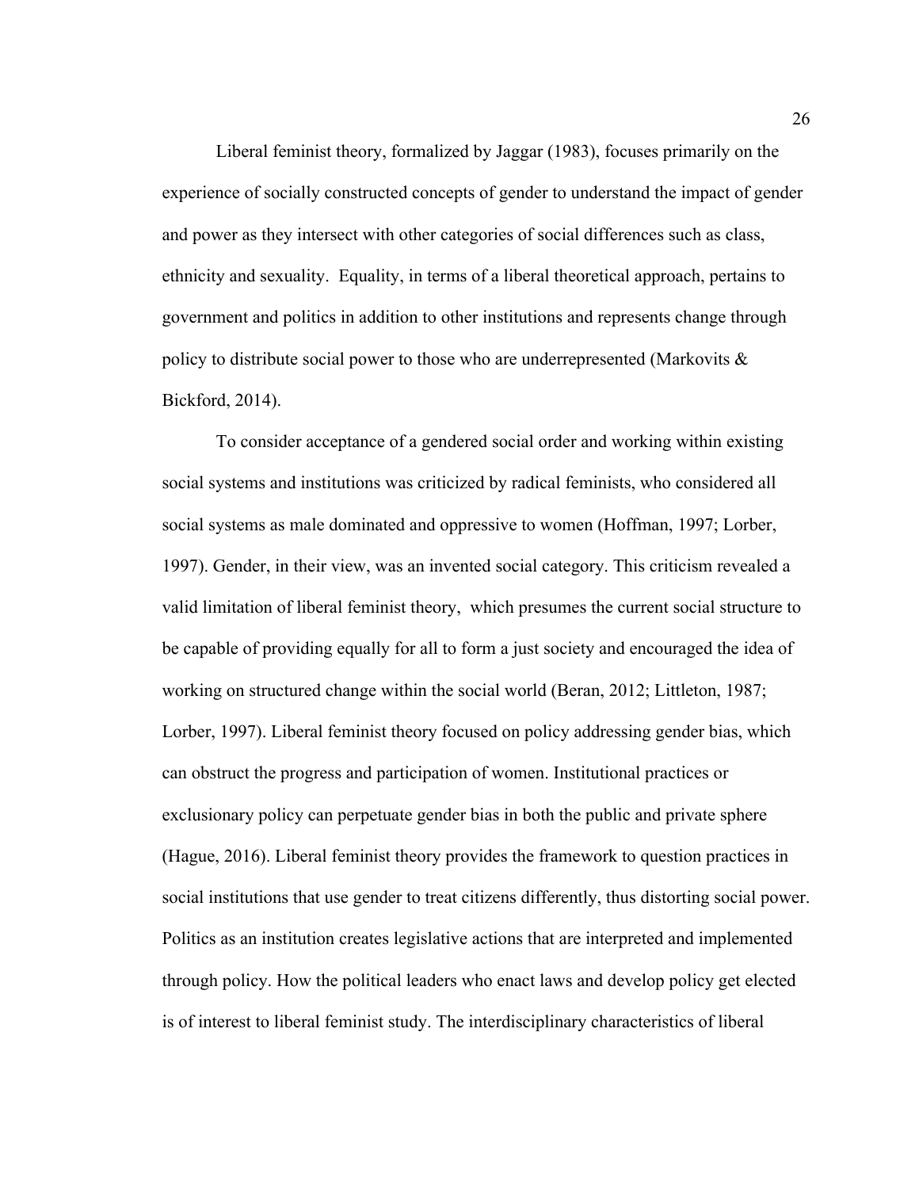Liberal feminist theory, formalized by Jaggar (1983), focuses primarily on the experience of socially constructed concepts of gender to understand the impact of gender and power as they intersect with other categories of social differences such as class, ethnicity and sexuality. Equality, in terms of a liberal theoretical approach, pertains to government and politics in addition to other institutions and represents change through policy to distribute social power to those who are underrepresented (Markovits & Bickford, 2014).

To consider acceptance of a gendered social order and working within existing social systems and institutions was criticized by radical feminists, who considered all social systems as male dominated and oppressive to women (Hoffman, 1997; Lorber, 1997). Gender, in their view, was an invented social category. This criticism revealed a valid limitation of liberal feminist theory, which presumes the current social structure to be capable of providing equally for all to form a just society and encouraged the idea of working on structured change within the social world (Beran, 2012; Littleton, 1987; Lorber, 1997). Liberal feminist theory focused on policy addressing gender bias, which can obstruct the progress and participation of women. Institutional practices or exclusionary policy can perpetuate gender bias in both the public and private sphere (Hague, 2016). Liberal feminist theory provides the framework to question practices in social institutions that use gender to treat citizens differently, thus distorting social power. Politics as an institution creates legislative actions that are interpreted and implemented through policy. How the political leaders who enact laws and develop policy get elected is of interest to liberal feminist study. The interdisciplinary characteristics of liberal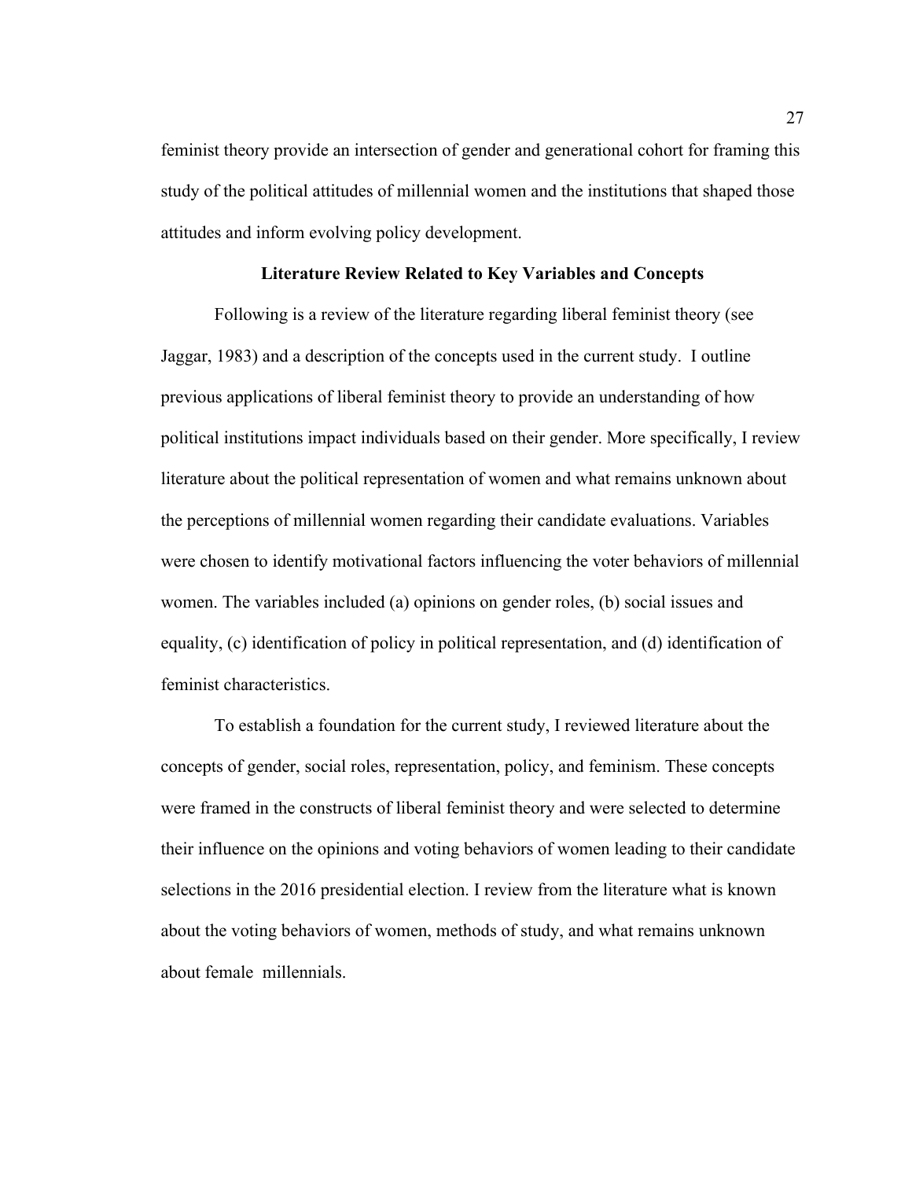feminist theory provide an intersection of gender and generational cohort for framing this study of the political attitudes of millennial women and the institutions that shaped those attitudes and inform evolving policy development.

## Literature Review Related to Key Variables and Concepts

Following is a review of the literature regarding liberal feminist theory (see Jaggar, 1983) and a description of the concepts used in the current study. I outline previous applications of liberal feminist theory to provide an understanding of how political institutions impact individuals based on their gender. More specifically, I review literature about the political representation of women and what remains unknown about the perceptions of millennial women regarding their candidate evaluations. Variables were chosen to identify motivational factors influencing the voter behaviors of millennial women. The variables included (a) opinions on gender roles, (b) social issues and equality, (c) identification of policy in political representation, and (d) identification of feminist characteristics.

To establish a foundation for the current study, I reviewed literature about the concepts of gender, social roles, representation, policy, and feminism. These concepts were framed in the constructs of liberal feminist theory and were selected to determine their influence on the opinions and voting behaviors of women leading to their candidate selections in the 2016 presidential election. I review from the literature what is known about the voting behaviors of women, methods of study, and what remains unknown about female millennials.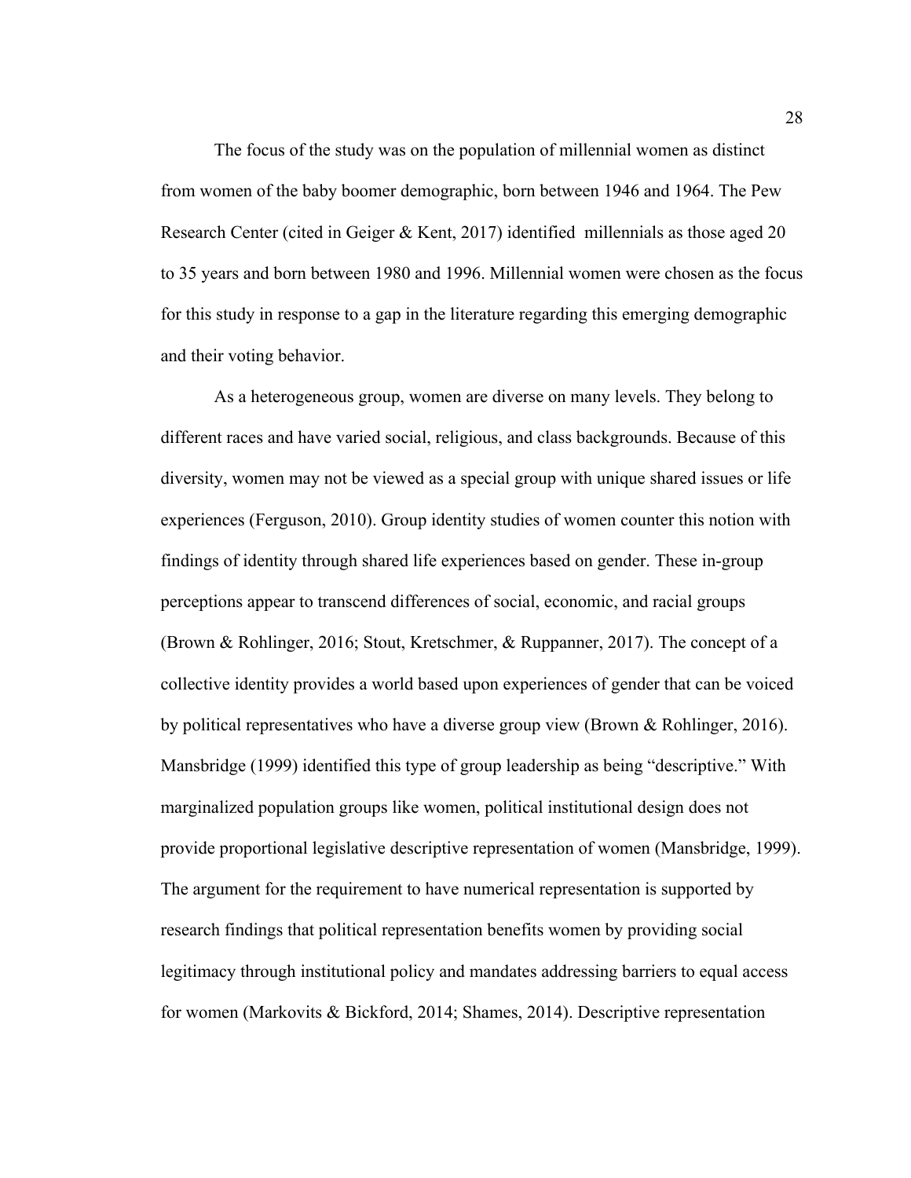The focus of the study was on the population of millennial women as distinct from women of the baby boomer demographic, born between 1946 and 1964. The Pew Research Center (cited in Geiger & Kent, 2017) identified millennials as those aged 20 to 35 years and born between 1980 and 1996. Millennial women were chosen as the focus for this study in response to a gap in the literature regarding this emerging demographic and their voting behavior.

As a heterogeneous group, women are diverse on many levels. They belong to different races and have varied social, religious, and class backgrounds. Because of this diversity, women may not be viewed as a special group with unique shared issues or life experiences (Ferguson, 2010). Group identity studies of women counter this notion with findings of identity through shared life experiences based on gender. These in-group perceptions appear to transcend differences of social, economic, and racial groups (Brown & Rohlinger, 2016; Stout, Kretschmer, & Ruppanner, 2017). The concept of a collective identity provides a world based upon experiences of gender that can be voiced by political representatives who have a diverse group view (Brown & Rohlinger, 2016). Mansbridge (1999) identified this type of group leadership as being "descriptive." With marginalized population groups like women, political institutional design does not provide proportional legislative descriptive representation of women (Mansbridge, 1999). The argument for the requirement to have numerical representation is supported by research findings that political representation benefits women by providing social legitimacy through institutional policy and mandates addressing barriers to equal access for women (Markovits & Bickford, 2014; Shames, 2014). Descriptive representation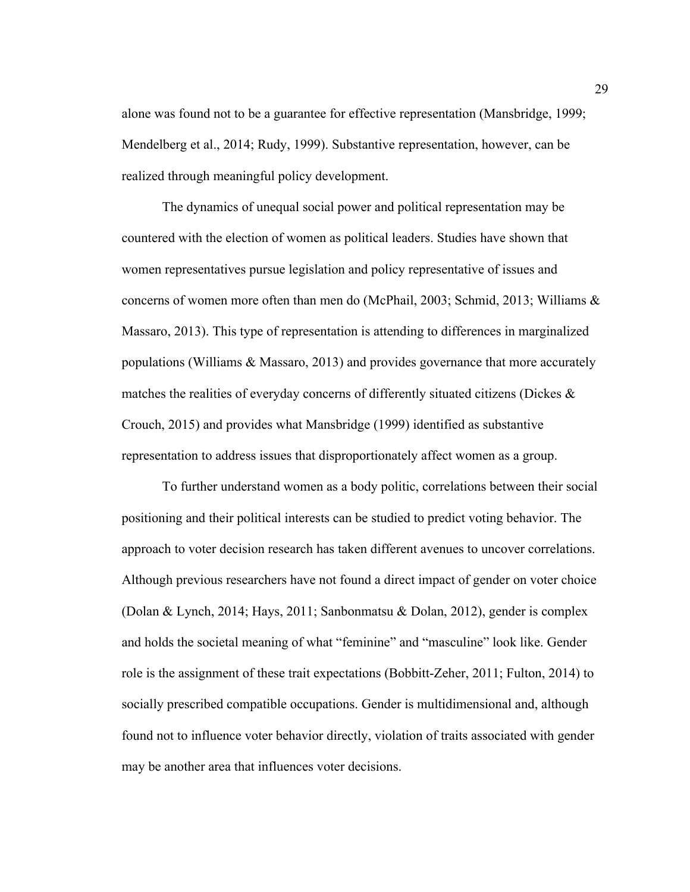alone was found not to be a guarantee for effective representation (Mansbridge, 1999; Mendelberg et al., 2014; Rudy, 1999). Substantive representation, however, can be realized through meaningful policy development.

The dynamics of unequal social power and political representation may be countered with the election of women as political leaders. Studies have shown that women representatives pursue legislation and policy representative of issues and concerns of women more often than men do (McPhail, 2003; Schmid, 2013; Williams & Massaro, 2013). This type of representation is attending to differences in marginalized populations (Williams & Massaro, 2013) and provides governance that more accurately matches the realities of everyday concerns of differently situated citizens (Dickes & Crouch, 2015) and provides what Mansbridge (1999) identified as substantive representation to address issues that disproportionately affect women as a group.

To further understand women as a body politic, correlations between their social positioning and their political interests can be studied to predict voting behavior. The approach to voter decision research has taken different avenues to uncover correlations. Although previous researchers have not found a direct impact of gender on voter choice (Dolan & Lynch, 2014; Hays, 2011; Sanbonmatsu & Dolan, 2012), gender is complex and holds the societal meaning of what "feminine" and "masculine" look like. Gender role is the assignment of these trait expectations (Bobbitt-Zeher, 2011; Fulton, 2014) to socially prescribed compatible occupations. Gender is multidimensional and, although found not to influence voter behavior directly, violation of traits associated with gender may be another area that influences voter decisions.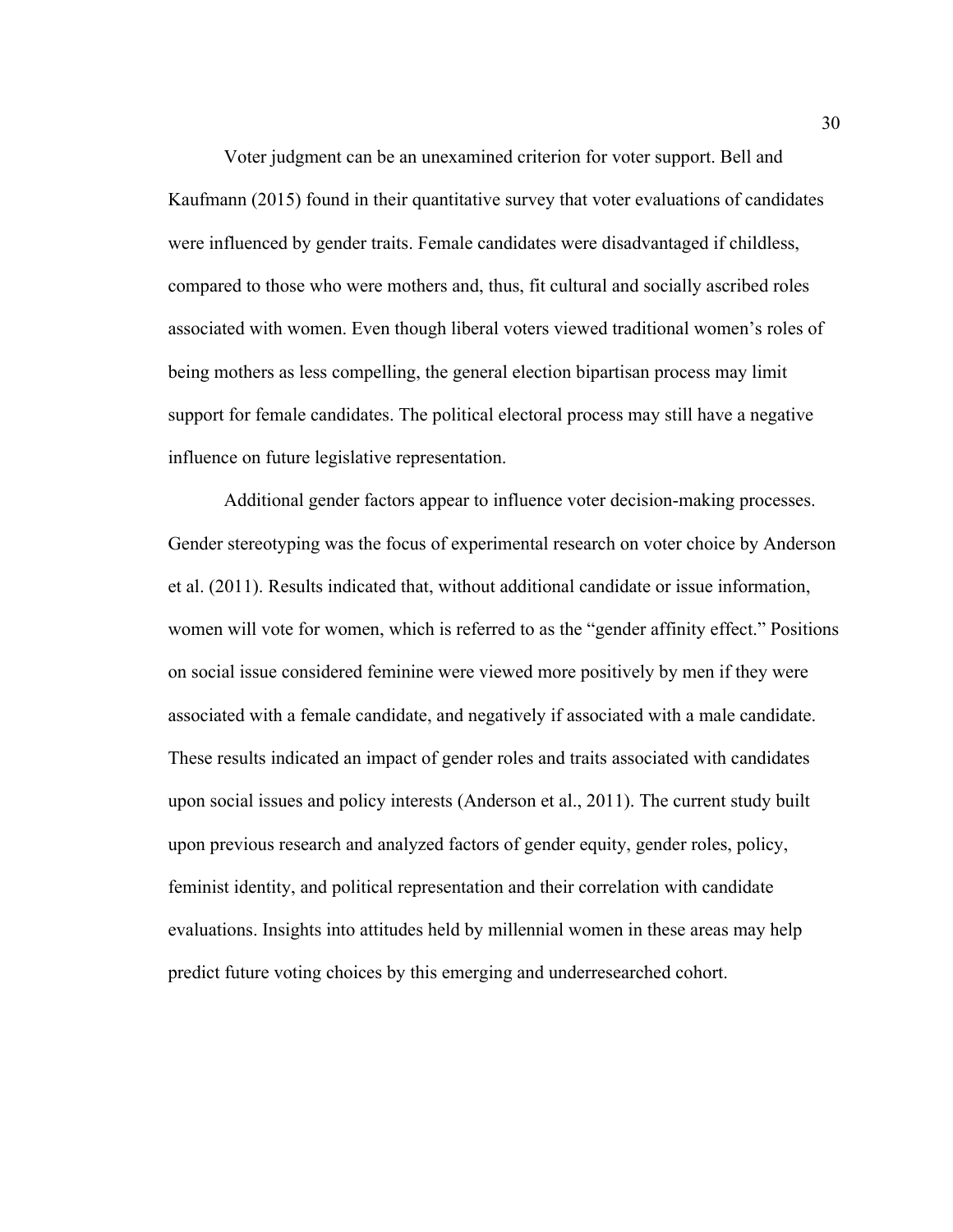Voter judgment can be an unexamined criterion for voter support. Bell and Kaufmann (2015) found in their quantitative survey that voter evaluations of candidates were influenced by gender traits. Female candidates were disadvantaged if childless, compared to those who were mothers and, thus, fit cultural and socially ascribed roles associated with women. Even though liberal voters viewed traditional women's roles of being mothers as less compelling, the general election bipartisan process may limit support for female candidates. The political electoral process may still have a negative influence on future legislative representation.

Additional gender factors appear to influence voter decision-making processes. Gender stereotyping was the focus of experimental research on voter choice by Anderson et al. (2011). Results indicated that, without additional candidate or issue information, women will vote for women, which is referred to as the "gender affinity effect." Positions on social issue considered feminine were viewed more positively by men if they were associated with a female candidate, and negatively if associated with a male candidate. These results indicated an impact of gender roles and traits associated with candidates upon social issues and policy interests (Anderson et al., 2011). The current study built upon previous research and analyzed factors of gender equity, gender roles, policy, feminist identity, and political representation and their correlation with candidate evaluations. Insights into attitudes held by millennial women in these areas may help predict future voting choices by this emerging and underresearched cohort.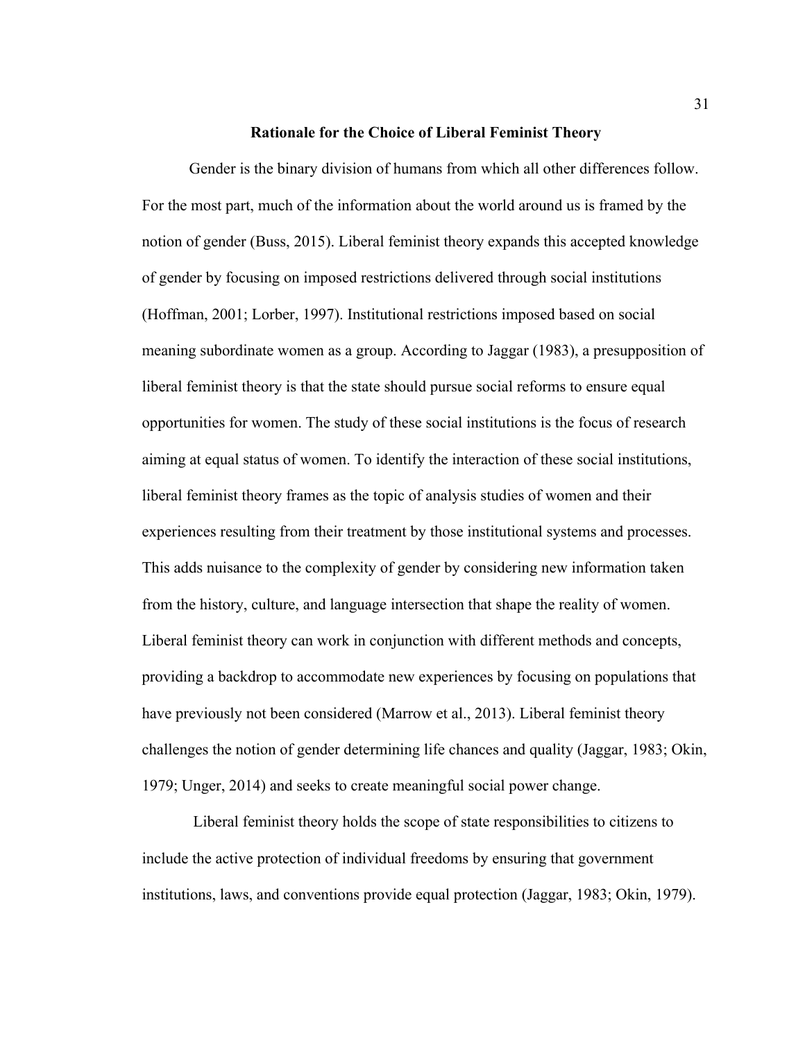## Rationale for the Choice of Liberal Feminist Theory

Gender is the binary division of humans from which all other differences follow. For the most part, much of the information about the world around us is framed by the notion of gender (Buss, 2015). Liberal feminist theory expands this accepted knowledge of gender by focusing on imposed restrictions delivered through social institutions (Hoffman, 2001; Lorber, 1997). Institutional restrictions imposed based on social meaning subordinate women as a group. According to Jaggar (1983), a presupposition of liberal feminist theory is that the state should pursue social reforms to ensure equal opportunities for women. The study of these social institutions is the focus of research aiming at equal status of women. To identify the interaction of these social institutions, liberal feminist theory frames as the topic of analysis studies of women and their experiences resulting from their treatment by those institutional systems and processes. This adds nuisance to the complexity of gender by considering new information taken from the history, culture, and language intersection that shape the reality of women. Liberal feminist theory can work in conjunction with different methods and concepts, providing a backdrop to accommodate new experiences by focusing on populations that have previously not been considered (Marrow et al., 2013). Liberal feminist theory challenges the notion of gender determining life chances and quality (Jaggar, 1983; Okin, 1979; Unger, 2014) and seeks to create meaningful social power change.

Liberal feminist theory holds the scope of state responsibilities to citizens to include the active protection of individual freedoms by ensuring that government institutions, laws, and conventions provide equal protection (Jaggar, 1983; Okin, 1979).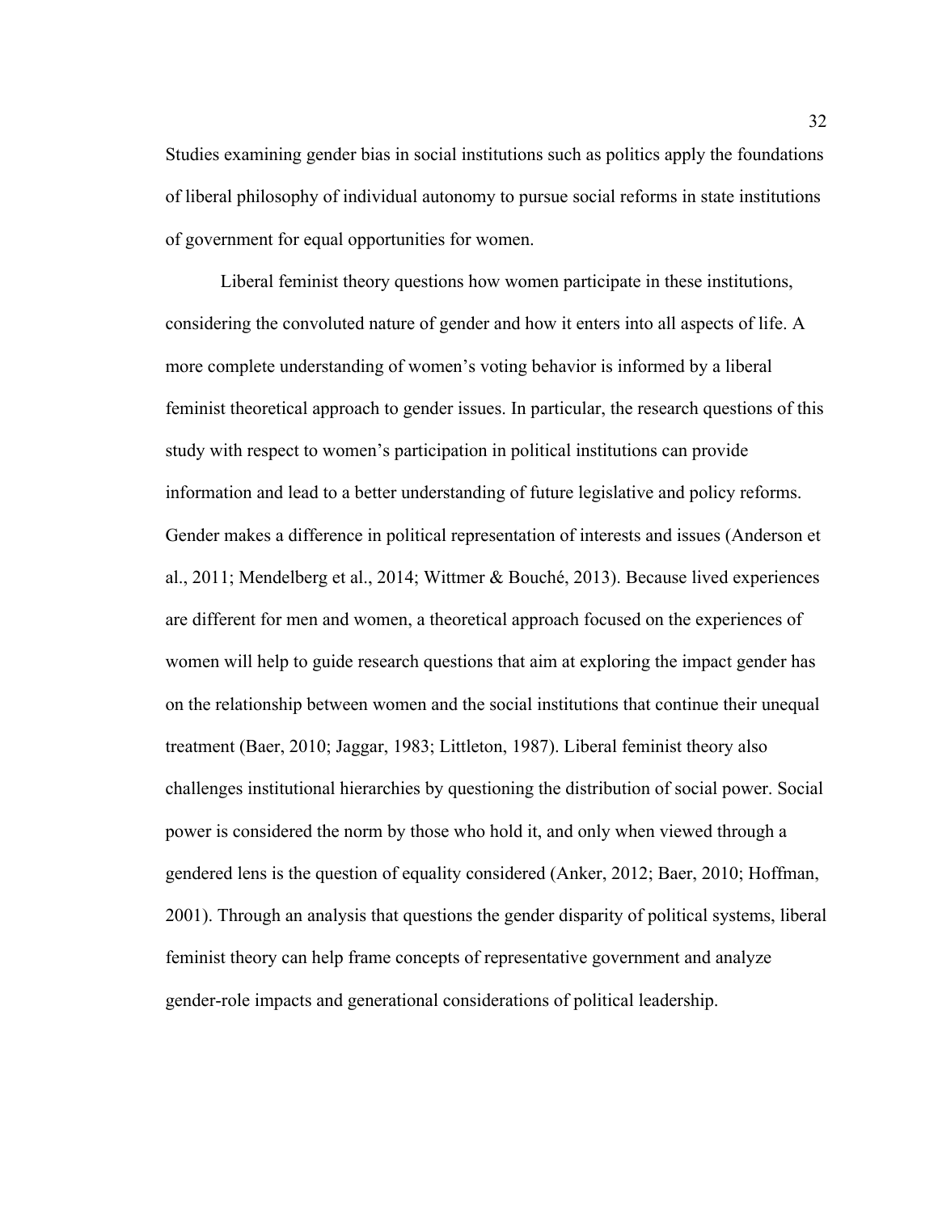Studies examining gender bias in social institutions such as politics apply the foundations of liberal philosophy of individual autonomy to pursue social reforms in state institutions of government for equal opportunities for women.

Liberal feminist theory questions how women participate in these institutions, considering the convoluted nature of gender and how it enters into all aspects of life. A more complete understanding of women's voting behavior is informed by a liberal feminist theoretical approach to gender issues. In particular, the research questions of this study with respect to women's participation in political institutions can provide information and lead to a better understanding of future legislative and policy reforms. Gender makes a difference in political representation of interests and issues (Anderson et al., 2011; Mendelberg et al., 2014; Wittmer & Bouché, 2013). Because lived experiences are different for men and women, a theoretical approach focused on the experiences of women will help to guide research questions that aim at exploring the impact gender has on the relationship between women and the social institutions that continue their unequal treatment (Baer, 2010; Jaggar, 1983; Littleton, 1987). Liberal feminist theory also challenges institutional hierarchies by questioning the distribution of social power. Social power is considered the norm by those who hold it, and only when viewed through a gendered lens is the question of equality considered (Anker, 2012; Baer, 2010; Hoffman, 2001). Through an analysis that questions the gender disparity of political systems, liberal feminist theory can help frame concepts of representative government and analyze gender-role impacts and generational considerations of political leadership.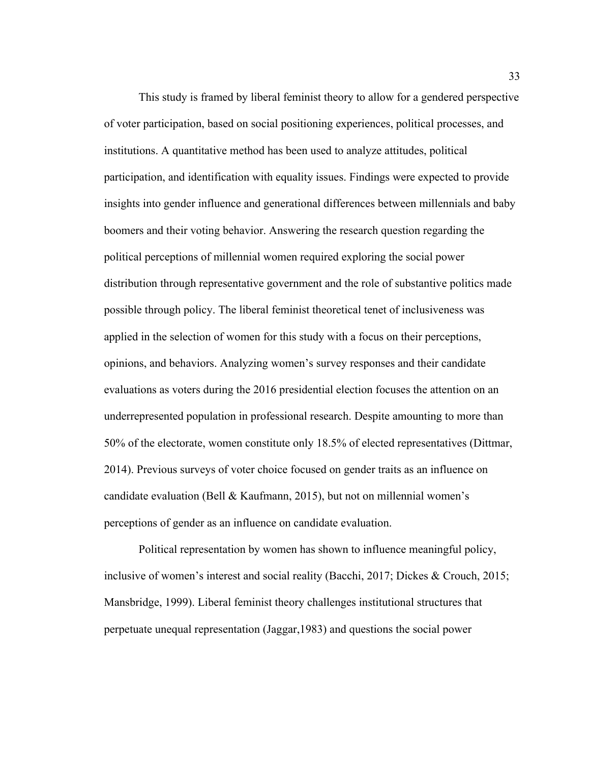This study is framed by liberal feminist theory to allow for a gendered perspective of voter participation, based on social positioning experiences, political processes, and institutions. A quantitative method has been used to analyze attitudes, political participation, and identification with equality issues. Findings were expected to provide insights into gender influence and generational differences between millennials and baby boomers and their voting behavior. Answering the research question regarding the political perceptions of millennial women required exploring the social power distribution through representative government and the role of substantive politics made possible through policy. The liberal feminist theoretical tenet of inclusiveness was applied in the selection of women for this study with a focus on their perceptions, opinions, and behaviors. Analyzing women's survey responses and their candidate evaluations as voters during the 2016 presidential election focuses the attention on an underrepresented population in professional research. Despite amounting to more than 50% of the electorate, women constitute only 18.5% of elected representatives (Dittmar, 2014). Previous surveys of voter choice focused on gender traits as an influence on candidate evaluation (Bell & Kaufmann, 2015), but not on millennial women's perceptions of gender as an influence on candidate evaluation.

Political representation by women has shown to influence meaningful policy, inclusive of women's interest and social reality (Bacchi, 2017; Dickes & Crouch, 2015; Mansbridge, 1999). Liberal feminist theory challenges institutional structures that perpetuate unequal representation (Jaggar,1983) and questions the social power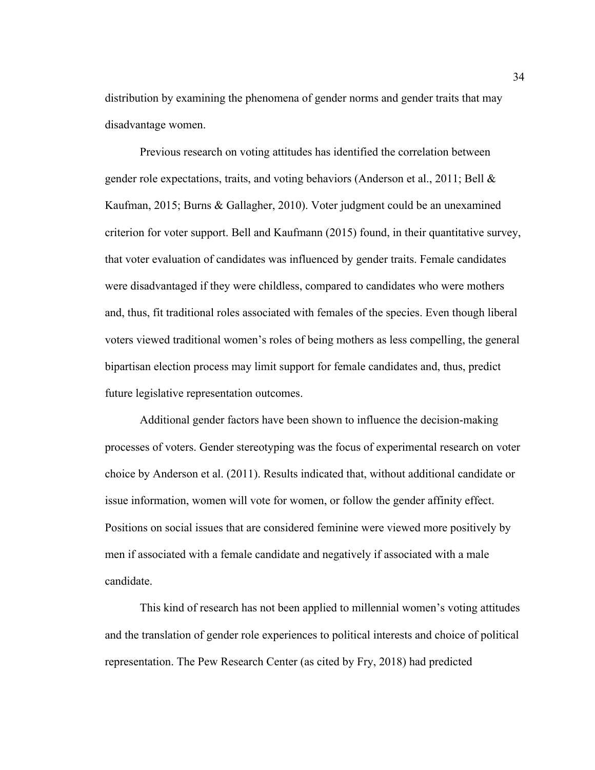distribution by examining the phenomena of gender norms and gender traits that may disadvantage women.

Previous research on voting attitudes has identified the correlation between gender role expectations, traits, and voting behaviors (Anderson et al., 2011; Bell & Kaufman, 2015; Burns & Gallagher, 2010). Voter judgment could be an unexamined criterion for voter support. Bell and Kaufmann (2015) found, in their quantitative survey, that voter evaluation of candidates was influenced by gender traits. Female candidates were disadvantaged if they were childless, compared to candidates who were mothers and, thus, fit traditional roles associated with females of the species. Even though liberal voters viewed traditional women's roles of being mothers as less compelling, the general bipartisan election process may limit support for female candidates and, thus, predict future legislative representation outcomes.

Additional gender factors have been shown to influence the decision-making processes of voters. Gender stereotyping was the focus of experimental research on voter choice by Anderson et al. (2011). Results indicated that, without additional candidate or issue information, women will vote for women, or follow the gender affinity effect. Positions on social issues that are considered feminine were viewed more positively by men if associated with a female candidate and negatively if associated with a male candidate.

This kind of research has not been applied to millennial women's voting attitudes and the translation of gender role experiences to political interests and choice of political representation. The Pew Research Center (as cited by Fry, 2018) had predicted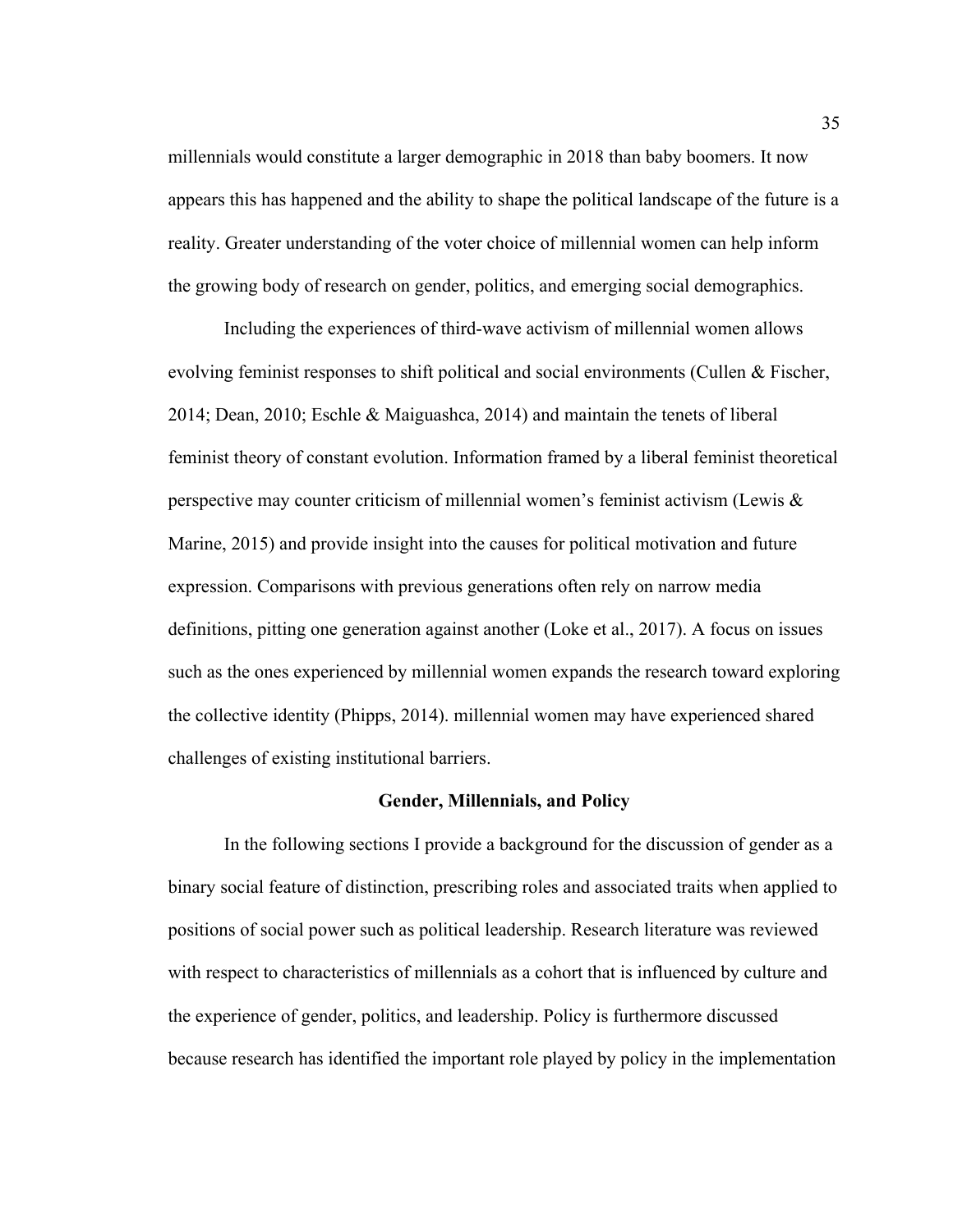millennials would constitute a larger demographic in 2018 than baby boomers. It now appears this has happened and the ability to shape the political landscape of the future is a reality. Greater understanding of the voter choice of millennial women can help inform the growing body of research on gender, politics, and emerging social demographics.

Including the experiences of third-wave activism of millennial women allows evolving feminist responses to shift political and social environments (Cullen & Fischer, 2014; Dean, 2010; Eschle & Maiguashca, 2014) and maintain the tenets of liberal feminist theory of constant evolution. Information framed by a liberal feminist theoretical perspective may counter criticism of millennial women's feminist activism (Lewis & Marine, 2015) and provide insight into the causes for political motivation and future expression. Comparisons with previous generations often rely on narrow media definitions, pitting one generation against another (Loke et al., 2017). A focus on issues such as the ones experienced by millennial women expands the research toward exploring the collective identity (Phipps, 2014). millennial women may have experienced shared challenges of existing institutional barriers.

## Gender, Millennials, and Policy

In the following sections I provide a background for the discussion of gender as a binary social feature of distinction, prescribing roles and associated traits when applied to positions of social power such as political leadership. Research literature was reviewed with respect to characteristics of millennials as a cohort that is influenced by culture and the experience of gender, politics, and leadership. Policy is furthermore discussed because research has identified the important role played by policy in the implementation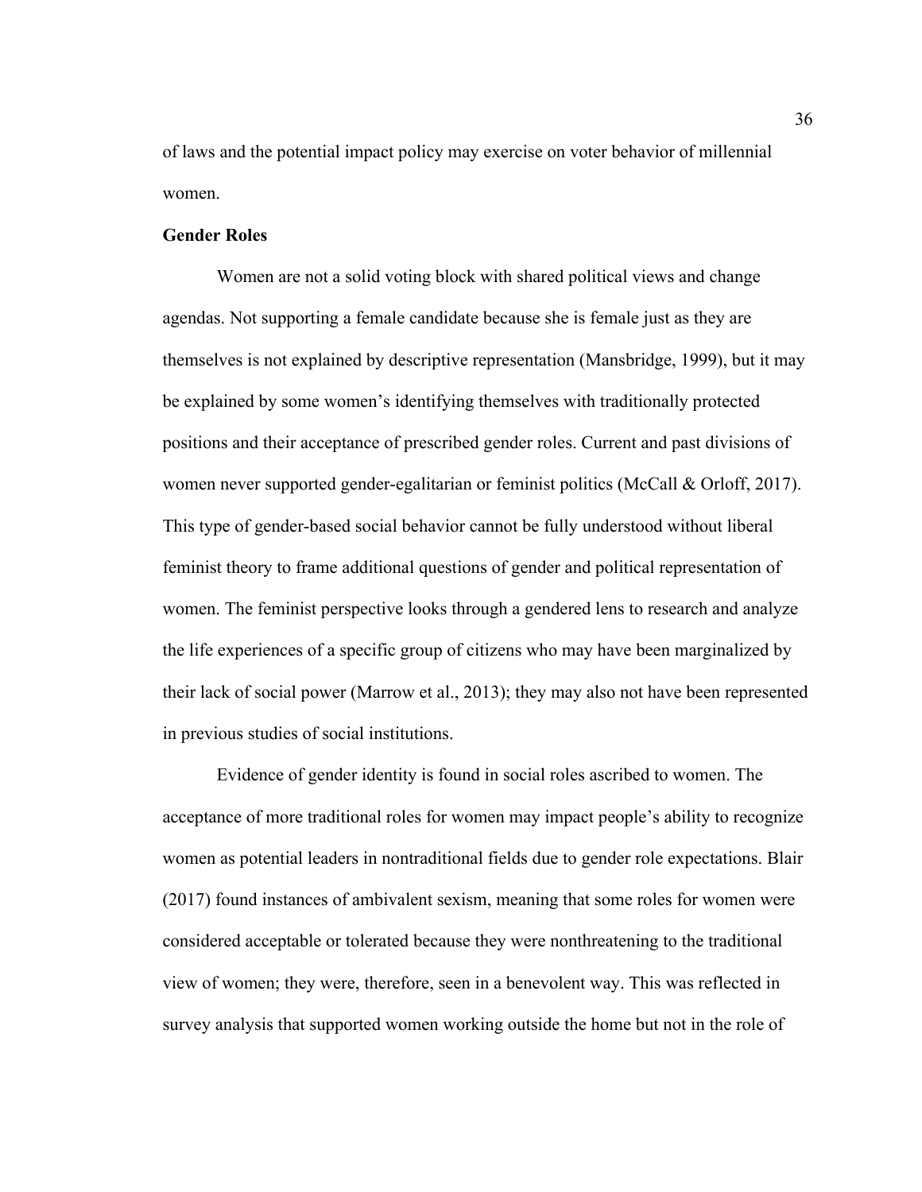of laws and the potential impact policy may exercise on voter behavior of millennial women.

**Gender Roles**

Women are not a solid voting block with shared political views and change agendas. Not supporting a female candidate because she is female just as they are themselves is not explained by descriptive representation (Mansbridge, 1999), but it may be explained by some women's identifying themselves with traditionally protected positions and their acceptance of prescribed gender roles. Current and past divisions of women never supported gender-egalitarian or feminist politics (McCall & Orloff, 2017). This type of gender-based social behavior cannot be fully understood without liberal feminist theory to frame additional questions of gender and political representation of women. The feminist perspective looks through a gendered lens to research and analyze the life experiences of a specific group of citizens who may have been marginalized by their lack of social power (Marrow et al., 2013); they may also not have been represented in previous studies of social institutions.

Evidence of gender identity is found in social roles ascribed to women. The acceptance of more traditional roles for women may impact people's ability to recognize women as potential leaders in nontraditional fields due to gender role expectations. Blair (2017) found instances of ambivalent sexism, meaning that some roles for women were considered acceptable or tolerated because they were nonthreatening to the traditional view of women; they were, therefore, seen in a benevolent way. This was reflected in survey analysis that supported women working outside the home but not in the role of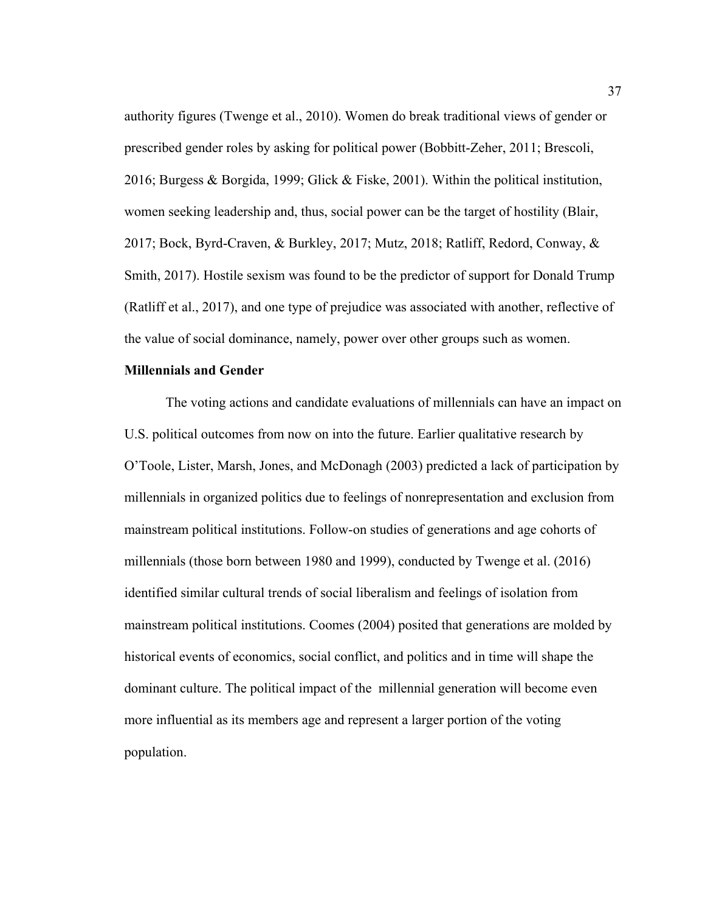authority figures (Twenge et al., 2010). Women do break traditional views of gender or prescribed gender roles by asking for political power (Bobbitt-Zeher, 2011; Brescoli, 2016; Burgess & Borgida, 1999; Glick & Fiske, 2001). Within the political institution, women seeking leadership and, thus, social power can be the target of hostility (Blair, 2017; Bock, Byrd-Craven, & Burkley, 2017; Mutz, 2018; Ratliff, Redord, Conway, & Smith, 2017). Hostile sexism was found to be the predictor of support for Donald Trump (Ratliff et al., 2017), and one type of prejudice was associated with another, reflective of the value of social dominance, namely, power over other groups such as women.

**Millennials and Gender**

The voting actions and candidate evaluations of millennials can have an impact on U.S. political outcomes from now on into the future. Earlier qualitative research by O'Toole, Lister, Marsh, Jones, and McDonagh (2003) predicted a lack of participation by millennials in organized politics due to feelings of nonrepresentation and exclusion from mainstream political institutions. Follow-on studies of generations and age cohorts of millennials (those born between 1980 and 1999), conducted by Twenge et al. (2016) identified similar cultural trends of social liberalism and feelings of isolation from mainstream political institutions. Coomes (2004) posited that generations are molded by historical events of economics, social conflict, and politics and in time will shape the dominant culture. The political impact of the millennial generation will become even more influential as its members age and represent a larger portion of the voting population.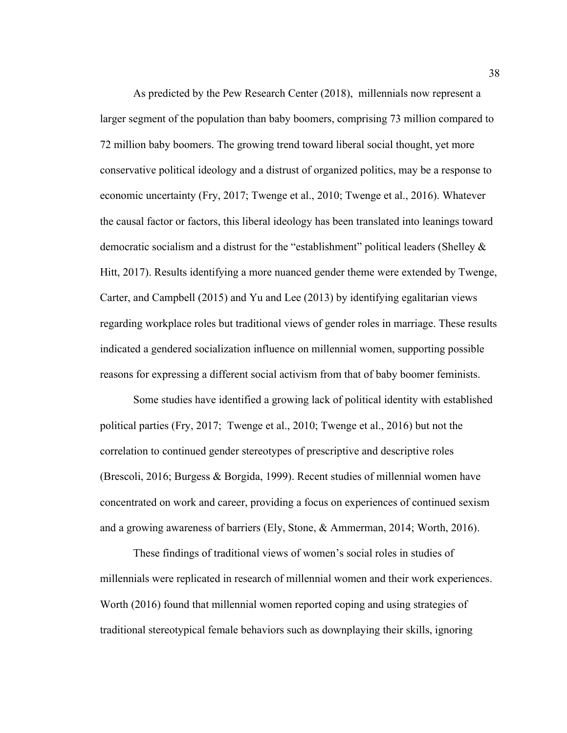As predicted by the Pew Research Center (2018), millennials now represent a larger segment of the population than baby boomers, comprising 73 million compared to 72 million baby boomers. The growing trend toward liberal social thought, yet more conservative political ideology and a distrust of organized politics, may be a response to economic uncertainty (Fry, 2017; Twenge et al., 2010; Twenge et al., 2016). Whatever the causal factor or factors, this liberal ideology has been translated into leanings toward democratic socialism and a distrust for the "establishment" political leaders (Shelley & Hitt, 2017). Results identifying a more nuanced gender theme were extended by Twenge, Carter, and Campbell (2015) and Yu and Lee (2013) by identifying egalitarian views regarding workplace roles but traditional views of gender roles in marriage. These results indicated a gendered socialization influence on millennial women, supporting possible reasons for expressing a different social activism from that of baby boomer feminists.

Some studies have identified a growing lack of political identity with established political parties (Fry, 2017; Twenge et al., 2010; Twenge et al., 2016) but not the correlation to continued gender stereotypes of prescriptive and descriptive roles (Brescoli, 2016; Burgess & Borgida, 1999). Recent studies of millennial women have concentrated on work and career, providing a focus on experiences of continued sexism and a growing awareness of barriers (Ely, Stone, & Ammerman, 2014; Worth, 2016).

These findings of traditional views of women's social roles in studies of millennials were replicated in research of millennial women and their work experiences. Worth (2016) found that millennial women reported coping and using strategies of traditional stereotypical female behaviors such as downplaying their skills, ignoring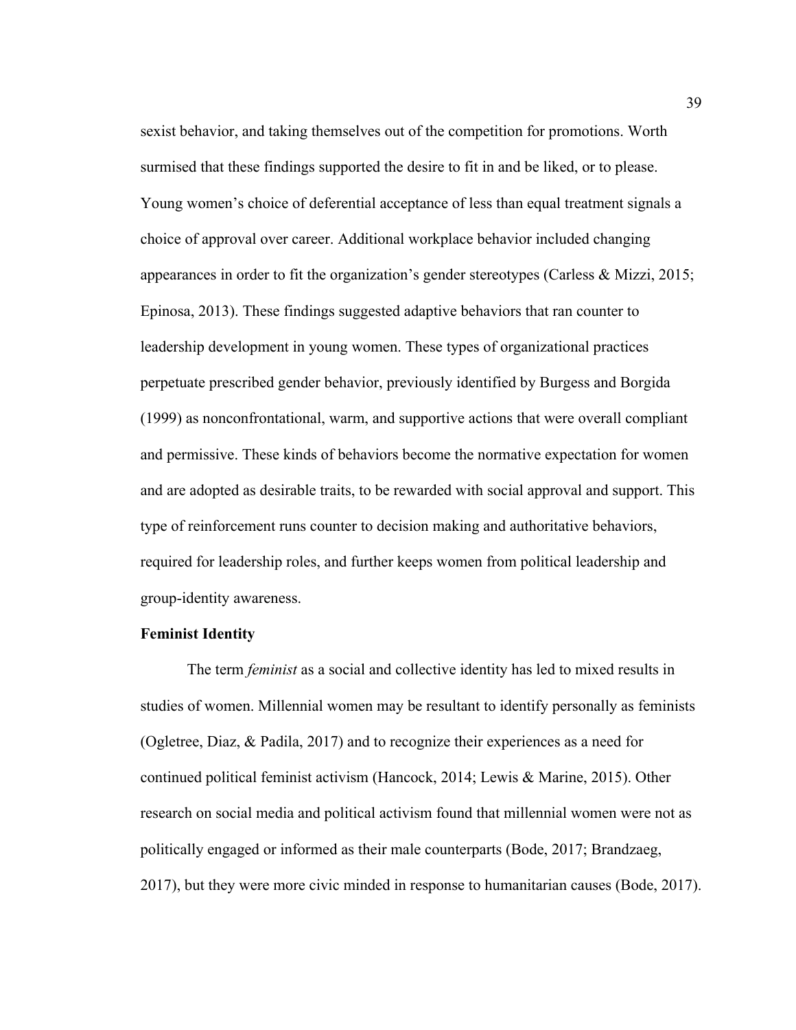sexist behavior, and taking themselves out of the competition for promotions. Worth surmised that these findings supported the desire to fit in and be liked, or to please. Young women's choice of deferential acceptance of less than equal treatment signals a choice of approval over career. Additional workplace behavior included changing appearances in order to fit the organization's gender stereotypes (Carless & Mizzi, 2015; Epinosa, 2013). These findings suggested adaptive behaviors that ran counter to leadership development in young women. These types of organizational practices perpetuate prescribed gender behavior, previously identified by Burgess and Borgida (1999) as nonconfrontational, warm, and supportive actions that were overall compliant and permissive. These kinds of behaviors become the normative expectation for women and are adopted as desirable traits, to be rewarded with social approval and support. This type of reinforcement runs counter to decision making and authoritative behaviors, required for leadership roles, and further keeps women from political leadership and group-identity awareness.

**Feminist Identity**

The term *feminist* as a social and collective identity has led to mixed results in studies of women. Millennial women may be resultant to identify personally as feminists (Ogletree, Diaz, & Padila, 2017) and to recognize their experiences as a need for continued political feminist activism (Hancock, 2014; Lewis & Marine, 2015). Other research on social media and political activism found that millennial women were not as politically engaged or informed as their male counterparts (Bode, 2017; Brandzaeg, 2017), but they were more civic minded in response to humanitarian causes (Bode, 2017).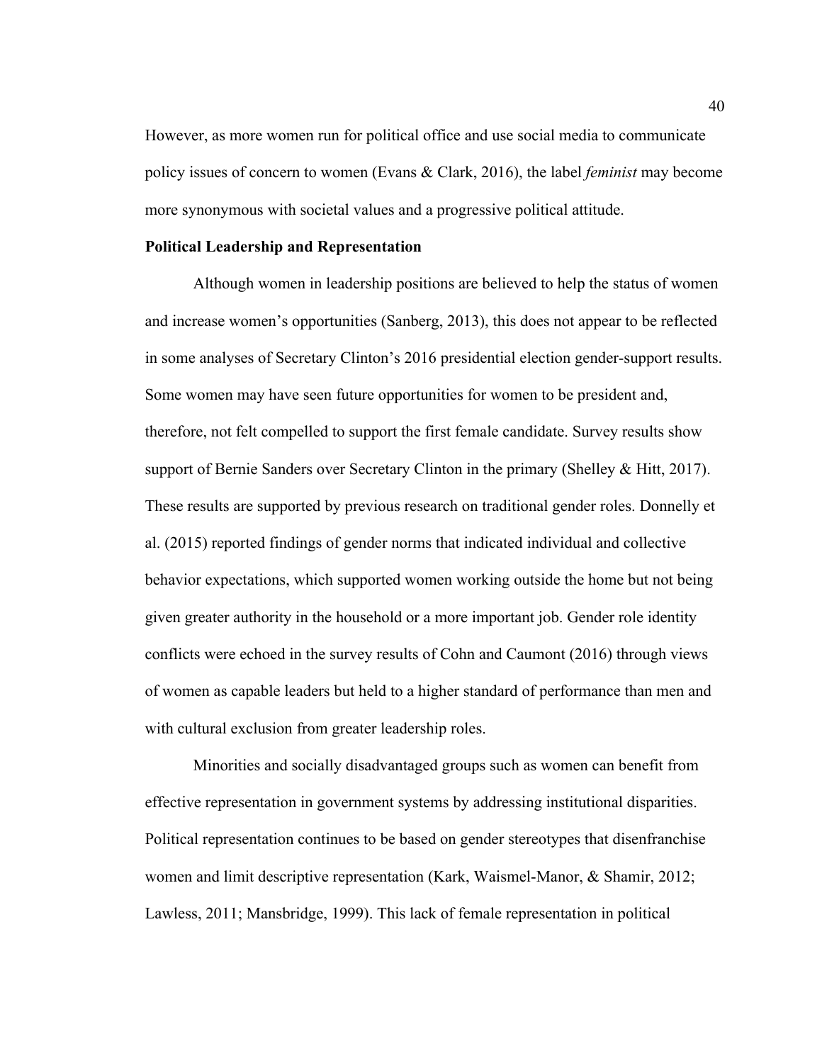However, as more women run for political office and use social media to communicate policy issues of concern to women (Evans & Clark, 2016), the label *feminist* may become more synonymous with societal values and a progressive political attitude.

**Political Leadership and Representation**

Although women in leadership positions are believed to help the status of women and increase women's opportunities (Sanberg, 2013), this does not appear to be reflected in some analyses of Secretary Clinton's 2016 presidential election gender-support results. Some women may have seen future opportunities for women to be president and, therefore, not felt compelled to support the first female candidate. Survey results show support of Bernie Sanders over Secretary Clinton in the primary (Shelley & Hitt, 2017). These results are supported by previous research on traditional gender roles. Donnelly et al. (2015) reported findings of gender norms that indicated individual and collective behavior expectations, which supported women working outside the home but not being given greater authority in the household or a more important job. Gender role identity conflicts were echoed in the survey results of Cohn and Caumont (2016) through views of women as capable leaders but held to a higher standard of performance than men and with cultural exclusion from greater leadership roles.

Minorities and socially disadvantaged groups such as women can benefit from effective representation in government systems by addressing institutional disparities. Political representation continues to be based on gender stereotypes that disenfranchise women and limit descriptive representation (Kark, Waismel-Manor, & Shamir, 2012; Lawless, 2011; Mansbridge, 1999). This lack of female representation in political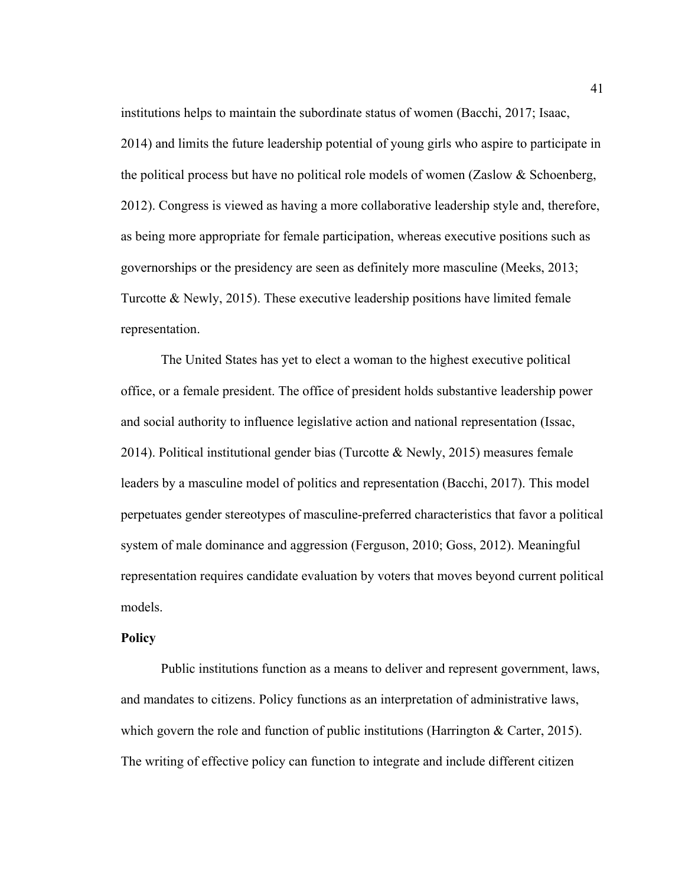institutions helps to maintain the subordinate status of women (Bacchi, 2017; Isaac, 2014) and limits the future leadership potential of young girls who aspire to participate in the political process but have no political role models of women (Zaslow & Schoenberg, 2012). Congress is viewed as having a more collaborative leadership style and, therefore, as being more appropriate for female participation, whereas executive positions such as governorships or the presidency are seen as definitely more masculine (Meeks, 2013; Turcotte & Newly, 2015). These executive leadership positions have limited female representation.

The United States has yet to elect a woman to the highest executive political office, or a female president. The office of president holds substantive leadership power and social authority to influence legislative action and national representation (Issac, 2014). Political institutional gender bias (Turcotte & Newly, 2015) measures female leaders by a masculine model of politics and representation (Bacchi, 2017). This model perpetuates gender stereotypes of masculine-preferred characteristics that favor a political system of male dominance and aggression (Ferguson, 2010; Goss, 2012). Meaningful representation requires candidate evaluation by voters that moves beyond current political models.

**Policy**

Public institutions function as a means to deliver and represent government, laws, and mandates to citizens. Policy functions as an interpretation of administrative laws, which govern the role and function of public institutions (Harrington & Carter, 2015). The writing of effective policy can function to integrate and include different citizen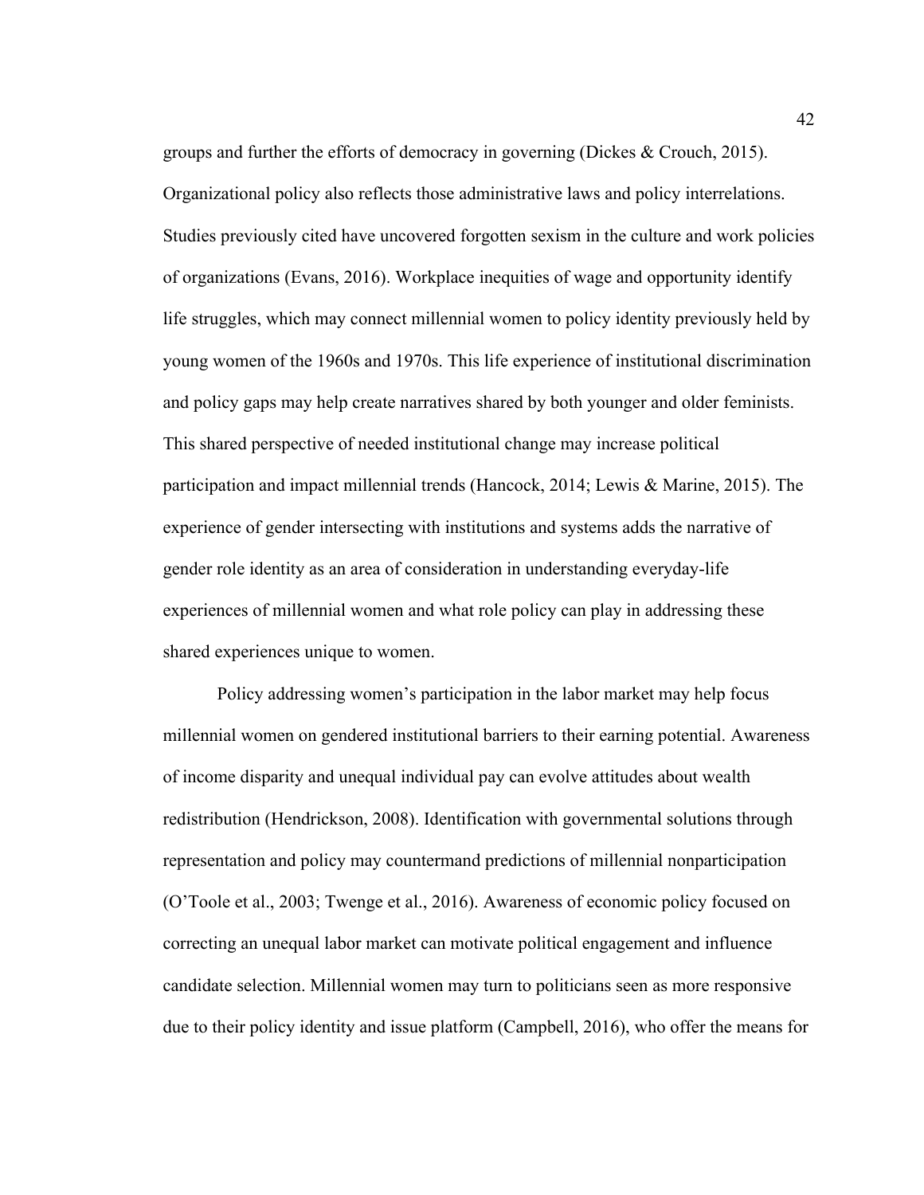groups and further the efforts of democracy in governing (Dickes & Crouch, 2015). Organizational policy also reflects those administrative laws and policy interrelations. Studies previously cited have uncovered forgotten sexism in the culture and work policies of organizations (Evans, 2016). Workplace inequities of wage and opportunity identify life struggles, which may connect millennial women to policy identity previously held by young women of the 1960s and 1970s. This life experience of institutional discrimination and policy gaps may help create narratives shared by both younger and older feminists. This shared perspective of needed institutional change may increase political participation and impact millennial trends (Hancock, 2014; Lewis & Marine, 2015). The experience of gender intersecting with institutions and systems adds the narrative of gender role identity as an area of consideration in understanding everyday-life experiences of millennial women and what role policy can play in addressing these shared experiences unique to women.

Policy addressing women's participation in the labor market may help focus millennial women on gendered institutional barriers to their earning potential. Awareness of income disparity and unequal individual pay can evolve attitudes about wealth redistribution (Hendrickson, 2008). Identification with governmental solutions through representation and policy may countermand predictions of millennial nonparticipation (O'Toole et al., 2003; Twenge et al., 2016). Awareness of economic policy focused on correcting an unequal labor market can motivate political engagement and influence candidate selection. Millennial women may turn to politicians seen as more responsive due to their policy identity and issue platform (Campbell, 2016), who offer the means for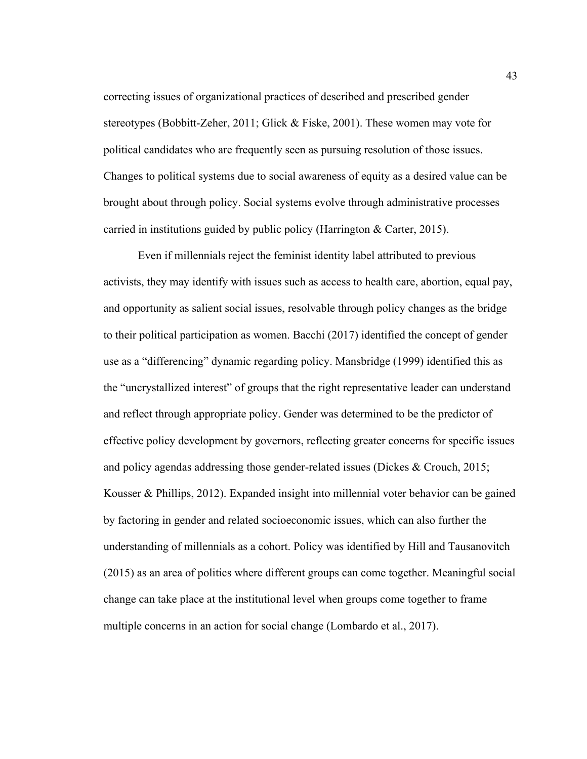correcting issues of organizational practices of described and prescribed gender stereotypes (Bobbitt-Zeher, 2011; Glick & Fiske, 2001). These women may vote for political candidates who are frequently seen as pursuing resolution of those issues. Changes to political systems due to social awareness of equity as a desired value can be brought about through policy. Social systems evolve through administrative processes carried in institutions guided by public policy (Harrington & Carter, 2015).

Even if millennials reject the feminist identity label attributed to previous activists, they may identify with issues such as access to health care, abortion, equal pay, and opportunity as salient social issues, resolvable through policy changes as the bridge to their political participation as women. Bacchi (2017) identified the concept of gender use as a "differencing" dynamic regarding policy. Mansbridge (1999) identified this as the "uncrystallized interest" of groups that the right representative leader can understand and reflect through appropriate policy. Gender was determined to be the predictor of effective policy development by governors, reflecting greater concerns for specific issues and policy agendas addressing those gender-related issues (Dickes & Crouch, 2015; Kousser & Phillips, 2012). Expanded insight into millennial voter behavior can be gained by factoring in gender and related socioeconomic issues, which can also further the understanding of millennials as a cohort. Policy was identified by Hill and Tausanovitch (2015) as an area of politics where different groups can come together. Meaningful social change can take place at the institutional level when groups come together to frame multiple concerns in an action for social change (Lombardo et al., 2017).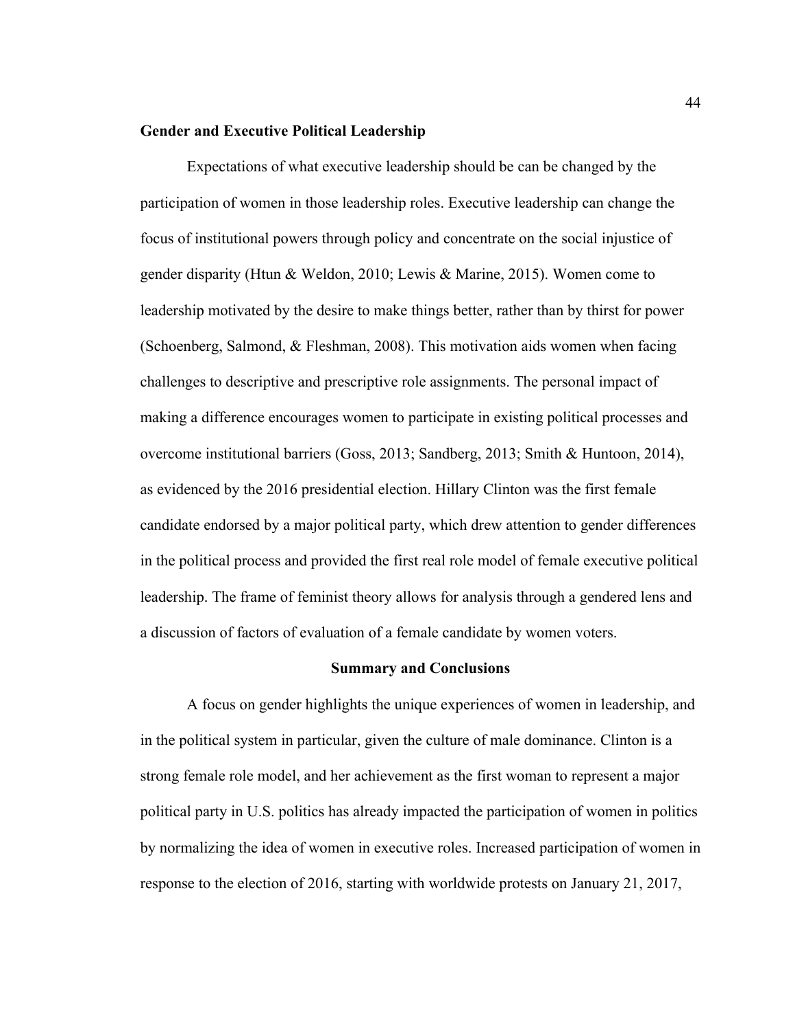### Gender and Executive Political Leadership

Expectations of what executive leadership should be can be changed by the participation of women in those leadership roles. Executive leadership can change the focus of institutional powers through policy and concentrate on the social injustice of gender disparity (Htun & Weldon, 2010; Lewis & Marine, 2015). Women come to leadership motivated by the desire to make things better, rather than by thirst for power (Schoenberg, Salmond, & Fleshman, 2008). This motivation aids women when facing challenges to descriptive and prescriptive role assignments. The personal impact of making a difference encourages women to participate in existing political processes and overcome institutional barriers (Goss, 2013; Sandberg, 2013; Smith & Huntoon, 2014), as evidenced by the 2016 presidential election. Hillary Clinton was the first female candidate endorsed by a major political party, which drew attention to gender differences in the political process and provided the first real role model of female executive political leadership. The frame of feminist theory allows for analysis through a gendered lens and a discussion of factors of evaluation of a female candidate by women voters.

## Summary and Conclusions

A focus on gender highlights the unique experiences of women in leadership, and in the political system in particular, given the culture of male dominance. Clinton is a strong female role model, and her achievement as the first woman to represent a major political party in U.S. politics has already impacted the participation of women in politics by normalizing the idea of women in executive roles. Increased participation of women in response to the election of 2016, starting with worldwide protests on January 21, 2017,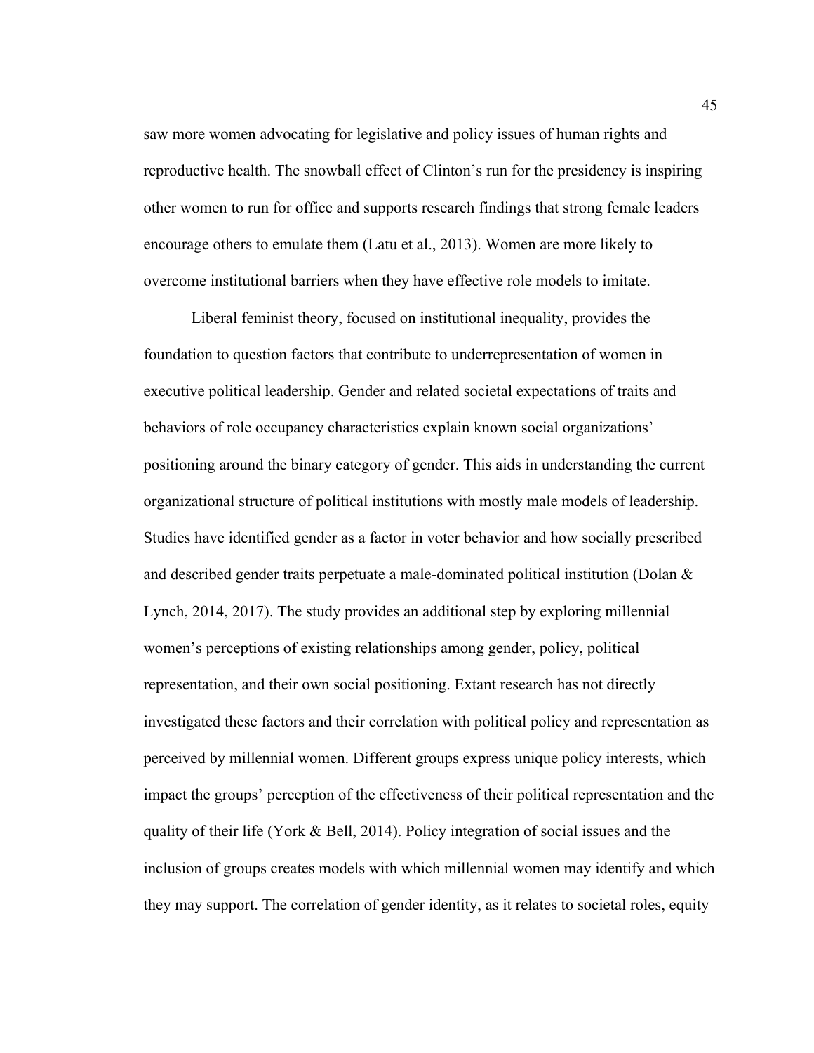saw more women advocating for legislative and policy issues of human rights and reproductive health. The snowball effect of Clinton's run for the presidency is inspiring other women to run for office and supports research findings that strong female leaders encourage others to emulate them (Latu et al., 2013). Women are more likely to overcome institutional barriers when they have effective role models to imitate.

Liberal feminist theory, focused on institutional inequality, provides the foundation to question factors that contribute to underrepresentation of women in executive political leadership. Gender and related societal expectations of traits and behaviors of role occupancy characteristics explain known social organizations' positioning around the binary category of gender. This aids in understanding the current organizational structure of political institutions with mostly male models of leadership. Studies have identified gender as a factor in voter behavior and how socially prescribed and described gender traits perpetuate a male-dominated political institution (Dolan & Lynch, 2014, 2017). The study provides an additional step by exploring millennial women's perceptions of existing relationships among gender, policy, political representation, and their own social positioning. Extant research has not directly investigated these factors and their correlation with political policy and representation as perceived by millennial women. Different groups express unique policy interests, which impact the groups' perception of the effectiveness of their political representation and the quality of their life (York & Bell, 2014). Policy integration of social issues and the inclusion of groups creates models with which millennial women may identify and which they may support. The correlation of gender identity, as it relates to societal roles, equity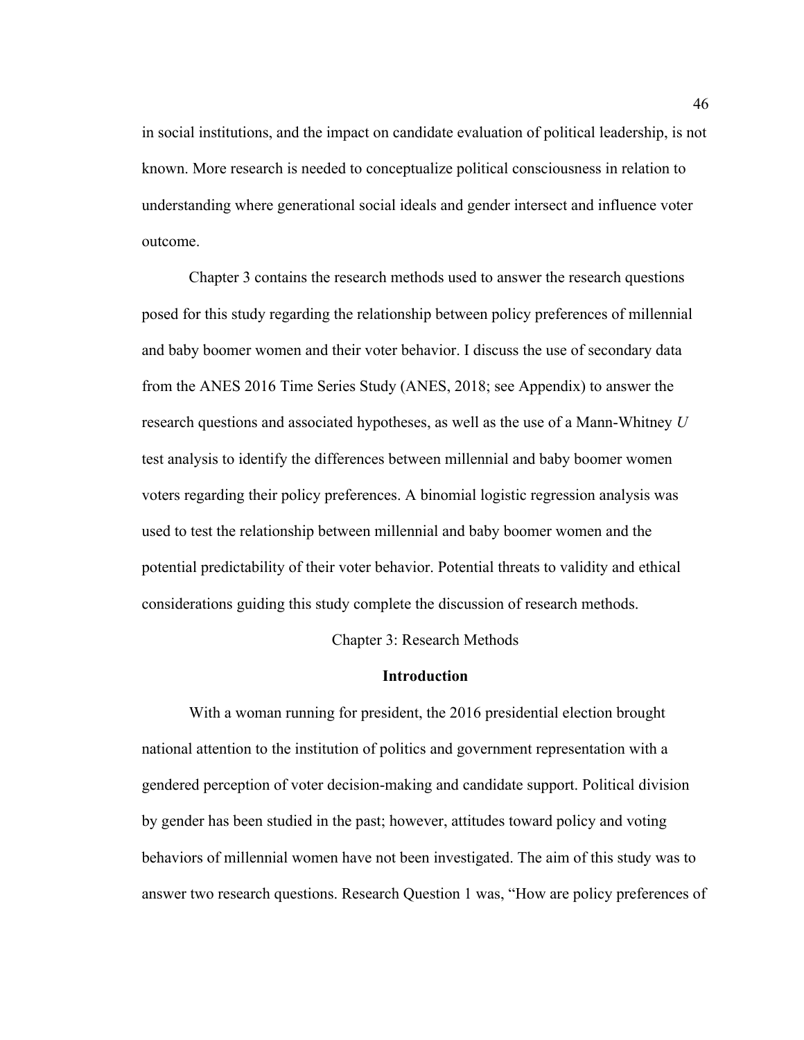in social institutions, and the impact on candidate evaluation of political leadership, is not known. More research is needed to conceptualize political consciousness in relation to understanding where generational social ideals and gender intersect and influence voter outcome.

Chapter 3 contains the research methods used to answer the research questions posed for this study regarding the relationship between policy preferences of millennial and baby boomer women and their voter behavior. I discuss the use of secondary data from the ANES 2016 Time Series Study (ANES, 2018; see Appendix) to answer the research questions and associated hypotheses, as well as the use of a Mann-Whitney *U* test analysis to identify the differences between millennial and baby boomer women voters regarding their policy preferences. A binomial logistic regression analysis was used to test the relationship between millennial and baby boomer women and the potential predictability of their voter behavior. Potential threats to validity and ethical considerations guiding this study complete the discussion of research methods.

# Chapter 3: Research Methods

## Introduction

With a woman running for president, the 2016 presidential election brought national attention to the institution of politics and government representation with a gendered perception of voter decision-making and candidate support. Political division by gender has been studied in the past; however, attitudes toward policy and voting behaviors of millennial women have not been investigated. The aim of this study was to answer two research questions. Research Question 1 was, "How are policy preferences of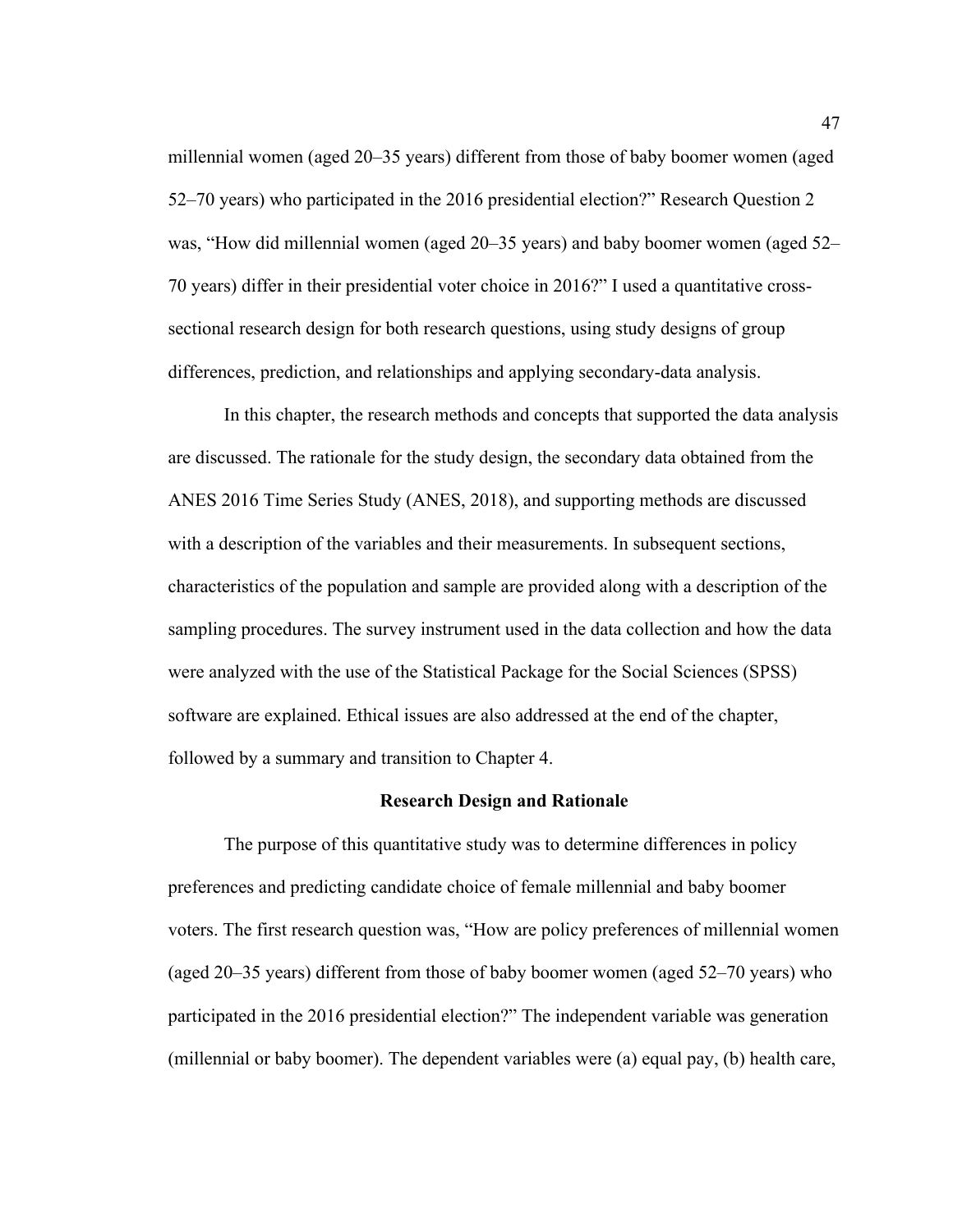millennial women (aged 20–35 years) different from those of baby boomer women (aged 52–70 years) who participated in the 2016 presidential election?" Research Question 2 was, "How did millennial women (aged 20–35 years) and baby boomer women (aged 52–70 years) differ in their presidential voter choice in 2016?" I used a quantitative cross-sectional research design for both research questions, using study designs of group differences, prediction, and relationships and applying secondary-data analysis.

In this chapter, the research methods and concepts that supported the data analysis are discussed. The rationale for the study design, the secondary data obtained from the ANES 2016 Time Series Study (ANES, 2018), and supporting methods are discussed with a description of the variables and their measurements. In subsequent sections, characteristics of the population and sample are provided along with a description of the sampling procedures. The survey instrument used in the data collection and how the data were analyzed with the use of the Statistical Package for the Social Sciences (SPSS) software are explained. Ethical issues are also addressed at the end of the chapter, followed by a summary and transition to Chapter 4.

## Research Design and Rationale

The purpose of this quantitative study was to determine differences in policy preferences and predicting candidate choice of female millennial and baby boomer voters. The first research question was, "How are policy preferences of millennial women (aged 20–35 years) different from those of baby boomer women (aged 52–70 years) who participated in the 2016 presidential election?" The independent variable was generation (millennial or baby boomer). The dependent variables were (a) equal pay, (b) health care,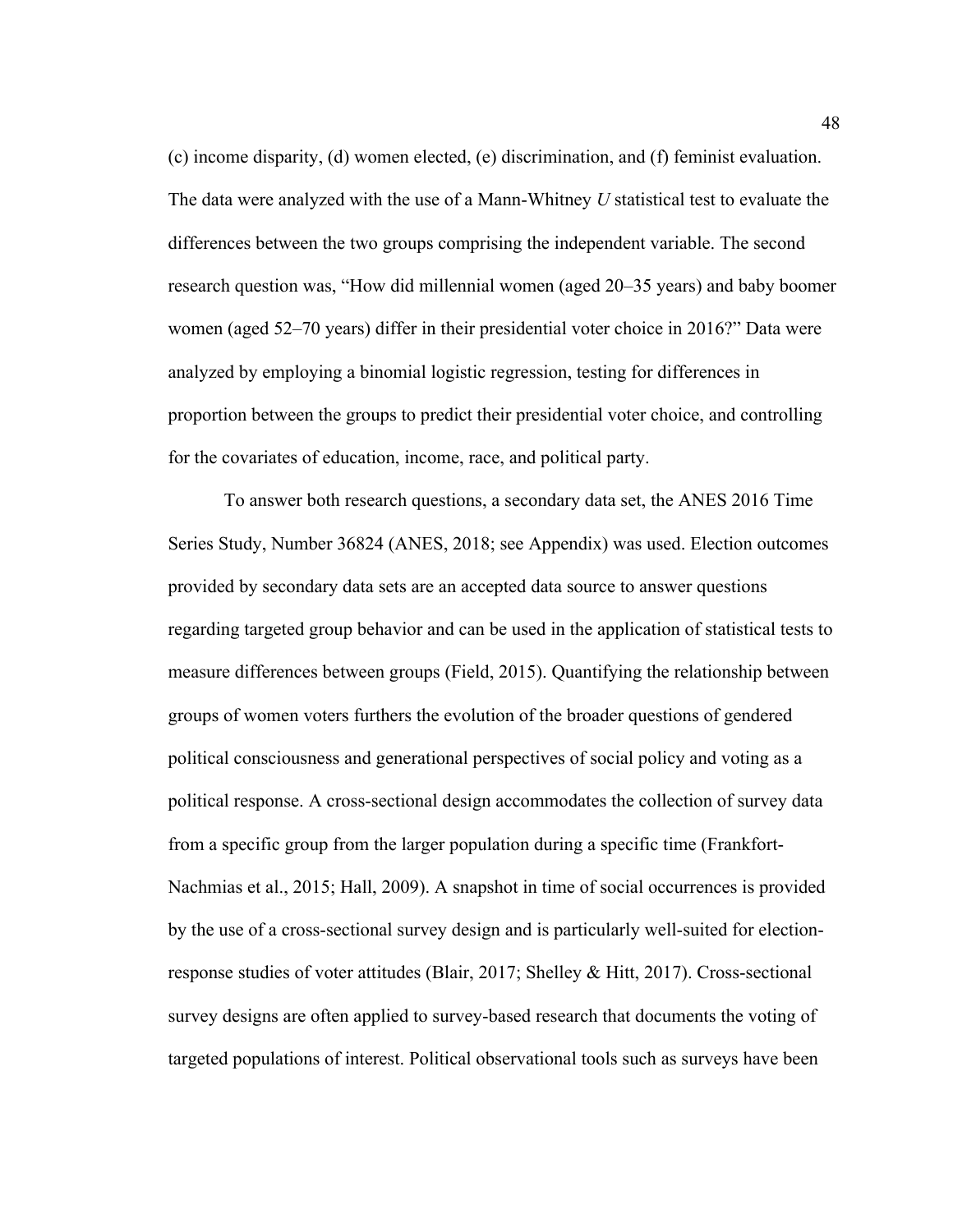(c) income disparity, (d) women elected, (e) discrimination, and (f) feminist evaluation. The data were analyzed with the use of a Mann-Whitney *U* statistical test to evaluate the differences between the two groups comprising the independent variable. The second research question was, "How did millennial women (aged 20–35 years) and baby boomer women (aged 52–70 years) differ in their presidential voter choice in 2016?" Data were analyzed by employing a binomial logistic regression, testing for differences in proportion between the groups to predict their presidential voter choice, and controlling for the covariates of education, income, race, and political party.

To answer both research questions, a secondary data set, the ANES 2016 Time Series Study, Number 36824 (ANES, 2018; see Appendix) was used. Election outcomes provided by secondary data sets are an accepted data source to answer questions regarding targeted group behavior and can be used in the application of statistical tests to measure differences between groups (Field, 2015). Quantifying the relationship between groups of women voters furthers the evolution of the broader questions of gendered political consciousness and generational perspectives of social policy and voting as a political response. A cross-sectional design accommodates the collection of survey data from a specific group from the larger population during a specific time (Frankfort-Nachmias et al., 2015; Hall, 2009). A snapshot in time of social occurrences is provided by the use of a cross-sectional survey design and is particularly well-suited for election-response studies of voter attitudes (Blair, 2017; Shelley & Hitt, 2017). Cross-sectional survey designs are often applied to survey-based research that documents the voting of targeted populations of interest. Political observational tools such as surveys have been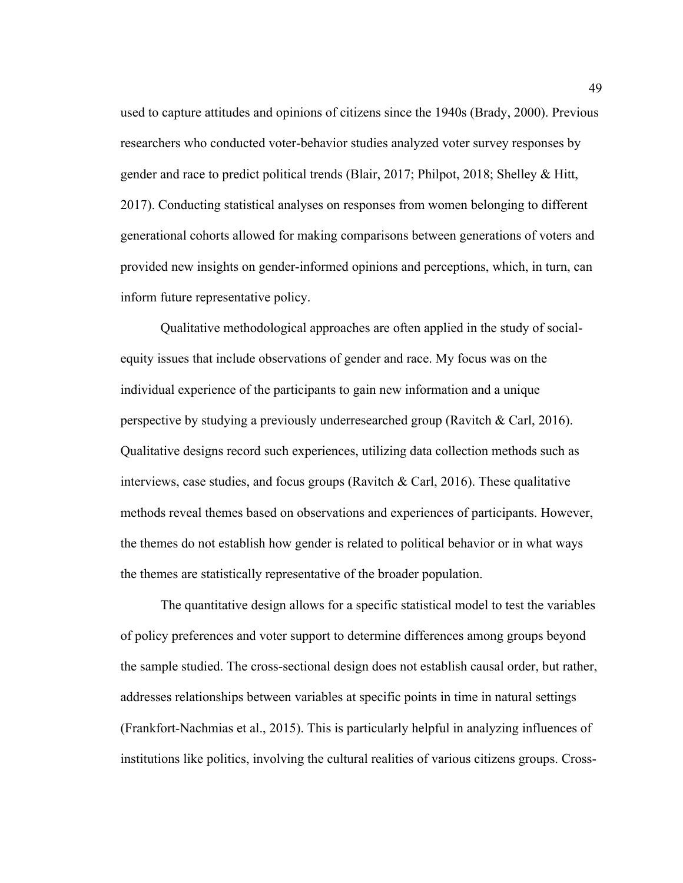used to capture attitudes and opinions of citizens since the 1940s (Brady, 2000). Previous researchers who conducted voter-behavior studies analyzed voter survey responses by gender and race to predict political trends (Blair, 2017; Philpot, 2018; Shelley & Hitt, 2017). Conducting statistical analyses on responses from women belonging to different generational cohorts allowed for making comparisons between generations of voters and provided new insights on gender-informed opinions and perceptions, which, in turn, can inform future representative policy.

Qualitative methodological approaches are often applied in the study of social-equity issues that include observations of gender and race. My focus was on the individual experience of the participants to gain new information and a unique perspective by studying a previously underresearched group (Ravitch & Carl, 2016). Qualitative designs record such experiences, utilizing data collection methods such as interviews, case studies, and focus groups (Ravitch & Carl, 2016). These qualitative methods reveal themes based on observations and experiences of participants. However, the themes do not establish how gender is related to political behavior or in what ways the themes are statistically representative of the broader population.

The quantitative design allows for a specific statistical model to test the variables of policy preferences and voter support to determine differences among groups beyond the sample studied. The cross-sectional design does not establish causal order, but rather, addresses relationships between variables at specific points in time in natural settings (Frankfort-Nachmias et al., 2015). This is particularly helpful in analyzing influences of institutions like politics, involving the cultural realities of various citizens groups. Cross-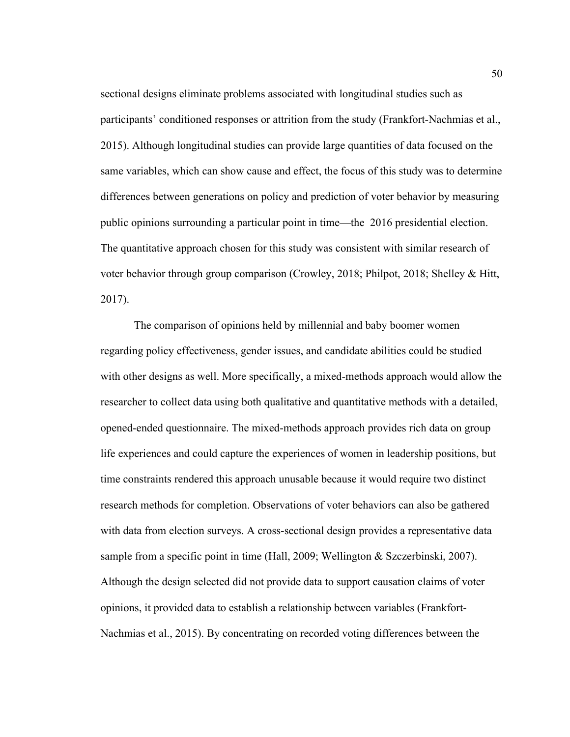sectional designs eliminate problems associated with longitudinal studies such as participants' conditioned responses or attrition from the study (Frankfort-Nachmias et al., 2015). Although longitudinal studies can provide large quantities of data focused on the same variables, which can show cause and effect, the focus of this study was to determine differences between generations on policy and prediction of voter behavior by measuring public opinions surrounding a particular point in time—the 2016 presidential election. The quantitative approach chosen for this study was consistent with similar research of voter behavior through group comparison (Crowley, 2018; Philpot, 2018; Shelley & Hitt, 2017).

The comparison of opinions held by millennial and baby boomer women regarding policy effectiveness, gender issues, and candidate abilities could be studied with other designs as well. More specifically, a mixed-methods approach would allow the researcher to collect data using both qualitative and quantitative methods with a detailed, opened-ended questionnaire. The mixed-methods approach provides rich data on group life experiences and could capture the experiences of women in leadership positions, but time constraints rendered this approach unusable because it would require two distinct research methods for completion. Observations of voter behaviors can also be gathered with data from election surveys. A cross-sectional design provides a representative data sample from a specific point in time (Hall, 2009; Wellington & Szczerbinski, 2007). Although the design selected did not provide data to support causation claims of voter opinions, it provided data to establish a relationship between variables (Frankfort-Nachmias et al., 2015). By concentrating on recorded voting differences between the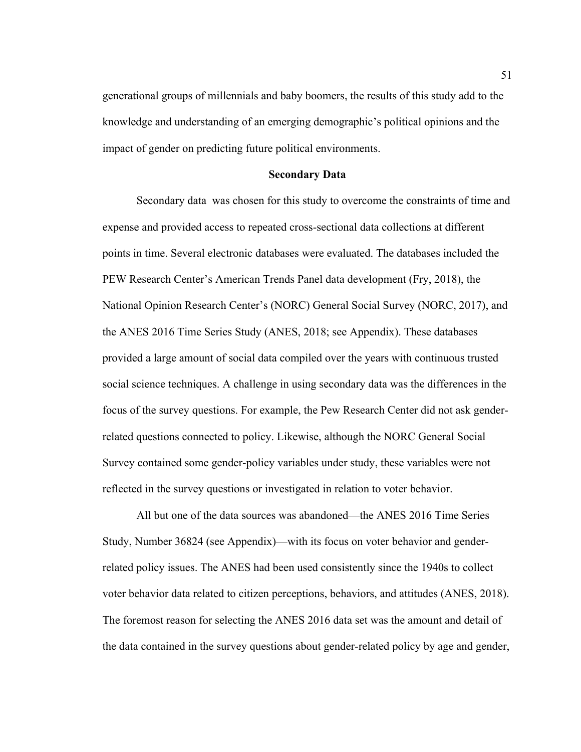generational groups of millennials and baby boomers, the results of this study add to the knowledge and understanding of an emerging demographic's political opinions and the impact of gender on predicting future political environments.

## Secondary Data

Secondary data  was chosen for this study to overcome the constraints of time and expense and provided access to repeated cross-sectional data collections at different points in time. Several electronic databases were evaluated. The databases included the PEW Research Center's American Trends Panel data development (Fry, 2018), the National Opinion Research Center's (NORC) General Social Survey (NORC, 2017), and the ANES 2016 Time Series Study (ANES, 2018; see Appendix). These databases provided a large amount of social data compiled over the years with continuous trusted social science techniques. A challenge in using secondary data was the differences in the focus of the survey questions. For example, the Pew Research Center did not ask gender-related questions connected to policy. Likewise, although the NORC General Social Survey contained some gender-policy variables under study, these variables were not reflected in the survey questions or investigated in relation to voter behavior.

All but one of the data sources was abandoned—the ANES 2016 Time Series Study, Number 36824 (see Appendix)—with its focus on voter behavior and gender-related policy issues. The ANES had been used consistently since the 1940s to collect voter behavior data related to citizen perceptions, behaviors, and attitudes (ANES, 2018). The foremost reason for selecting the ANES 2016 data set was the amount and detail of the data contained in the survey questions about gender-related policy by age and gender,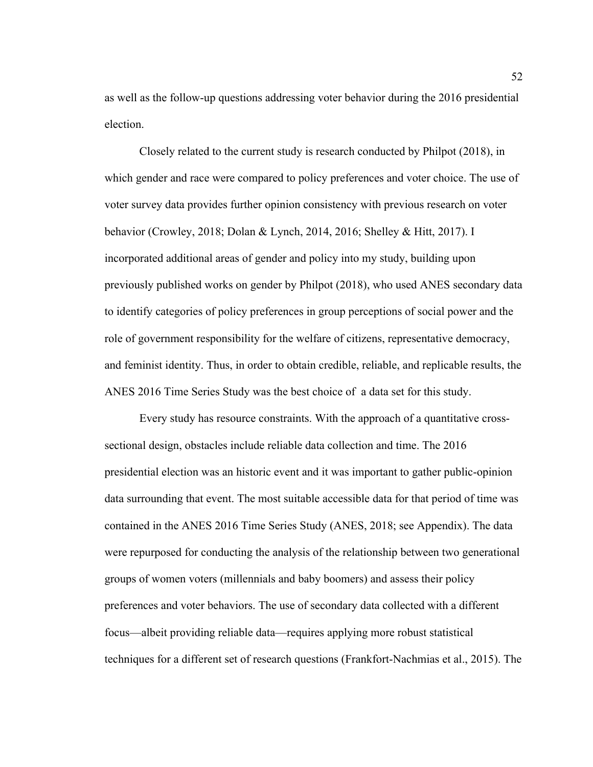as well as the follow-up questions addressing voter behavior during the 2016 presidential election.

Closely related to the current study is research conducted by Philpot (2018), in which gender and race were compared to policy preferences and voter choice. The use of voter survey data provides further opinion consistency with previous research on voter behavior (Crowley, 2018; Dolan & Lynch, 2014, 2016; Shelley & Hitt, 2017). I incorporated additional areas of gender and policy into my study, building upon previously published works on gender by Philpot (2018), who used ANES secondary data to identify categories of policy preferences in group perceptions of social power and the role of government responsibility for the welfare of citizens, representative democracy, and feminist identity. Thus, in order to obtain credible, reliable, and replicable results, the ANES 2016 Time Series Study was the best choice of a data set for this study.

Every study has resource constraints. With the approach of a quantitative cross-sectional design, obstacles include reliable data collection and time. The 2016 presidential election was an historic event and it was important to gather public-opinion data surrounding that event. The most suitable accessible data for that period of time was contained in the ANES 2016 Time Series Study (ANES, 2018; see Appendix). The data were repurposed for conducting the analysis of the relationship between two generational groups of women voters (millennials and baby boomers) and assess their policy preferences and voter behaviors. The use of secondary data collected with a different focus—albeit providing reliable data—requires applying more robust statistical techniques for a different set of research questions (Frankfort-Nachmias et al., 2015). The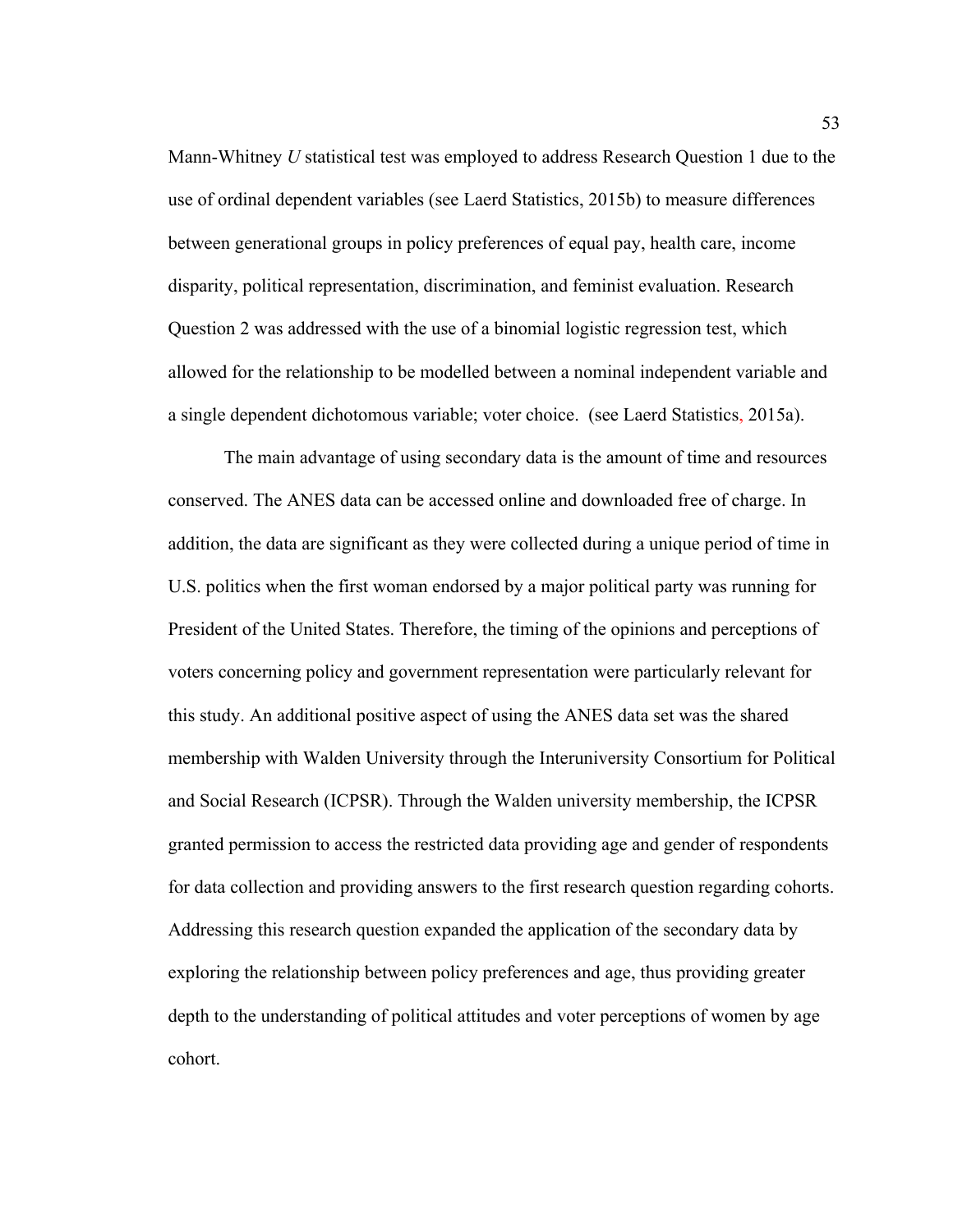Mann-Whitney *U* statistical test was employed to address Research Question 1 due to the use of ordinal dependent variables (see Laerd Statistics, 2015b) to measure differences between generational groups in policy preferences of equal pay, health care, income disparity, political representation, discrimination, and feminist evaluation. Research Question 2 was addressed with the use of a binomial logistic regression test, which allowed for the relationship to be modelled between a nominal independent variable and a single dependent dichotomous variable; voter choice.  (see Laerd Statistics, 2015a).

The main advantage of using secondary data is the amount of time and resources conserved. The ANES data can be accessed online and downloaded free of charge. In addition, the data are significant as they were collected during a unique period of time in U.S. politics when the first woman endorsed by a major political party was running for President of the United States. Therefore, the timing of the opinions and perceptions of voters concerning policy and government representation were particularly relevant for this study. An additional positive aspect of using the ANES data set was the shared membership with Walden University through the Interuniversity Consortium for Political and Social Research (ICPSR). Through the Walden university membership, the ICPSR granted permission to access the restricted data providing age and gender of respondents for data collection and providing answers to the first research question regarding cohorts. Addressing this research question expanded the application of the secondary data by exploring the relationship between policy preferences and age, thus providing greater depth to the understanding of political attitudes and voter perceptions of women by age cohort.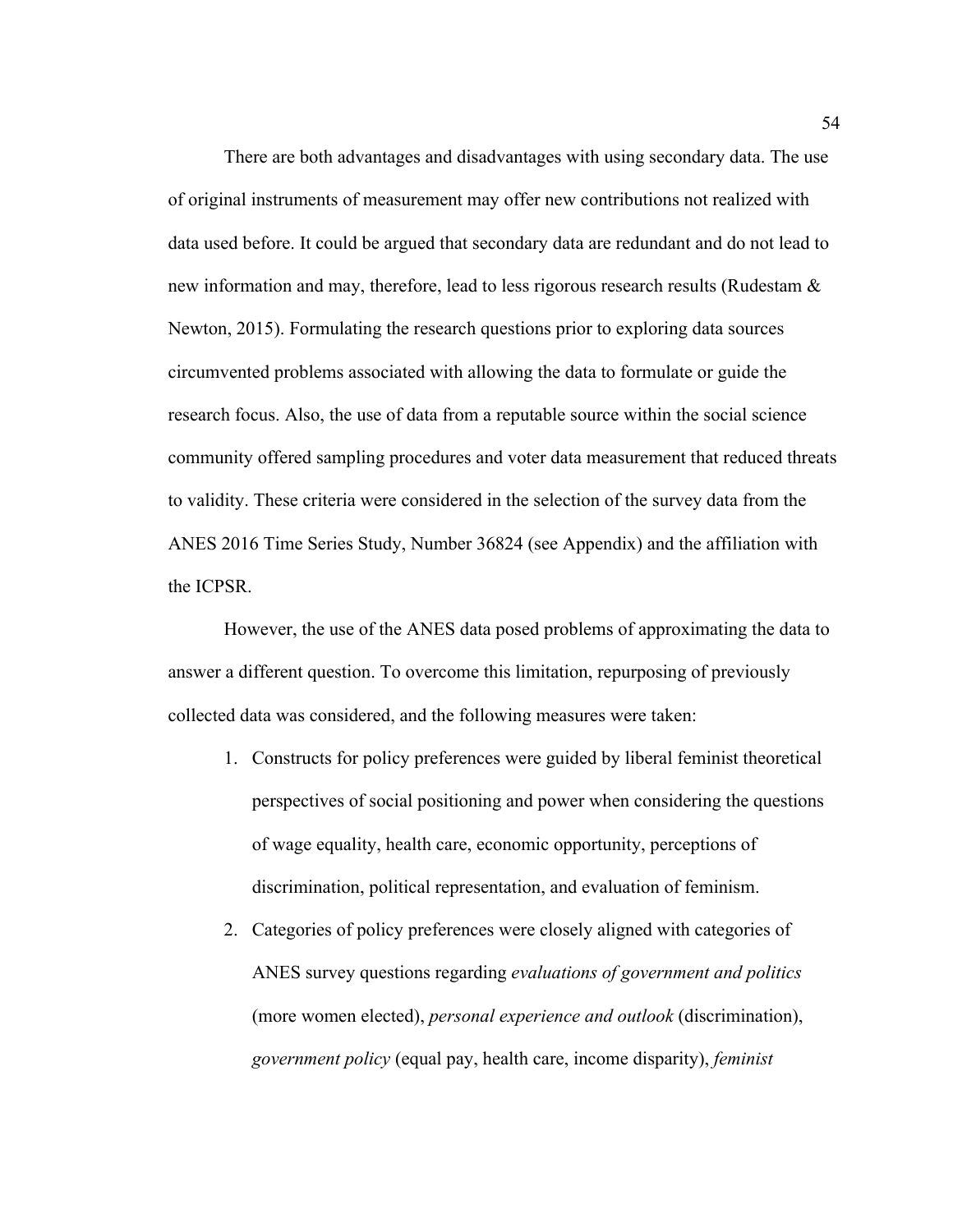There are both advantages and disadvantages with using secondary data. The use of original instruments of measurement may offer new contributions not realized with data used before. It could be argued that secondary data are redundant and do not lead to new information and may, therefore, lead to less rigorous research results (Rudestam & Newton, 2015). Formulating the research questions prior to exploring data sources circumvented problems associated with allowing the data to formulate or guide the research focus. Also, the use of data from a reputable source within the social science community offered sampling procedures and voter data measurement that reduced threats to validity. These criteria were considered in the selection of the survey data from the ANES 2016 Time Series Study, Number 36824 (see Appendix) and the affiliation with the ICPSR.

However, the use of the ANES data posed problems of approximating the data to answer a different question. To overcome this limitation, repurposing of previously collected data was considered, and the following measures were taken:

1. Constructs for policy preferences were guided by liberal feminist theoretical perspectives of social positioning and power when considering the questions of wage equality, health care, economic opportunity, perceptions of discrimination, political representation, and evaluation of feminism.
2. Categories of policy preferences were closely aligned with categories of ANES survey questions regarding *evaluations of government and politics* (more women elected), *personal experience and outlook* (discrimination), *government policy* (equal pay, health care, income disparity), *feminist*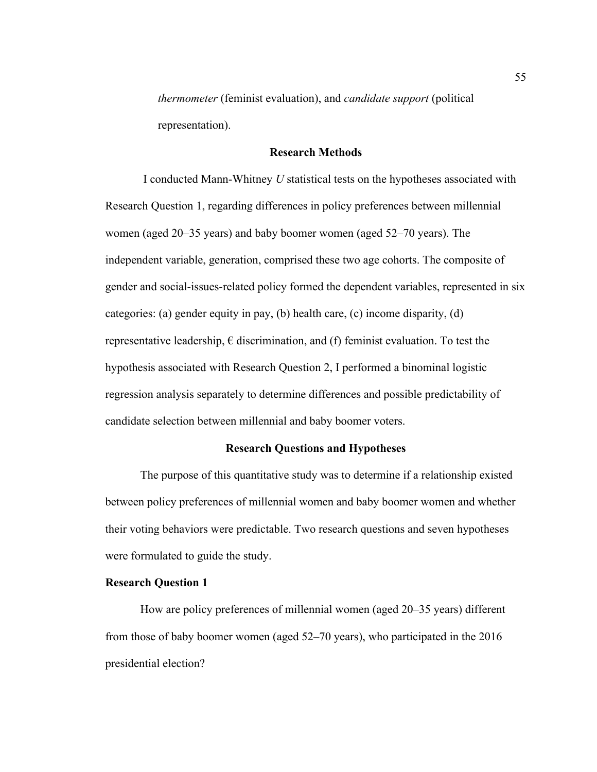*thermometer* (feminist evaluation), and *candidate support* (political representation).

## Research Methods

I conducted Mann-Whitney *U* statistical tests on the hypotheses associated with Research Question 1, regarding differences in policy preferences between millennial women (aged 20–35 years) and baby boomer women (aged 52–70 years). The independent variable, generation, comprised these two age cohorts. The composite of gender and social-issues-related policy formed the dependent variables, represented in six categories: (a) gender equity in pay, (b) health care, (c) income disparity, (d) representative leadership, € discrimination, and (f) feminist evaluation. To test the hypothesis associated with Research Question 2, I performed a binominal logistic regression analysis separately to determine differences and possible predictability of candidate selection between millennial and baby boomer voters.

## Research Questions and Hypotheses

The purpose of this quantitative study was to determine if a relationship existed between policy preferences of millennial women and baby boomer women and whether their voting behaviors were predictable. Two research questions and seven hypotheses were formulated to guide the study.

### Research Question 1

How are policy preferences of millennial women (aged 20–35 years) different from those of baby boomer women (aged 52–70 years), who participated in the 2016 presidential election?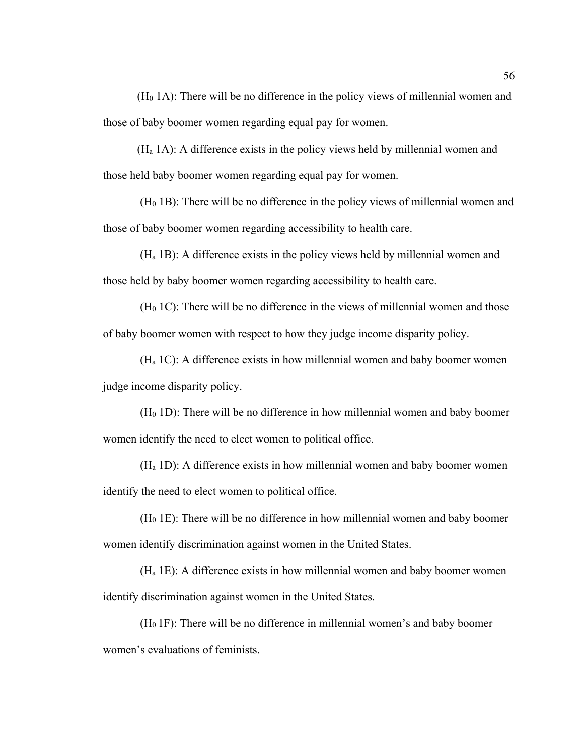($H_0$ 1A): There will be no difference in the policy views of millennial women and those of baby boomer women regarding equal pay for women.

($H_a$ 1A): A difference exists in the policy views held by millennial women and those held baby boomer women regarding equal pay for women.

($H_0$ 1B): There will be no difference in the policy views of millennial women and those of baby boomer women regarding accessibility to health care.

($H_a$ 1B): A difference exists in the policy views held by millennial women and those held by baby boomer women regarding accessibility to health care.

($H_0$ 1C): There will be no difference in the views of millennial women and those of baby boomer women with respect to how they judge income disparity policy.

($H_a$ 1C): A difference exists in how millennial women and baby boomer women judge income disparity policy.

($H_0$ 1D): There will be no difference in how millennial women and baby boomer women identify the need to elect women to political office.

($H_a$ 1D): A difference exists in how millennial women and baby boomer women identify the need to elect women to political office.

($H_0$ 1E): There will be no difference in how millennial women and baby boomer women identify discrimination against women in the United States.

($H_a$ 1E): A difference exists in how millennial women and baby boomer women identify discrimination against women in the United States.

($H_0$ 1F): There will be no difference in millennial women's and baby boomer women's evaluations of feminists.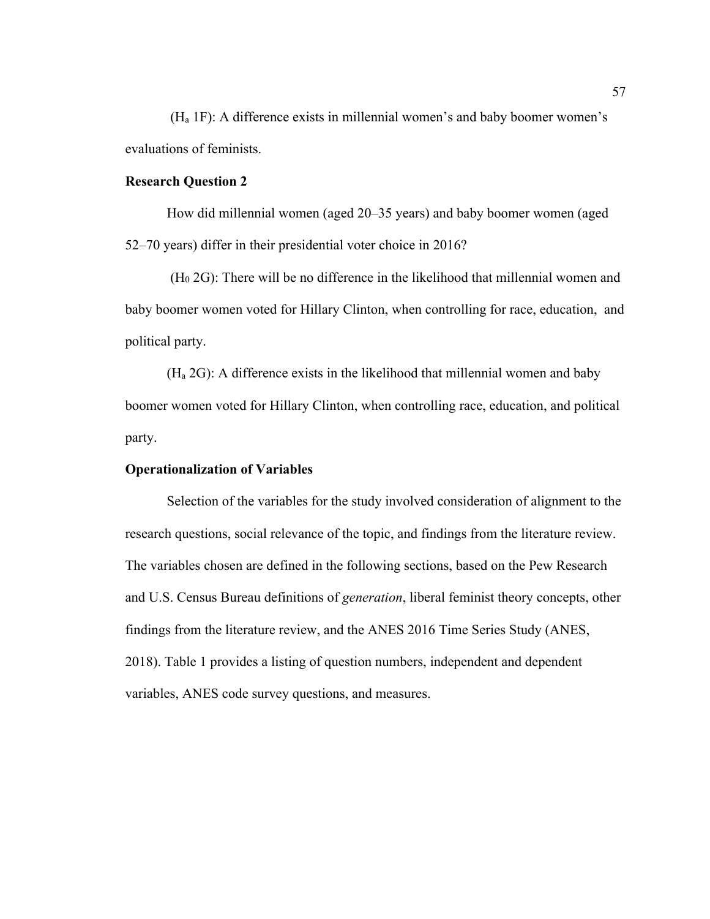($H_a$ 1F): A difference exists in millennial women's and baby boomer women's evaluations of feminists.

**Research Question 2**

How did millennial women (aged 20–35 years) and baby boomer women (aged 52–70 years) differ in their presidential voter choice in 2016?

($H_0$ 2G): There will be no difference in the likelihood that millennial women and baby boomer women voted for Hillary Clinton, when controlling for race, education, and political party.

($H_a$ 2G): A difference exists in the likelihood that millennial women and baby boomer women voted for Hillary Clinton, when controlling race, education, and political party.

**Operationalization of Variables**

Selection of the variables for the study involved consideration of alignment to the research questions, social relevance of the topic, and findings from the literature review. The variables chosen are defined in the following sections, based on the Pew Research and U.S. Census Bureau definitions of *generation*, liberal feminist theory concepts, other findings from the literature review, and the ANES 2016 Time Series Study (ANES, 2018). Table 1 provides a listing of question numbers, independent and dependent variables, ANES code survey questions, and measures.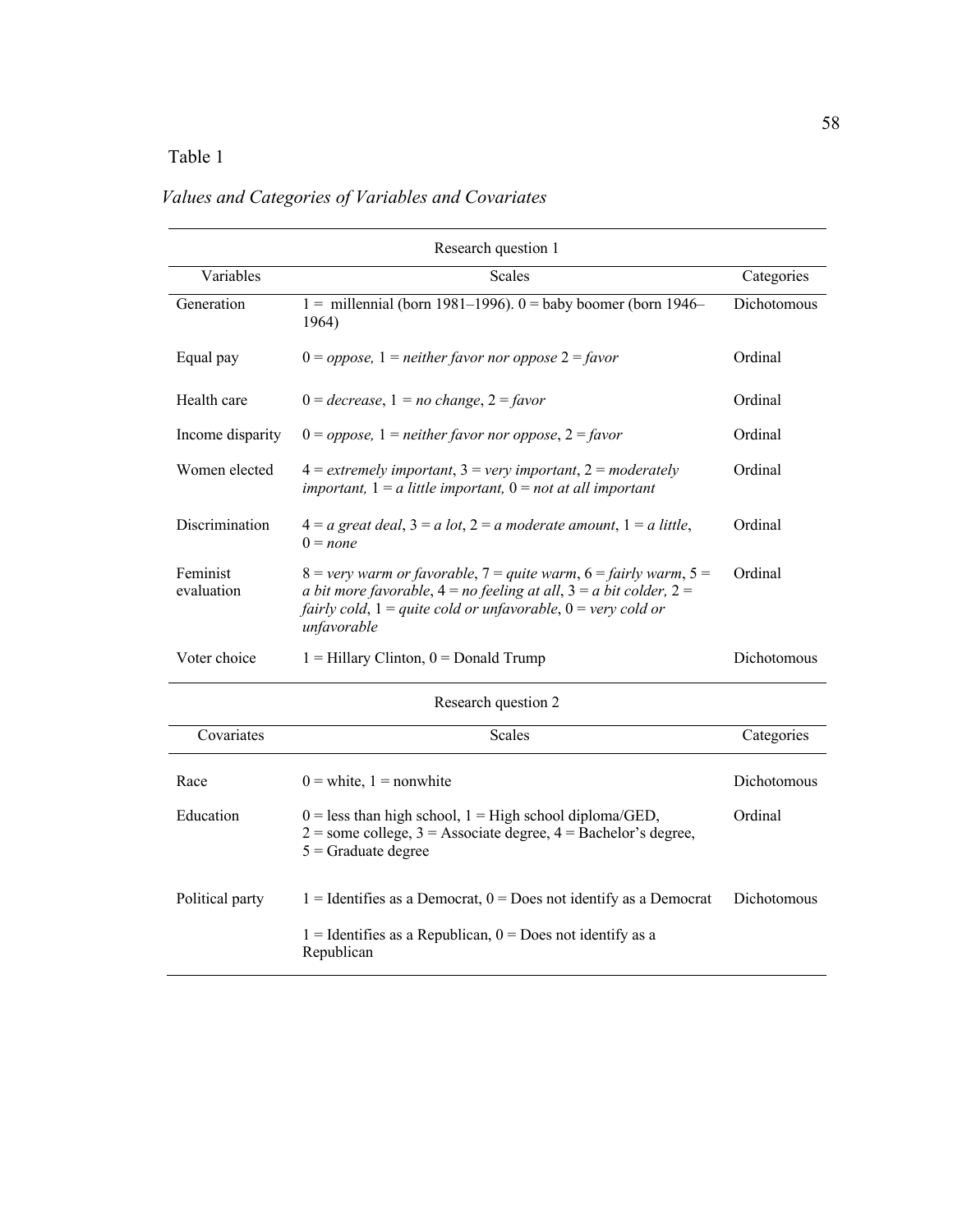Table 1

*Values and Categories of Variables and Covariates*

| Research question 1 | | |
|---|---|---|
| Variables | Scales | Categories |
| Generation | 1 = millennial (born 1981–1996). 0 = baby boomer (born 1946–1964) | Dichotomous |
| Equal pay | 0 = *oppose,* 1 = *neither favor nor oppose* 2 = *favor* | Ordinal |
| Health care | 0 = *decrease*, 1 = *no change*, 2 = *favor* | Ordinal |
| Income disparity | 0 = *oppose,* 1 = *neither favor nor oppose*, 2 = *favor* | Ordinal |
| Women elected | 4 = *extremely important*, 3 = *very important*, 2 = *moderately important,* 1 = *a little important,* 0 = *not at all important* | Ordinal |
| Discrimination | 4 = *a great deal*, 3 = *a lot*, 2 = *a moderate amount*, 1 = *a little*, 0 = *none* | Ordinal |
| Feminist evaluation | 8 = *very warm or favorable*, 7 = *quite warm*, 6 = *fairly warm*, 5 = *a bit more favorable*, 4 = *no feeling at all*, 3 = *a bit colder,* 2 = *fairly cold*, 1 = *quite cold or unfavorable*, 0 = *very cold or unfavorable* | Ordinal |
| Voter choice | 1 = Hillary Clinton, 0 = Donald Trump | Dichotomous |

| Research question 2 | | |
|---|---|---|
| Covariates | Scales | Categories |
| Race | 0 = white, 1 = nonwhite | Dichotomous |
| Education | 0 = less than high school, 1 = High school diploma/GED, 2 = some college, 3 = Associate degree, 4 = Bachelor's degree, 5 = Graduate degree | Ordinal |
| Political party | 1 = Identifies as a Democrat, 0 = Does not identify as a Democrat | Dichotomous |
| | 1 = Identifies as a Republican, 0 = Does not identify as a Republican | |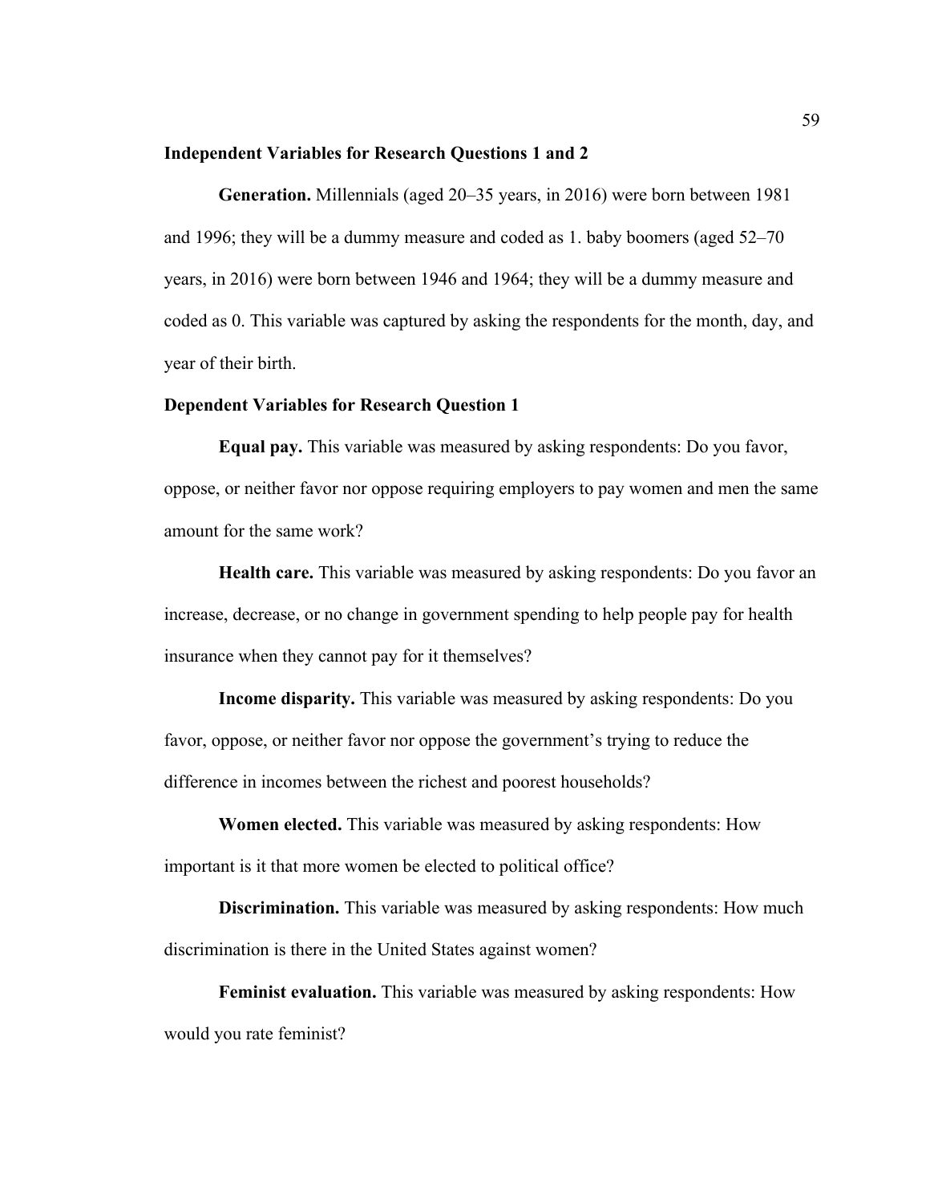**Independent Variables for Research Questions 1 and 2**

**Generation.** Millennials (aged 20–35 years, in 2016) were born between 1981 and 1996; they will be a dummy measure and coded as 1. baby boomers (aged 52–70 years, in 2016) were born between 1946 and 1964; they will be a dummy measure and coded as 0. This variable was captured by asking the respondents for the month, day, and year of their birth.

**Dependent Variables for Research Question 1**

**Equal pay.** This variable was measured by asking respondents: Do you favor, oppose, or neither favor nor oppose requiring employers to pay women and men the same amount for the same work?

**Health care.** This variable was measured by asking respondents: Do you favor an increase, decrease, or no change in government spending to help people pay for health insurance when they cannot pay for it themselves?

**Income disparity.** This variable was measured by asking respondents: Do you favor, oppose, or neither favor nor oppose the government's trying to reduce the difference in incomes between the richest and poorest households?

**Women elected.** This variable was measured by asking respondents: How important is it that more women be elected to political office?

**Discrimination.** This variable was measured by asking respondents: How much discrimination is there in the United States against women?

**Feminist evaluation.** This variable was measured by asking respondents: How would you rate feminist?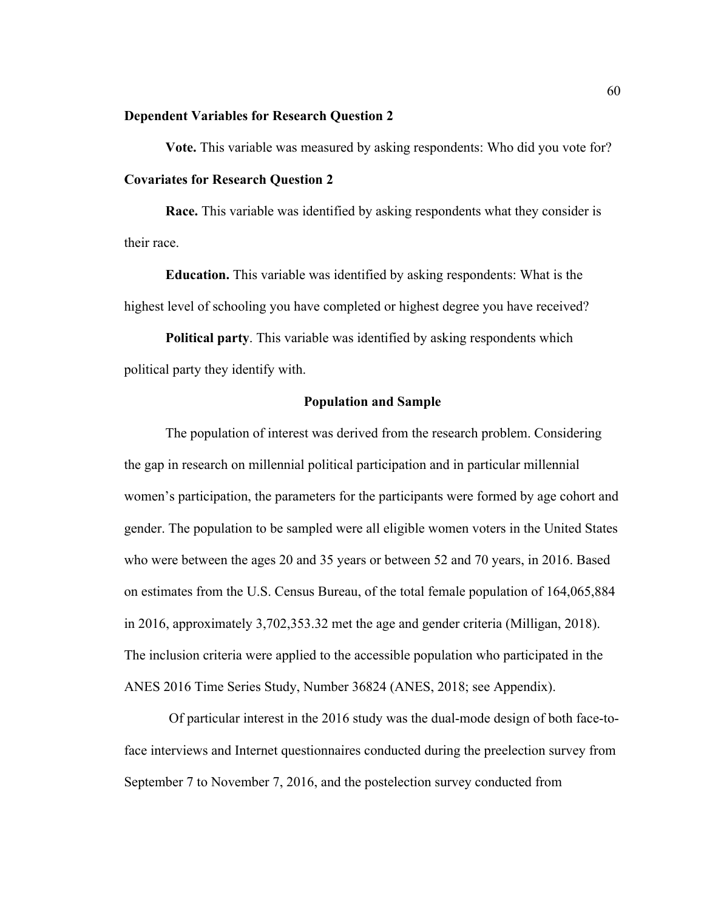**Dependent Variables for Research Question 2**

**Vote.** This variable was measured by asking respondents: Who did you vote for?

**Covariates for Research Question 2**

**Race.** This variable was identified by asking respondents what they consider is their race.

**Education.** This variable was identified by asking respondents: What is the highest level of schooling you have completed or highest degree you have received?

**Political party**. This variable was identified by asking respondents which political party they identify with.

## Population and Sample

The population of interest was derived from the research problem. Considering the gap in research on millennial political participation and in particular millennial women's participation, the parameters for the participants were formed by age cohort and gender. The population to be sampled were all eligible women voters in the United States who were between the ages 20 and 35 years or between 52 and 70 years, in 2016. Based on estimates from the U.S. Census Bureau, of the total female population of 164,065,884 in 2016, approximately 3,702,353.32 met the age and gender criteria (Milligan, 2018). The inclusion criteria were applied to the accessible population who participated in the ANES 2016 Time Series Study, Number 36824 (ANES, 2018; see Appendix).

Of particular interest in the 2016 study was the dual-mode design of both face-to-face interviews and Internet questionnaires conducted during the preelection survey from September 7 to November 7, 2016, and the postelection survey conducted from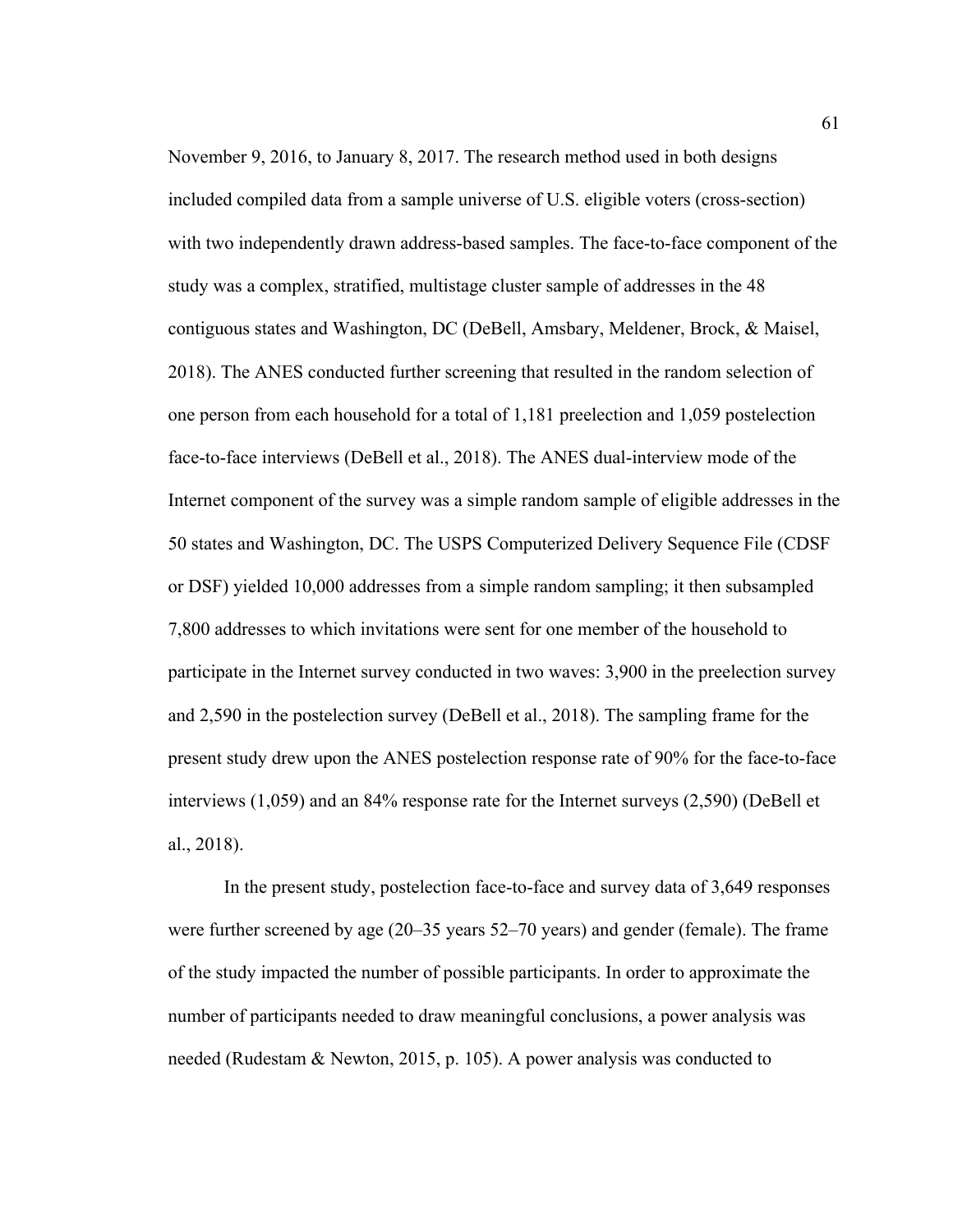November 9, 2016, to January 8, 2017. The research method used in both designs included compiled data from a sample universe of U.S. eligible voters (cross-section) with two independently drawn address-based samples. The face-to-face component of the study was a complex, stratified, multistage cluster sample of addresses in the 48 contiguous states and Washington, DC (DeBell, Amsbary, Meldener, Brock, & Maisel, 2018). The ANES conducted further screening that resulted in the random selection of one person from each household for a total of 1,181 preelection and 1,059 postelection face-to-face interviews (DeBell et al., 2018). The ANES dual-interview mode of the Internet component of the survey was a simple random sample of eligible addresses in the 50 states and Washington, DC. The USPS Computerized Delivery Sequence File (CDSF or DSF) yielded 10,000 addresses from a simple random sampling; it then subsampled 7,800 addresses to which invitations were sent for one member of the household to participate in the Internet survey conducted in two waves: 3,900 in the preelection survey and 2,590 in the postelection survey (DeBell et al., 2018). The sampling frame for the present study drew upon the ANES postelection response rate of 90% for the face-to-face interviews (1,059) and an 84% response rate for the Internet surveys (2,590) (DeBell et al., 2018).

In the present study, postelection face-to-face and survey data of 3,649 responses were further screened by age (20–35 years 52–70 years) and gender (female). The frame of the study impacted the number of possible participants. In order to approximate the number of participants needed to draw meaningful conclusions, a power analysis was needed (Rudestam & Newton, 2015, p. 105). A power analysis was conducted to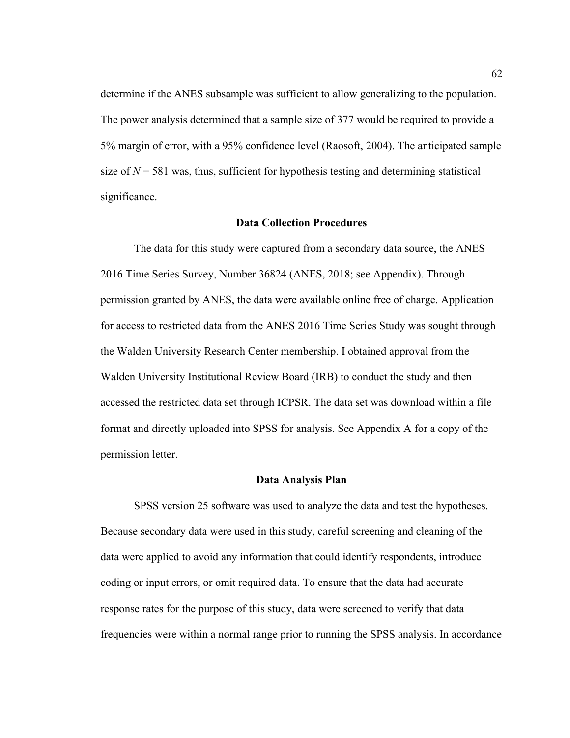determine if the ANES subsample was sufficient to allow generalizing to the population. The power analysis determined that a sample size of 377 would be required to provide a 5% margin of error, with a 95% confidence level (Raosoft, 2004). The anticipated sample size of $N = 581$ was, thus, sufficient for hypothesis testing and determining statistical significance.

## Data Collection Procedures

The data for this study were captured from a secondary data source, the ANES 2016 Time Series Survey, Number 36824 (ANES, 2018; see Appendix). Through permission granted by ANES, the data were available online free of charge. Application for access to restricted data from the ANES 2016 Time Series Study was sought through the Walden University Research Center membership. I obtained approval from the Walden University Institutional Review Board (IRB) to conduct the study and then accessed the restricted data set through ICPSR. The data set was download within a file format and directly uploaded into SPSS for analysis. See Appendix A for a copy of the permission letter.

## Data Analysis Plan

SPSS version 25 software was used to analyze the data and test the hypotheses. Because secondary data were used in this study, careful screening and cleaning of the data were applied to avoid any information that could identify respondents, introduce coding or input errors, or omit required data. To ensure that the data had accurate response rates for the purpose of this study, data were screened to verify that data frequencies were within a normal range prior to running the SPSS analysis. In accordance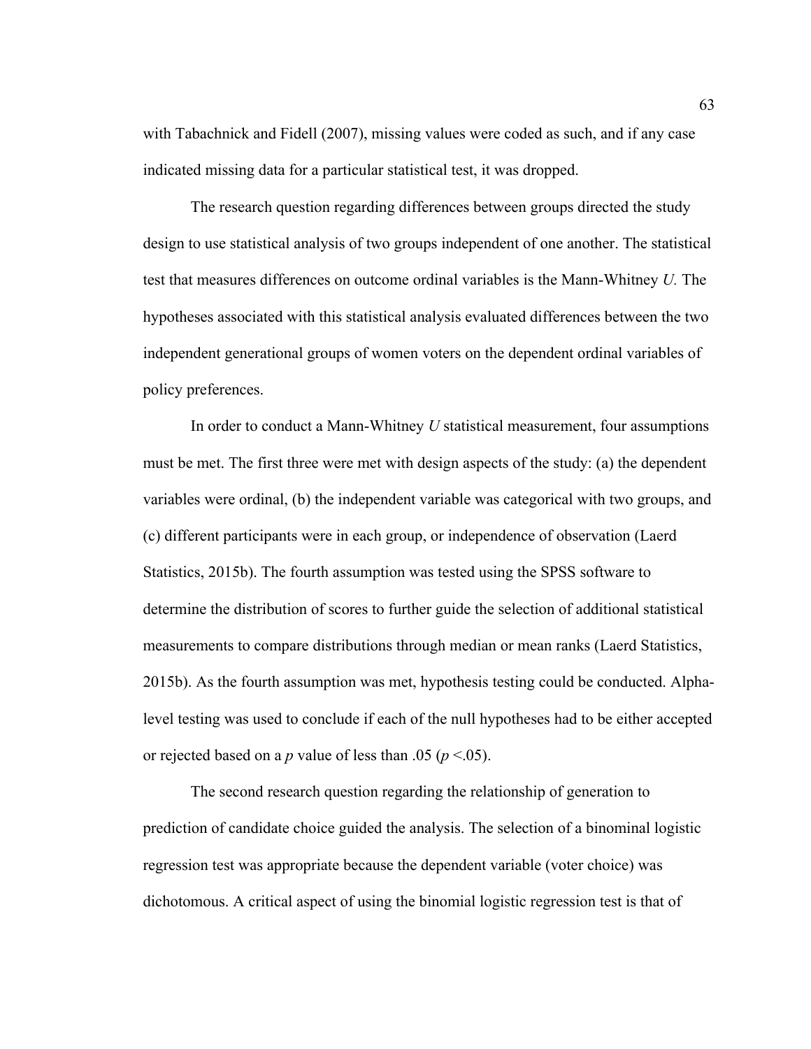with Tabachnick and Fidell (2007), missing values were coded as such, and if any case indicated missing data for a particular statistical test, it was dropped.

The research question regarding differences between groups directed the study design to use statistical analysis of two groups independent of one another. The statistical test that measures differences on outcome ordinal variables is the Mann-Whitney *U.* The hypotheses associated with this statistical analysis evaluated differences between the two independent generational groups of women voters on the dependent ordinal variables of policy preferences.

In order to conduct a Mann-Whitney *U* statistical measurement, four assumptions must be met. The first three were met with design aspects of the study: (a) the dependent variables were ordinal, (b) the independent variable was categorical with two groups, and (c) different participants were in each group, or independence of observation (Laerd Statistics, 2015b). The fourth assumption was tested using the SPSS software to determine the distribution of scores to further guide the selection of additional statistical measurements to compare distributions through median or mean ranks (Laerd Statistics, 2015b). As the fourth assumption was met, hypothesis testing could be conducted. Alpha-level testing was used to conclude if each of the null hypotheses had to be either accepted or rejected based on a *p* value of less than .05 ($p < .05$).

The second research question regarding the relationship of generation to prediction of candidate choice guided the analysis. The selection of a binominal logistic regression test was appropriate because the dependent variable (voter choice) was dichotomous. A critical aspect of using the binomial logistic regression test is that of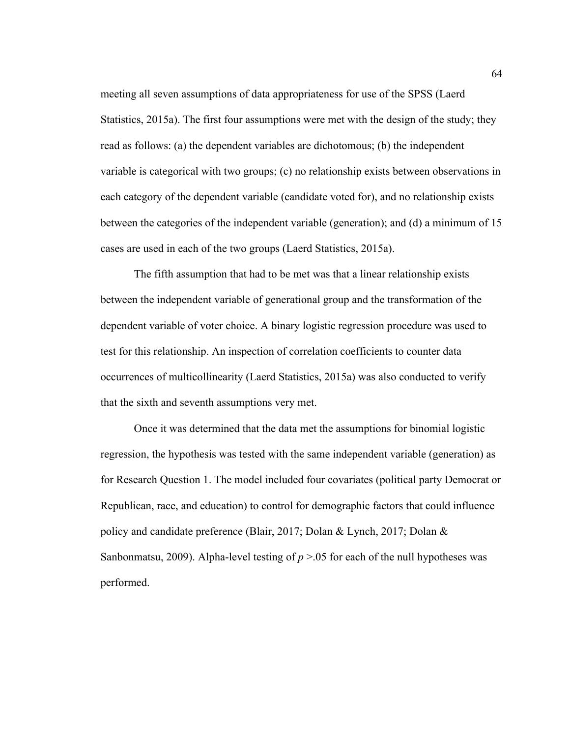meeting all seven assumptions of data appropriateness for use of the SPSS (Laerd Statistics, 2015a). The first four assumptions were met with the design of the study; they read as follows: (a) the dependent variables are dichotomous; (b) the independent variable is categorical with two groups; (c) no relationship exists between observations in each category of the dependent variable (candidate voted for), and no relationship exists between the categories of the independent variable (generation); and (d) a minimum of 15 cases are used in each of the two groups (Laerd Statistics, 2015a).

The fifth assumption that had to be met was that a linear relationship exists between the independent variable of generational group and the transformation of the dependent variable of voter choice. A binary logistic regression procedure was used to test for this relationship. An inspection of correlation coefficients to counter data occurrences of multicollinearity (Laerd Statistics, 2015a) was also conducted to verify that the sixth and seventh assumptions very met.

Once it was determined that the data met the assumptions for binomial logistic regression, the hypothesis was tested with the same independent variable (generation) as for Research Question 1. The model included four covariates (political party Democrat or Republican, race, and education) to control for demographic factors that could influence policy and candidate preference (Blair, 2017; Dolan & Lynch, 2017; Dolan & Sanbonmatsu, 2009). Alpha-level testing of $p$ >.05 for each of the null hypotheses was performed.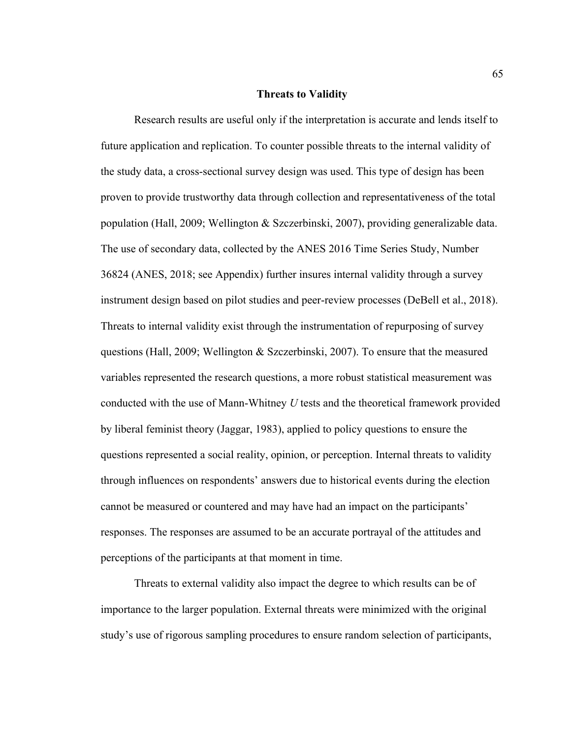## Threats to Validity

Research results are useful only if the interpretation is accurate and lends itself to future application and replication. To counter possible threats to the internal validity of the study data, a cross-sectional survey design was used. This type of design has been proven to provide trustworthy data through collection and representativeness of the total population (Hall, 2009; Wellington & Szczerbinski, 2007), providing generalizable data. The use of secondary data, collected by the ANES 2016 Time Series Study, Number 36824 (ANES, 2018; see Appendix) further insures internal validity through a survey instrument design based on pilot studies and peer-review processes (DeBell et al., 2018). Threats to internal validity exist through the instrumentation of repurposing of survey questions (Hall, 2009; Wellington & Szczerbinski, 2007). To ensure that the measured variables represented the research questions, a more robust statistical measurement was conducted with the use of Mann-Whitney *U* tests and the theoretical framework provided by liberal feminist theory (Jaggar, 1983), applied to policy questions to ensure the questions represented a social reality, opinion, or perception. Internal threats to validity through influences on respondents' answers due to historical events during the election cannot be measured or countered and may have had an impact on the participants' responses. The responses are assumed to be an accurate portrayal of the attitudes and perceptions of the participants at that moment in time.

Threats to external validity also impact the degree to which results can be of importance to the larger population. External threats were minimized with the original study's use of rigorous sampling procedures to ensure random selection of participants,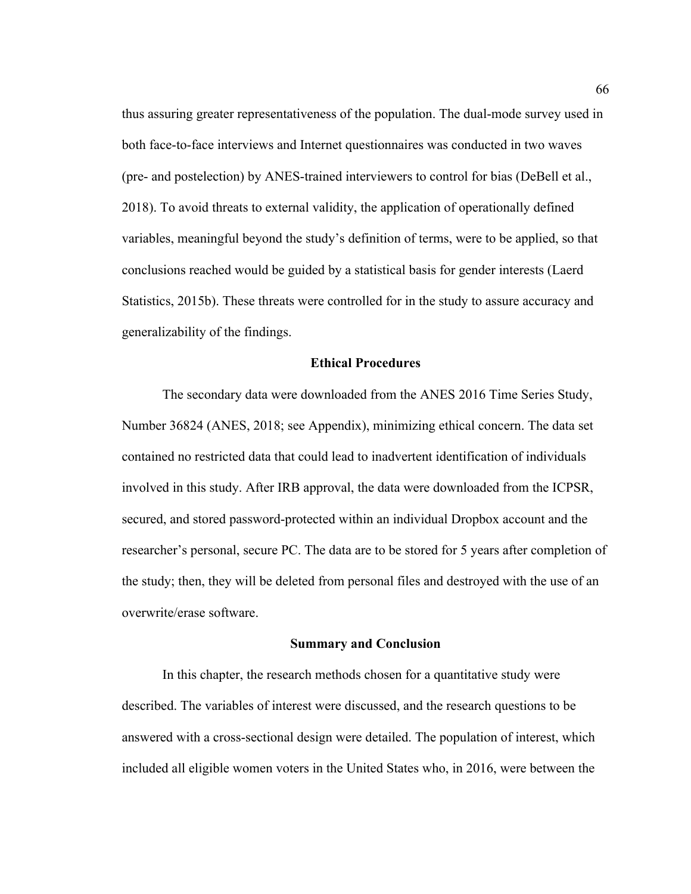thus assuring greater representativeness of the population. The dual-mode survey used in both face-to-face interviews and Internet questionnaires was conducted in two waves (pre- and postelection) by ANES-trained interviewers to control for bias (DeBell et al., 2018). To avoid threats to external validity, the application of operationally defined variables, meaningful beyond the study's definition of terms, were to be applied, so that conclusions reached would be guided by a statistical basis for gender interests (Laerd Statistics, 2015b). These threats were controlled for in the study to assure accuracy and generalizability of the findings.

## Ethical Procedures

The secondary data were downloaded from the ANES 2016 Time Series Study, Number 36824 (ANES, 2018; see Appendix), minimizing ethical concern. The data set contained no restricted data that could lead to inadvertent identification of individuals involved in this study. After IRB approval, the data were downloaded from the ICPSR, secured, and stored password-protected within an individual Dropbox account and the researcher's personal, secure PC. The data are to be stored for 5 years after completion of the study; then, they will be deleted from personal files and destroyed with the use of an overwrite/erase software.

## Summary and Conclusion

In this chapter, the research methods chosen for a quantitative study were described. The variables of interest were discussed, and the research questions to be answered with a cross-sectional design were detailed. The population of interest, which included all eligible women voters in the United States who, in 2016, were between the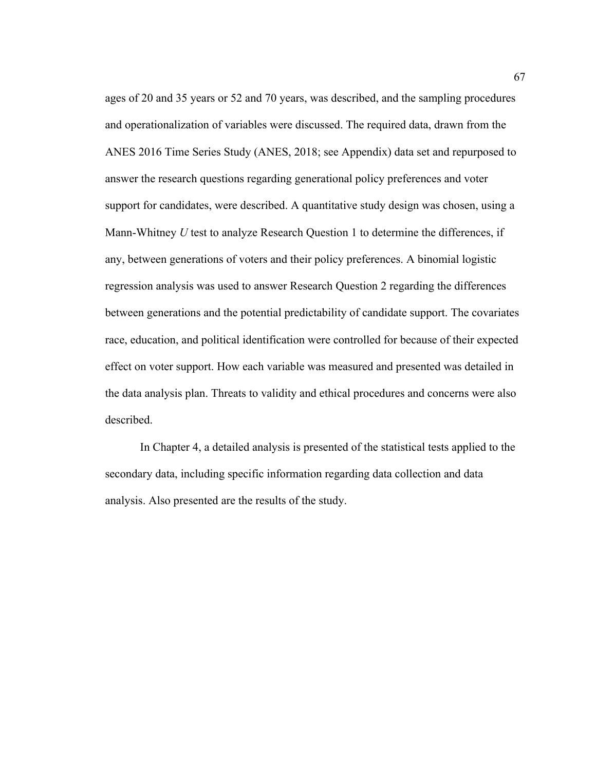ages of 20 and 35 years or 52 and 70 years, was described, and the sampling procedures and operationalization of variables were discussed. The required data, drawn from the ANES 2016 Time Series Study (ANES, 2018; see Appendix) data set and repurposed to answer the research questions regarding generational policy preferences and voter support for candidates, were described. A quantitative study design was chosen, using a Mann-Whitney *U* test to analyze Research Question 1 to determine the differences, if any, between generations of voters and their policy preferences. A binomial logistic regression analysis was used to answer Research Question 2 regarding the differences between generations and the potential predictability of candidate support. The covariates race, education, and political identification were controlled for because of their expected effect on voter support. How each variable was measured and presented was detailed in the data analysis plan. Threats to validity and ethical procedures and concerns were also described.

In Chapter 4, a detailed analysis is presented of the statistical tests applied to the secondary data, including specific information regarding data collection and data analysis. Also presented are the results of the study.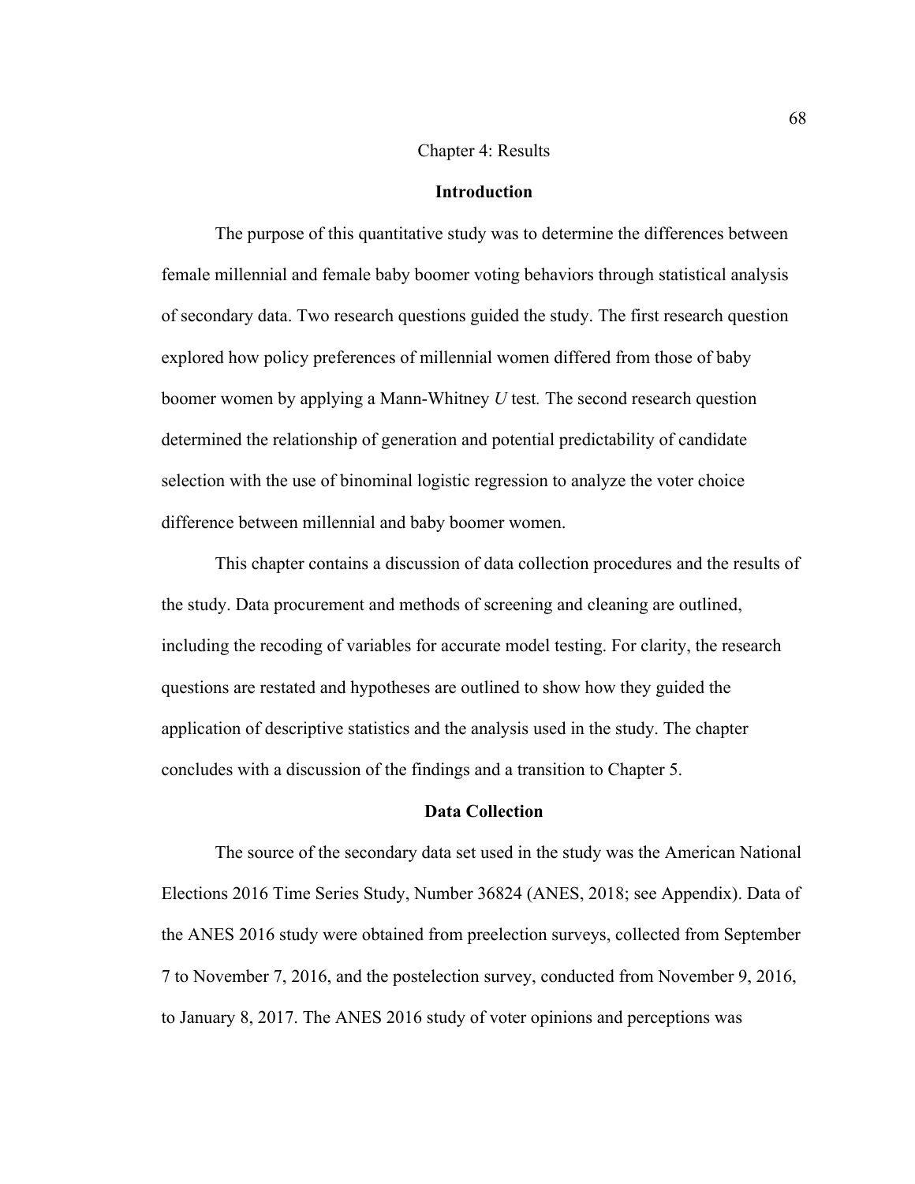# Chapter 4: Results

## Introduction

The purpose of this quantitative study was to determine the differences between female millennial and female baby boomer voting behaviors through statistical analysis of secondary data. Two research questions guided the study. The first research question explored how policy preferences of millennial women differed from those of baby boomer women by applying a Mann-Whitney *U* test. The second research question determined the relationship of generation and potential predictability of candidate selection with the use of binominal logistic regression to analyze the voter choice difference between millennial and baby boomer women.

This chapter contains a discussion of data collection procedures and the results of the study. Data procurement and methods of screening and cleaning are outlined, including the recoding of variables for accurate model testing. For clarity, the research questions are restated and hypotheses are outlined to show how they guided the application of descriptive statistics and the analysis used in the study. The chapter concludes with a discussion of the findings and a transition to Chapter 5.

## Data Collection

The source of the secondary data set used in the study was the American National Elections 2016 Time Series Study, Number 36824 (ANES, 2018; see Appendix). Data of the ANES 2016 study were obtained from preelection surveys, collected from September 7 to November 7, 2016, and the postelection survey, conducted from November 9, 2016, to January 8, 2017. The ANES 2016 study of voter opinions and perceptions was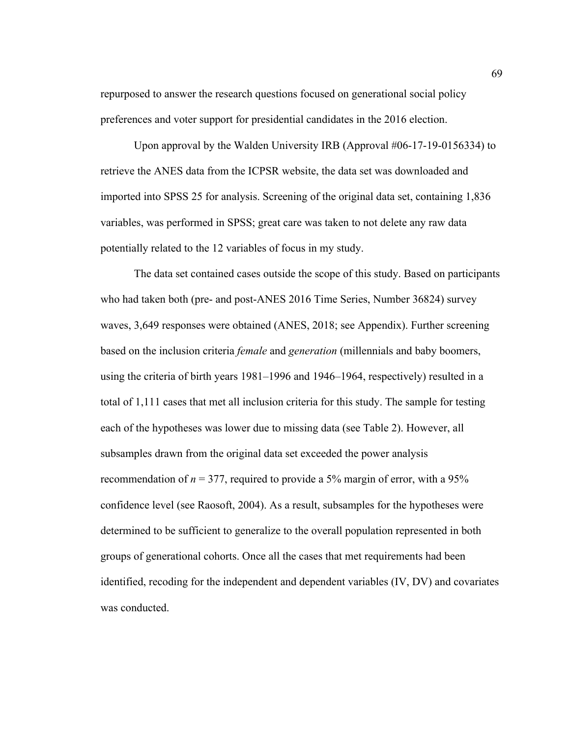repurposed to answer the research questions focused on generational social policy preferences and voter support for presidential candidates in the 2016 election.

Upon approval by the Walden University IRB (Approval #06-17-19-0156334) to retrieve the ANES data from the ICPSR website, the data set was downloaded and imported into SPSS 25 for analysis. Screening of the original data set, containing 1,836 variables, was performed in SPSS; great care was taken to not delete any raw data potentially related to the 12 variables of focus in my study.

The data set contained cases outside the scope of this study. Based on participants who had taken both (pre- and post-ANES 2016 Time Series, Number 36824) survey waves, 3,649 responses were obtained (ANES, 2018; see Appendix). Further screening based on the inclusion criteria *female* and *generation* (millennials and baby boomers, using the criteria of birth years 1981–1996 and 1946–1964, respectively) resulted in a total of 1,111 cases that met all inclusion criteria for this study. The sample for testing each of the hypotheses was lower due to missing data (see Table 2). However, all subsamples drawn from the original data set exceeded the power analysis recommendation of $n = 377$, required to provide a 5% margin of error, with a 95% confidence level (see Raosoft, 2004). As a result, subsamples for the hypotheses were determined to be sufficient to generalize to the overall population represented in both groups of generational cohorts. Once all the cases that met requirements had been identified, recoding for the independent and dependent variables (IV, DV) and covariates was conducted.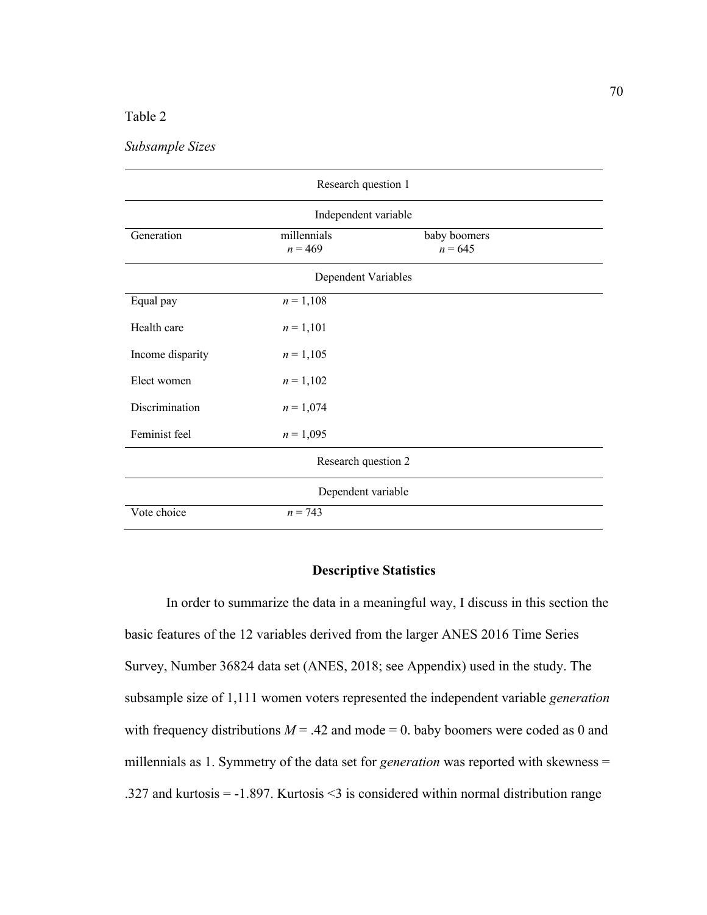Table 2

*Subsample Sizes*

| | | |
|---|---|---|
| Research question 1 | | |
| Independent variable | | |
| Generation | millennials $n$ = 469 | baby boomers $n$ = 645 |
| Dependent Variables | | |
| Equal pay | $n$ = 1,108 | |
| Health care | $n$ = 1,101 | |
| Income disparity | $n$ = 1,105 | |
| Elect women | $n$ = 1,102 | |
| Discrimination | $n$ = 1,074 | |
| Feminist feel | $n$ = 1,095 | |
| Research question 2 | | |
| Dependent variable | | |
| Vote choice | $n$ = 743 | |

## Descriptive Statistics

In order to summarize the data in a meaningful way, I discuss in this section the basic features of the 12 variables derived from the larger ANES 2016 Time Series Survey, Number 36824 data set (ANES, 2018; see Appendix) used in the study. The subsample size of 1,111 women voters represented the independent variable *generation* with frequency distributions $M$ = .42 and mode = 0. baby boomers were coded as 0 and millennials as 1. Symmetry of the data set for *generation* was reported with skewness = .327 and kurtosis = -1.897. Kurtosis <3 is considered within normal distribution range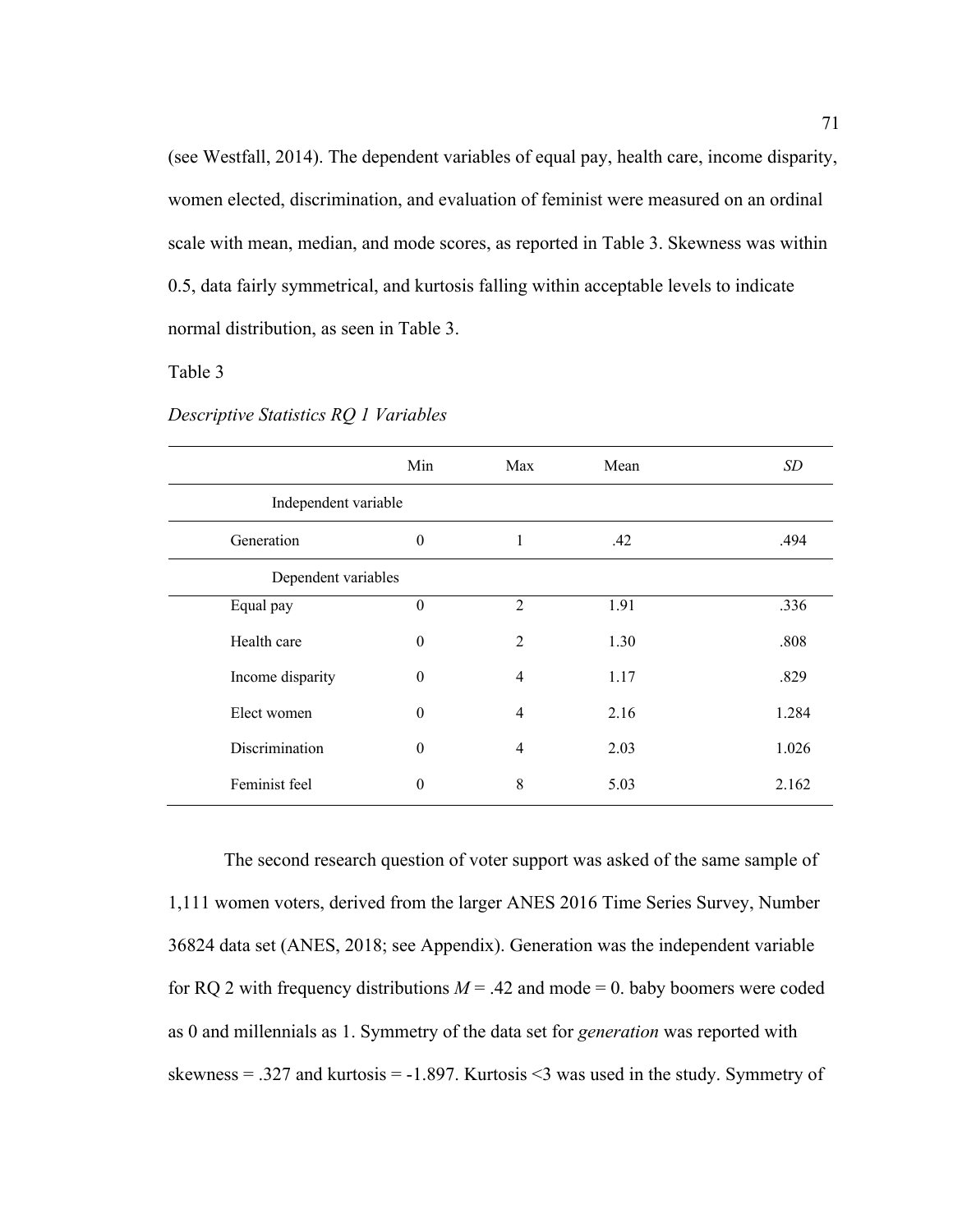(see Westfall, 2014). The dependent variables of equal pay, health care, income disparity, women elected, discrimination, and evaluation of feminist were measured on an ordinal scale with mean, median, and mode scores, as reported in Table 3. Skewness was within 0.5, data fairly symmetrical, and kurtosis falling within acceptable levels to indicate normal distribution, as seen in Table 3.

Table 3

*Descriptive Statistics RQ 1 Variables*

| | Min | Max | Mean | *SD* |
|---|---|---|---|---|
| Independent variable | | | | |
| Generation | 0 | 1 | .42 | .494 |
| Dependent variables | | | | |
| Equal pay | 0 | 2 | 1.91 | .336 |
| Health care | 0 | 2 | 1.30 | .808 |
| Income disparity | 0 | 4 | 1.17 | .829 |
| Elect women | 0 | 4 | 2.16 | 1.284 |
| Discrimination | 0 | 4 | 2.03 | 1.026 |
| Feminist feel | 0 | 8 | 5.03 | 2.162 |

The second research question of voter support was asked of the same sample of 1,111 women voters, derived from the larger ANES 2016 Time Series Survey, Number 36824 data set (ANES, 2018; see Appendix). Generation was the independent variable for RQ 2 with frequency distributions $M$ = .42 and mode = 0. baby boomers were coded as 0 and millennials as 1. Symmetry of the data set for *generation* was reported with skewness = .327 and kurtosis = -1.897. Kurtosis <3 was used in the study. Symmetry of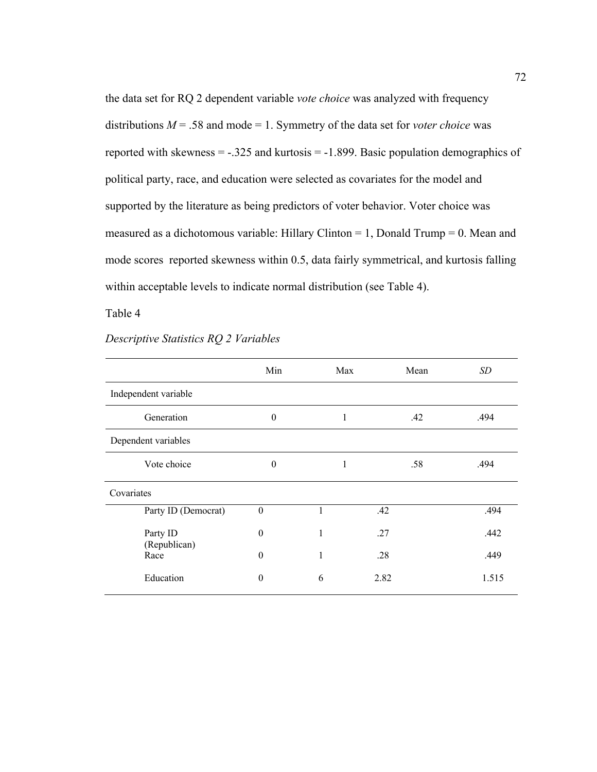the data set for RQ 2 dependent variable *vote choice* was analyzed with frequency distributions $M$ = .58 and mode = 1. Symmetry of the data set for *voter choice* was reported with skewness = -.325 and kurtosis = -1.899. Basic population demographics of political party, race, and education were selected as covariates for the model and supported by the literature as being predictors of voter behavior. Voter choice was measured as a dichotomous variable: Hillary Clinton = 1, Donald Trump = 0. Mean and mode scores reported skewness within 0.5, data fairly symmetrical, and kurtosis falling within acceptable levels to indicate normal distribution (see Table 4).

Table 4

*Descriptive Statistics RQ 2 Variables*

| | Min | Max | Mean | *SD* |
|---|---|---|---|---|
| Independent variable | | | | |
| Generation | 0 | 1 | .42 | .494 |
| Dependent variables | | | | |
| Vote choice | 0 | 1 | .58 | .494 |
| Covariates | | | | |
| Party ID (Democrat) | 0 | 1 | .42 | .494 |
| Party ID (Republican) | 0 | 1 | .27 | .442 |
| Race | 0 | 1 | .28 | .449 |
| Education | 0 | 6 | 2.82 | 1.515 |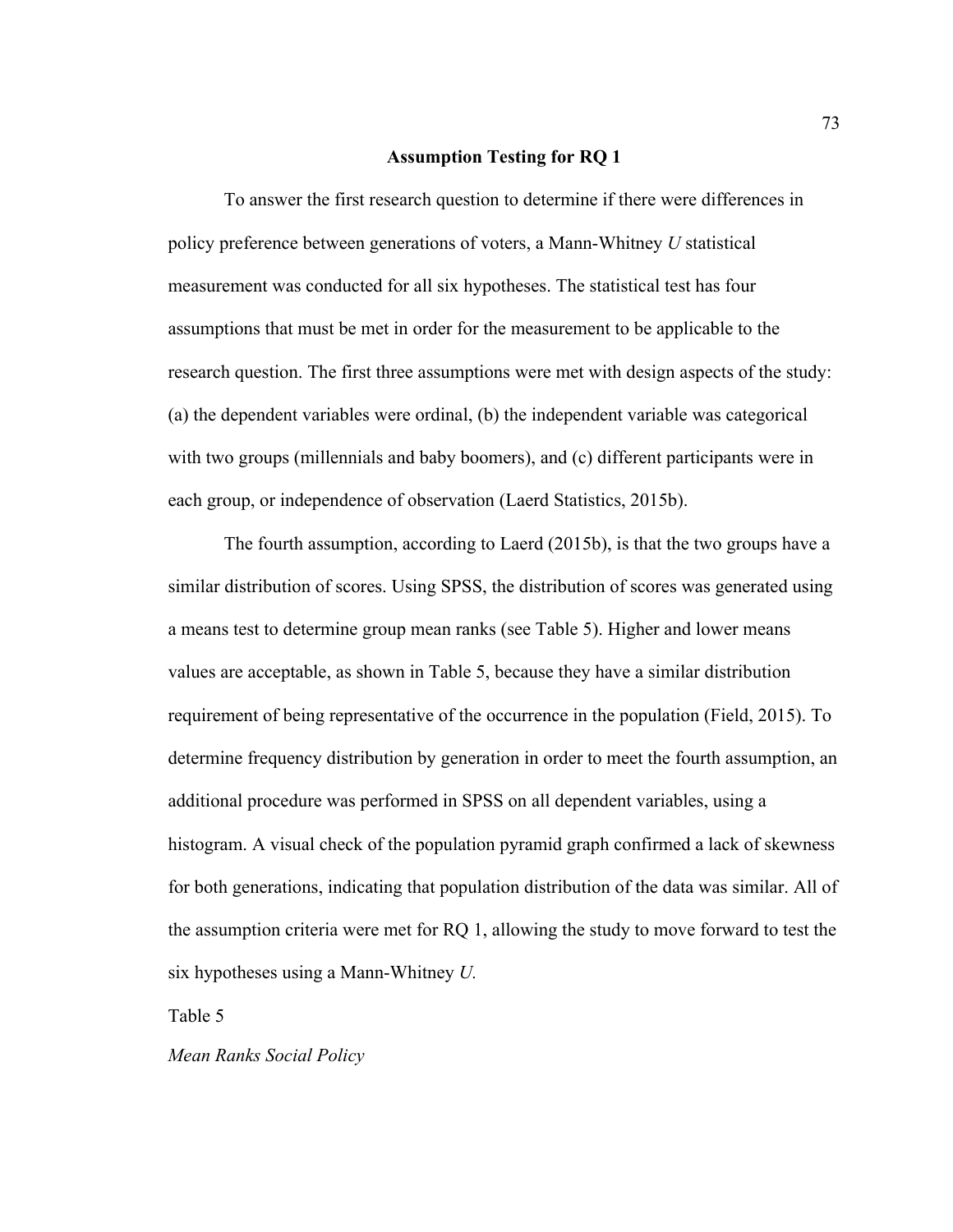## Assumption Testing for RQ 1

To answer the first research question to determine if there were differences in policy preference between generations of voters, a Mann-Whitney *U* statistical measurement was conducted for all six hypotheses. The statistical test has four assumptions that must be met in order for the measurement to be applicable to the research question. The first three assumptions were met with design aspects of the study: (a) the dependent variables were ordinal, (b) the independent variable was categorical with two groups (millennials and baby boomers), and (c) different participants were in each group, or independence of observation (Laerd Statistics, 2015b).

The fourth assumption, according to Laerd (2015b), is that the two groups have a similar distribution of scores. Using SPSS, the distribution of scores was generated using a means test to determine group mean ranks (see Table 5). Higher and lower means values are acceptable, as shown in Table 5, because they have a similar distribution requirement of being representative of the occurrence in the population (Field, 2015). To determine frequency distribution by generation in order to meet the fourth assumption, an additional procedure was performed in SPSS on all dependent variables, using a histogram. A visual check of the population pyramid graph confirmed a lack of skewness for both generations, indicating that population distribution of the data was similar. All of the assumption criteria were met for RQ 1, allowing the study to move forward to test the six hypotheses using a Mann-Whitney *U*.

Table 5

*Mean Ranks Social Policy*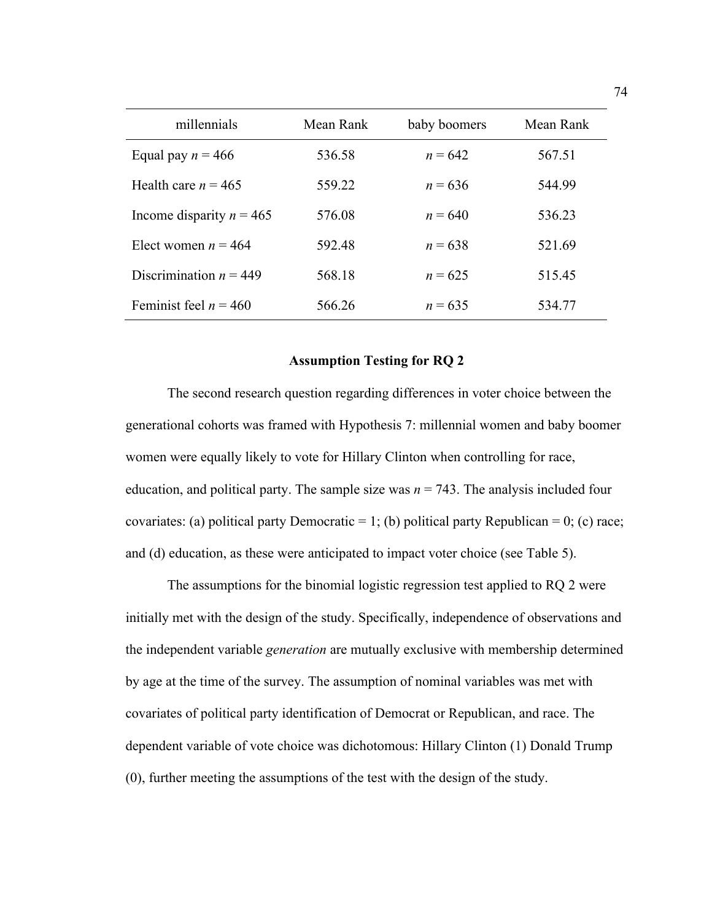| millennials | Mean Rank | baby boomers | Mean Rank |
|---|---|---|---|
| Equal pay $n$ = 466 | 536.58 | $n$ = 642 | 567.51 |
| Health care $n$ = 465 | 559.22 | $n$ = 636 | 544.99 |
| Income disparity $n$ = 465 | 576.08 | $n$ = 640 | 536.23 |
| Elect women $n$ = 464 | 592.48 | $n$ = 638 | 521.69 |
| Discrimination $n$ = 449 | 568.18 | $n$ = 625 | 515.45 |
| Feminist feel $n$ = 460 | 566.26 | $n$ = 635 | 534.77 |

## Assumption Testing for RQ 2

The second research question regarding differences in voter choice between the generational cohorts was framed with Hypothesis 7: millennial women and baby boomer women were equally likely to vote for Hillary Clinton when controlling for race, education, and political party. The sample size was $n$ = 743. The analysis included four covariates: (a) political party Democratic = 1; (b) political party Republican = 0; (c) race; and (d) education, as these were anticipated to impact voter choice (see Table 5).

The assumptions for the binomial logistic regression test applied to RQ 2 were initially met with the design of the study. Specifically, independence of observations and the independent variable *generation* are mutually exclusive with membership determined by age at the time of the survey. The assumption of nominal variables was met with covariates of political party identification of Democrat or Republican, and race. The dependent variable of vote choice was dichotomous: Hillary Clinton (1) Donald Trump (0), further meeting the assumptions of the test with the design of the study.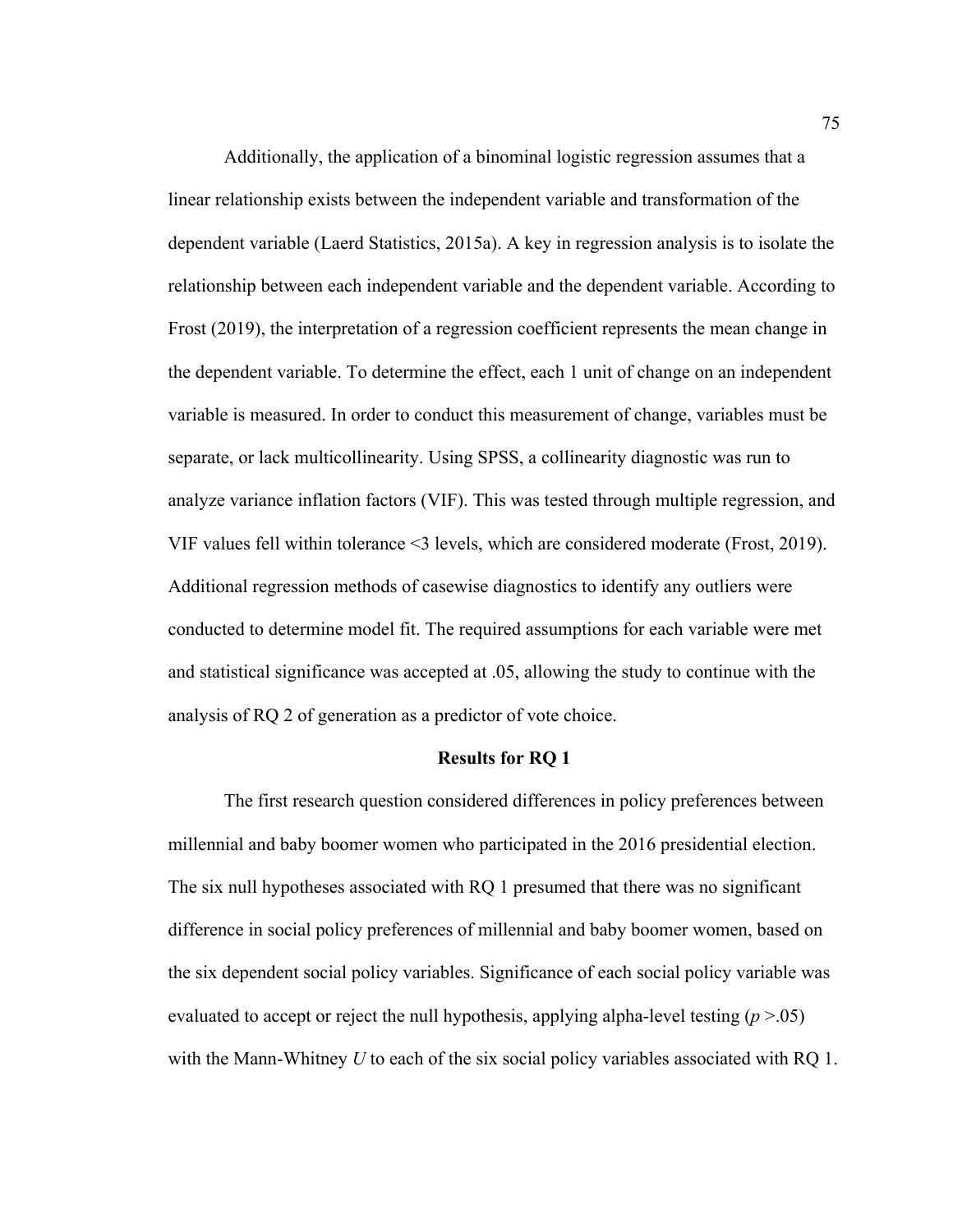Additionally, the application of a binominal logistic regression assumes that a linear relationship exists between the independent variable and transformation of the dependent variable (Laerd Statistics, 2015a). A key in regression analysis is to isolate the relationship between each independent variable and the dependent variable. According to Frost (2019), the interpretation of a regression coefficient represents the mean change in the dependent variable. To determine the effect, each 1 unit of change on an independent variable is measured. In order to conduct this measurement of change, variables must be separate, or lack multicollinearity. Using SPSS, a collinearity diagnostic was run to analyze variance inflation factors (VIF). This was tested through multiple regression, and VIF values fell within tolerance <3 levels, which are considered moderate (Frost, 2019). Additional regression methods of casewise diagnostics to identify any outliers were conducted to determine model fit. The required assumptions for each variable were met and statistical significance was accepted at .05, allowing the study to continue with the analysis of RQ 2 of generation as a predictor of vote choice.

## Results for RQ 1

The first research question considered differences in policy preferences between millennial and baby boomer women who participated in the 2016 presidential election. The six null hypotheses associated with RQ 1 presumed that there was no significant difference in social policy preferences of millennial and baby boomer women, based on the six dependent social policy variables. Significance of each social policy variable was evaluated to accept or reject the null hypothesis, applying alpha-level testing ($p > .05$) with the Mann-Whitney $U$ to each of the six social policy variables associated with RQ 1.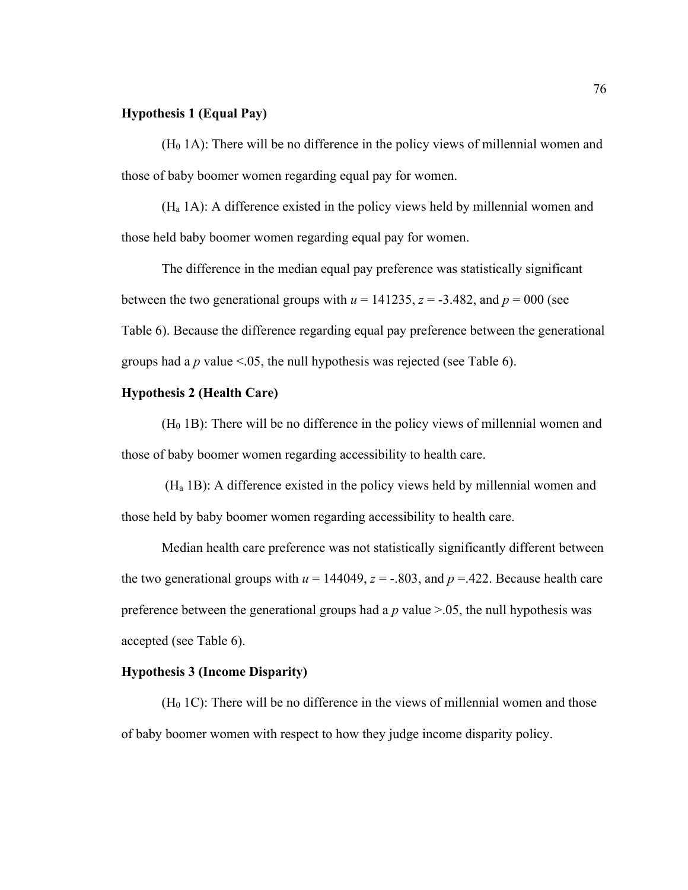**Hypothesis 1 (Equal Pay)**

($H_0$ 1A): There will be no difference in the policy views of millennial women and those of baby boomer women regarding equal pay for women.

($H_a$ 1A): A difference existed in the policy views held by millennial women and those held baby boomer women regarding equal pay for women.

The difference in the median equal pay preference was statistically significant between the two generational groups with $u$ = 141235, $z$ = -3.482, and $p$ = 000 (see Table 6). Because the difference regarding equal pay preference between the generational groups had a $p$ value <.05, the null hypothesis was rejected (see Table 6).

**Hypothesis 2 (Health Care)**

($H_0$ 1B): There will be no difference in the policy views of millennial women and those of baby boomer women regarding accessibility to health care.

($H_a$ 1B): A difference existed in the policy views held by millennial women and those held by baby boomer women regarding accessibility to health care.

Median health care preference was not statistically significantly different between the two generational groups with $u$ = 144049, $z$ = -.803, and $p$ =.422. Because health care preference between the generational groups had a $p$ value >.05, the null hypothesis was accepted (see Table 6).

**Hypothesis 3 (Income Disparity)**

($H_0$ 1C): There will be no difference in the views of millennial women and those of baby boomer women with respect to how they judge income disparity policy.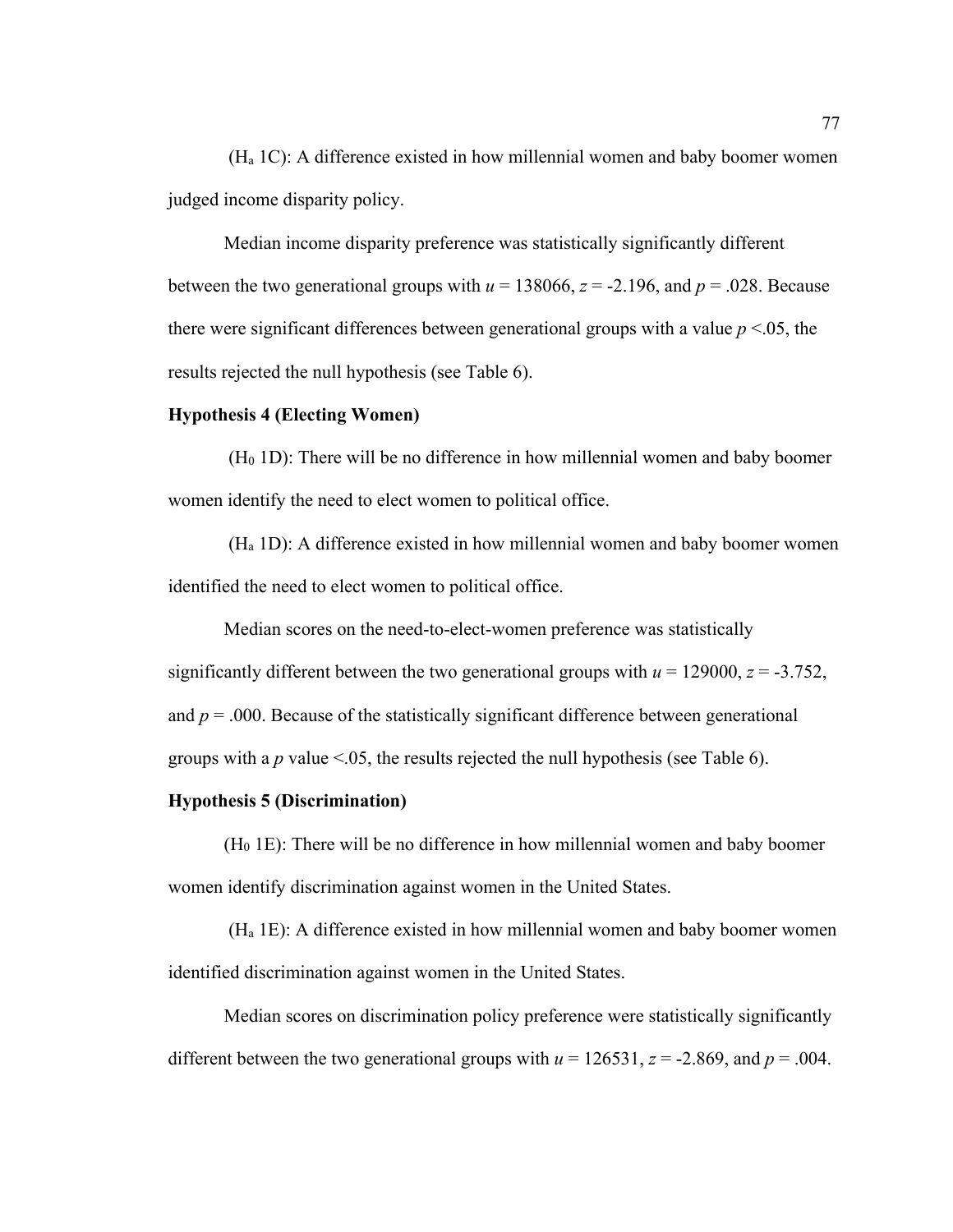($H_a$ 1C): A difference existed in how millennial women and baby boomer women judged income disparity policy.

Median income disparity preference was statistically significantly different between the two generational groups with $u = 138066$, $z = -2.196$, and $p = .028$. Because there were significant differences between generational groups with a value $p < .05$, the results rejected the null hypothesis (see Table 6).

**Hypothesis 4 (Electing Women)**

($H_0$ 1D): There will be no difference in how millennial women and baby boomer women identify the need to elect women to political office.

($H_a$ 1D): A difference existed in how millennial women and baby boomer women identified the need to elect women to political office.

Median scores on the need-to-elect-women preference was statistically significantly different between the two generational groups with $u = 129000$, $z = -3.752$, and $p = .000$. Because of the statistically significant difference between generational groups with a $p$ value $< .05$, the results rejected the null hypothesis (see Table 6).

**Hypothesis 5 (Discrimination)**

($H_0$ 1E): There will be no difference in how millennial women and baby boomer women identify discrimination against women in the United States.

($H_a$ 1E): A difference existed in how millennial women and baby boomer women identified discrimination against women in the United States.

Median scores on discrimination policy preference were statistically significantly different between the two generational groups with $u = 126531$, $z = -2.869$, and $p = .004$.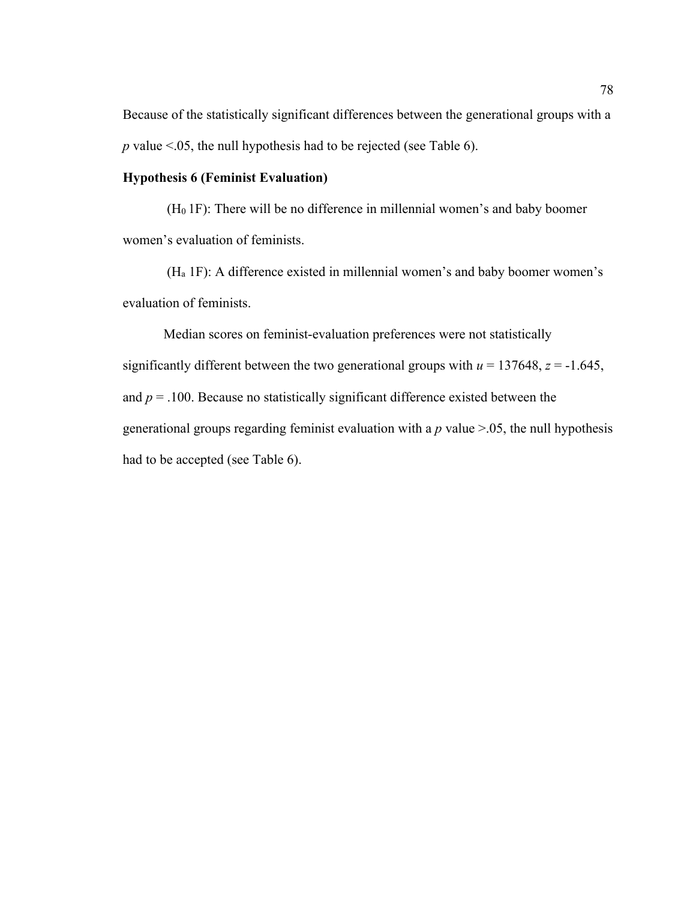Because of the statistically significant differences between the generational groups with a *p* value <.05, the null hypothesis had to be rejected (see Table 6).

**Hypothesis 6 (Feminist Evaluation)**

($H_0$ 1F): There will be no difference in millennial women's and baby boomer women's evaluation of feminists.

($H_a$ 1F): A difference existed in millennial women's and baby boomer women's evaluation of feminists.

Median scores on feminist-evaluation preferences were not statistically significantly different between the two generational groups with $u = 137648$, $z = -1.645$, and $p = .100$. Because no statistically significant difference existed between the generational groups regarding feminist evaluation with a *p* value >.05, the null hypothesis had to be accepted (see Table 6).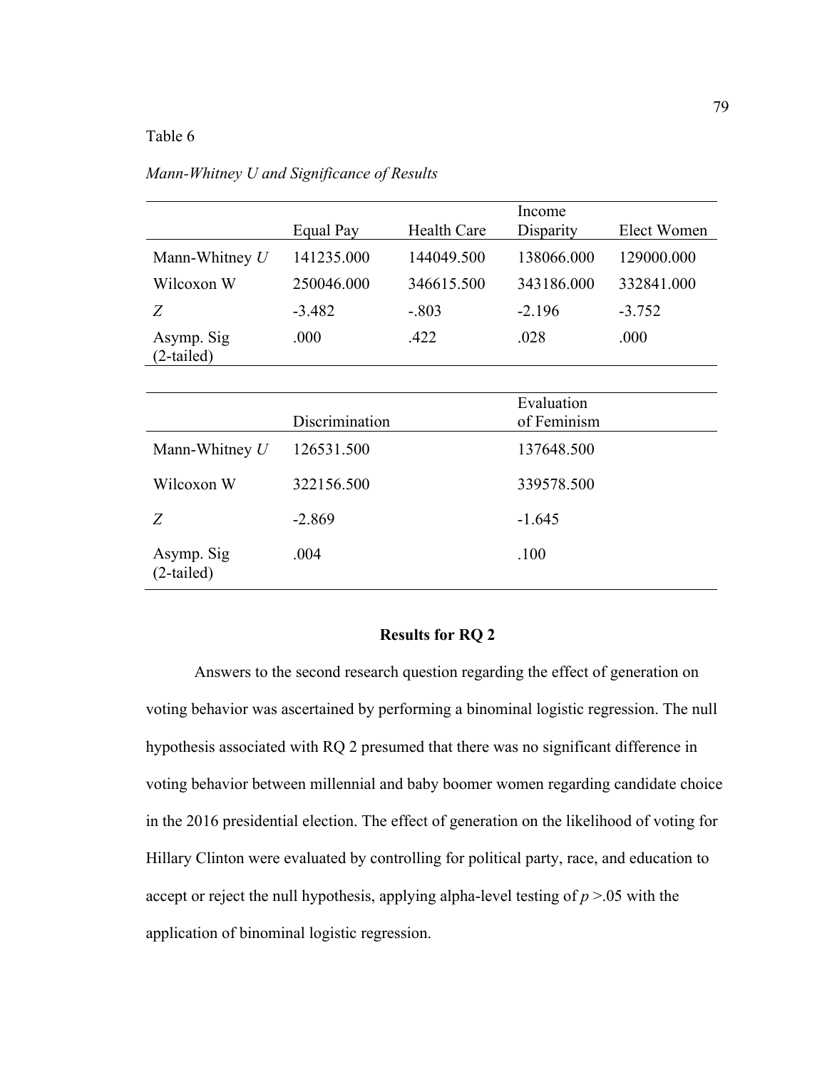Table 6

*Mann-Whitney U and Significance of Results*

| | Equal Pay | Health Care | Income Disparity | Elect Women |
|---|---|---|---|---|
| Mann-Whitney *U* | 141235.000 | 144049.500 | 138066.000 | 129000.000 |
| Wilcoxon W | 250046.000 | 346615.500 | 343186.000 | 332841.000 |
| *Z* | -3.482 | -.803 | -2.196 | -3.752 |
| Asymp. Sig (2-tailed) | .000 | .422 | .028 | .000 |

| | Discrimination | Evaluation of Feminism |
|---|---|---|
| Mann-Whitney *U* | 126531.500 | 137648.500 |
| Wilcoxon W | 322156.500 | 339578.500 |
| *Z* | -2.869 | -1.645 |
| Asymp. Sig (2-tailed) | .004 | .100 |

## Results for RQ 2

Answers to the second research question regarding the effect of generation on voting behavior was ascertained by performing a binominal logistic regression. The null hypothesis associated with RQ 2 presumed that there was no significant difference in voting behavior between millennial and baby boomer women regarding candidate choice in the 2016 presidential election. The effect of generation on the likelihood of voting for Hillary Clinton were evaluated by controlling for political party, race, and education to accept or reject the null hypothesis, applying alpha-level testing of $p > .05$ with the application of binominal logistic regression.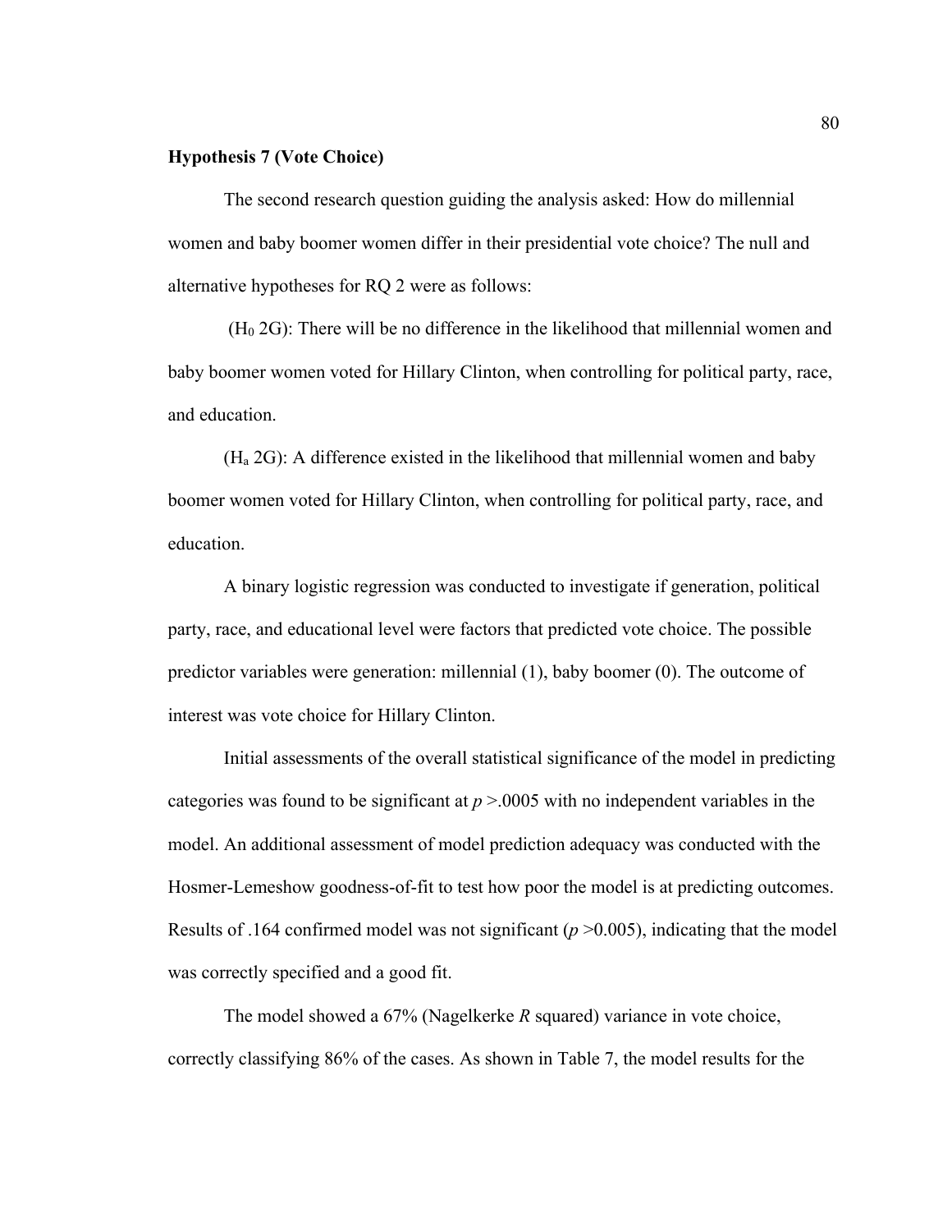**Hypothesis 7 (Vote Choice)**

The second research question guiding the analysis asked: How do millennial women and baby boomer women differ in their presidential vote choice? The null and alternative hypotheses for RQ 2 were as follows:

($H_0$ 2G): There will be no difference in the likelihood that millennial women and baby boomer women voted for Hillary Clinton, when controlling for political party, race, and education.

($H_a$ 2G): A difference existed in the likelihood that millennial women and baby boomer women voted for Hillary Clinton, when controlling for political party, race, and education.

A binary logistic regression was conducted to investigate if generation, political party, race, and educational level were factors that predicted vote choice. The possible predictor variables were generation: millennial (1), baby boomer (0). The outcome of interest was vote choice for Hillary Clinton.

Initial assessments of the overall statistical significance of the model in predicting categories was found to be significant at $p > .0005$ with no independent variables in the model. An additional assessment of model prediction adequacy was conducted with the Hosmer-Lemeshow goodness-of-fit to test how poor the model is at predicting outcomes. Results of .164 confirmed model was not significant ($p > 0.005$), indicating that the model was correctly specified and a good fit.

The model showed a 67% (Nagelkerke *R* squared) variance in vote choice, correctly classifying 86% of the cases. As shown in Table 7, the model results for the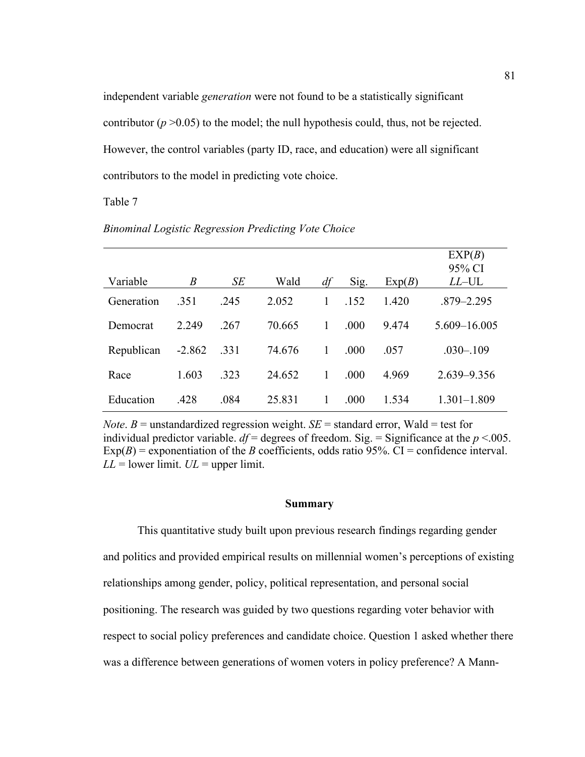independent variable *generation* were not found to be a statistically significant contributor ($p$ >0.05) to the model; the null hypothesis could, thus, not be rejected. However, the control variables (party ID, race, and education) were all significant contributors to the model in predicting vote choice.

Table 7

*Binominal Logistic Regression Predicting Vote Choice*

| Variable | *B* | *SE* | Wald | *df* | Sig. | Exp(*B*) | EXP(*B*) 95% CI *LL*–UL |
|---|---|---|---|---|---|---|---|
| Generation | .351 | .245 | 2.052 | 1 | .152 | 1.420 | .879–2.295 |
| Democrat | 2.249 | .267 | 70.665 | 1 | .000 | 9.474 | 5.609–16.005 |
| Republican | -2.862 | .331 | 74.676 | 1 | .000 | .057 | .030–.109 |
| Race | 1.603 | .323 | 24.652 | 1 | .000 | 4.969 | 2.639–9.356 |
| Education | .428 | .084 | 25.831 | 1 | .000 | 1.534 | 1.301–1.809 |

*Note*. *B* = unstandardized regression weight. *SE* = standard error, Wald = test for individual predictor variable. *df* = degrees of freedom. Sig. = Significance at the $p$ <.005. Exp(*B*) = exponentiation of the *B* coefficients, odds ratio 95%. CI = confidence interval. *LL* = lower limit. *UL* = upper limit.

## Summary

This quantitative study built upon previous research findings regarding gender and politics and provided empirical results on millennial women's perceptions of existing relationships among gender, policy, political representation, and personal social positioning. The research was guided by two questions regarding voter behavior with respect to social policy preferences and candidate choice. Question 1 asked whether there was a difference between generations of women voters in policy preference? A Mann-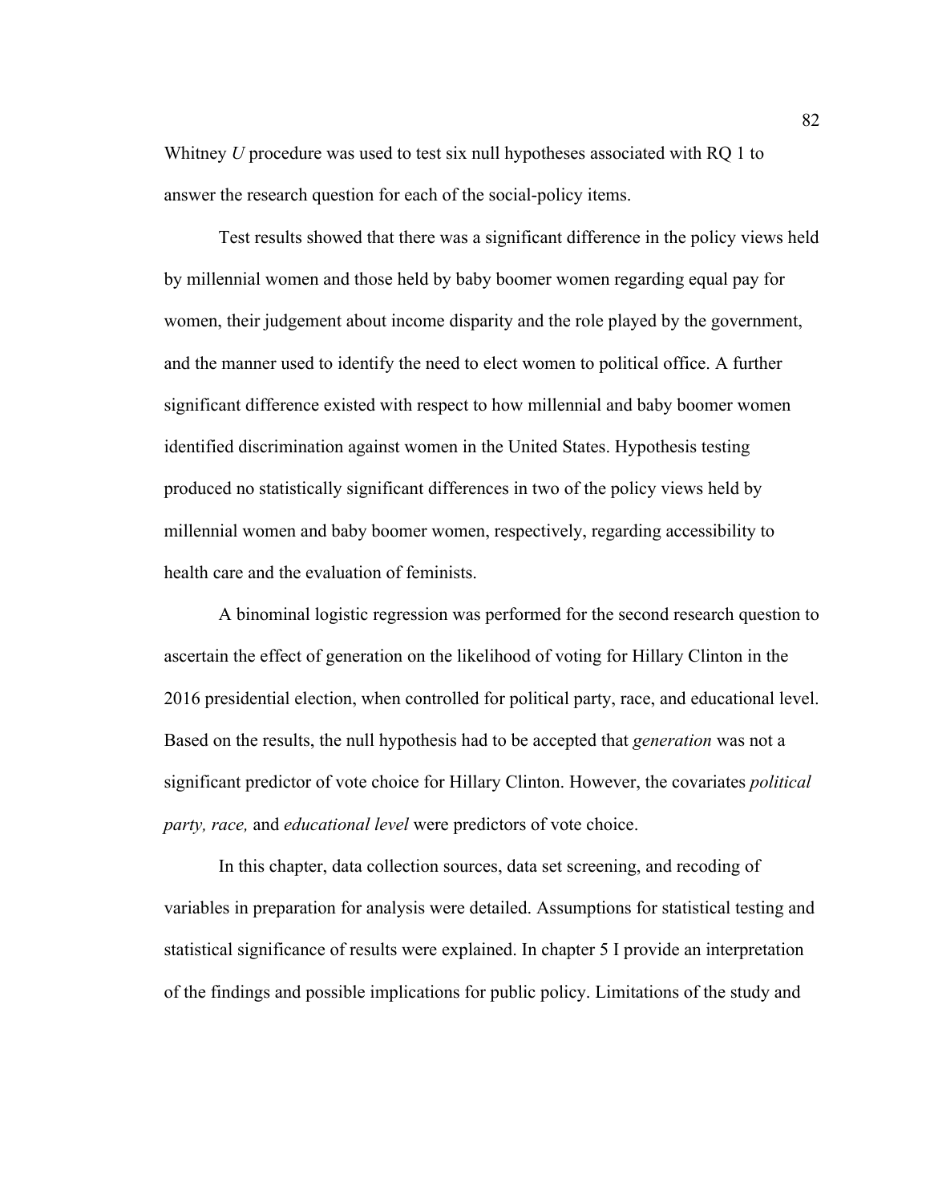Whitney *U* procedure was used to test six null hypotheses associated with RQ 1 to answer the research question for each of the social-policy items.

Test results showed that there was a significant difference in the policy views held by millennial women and those held by baby boomer women regarding equal pay for women, their judgement about income disparity and the role played by the government, and the manner used to identify the need to elect women to political office. A further significant difference existed with respect to how millennial and baby boomer women identified discrimination against women in the United States. Hypothesis testing produced no statistically significant differences in two of the policy views held by millennial women and baby boomer women, respectively, regarding accessibility to health care and the evaluation of feminists.

A binominal logistic regression was performed for the second research question to ascertain the effect of generation on the likelihood of voting for Hillary Clinton in the 2016 presidential election, when controlled for political party, race, and educational level. Based on the results, the null hypothesis had to be accepted that *generation* was not a significant predictor of vote choice for Hillary Clinton. However, the covariates *political party, race,* and *educational level* were predictors of vote choice.

In this chapter, data collection sources, data set screening, and recoding of variables in preparation for analysis were detailed. Assumptions for statistical testing and statistical significance of results were explained. In chapter 5 I provide an interpretation of the findings and possible implications for public policy. Limitations of the study and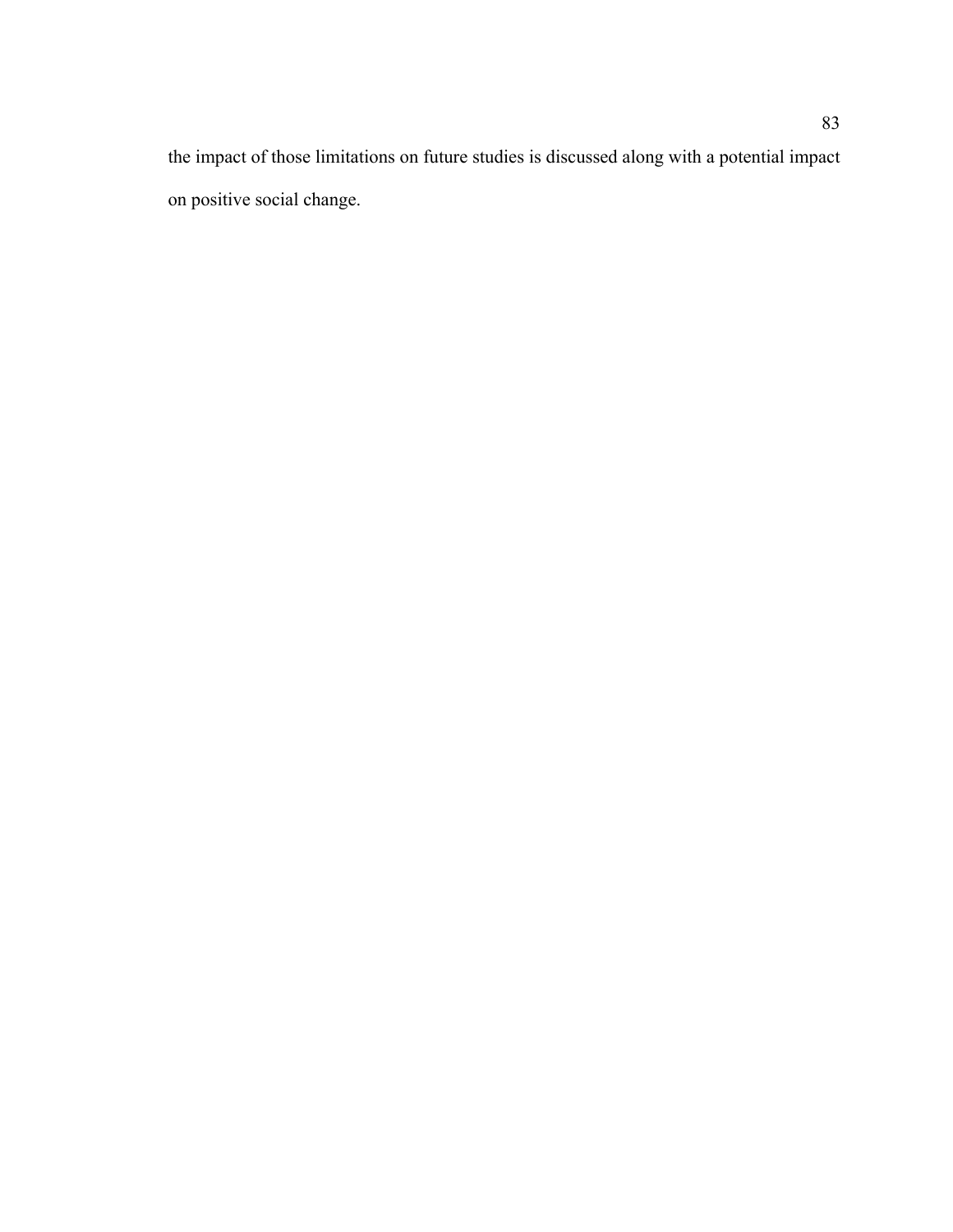the impact of those limitations on future studies is discussed along with a potential impact on positive social change.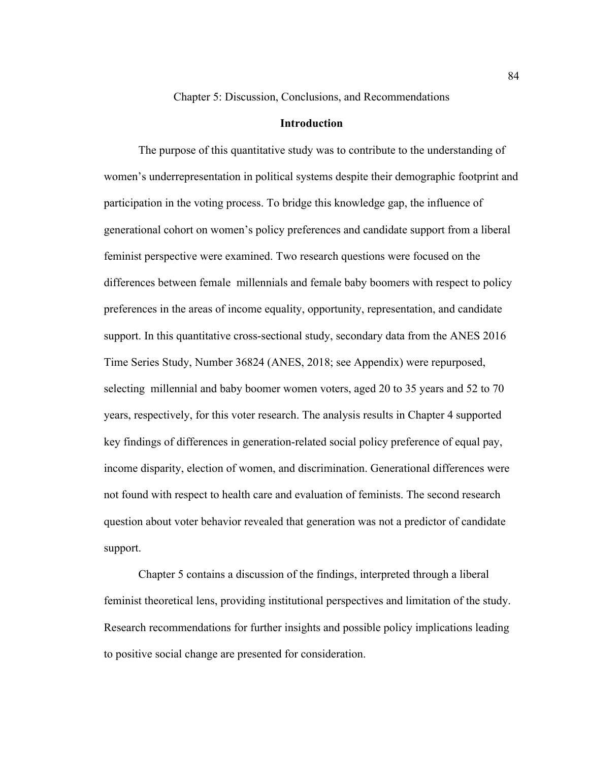# Chapter 5: Discussion, Conclusions, and Recommendations

## Introduction

The purpose of this quantitative study was to contribute to the understanding of women's underrepresentation in political systems despite their demographic footprint and participation in the voting process. To bridge this knowledge gap, the influence of generational cohort on women's policy preferences and candidate support from a liberal feminist perspective were examined. Two research questions were focused on the differences between female millennials and female baby boomers with respect to policy preferences in the areas of income equality, opportunity, representation, and candidate support. In this quantitative cross-sectional study, secondary data from the ANES 2016 Time Series Study, Number 36824 (ANES, 2018; see Appendix) were repurposed, selecting millennial and baby boomer women voters, aged 20 to 35 years and 52 to 70 years, respectively, for this voter research. The analysis results in Chapter 4 supported key findings of differences in generation-related social policy preference of equal pay, income disparity, election of women, and discrimination. Generational differences were not found with respect to health care and evaluation of feminists. The second research question about voter behavior revealed that generation was not a predictor of candidate support.

Chapter 5 contains a discussion of the findings, interpreted through a liberal feminist theoretical lens, providing institutional perspectives and limitation of the study. Research recommendations for further insights and possible policy implications leading to positive social change are presented for consideration.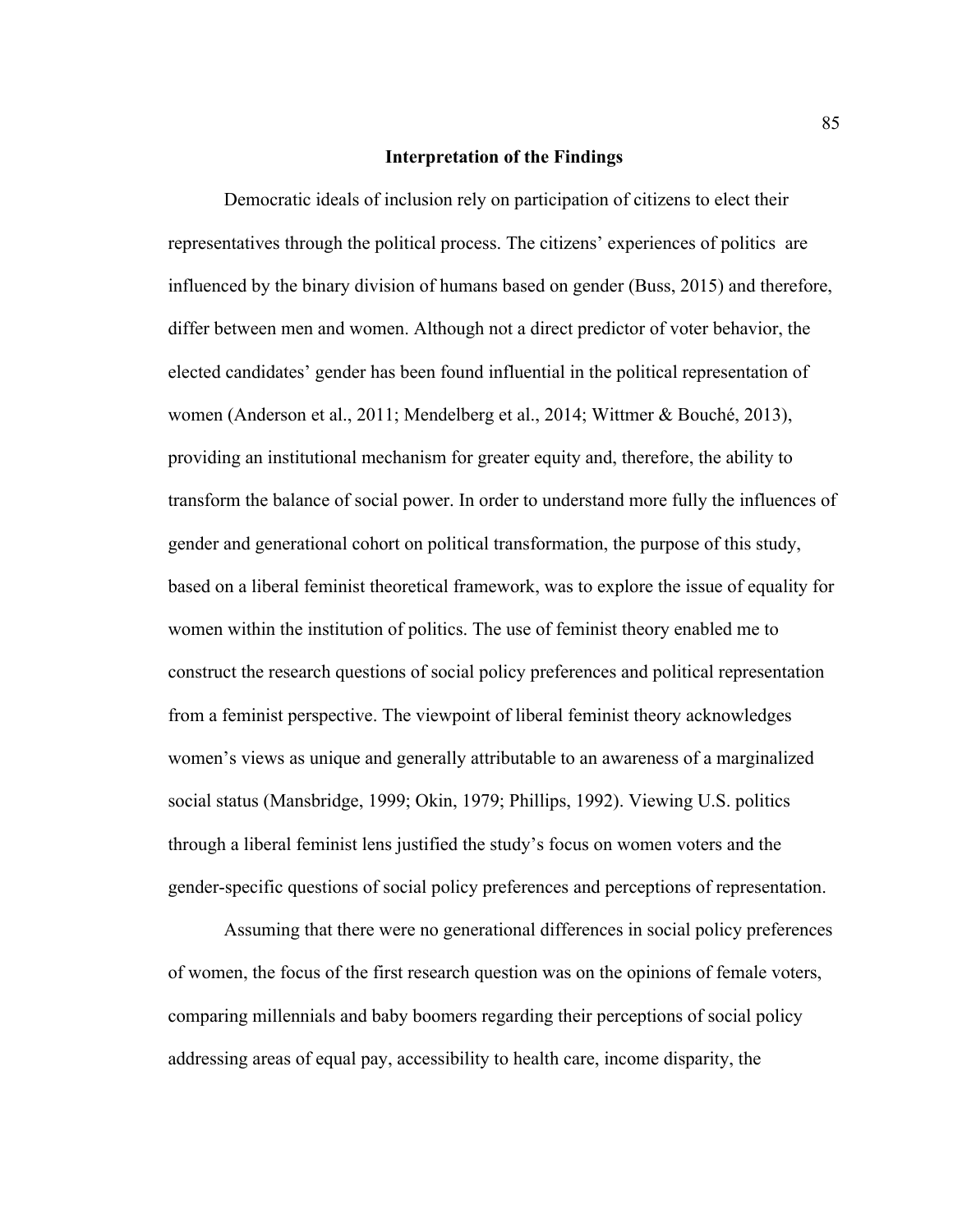## Interpretation of the Findings

Democratic ideals of inclusion rely on participation of citizens to elect their representatives through the political process. The citizens' experiences of politics are influenced by the binary division of humans based on gender (Buss, 2015) and therefore, differ between men and women. Although not a direct predictor of voter behavior, the elected candidates' gender has been found influential in the political representation of women (Anderson et al., 2011; Mendelberg et al., 2014; Wittmer & Bouché, 2013), providing an institutional mechanism for greater equity and, therefore, the ability to transform the balance of social power. In order to understand more fully the influences of gender and generational cohort on political transformation, the purpose of this study, based on a liberal feminist theoretical framework, was to explore the issue of equality for women within the institution of politics. The use of feminist theory enabled me to construct the research questions of social policy preferences and political representation from a feminist perspective. The viewpoint of liberal feminist theory acknowledges women's views as unique and generally attributable to an awareness of a marginalized social status (Mansbridge, 1999; Okin, 1979; Phillips, 1992). Viewing U.S. politics through a liberal feminist lens justified the study's focus on women voters and the gender-specific questions of social policy preferences and perceptions of representation.

Assuming that there were no generational differences in social policy preferences of women, the focus of the first research question was on the opinions of female voters, comparing millennials and baby boomers regarding their perceptions of social policy addressing areas of equal pay, accessibility to health care, income disparity, the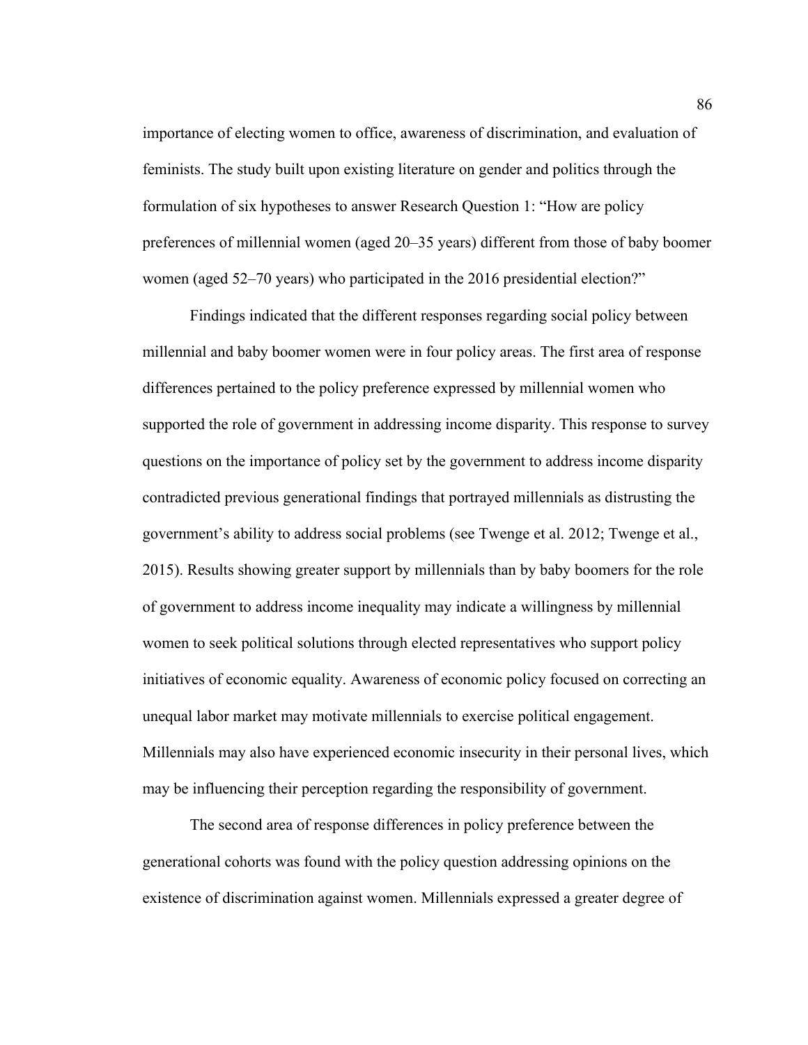importance of electing women to office, awareness of discrimination, and evaluation of feminists. The study built upon existing literature on gender and politics through the formulation of six hypotheses to answer Research Question 1: "How are policy preferences of millennial women (aged 20–35 years) different from those of baby boomer women (aged 52–70 years) who participated in the 2016 presidential election?"

Findings indicated that the different responses regarding social policy between millennial and baby boomer women were in four policy areas. The first area of response differences pertained to the policy preference expressed by millennial women who supported the role of government in addressing income disparity. This response to survey questions on the importance of policy set by the government to address income disparity contradicted previous generational findings that portrayed millennials as distrusting the government's ability to address social problems (see Twenge et al. 2012; Twenge et al., 2015). Results showing greater support by millennials than by baby boomers for the role of government to address income inequality may indicate a willingness by millennial women to seek political solutions through elected representatives who support policy initiatives of economic equality. Awareness of economic policy focused on correcting an unequal labor market may motivate millennials to exercise political engagement. Millennials may also have experienced economic insecurity in their personal lives, which may be influencing their perception regarding the responsibility of government.

The second area of response differences in policy preference between the generational cohorts was found with the policy question addressing opinions on the existence of discrimination against women. Millennials expressed a greater degree of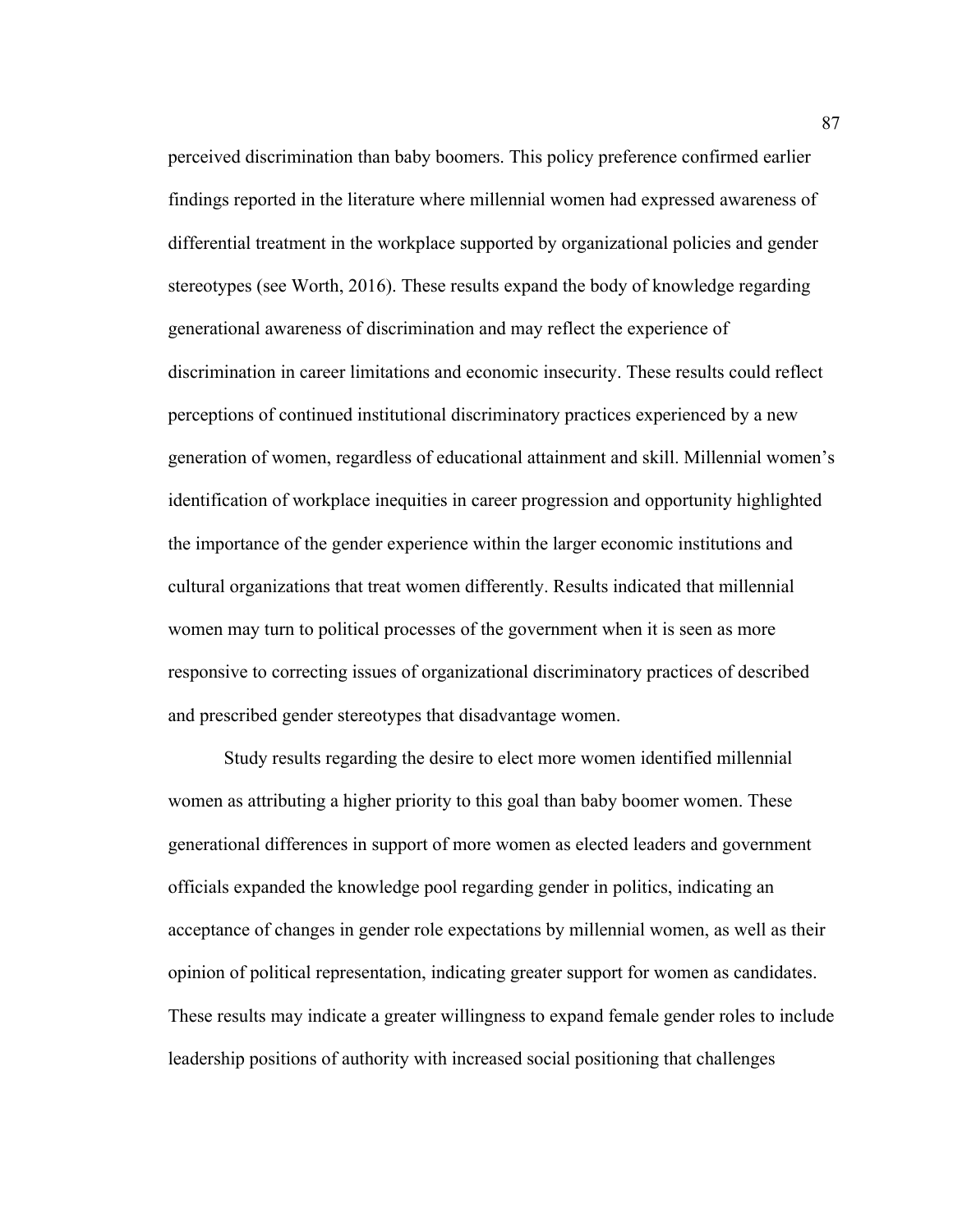perceived discrimination than baby boomers. This policy preference confirmed earlier findings reported in the literature where millennial women had expressed awareness of differential treatment in the workplace supported by organizational policies and gender stereotypes (see Worth, 2016). These results expand the body of knowledge regarding generational awareness of discrimination and may reflect the experience of discrimination in career limitations and economic insecurity. These results could reflect perceptions of continued institutional discriminatory practices experienced by a new generation of women, regardless of educational attainment and skill. Millennial women's identification of workplace inequities in career progression and opportunity highlighted the importance of the gender experience within the larger economic institutions and cultural organizations that treat women differently. Results indicated that millennial women may turn to political processes of the government when it is seen as more responsive to correcting issues of organizational discriminatory practices of described and prescribed gender stereotypes that disadvantage women.

Study results regarding the desire to elect more women identified millennial women as attributing a higher priority to this goal than baby boomer women. These generational differences in support of more women as elected leaders and government officials expanded the knowledge pool regarding gender in politics, indicating an acceptance of changes in gender role expectations by millennial women, as well as their opinion of political representation, indicating greater support for women as candidates. These results may indicate a greater willingness to expand female gender roles to include leadership positions of authority with increased social positioning that challenges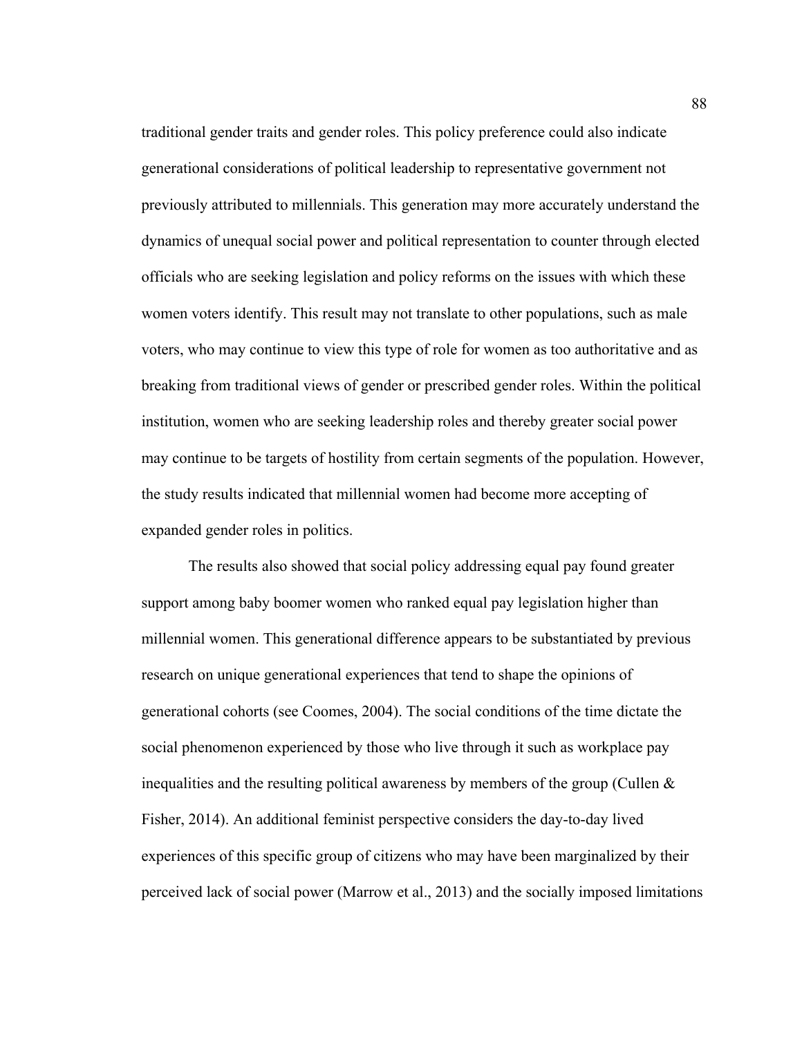traditional gender traits and gender roles. This policy preference could also indicate generational considerations of political leadership to representative government not previously attributed to millennials. This generation may more accurately understand the dynamics of unequal social power and political representation to counter through elected officials who are seeking legislation and policy reforms on the issues with which these women voters identify. This result may not translate to other populations, such as male voters, who may continue to view this type of role for women as too authoritative and as breaking from traditional views of gender or prescribed gender roles. Within the political institution, women who are seeking leadership roles and thereby greater social power may continue to be targets of hostility from certain segments of the population. However, the study results indicated that millennial women had become more accepting of expanded gender roles in politics.

The results also showed that social policy addressing equal pay found greater support among baby boomer women who ranked equal pay legislation higher than millennial women. This generational difference appears to be substantiated by previous research on unique generational experiences that tend to shape the opinions of generational cohorts (see Coomes, 2004). The social conditions of the time dictate the social phenomenon experienced by those who live through it such as workplace pay inequalities and the resulting political awareness by members of the group (Cullen & Fisher, 2014). An additional feminist perspective considers the day-to-day lived experiences of this specific group of citizens who may have been marginalized by their perceived lack of social power (Marrow et al., 2013) and the socially imposed limitations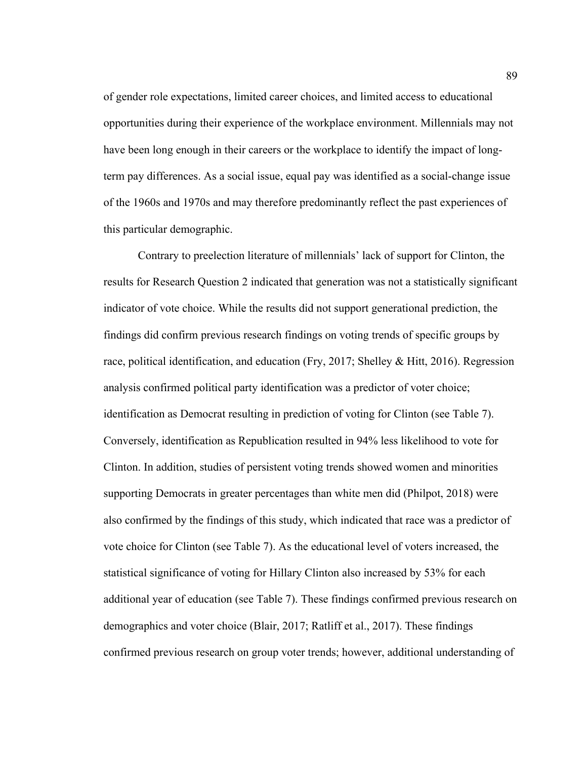of gender role expectations, limited career choices, and limited access to educational opportunities during their experience of the workplace environment. Millennials may not have been long enough in their careers or the workplace to identify the impact of long-term pay differences. As a social issue, equal pay was identified as a social-change issue of the 1960s and 1970s and may therefore predominantly reflect the past experiences of this particular demographic.

Contrary to preelection literature of millennials' lack of support for Clinton, the results for Research Question 2 indicated that generation was not a statistically significant indicator of vote choice. While the results did not support generational prediction, the findings did confirm previous research findings on voting trends of specific groups by race, political identification, and education (Fry, 2017; Shelley & Hitt, 2016). Regression analysis confirmed political party identification was a predictor of voter choice; identification as Democrat resulting in prediction of voting for Clinton (see Table 7). Conversely, identification as Republication resulted in 94% less likelihood to vote for Clinton. In addition, studies of persistent voting trends showed women and minorities supporting Democrats in greater percentages than white men did (Philpot, 2018) were also confirmed by the findings of this study, which indicated that race was a predictor of vote choice for Clinton (see Table 7). As the educational level of voters increased, the statistical significance of voting for Hillary Clinton also increased by 53% for each additional year of education (see Table 7). These findings confirmed previous research on demographics and voter choice (Blair, 2017; Ratliff et al., 2017). These findings confirmed previous research on group voter trends; however, additional understanding of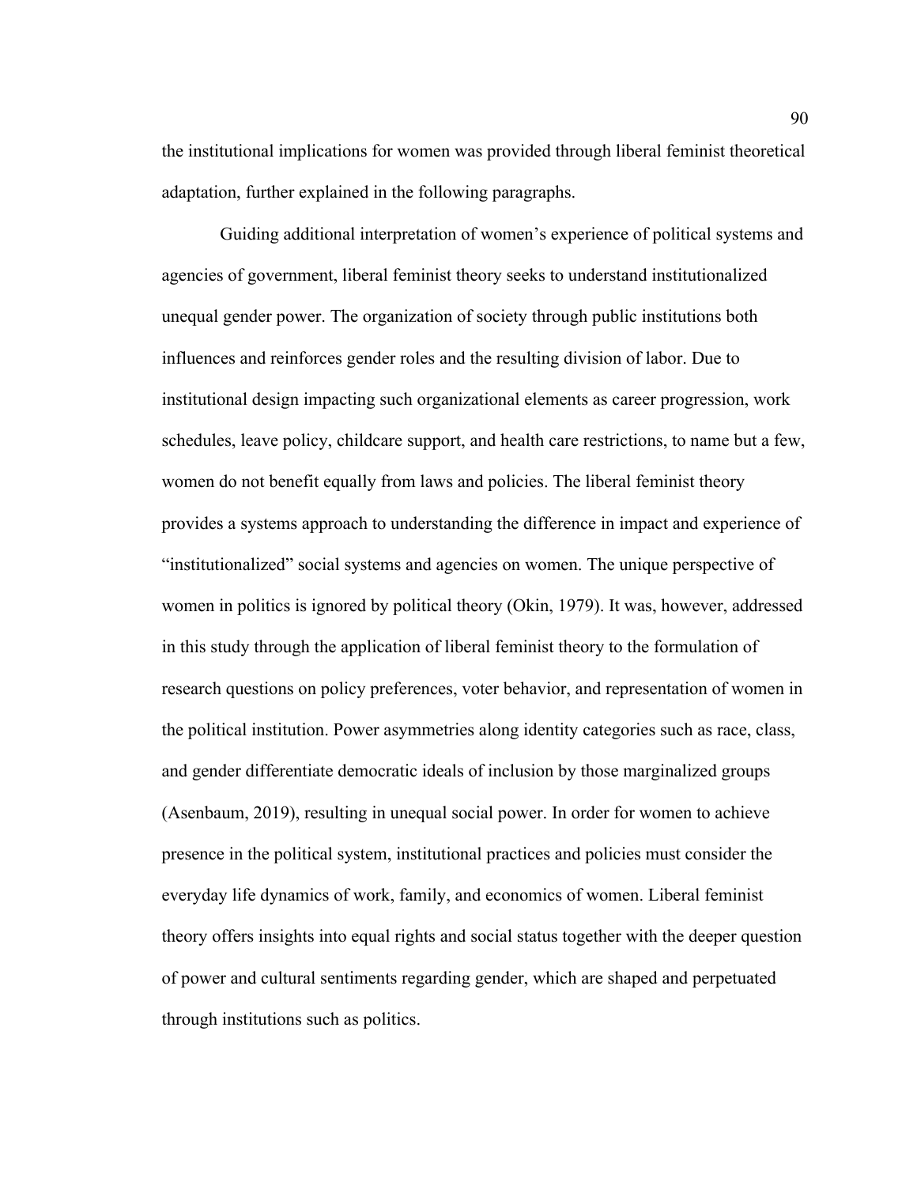the institutional implications for women was provided through liberal feminist theoretical adaptation, further explained in the following paragraphs.

Guiding additional interpretation of women's experience of political systems and agencies of government, liberal feminist theory seeks to understand institutionalized unequal gender power. The organization of society through public institutions both influences and reinforces gender roles and the resulting division of labor. Due to institutional design impacting such organizational elements as career progression, work schedules, leave policy, childcare support, and health care restrictions, to name but a few, women do not benefit equally from laws and policies. The liberal feminist theory provides a systems approach to understanding the difference in impact and experience of "institutionalized" social systems and agencies on women. The unique perspective of women in politics is ignored by political theory (Okin, 1979). It was, however, addressed in this study through the application of liberal feminist theory to the formulation of research questions on policy preferences, voter behavior, and representation of women in the political institution. Power asymmetries along identity categories such as race, class, and gender differentiate democratic ideals of inclusion by those marginalized groups (Asenbaum, 2019), resulting in unequal social power. In order for women to achieve presence in the political system, institutional practices and policies must consider the everyday life dynamics of work, family, and economics of women. Liberal feminist theory offers insights into equal rights and social status together with the deeper question of power and cultural sentiments regarding gender, which are shaped and perpetuated through institutions such as politics.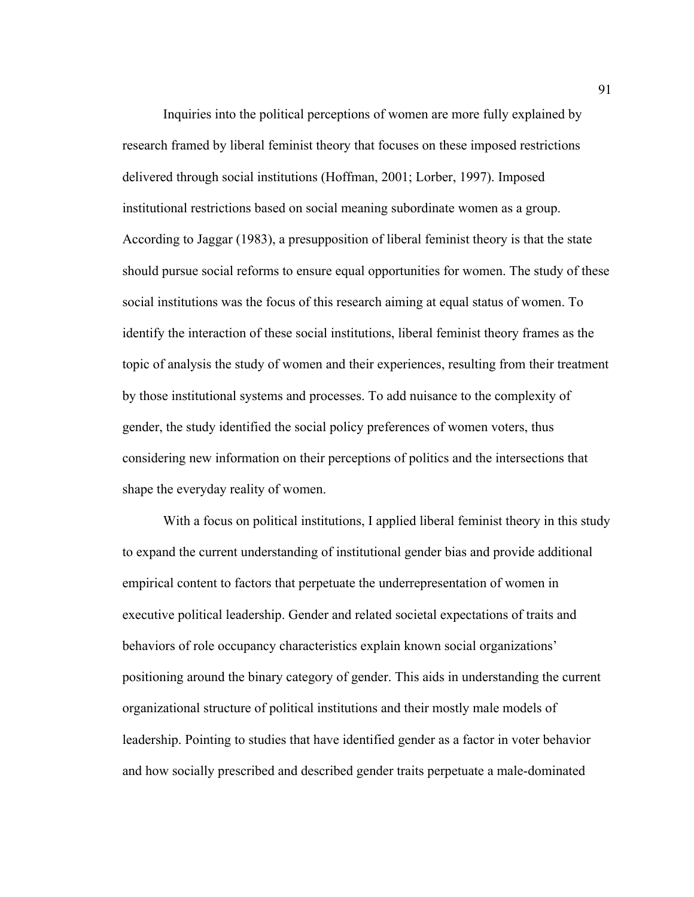Inquiries into the political perceptions of women are more fully explained by research framed by liberal feminist theory that focuses on these imposed restrictions delivered through social institutions (Hoffman, 2001; Lorber, 1997). Imposed institutional restrictions based on social meaning subordinate women as a group. According to Jaggar (1983), a presupposition of liberal feminist theory is that the state should pursue social reforms to ensure equal opportunities for women. The study of these social institutions was the focus of this research aiming at equal status of women. To identify the interaction of these social institutions, liberal feminist theory frames as the topic of analysis the study of women and their experiences, resulting from their treatment by those institutional systems and processes. To add nuisance to the complexity of gender, the study identified the social policy preferences of women voters, thus considering new information on their perceptions of politics and the intersections that shape the everyday reality of women.

With a focus on political institutions, I applied liberal feminist theory in this study to expand the current understanding of institutional gender bias and provide additional empirical content to factors that perpetuate the underrepresentation of women in executive political leadership. Gender and related societal expectations of traits and behaviors of role occupancy characteristics explain known social organizations' positioning around the binary category of gender. This aids in understanding the current organizational structure of political institutions and their mostly male models of leadership. Pointing to studies that have identified gender as a factor in voter behavior and how socially prescribed and described gender traits perpetuate a male-dominated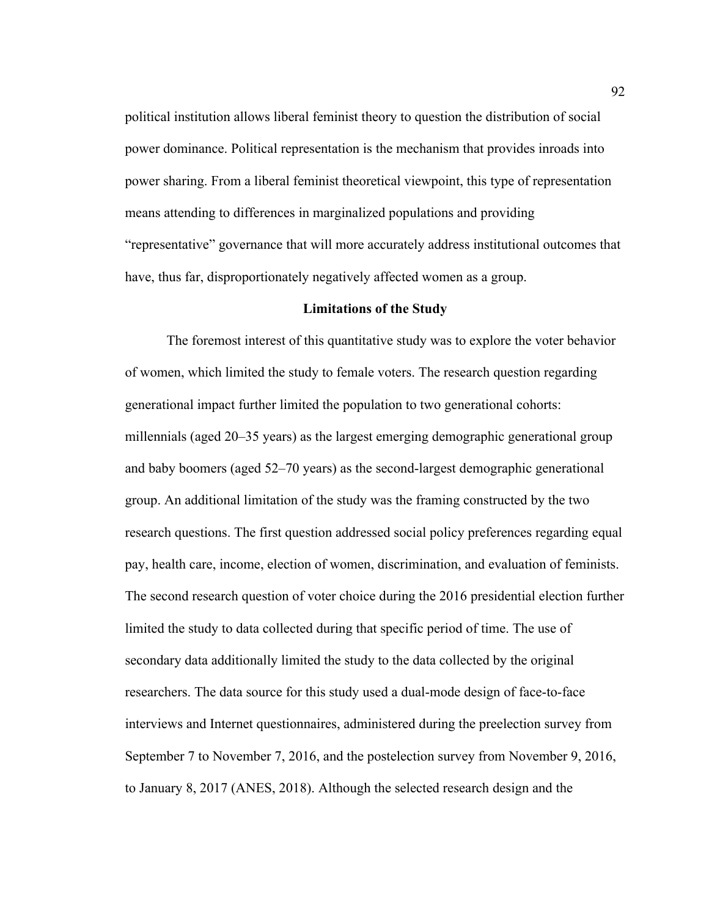political institution allows liberal feminist theory to question the distribution of social power dominance. Political representation is the mechanism that provides inroads into power sharing. From a liberal feminist theoretical viewpoint, this type of representation means attending to differences in marginalized populations and providing "representative" governance that will more accurately address institutional outcomes that have, thus far, disproportionately negatively affected women as a group.

## Limitations of the Study

The foremost interest of this quantitative study was to explore the voter behavior of women, which limited the study to female voters. The research question regarding generational impact further limited the population to two generational cohorts: millennials (aged 20–35 years) as the largest emerging demographic generational group and baby boomers (aged 52–70 years) as the second-largest demographic generational group. An additional limitation of the study was the framing constructed by the two research questions. The first question addressed social policy preferences regarding equal pay, health care, income, election of women, discrimination, and evaluation of feminists. The second research question of voter choice during the 2016 presidential election further limited the study to data collected during that specific period of time. The use of secondary data additionally limited the study to the data collected by the original researchers. The data source for this study used a dual-mode design of face-to-face interviews and Internet questionnaires, administered during the preelection survey from September 7 to November 7, 2016, and the postelection survey from November 9, 2016, to January 8, 2017 (ANES, 2018). Although the selected research design and the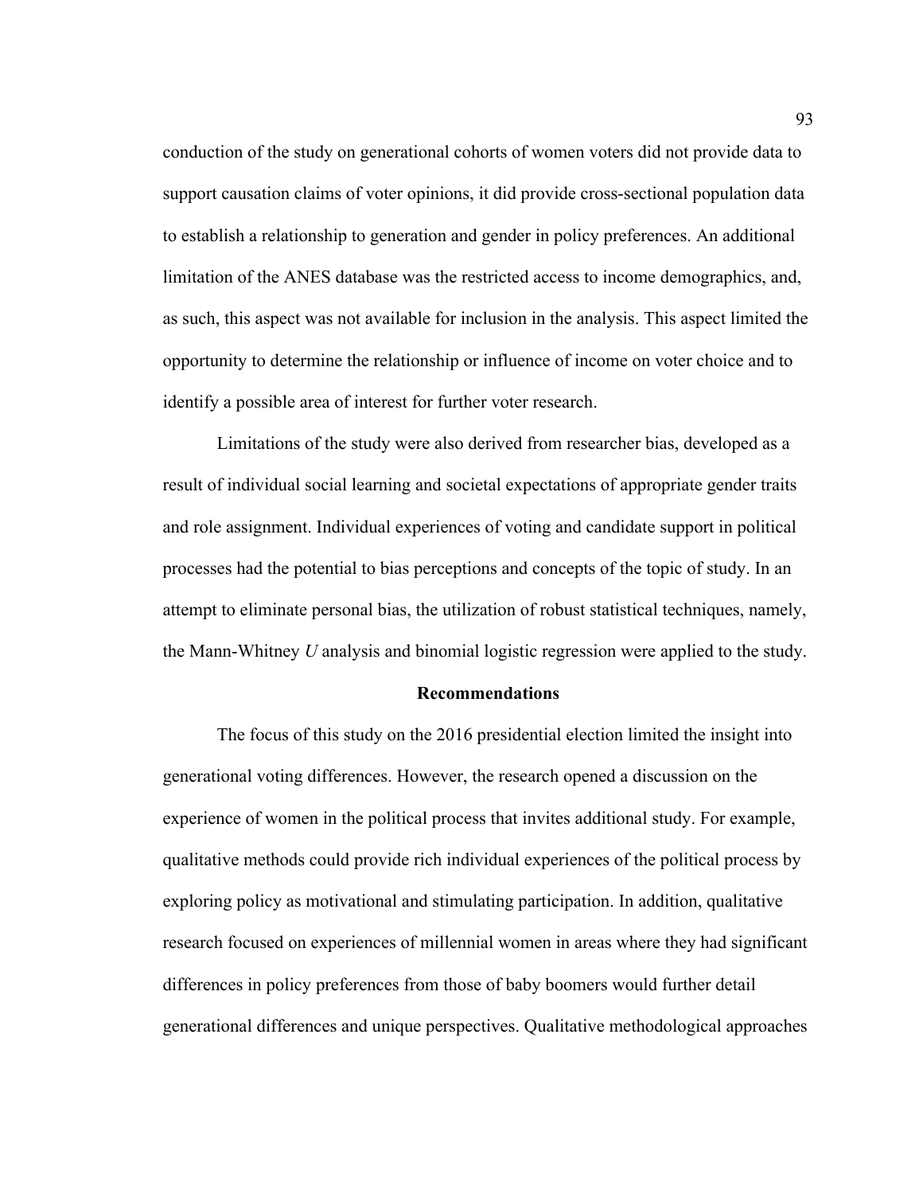conduction of the study on generational cohorts of women voters did not provide data to support causation claims of voter opinions, it did provide cross-sectional population data to establish a relationship to generation and gender in policy preferences. An additional limitation of the ANES database was the restricted access to income demographics, and, as such, this aspect was not available for inclusion in the analysis. This aspect limited the opportunity to determine the relationship or influence of income on voter choice and to identify a possible area of interest for further voter research.

Limitations of the study were also derived from researcher bias, developed as a result of individual social learning and societal expectations of appropriate gender traits and role assignment. Individual experiences of voting and candidate support in political processes had the potential to bias perceptions and concepts of the topic of study. In an attempt to eliminate personal bias, the utilization of robust statistical techniques, namely, the Mann-Whitney *U* analysis and binomial logistic regression were applied to the study.

## Recommendations

The focus of this study on the 2016 presidential election limited the insight into generational voting differences. However, the research opened a discussion on the experience of women in the political process that invites additional study. For example, qualitative methods could provide rich individual experiences of the political process by exploring policy as motivational and stimulating participation. In addition, qualitative research focused on experiences of millennial women in areas where they had significant differences in policy preferences from those of baby boomers would further detail generational differences and unique perspectives. Qualitative methodological approaches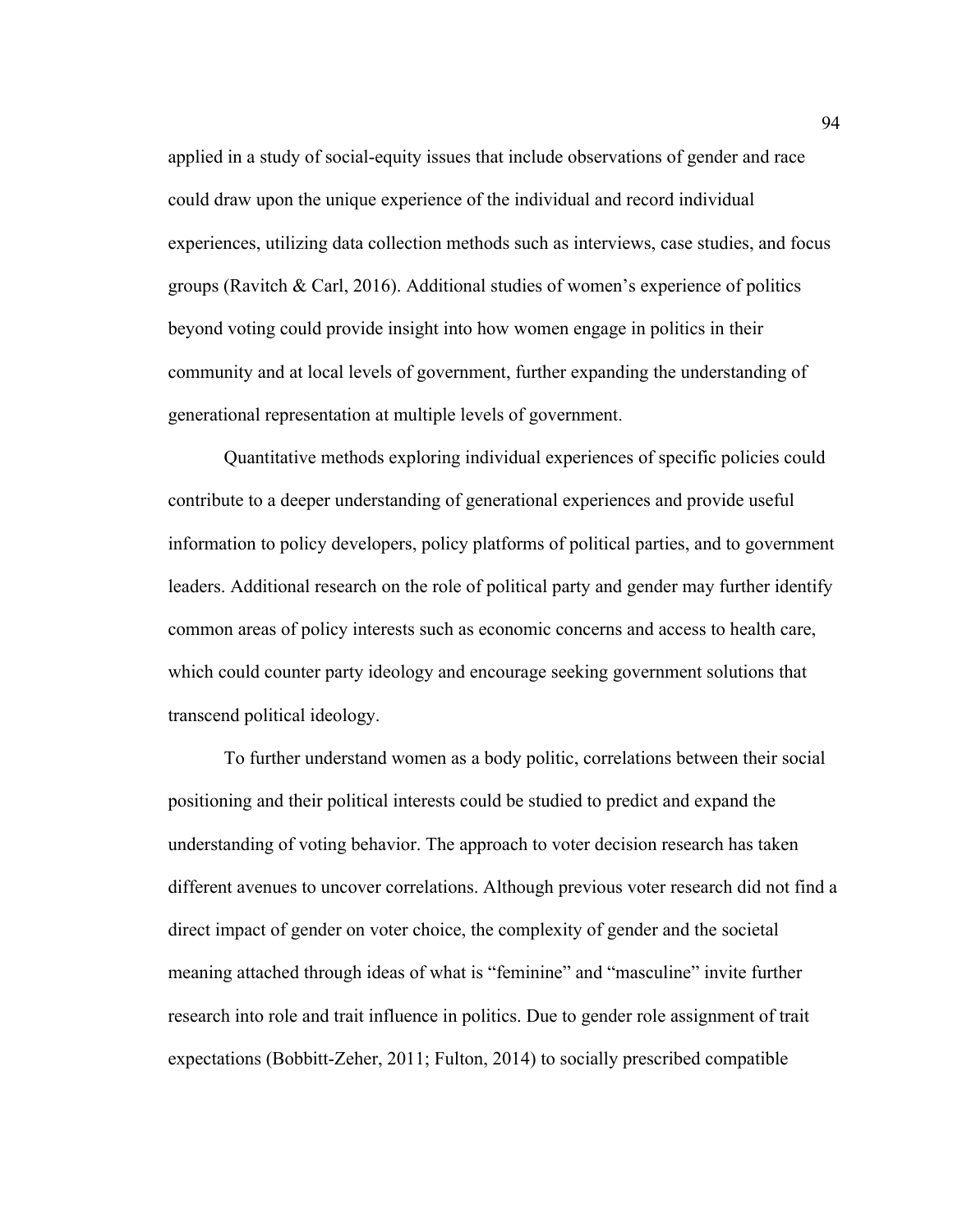applied in a study of social-equity issues that include observations of gender and race could draw upon the unique experience of the individual and record individual experiences, utilizing data collection methods such as interviews, case studies, and focus groups (Ravitch & Carl, 2016). Additional studies of women's experience of politics beyond voting could provide insight into how women engage in politics in their community and at local levels of government, further expanding the understanding of generational representation at multiple levels of government.

Quantitative methods exploring individual experiences of specific policies could contribute to a deeper understanding of generational experiences and provide useful information to policy developers, policy platforms of political parties, and to government leaders. Additional research on the role of political party and gender may further identify common areas of policy interests such as economic concerns and access to health care, which could counter party ideology and encourage seeking government solutions that transcend political ideology.

To further understand women as a body politic, correlations between their social positioning and their political interests could be studied to predict and expand the understanding of voting behavior. The approach to voter decision research has taken different avenues to uncover correlations. Although previous voter research did not find a direct impact of gender on voter choice, the complexity of gender and the societal meaning attached through ideas of what is "feminine" and "masculine" invite further research into role and trait influence in politics. Due to gender role assignment of trait expectations (Bobbitt-Zeher, 2011; Fulton, 2014) to socially prescribed compatible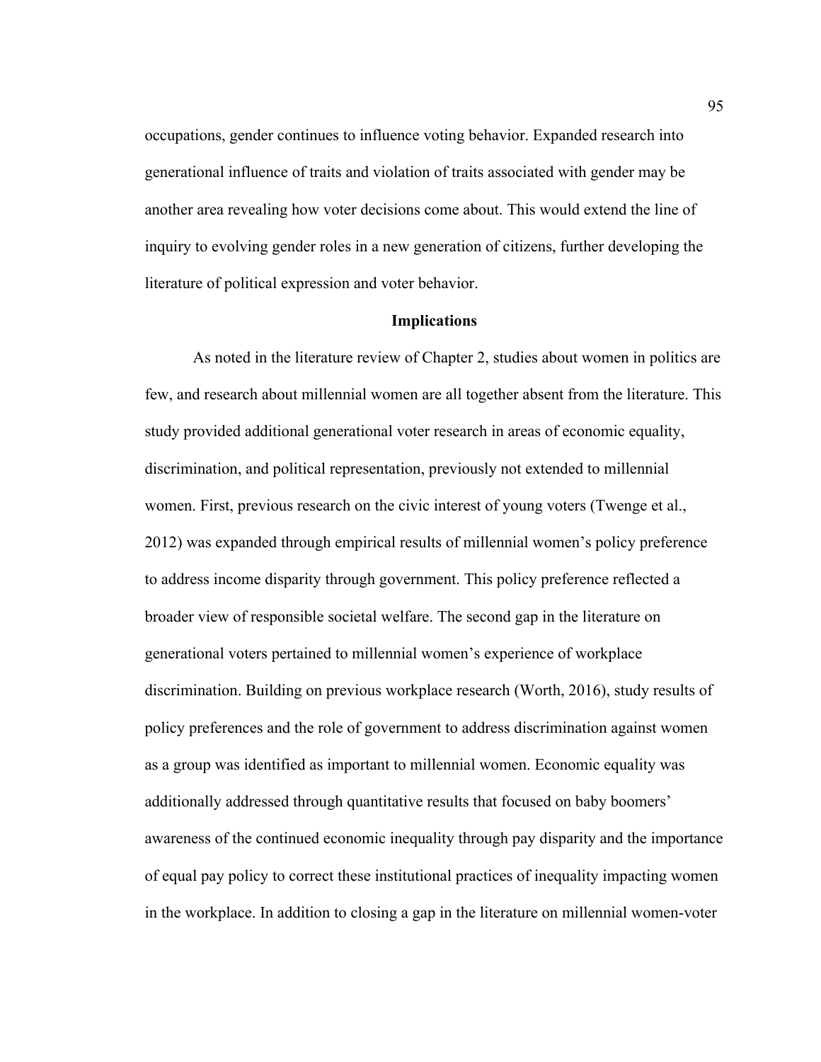occupations, gender continues to influence voting behavior. Expanded research into generational influence of traits and violation of traits associated with gender may be another area revealing how voter decisions come about. This would extend the line of inquiry to evolving gender roles in a new generation of citizens, further developing the literature of political expression and voter behavior.

## Implications

As noted in the literature review of Chapter 2, studies about women in politics are few, and research about millennial women are all together absent from the literature. This study provided additional generational voter research in areas of economic equality, discrimination, and political representation, previously not extended to millennial women. First, previous research on the civic interest of young voters (Twenge et al., 2012) was expanded through empirical results of millennial women's policy preference to address income disparity through government. This policy preference reflected a broader view of responsible societal welfare. The second gap in the literature on generational voters pertained to millennial women's experience of workplace discrimination. Building on previous workplace research (Worth, 2016), study results of policy preferences and the role of government to address discrimination against women as a group was identified as important to millennial women. Economic equality was additionally addressed through quantitative results that focused on baby boomers' awareness of the continued economic inequality through pay disparity and the importance of equal pay policy to correct these institutional practices of inequality impacting women in the workplace. In addition to closing a gap in the literature on millennial women-voter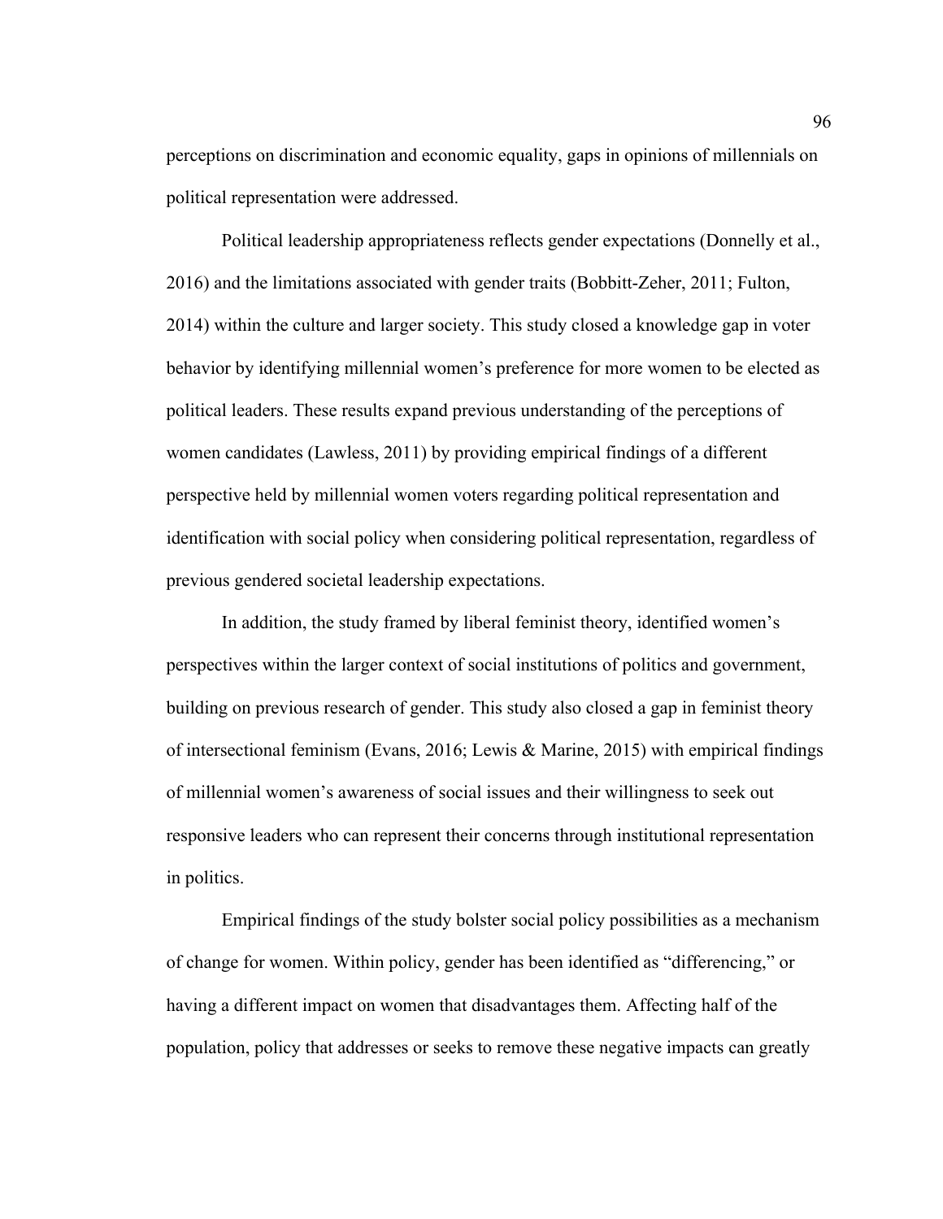perceptions on discrimination and economic equality, gaps in opinions of millennials on political representation were addressed.

Political leadership appropriateness reflects gender expectations (Donnelly et al., 2016) and the limitations associated with gender traits (Bobbitt-Zeher, 2011; Fulton, 2014) within the culture and larger society. This study closed a knowledge gap in voter behavior by identifying millennial women's preference for more women to be elected as political leaders. These results expand previous understanding of the perceptions of women candidates (Lawless, 2011) by providing empirical findings of a different perspective held by millennial women voters regarding political representation and identification with social policy when considering political representation, regardless of previous gendered societal leadership expectations.

In addition, the study framed by liberal feminist theory, identified women's perspectives within the larger context of social institutions of politics and government, building on previous research of gender. This study also closed a gap in feminist theory of intersectional feminism (Evans, 2016; Lewis & Marine, 2015) with empirical findings of millennial women's awareness of social issues and their willingness to seek out responsive leaders who can represent their concerns through institutional representation in politics.

Empirical findings of the study bolster social policy possibilities as a mechanism of change for women. Within policy, gender has been identified as "differencing," or having a different impact on women that disadvantages them. Affecting half of the population, policy that addresses or seeks to remove these negative impacts can greatly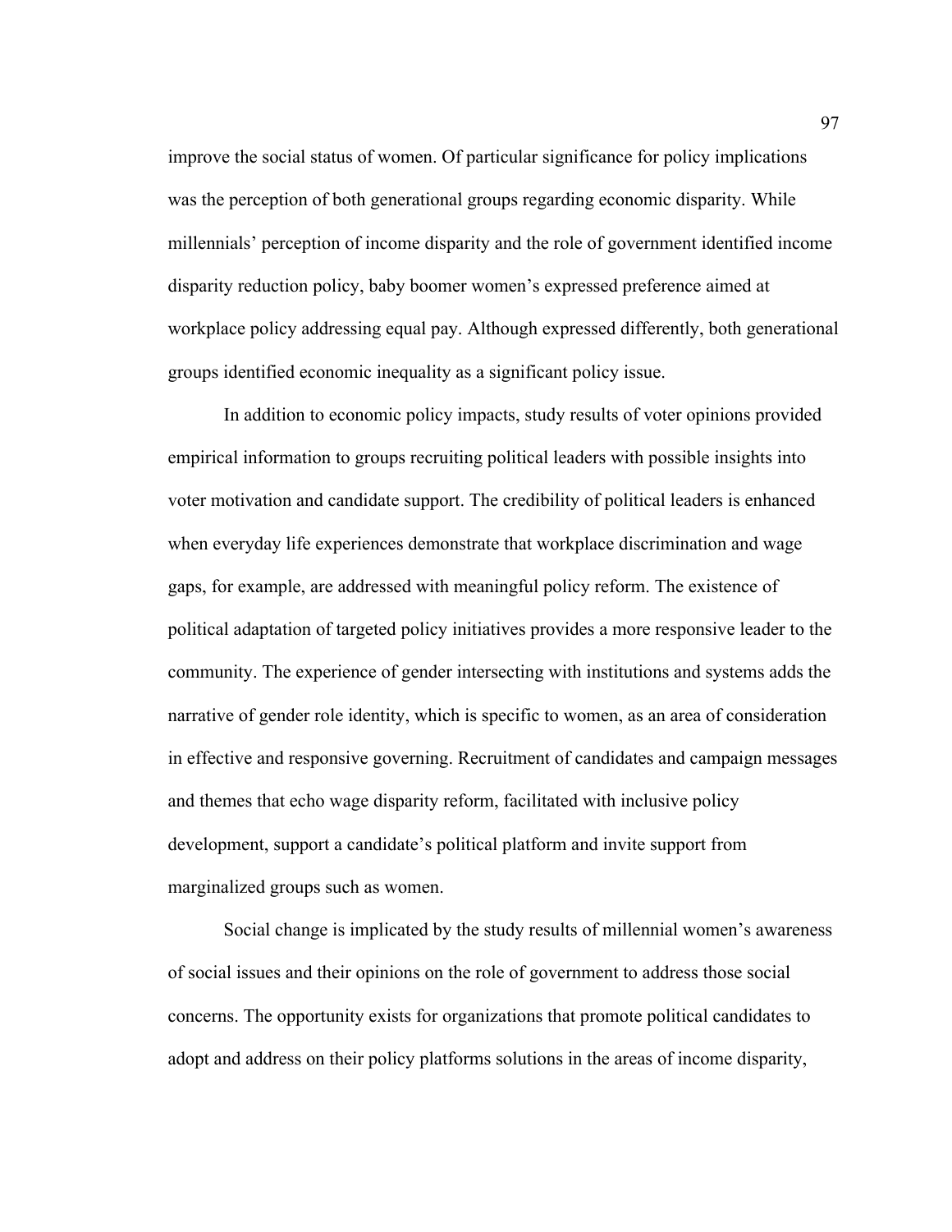improve the social status of women. Of particular significance for policy implications was the perception of both generational groups regarding economic disparity. While millennials' perception of income disparity and the role of government identified income disparity reduction policy, baby boomer women's expressed preference aimed at workplace policy addressing equal pay. Although expressed differently, both generational groups identified economic inequality as a significant policy issue.

In addition to economic policy impacts, study results of voter opinions provided empirical information to groups recruiting political leaders with possible insights into voter motivation and candidate support. The credibility of political leaders is enhanced when everyday life experiences demonstrate that workplace discrimination and wage gaps, for example, are addressed with meaningful policy reform. The existence of political adaptation of targeted policy initiatives provides a more responsive leader to the community. The experience of gender intersecting with institutions and systems adds the narrative of gender role identity, which is specific to women, as an area of consideration in effective and responsive governing. Recruitment of candidates and campaign messages and themes that echo wage disparity reform, facilitated with inclusive policy development, support a candidate's political platform and invite support from marginalized groups such as women.

Social change is implicated by the study results of millennial women's awareness of social issues and their opinions on the role of government to address those social concerns. The opportunity exists for organizations that promote political candidates to adopt and address on their policy platforms solutions in the areas of income disparity,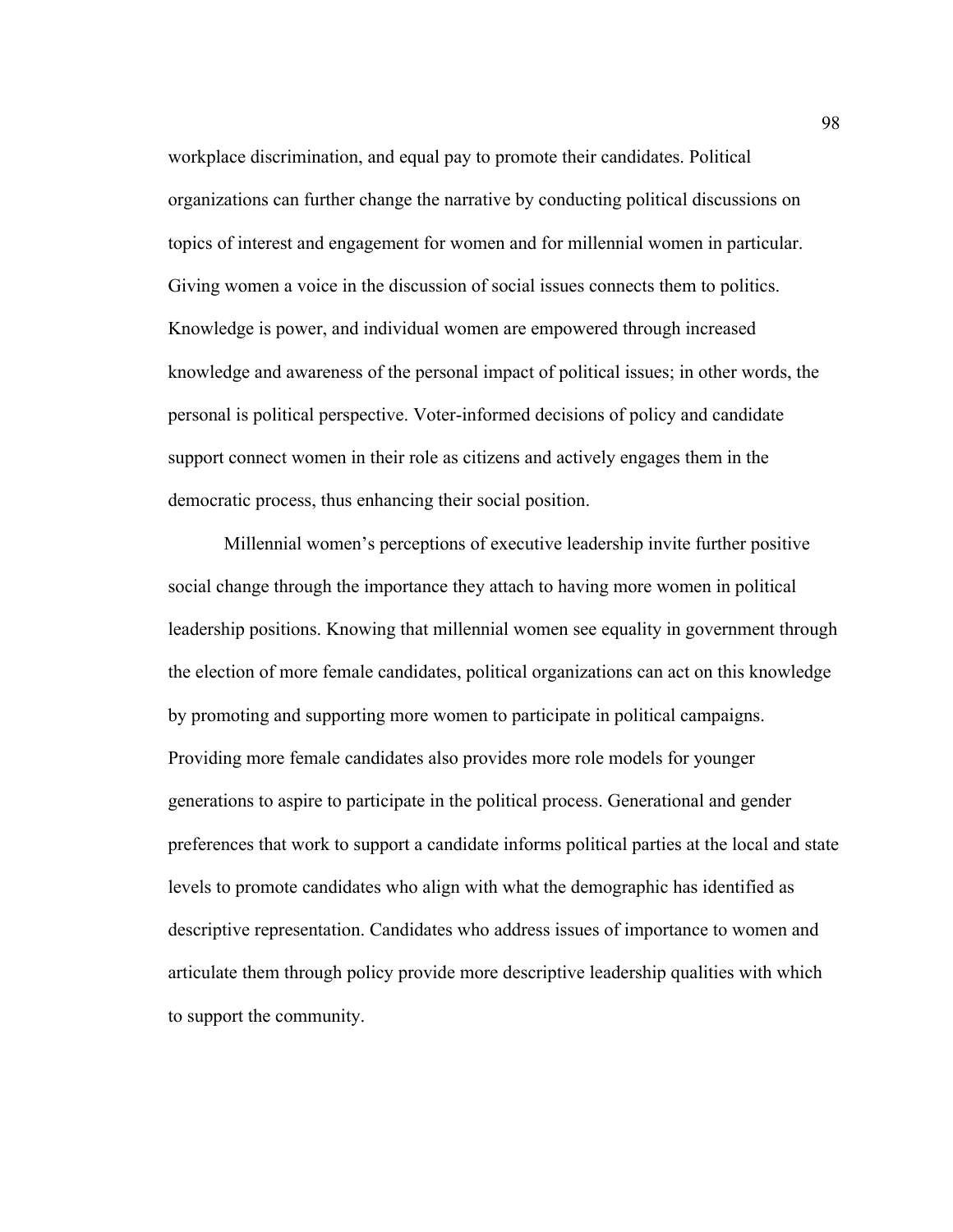workplace discrimination, and equal pay to promote their candidates. Political organizations can further change the narrative by conducting political discussions on topics of interest and engagement for women and for millennial women in particular. Giving women a voice in the discussion of social issues connects them to politics. Knowledge is power, and individual women are empowered through increased knowledge and awareness of the personal impact of political issues; in other words, the personal is political perspective. Voter-informed decisions of policy and candidate support connect women in their role as citizens and actively engages them in the democratic process, thus enhancing their social position.

Millennial women's perceptions of executive leadership invite further positive social change through the importance they attach to having more women in political leadership positions. Knowing that millennial women see equality in government through the election of more female candidates, political organizations can act on this knowledge by promoting and supporting more women to participate in political campaigns. Providing more female candidates also provides more role models for younger generations to aspire to participate in the political process. Generational and gender preferences that work to support a candidate informs political parties at the local and state levels to promote candidates who align with what the demographic has identified as descriptive representation. Candidates who address issues of importance to women and articulate them through policy provide more descriptive leadership qualities with which to support the community.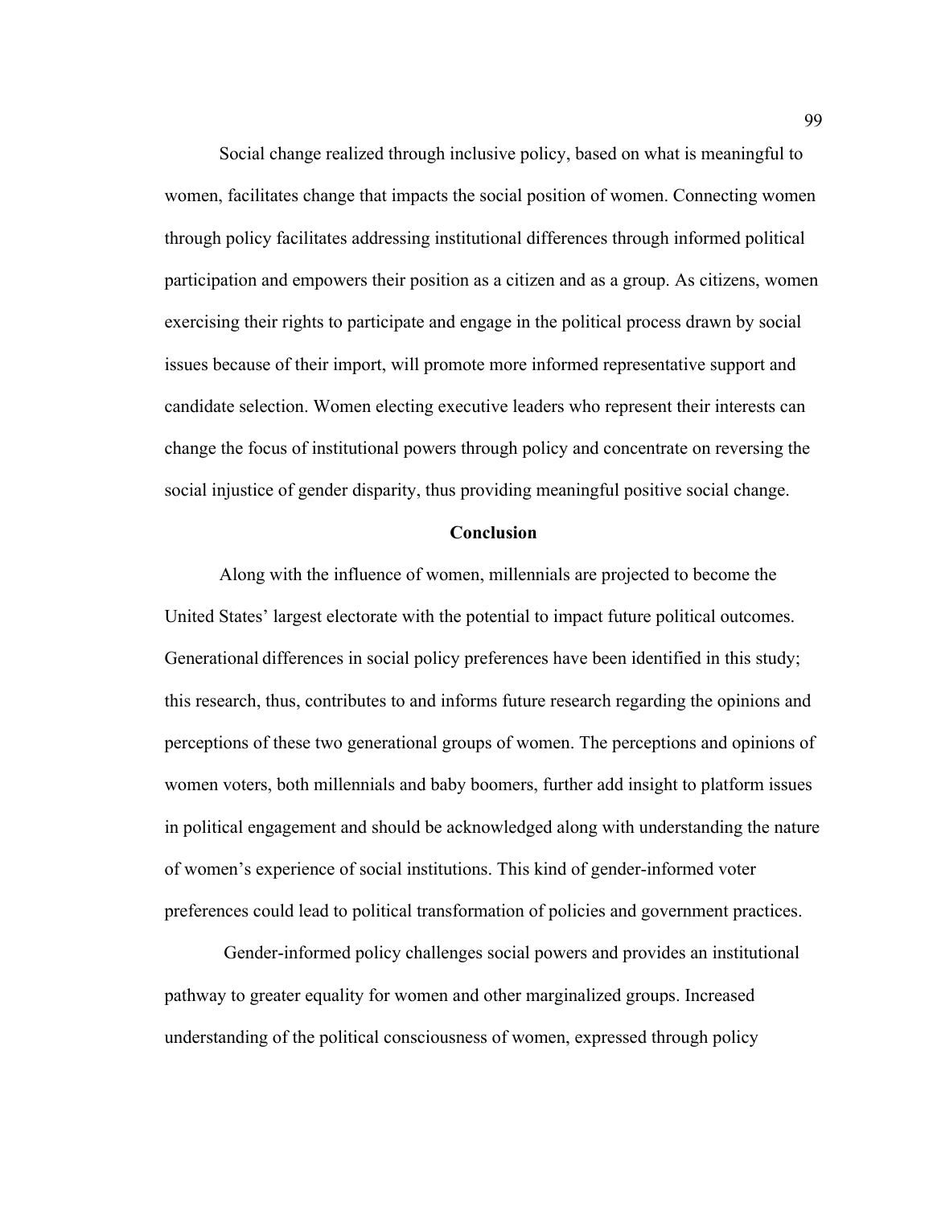Social change realized through inclusive policy, based on what is meaningful to women, facilitates change that impacts the social position of women. Connecting women through policy facilitates addressing institutional differences through informed political participation and empowers their position as a citizen and as a group. As citizens, women exercising their rights to participate and engage in the political process drawn by social issues because of their import, will promote more informed representative support and candidate selection. Women electing executive leaders who represent their interests can change the focus of institutional powers through policy and concentrate on reversing the social injustice of gender disparity, thus providing meaningful positive social change.

## Conclusion

Along with the influence of women, millennials are projected to become the United States' largest electorate with the potential to impact future political outcomes. Generational differences in social policy preferences have been identified in this study; this research, thus, contributes to and informs future research regarding the opinions and perceptions of these two generational groups of women. The perceptions and opinions of women voters, both millennials and baby boomers, further add insight to platform issues in political engagement and should be acknowledged along with understanding the nature of women's experience of social institutions. This kind of gender-informed voter preferences could lead to political transformation of policies and government practices.

Gender-informed policy challenges social powers and provides an institutional pathway to greater equality for women and other marginalized groups. Increased understanding of the political consciousness of women, expressed through policy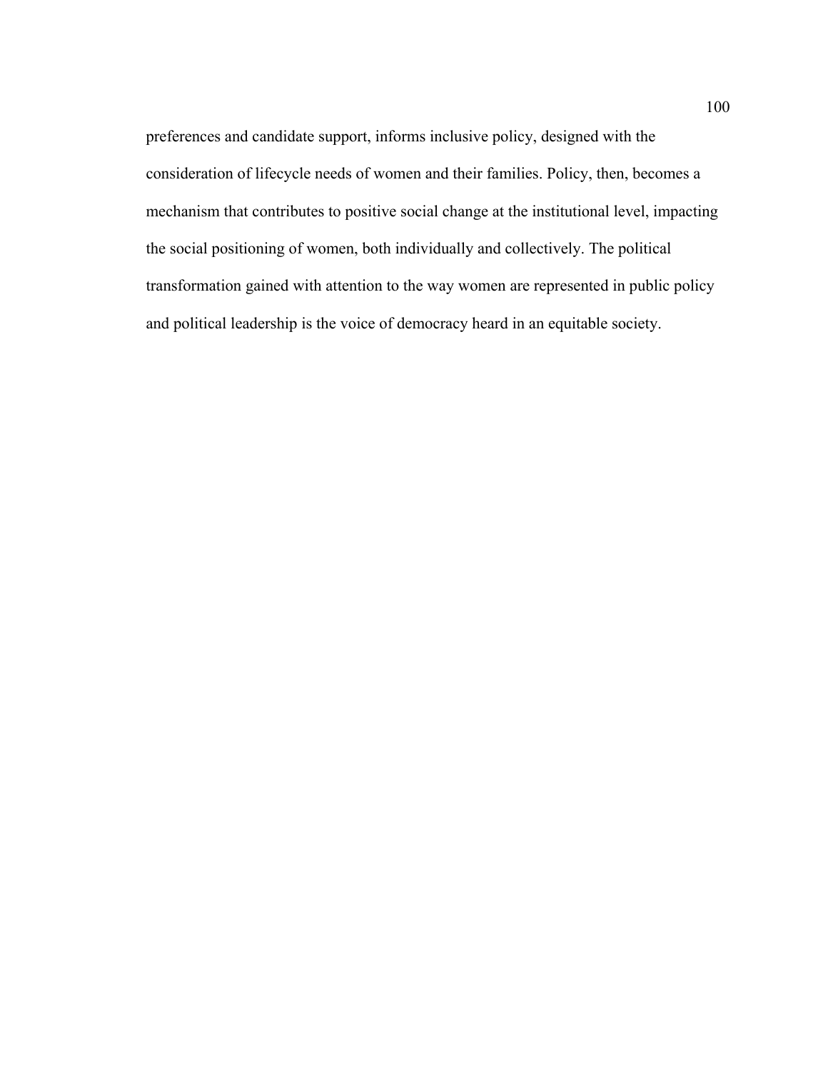preferences and candidate support, informs inclusive policy, designed with the consideration of lifecycle needs of women and their families. Policy, then, becomes a mechanism that contributes to positive social change at the institutional level, impacting the social positioning of women, both individually and collectively. The political transformation gained with attention to the way women are represented in public policy and political leadership is the voice of democracy heard in an equitable society.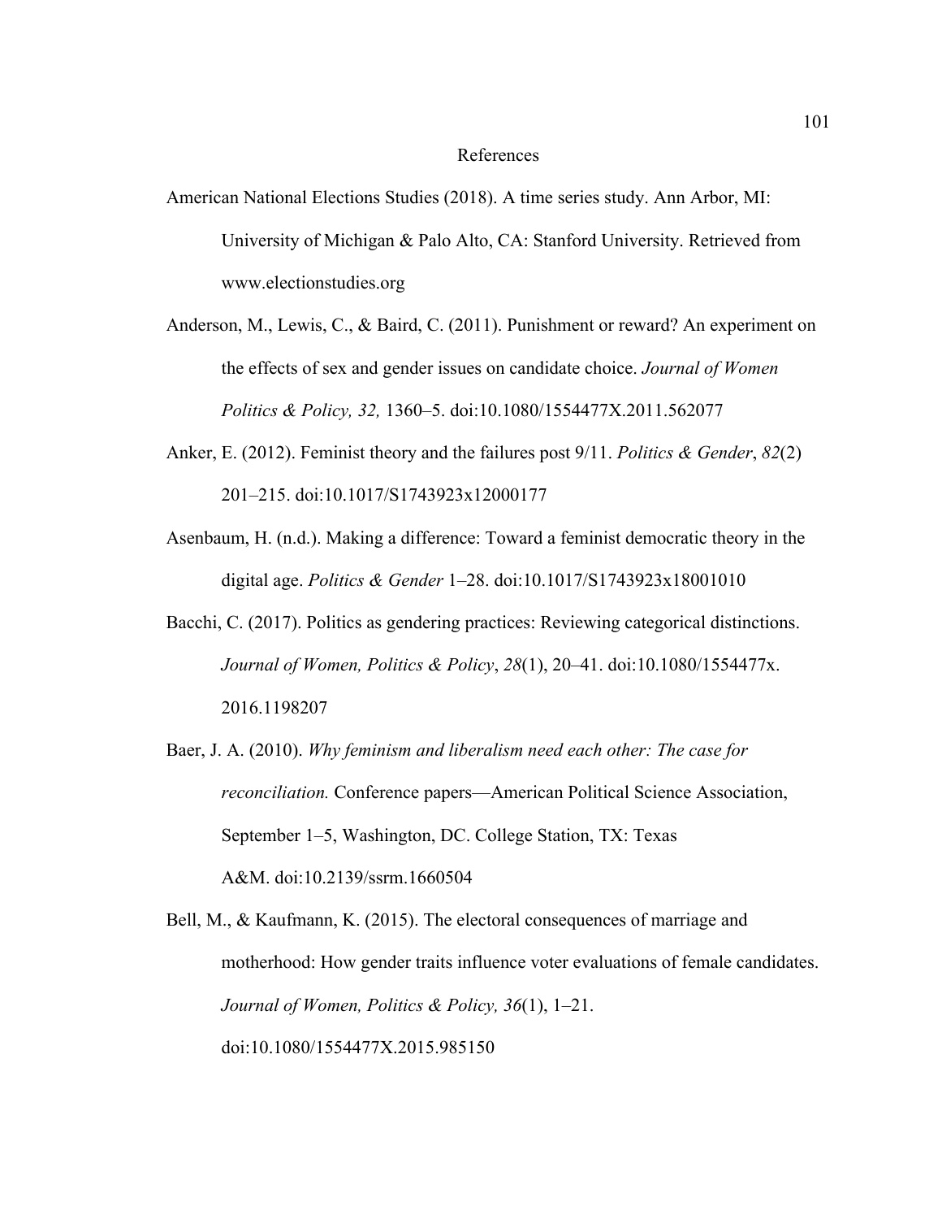# References

American National Elections Studies (2018). A time series study. Ann Arbor, MI: University of Michigan & Palo Alto, CA: Stanford University. Retrieved from www.electionstudies.org

Anderson, M., Lewis, C., & Baird, C. (2011). Punishment or reward? An experiment on the effects of sex and gender issues on candidate choice. *Journal of Women Politics & Policy, 32,* 1360–5. doi:10.1080/1554477X.2011.562077

Anker, E. (2012). Feminist theory and the failures post 9/11. *Politics & Gender*, *82*(2) 201–215. doi:10.1017/S1743923x12000177

Asenbaum, H. (n.d.). Making a difference: Toward a feminist democratic theory in the digital age. *Politics & Gender* 1–28. doi:10.1017/S1743923x18001010

Bacchi, C. (2017). Politics as gendering practices: Reviewing categorical distinctions. *Journal of Women, Politics & Policy*, *28*(1), 20–41. doi:10.1080/1554477x. 2016.1198207

Baer, J. A. (2010). *Why feminism and liberalism need each other: The case for reconciliation.* Conference papers—American Political Science Association, September 1–5, Washington, DC. College Station, TX: Texas A&M. doi:10.2139/ssrm.1660504

Bell, M., & Kaufmann, K. (2015). The electoral consequences of marriage and motherhood: How gender traits influence voter evaluations of female candidates. *Journal of Women, Politics & Policy, 36*(1), 1–21. doi:10.1080/1554477X.2015.985150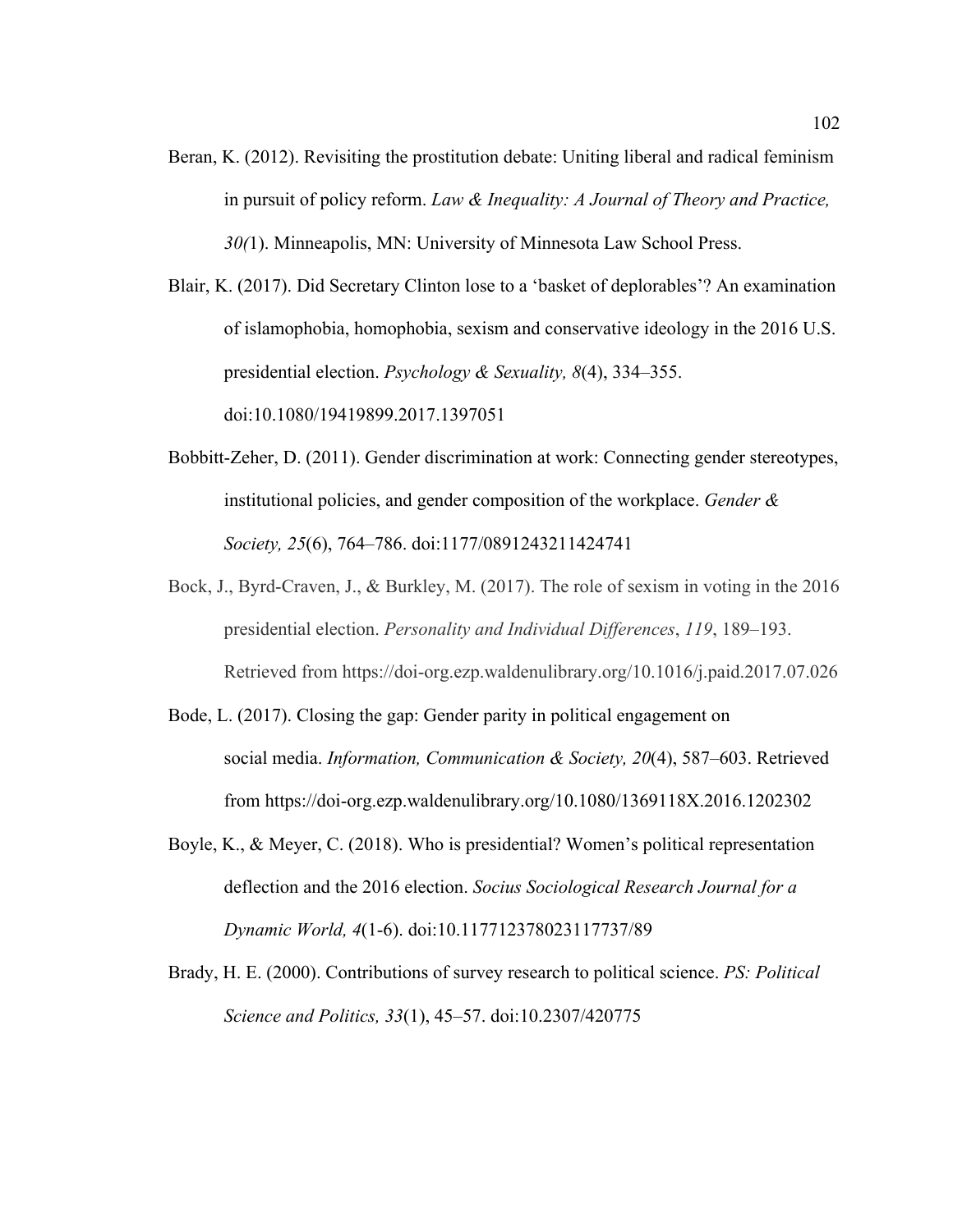Beran, K. (2012). Revisiting the prostitution debate: Uniting liberal and radical feminism in pursuit of policy reform. *Law & Inequality: A Journal of Theory and Practice, 30(*1). Minneapolis, MN: University of Minnesota Law School Press.

Blair, K. (2017). Did Secretary Clinton lose to a 'basket of deplorables'? An examination of islamophobia, homophobia, sexism and conservative ideology in the 2016 U.S. presidential election. *Psychology & Sexuality, 8*(4), 334–355. doi:10.1080/19419899.2017.1397051

Bobbitt-Zeher, D. (2011). Gender discrimination at work: Connecting gender stereotypes, institutional policies, and gender composition of the workplace. *Gender & Society, 25*(6), 764–786. doi:1177/0891243211424741

Bock, J., Byrd-Craven, J., & Burkley, M. (2017). The role of sexism in voting in the 2016 presidential election. *Personality and Individual Differences*, *119*, 189–193. Retrieved from https://doi-org.ezp.waldenulibrary.org/10.1016/j.paid.2017.07.026

Bode, L. (2017). Closing the gap: Gender parity in political engagement on social media. *Information, Communication & Society, 20*(4), 587–603. Retrieved from https://doi-org.ezp.waldenulibrary.org/10.1080/1369118X.2016.1202302

Boyle, K., & Meyer, C. (2018). Who is presidential? Women's political representation deflection and the 2016 election. *Socius Sociological Research Journal for a Dynamic World, 4*(1-6). doi:10.117712378023117737/89

Brady, H. E. (2000). Contributions of survey research to political science. *PS: Political Science and Politics, 33*(1), 45–57. doi:10.2307/420775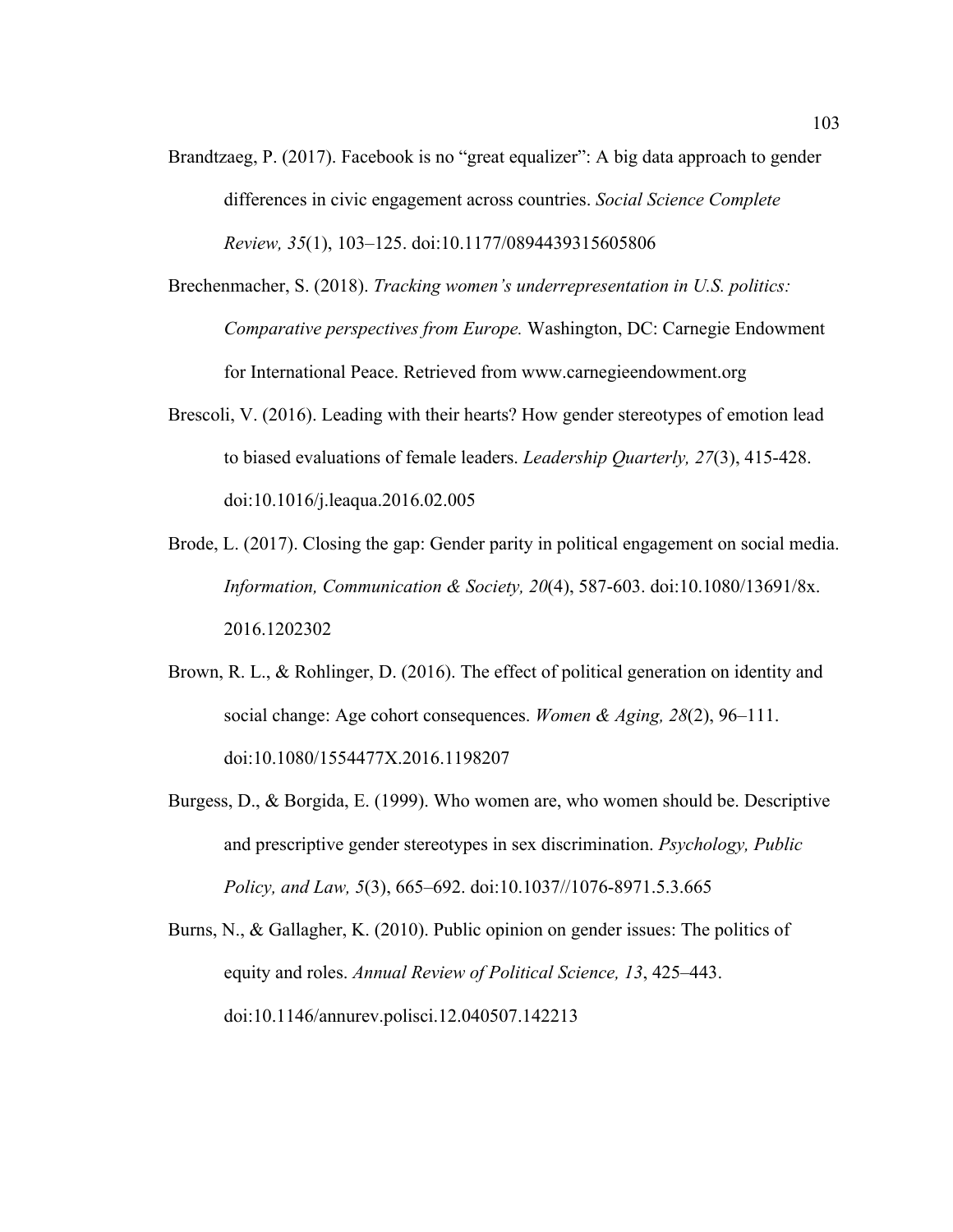Brandtzaeg, P. (2017). Facebook is no “great equalizer”: A big data approach to gender differences in civic engagement across countries. *Social Science Complete Review, 35*(1), 103–125. doi:10.1177/0894439315605806

Brechenmacher, S. (2018). *Tracking women’s underrepresentation in U.S. politics: Comparative perspectives from Europe.* Washington, DC: Carnegie Endowment for International Peace. Retrieved from www.carnegieendowment.org

Brescoli, V. (2016). Leading with their hearts? How gender stereotypes of emotion lead to biased evaluations of female leaders. *Leadership Quarterly, 27*(3), 415-428. doi:10.1016/j.leaqua.2016.02.005

Brode, L. (2017). Closing the gap: Gender parity in political engagement on social media. *Information, Communication & Society, 20*(4), 587-603. doi:10.1080/13691/8x. 2016.1202302

Brown, R. L., & Rohlinger, D. (2016). The effect of political generation on identity and social change: Age cohort consequences. *Women & Aging, 28*(2), 96–111. doi:10.1080/1554477X.2016.1198207

Burgess, D., & Borgida, E. (1999). Who women are, who women should be. Descriptive and prescriptive gender stereotypes in sex discrimination. *Psychology, Public Policy, and Law, 5*(3), 665–692. doi:10.1037//1076-8971.5.3.665

Burns, N., & Gallagher, K. (2010). Public opinion on gender issues: The politics of equity and roles. *Annual Review of Political Science, 13*, 425–443. doi:10.1146/annurev.polisci.12.040507.142213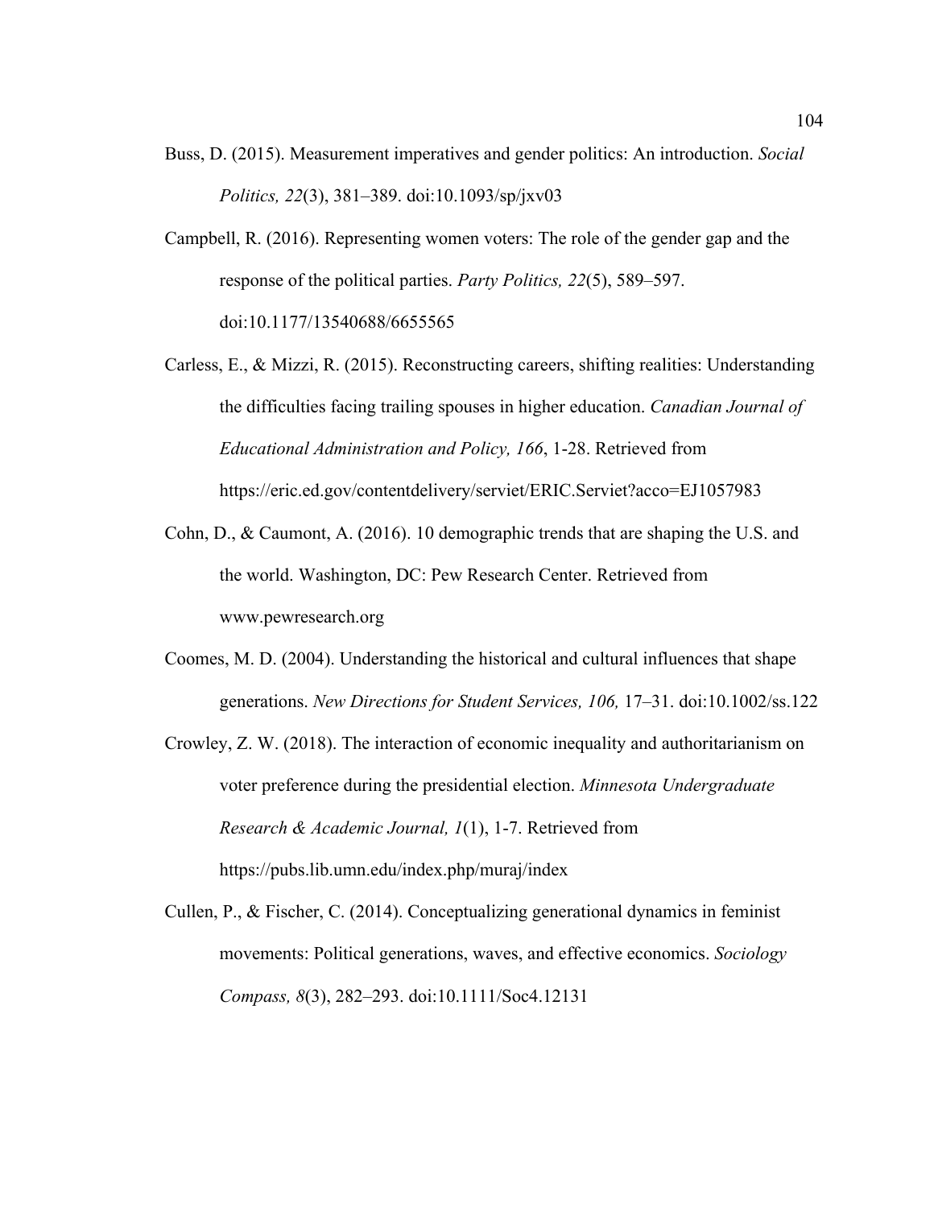Buss, D. (2015). Measurement imperatives and gender politics: An introduction. *Social Politics, 22*(3), 381–389. doi:10.1093/sp/jxv03

Campbell, R. (2016). Representing women voters: The role of the gender gap and the response of the political parties. *Party Politics, 22*(5), 589–597. doi:10.1177/13540688/6655565

Carless, E., & Mizzi, R. (2015). Reconstructing careers, shifting realities: Understanding the difficulties facing trailing spouses in higher education. *Canadian Journal of Educational Administration and Policy, 166*, 1-28. Retrieved from https://eric.ed.gov/contentdelivery/serviet/ERIC.Serviet?acco=EJ1057983

Cohn, D., & Caumont, A. (2016). 10 demographic trends that are shaping the U.S. and the world. Washington, DC: Pew Research Center. Retrieved from www.pewresearch.org

Coomes, M. D. (2004). Understanding the historical and cultural influences that shape generations. *New Directions for Student Services, 106,* 17–31. doi:10.1002/ss.122

Crowley, Z. W. (2018). The interaction of economic inequality and authoritarianism on voter preference during the presidential election. *Minnesota Undergraduate Research & Academic Journal, 1*(1), 1-7. Retrieved from https://pubs.lib.umn.edu/index.php/muraj/index

Cullen, P., & Fischer, C. (2014). Conceptualizing generational dynamics in feminist movements: Political generations, waves, and effective economics. *Sociology Compass, 8*(3), 282–293. doi:10.1111/Soc4.12131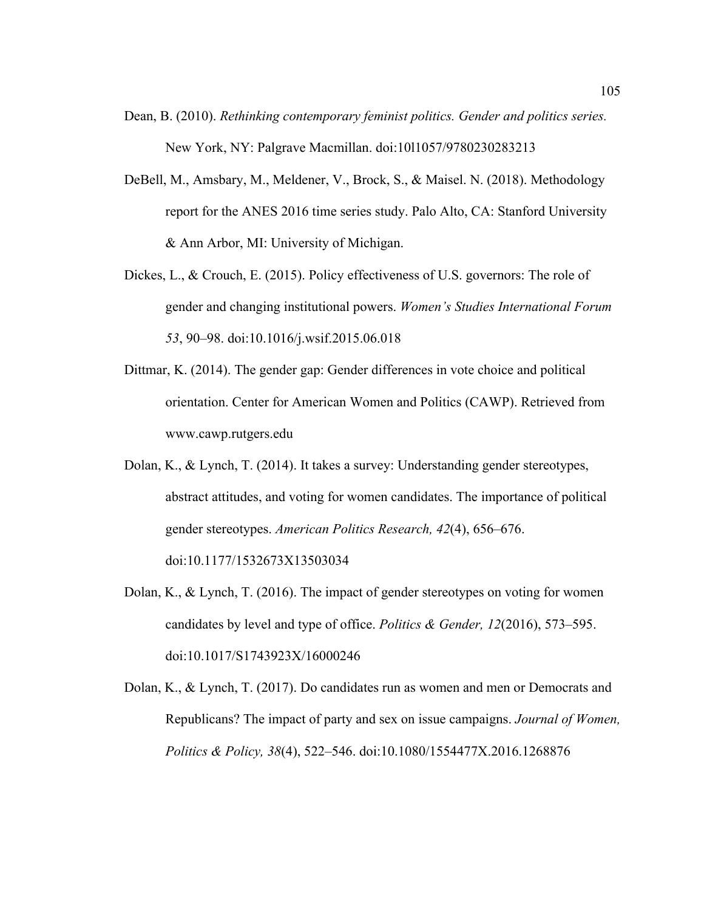Dean, B. (2010). *Rethinking contemporary feminist politics. Gender and politics series.* New York, NY: Palgrave Macmillan. doi:10l1057/9780230283213

DeBell, M., Amsbary, M., Meldener, V., Brock, S., & Maisel. N. (2018). Methodology report for the ANES 2016 time series study. Palo Alto, CA: Stanford University & Ann Arbor, MI: University of Michigan.

Dickes, L., & Crouch, E. (2015). Policy effectiveness of U.S. governors: The role of gender and changing institutional powers. *Women's Studies International Forum 53*, 90–98. doi:10.1016/j.wsif.2015.06.018

Dittmar, K. (2014). The gender gap: Gender differences in vote choice and political orientation. Center for American Women and Politics (CAWP). Retrieved from www.cawp.rutgers.edu

Dolan, K., & Lynch, T. (2014). It takes a survey: Understanding gender stereotypes, abstract attitudes, and voting for women candidates. The importance of political gender stereotypes. *American Politics Research, 42*(4), 656–676. doi:10.1177/1532673X13503034

Dolan, K., & Lynch, T. (2016). The impact of gender stereotypes on voting for women candidates by level and type of office. *Politics & Gender, 12*(2016), 573–595. doi:10.1017/S1743923X/16000246

Dolan, K., & Lynch, T. (2017). Do candidates run as women and men or Democrats and Republicans? The impact of party and sex on issue campaigns. *Journal of Women, Politics & Policy, 38*(4), 522–546. doi:10.1080/1554477X.2016.1268876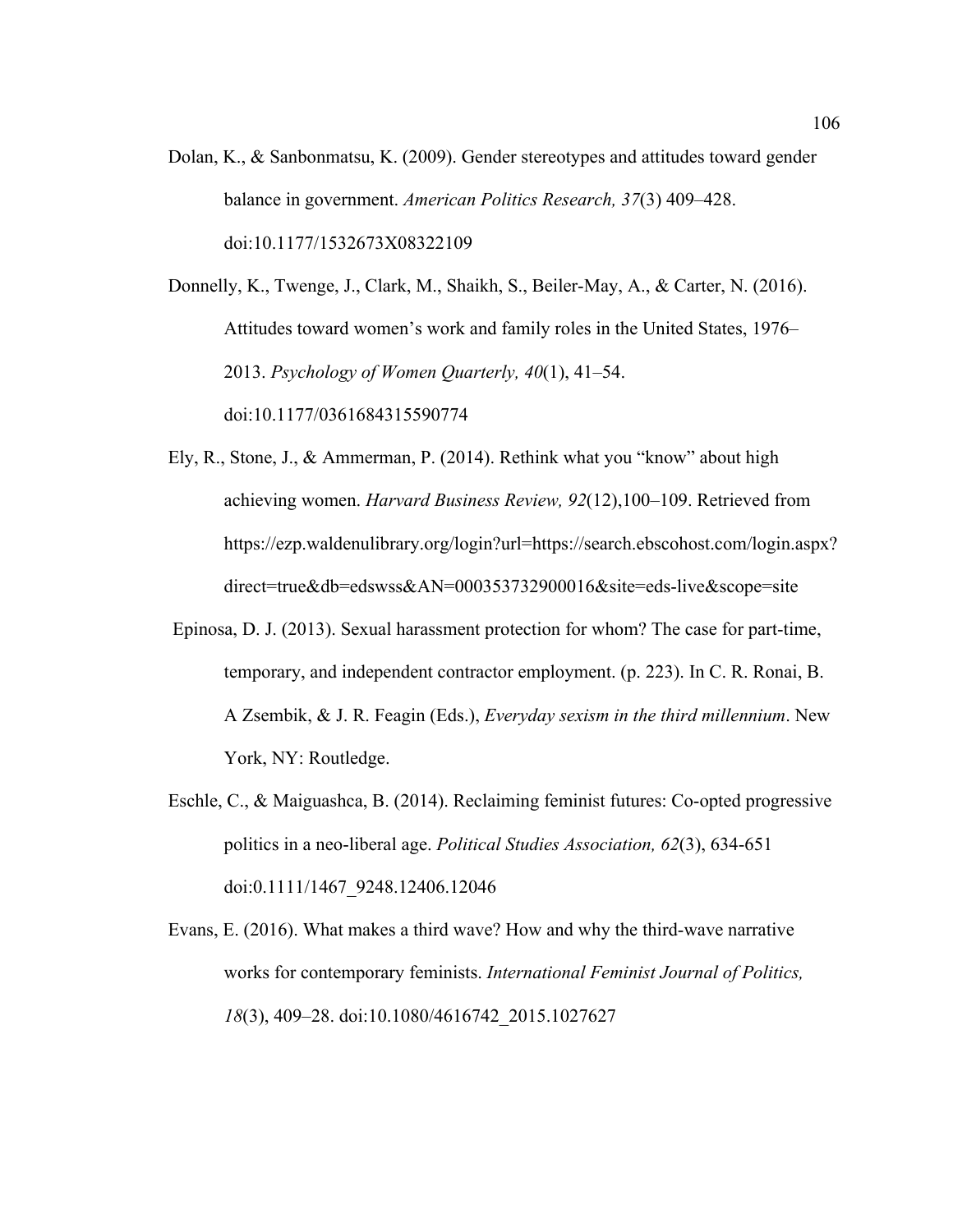Dolan, K., & Sanbonmatsu, K. (2009). Gender stereotypes and attitudes toward gender balance in government. *American Politics Research, 37*(3) 409–428. doi:10.1177/1532673X08322109

Donnelly, K., Twenge, J., Clark, M., Shaikh, S., Beiler-May, A., & Carter, N. (2016). Attitudes toward women's work and family roles in the United States, 1976–2013. *Psychology of Women Quarterly, 40*(1), 41–54. doi:10.1177/0361684315590774

Ely, R., Stone, J., & Ammerman, P. (2014). Rethink what you "know" about high achieving women. *Harvard Business Review, 92*(12),100–109. Retrieved from https://ezp.waldenulibrary.org/login?url=https://search.ebscohost.com/login.aspx?direct=true&db=edswss&AN=000353732900016&site=eds-live&scope=site

Epinosa, D. J. (2013). Sexual harassment protection for whom? The case for part-time, temporary, and independent contractor employment. (p. 223). In C. R. Ronai, B. A Zsembik, & J. R. Feagin (Eds.), *Everyday sexism in the third millennium*. New York, NY: Routledge.

Eschle, C., & Maiguashca, B. (2014). Reclaiming feminist futures: Co-opted progressive politics in a neo-liberal age. *Political Studies Association, 62*(3), 634-651 doi:0.1111/1467_9248.12406.12046

Evans, E. (2016). What makes a third wave? How and why the third-wave narrative works for contemporary feminists. *International Feminist Journal of Politics, 18*(3), 409–28. doi:10.1080/4616742_2015.1027627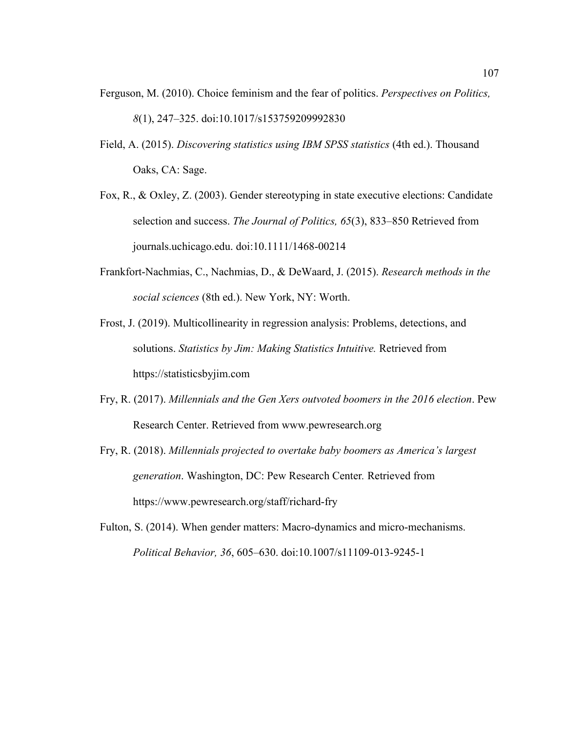Ferguson, M. (2010). Choice feminism and the fear of politics. *Perspectives on Politics, 8*(1), 247–325. doi:10.1017/s153759209992830

Field, A. (2015). *Discovering statistics using IBM SPSS statistics* (4th ed.). Thousand Oaks, CA: Sage.

Fox, R., & Oxley, Z. (2003). Gender stereotyping in state executive elections: Candidate selection and success. *The Journal of Politics, 65*(3), 833–850 Retrieved from journals.uchicago.edu. doi:10.1111/1468-00214

Frankfort-Nachmias, C., Nachmias, D., & DeWaard, J. (2015). *Research methods in the social sciences* (8th ed.). New York, NY: Worth.

Frost, J. (2019). Multicollinearity in regression analysis: Problems, detections, and solutions. *Statistics by Jim: Making Statistics Intuitive.* Retrieved from https://statisticsbyjim.com

Fry, R. (2017). *Millennials and the Gen Xers outvoted boomers in the 2016 election*. Pew Research Center. Retrieved from www.pewresearch.org

Fry, R. (2018). *Millennials projected to overtake baby boomers as America's largest generation*. Washington, DC: Pew Research Center. Retrieved from https://www.pewresearch.org/staff/richard-fry

Fulton, S. (2014). When gender matters: Macro-dynamics and micro-mechanisms. *Political Behavior, 36*, 605–630. doi:10.1007/s11109-013-9245-1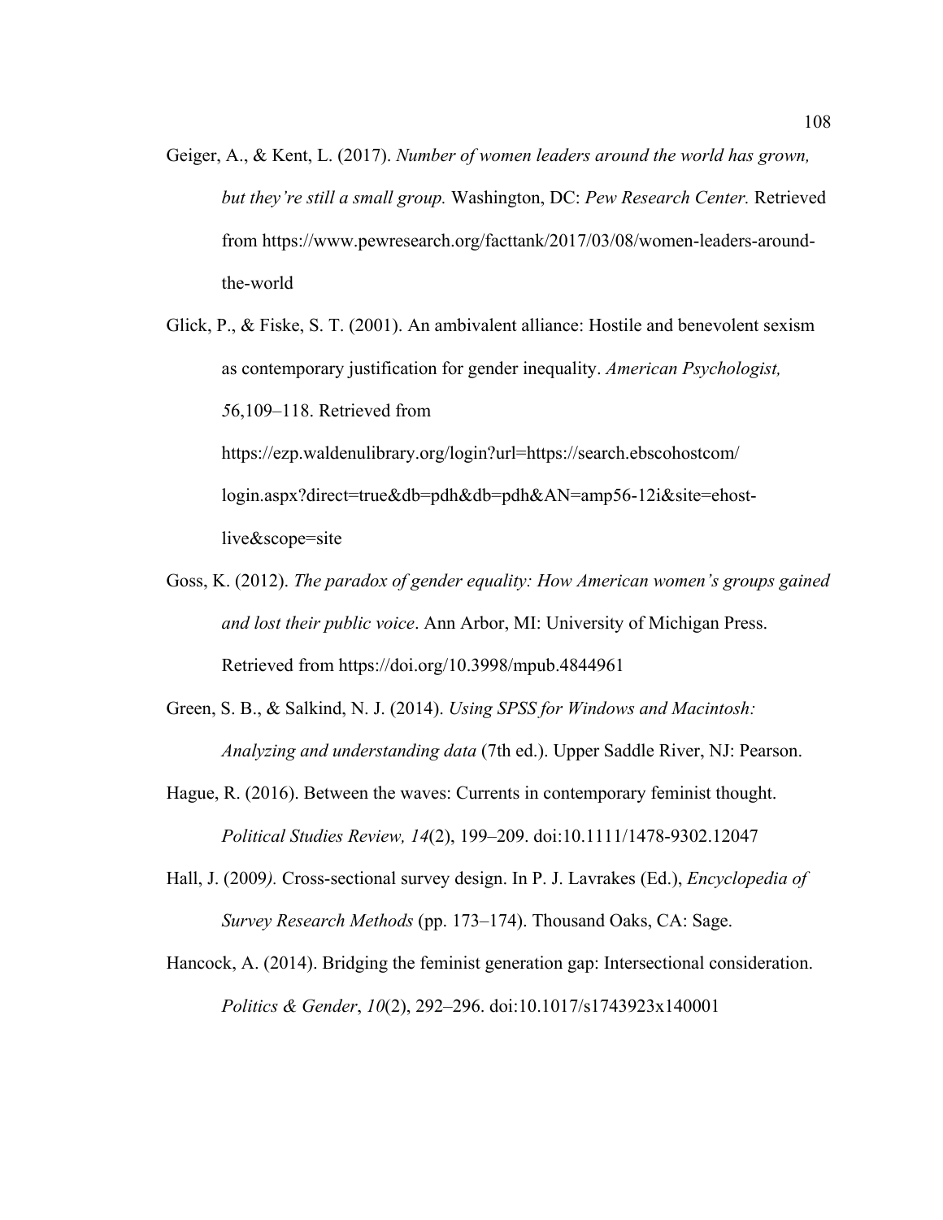Geiger, A., & Kent, L. (2017). *Number of women leaders around the world has grown, but they're still a small group.* Washington, DC: *Pew Research Center.* Retrieved from https://www.pewresearch.org/facttank/2017/03/08/women-leaders-around-the-world

Glick, P., & Fiske, S. T. (2001). An ambivalent alliance: Hostile and benevolent sexism as contemporary justification for gender inequality. *American Psychologist, 5*6,109–118. Retrieved from https://ezp.waldenulibrary.org/login?url=https://search.ebscohostcom/login.aspx?direct=true&db=pdh&db=pdh&AN=amp56-12i&site=ehost-live&scope=site

Goss, K. (2012). *The paradox of gender equality: How American women's groups gained and lost their public voice*. Ann Arbor, MI: University of Michigan Press. Retrieved from https://doi.org/10.3998/mpub.4844961

Green, S. B., & Salkind, N. J. (2014). *Using SPSS for Windows and Macintosh: Analyzing and understanding data* (7th ed.). Upper Saddle River, NJ: Pearson.

Hague, R. (2016). Between the waves: Currents in contemporary feminist thought. *Political Studies Review, 14*(2), 199–209. doi:10.1111/1478-9302.12047

Hall, J. (2009*).* Cross-sectional survey design. In P. J. Lavrakes (Ed.), *Encyclopedia of Survey Research Methods* (pp. 173–174). Thousand Oaks, CA: Sage.

Hancock, A. (2014). Bridging the feminist generation gap: Intersectional consideration. *Politics & Gender*, *10*(2), 292–296. doi:10.1017/s1743923x140001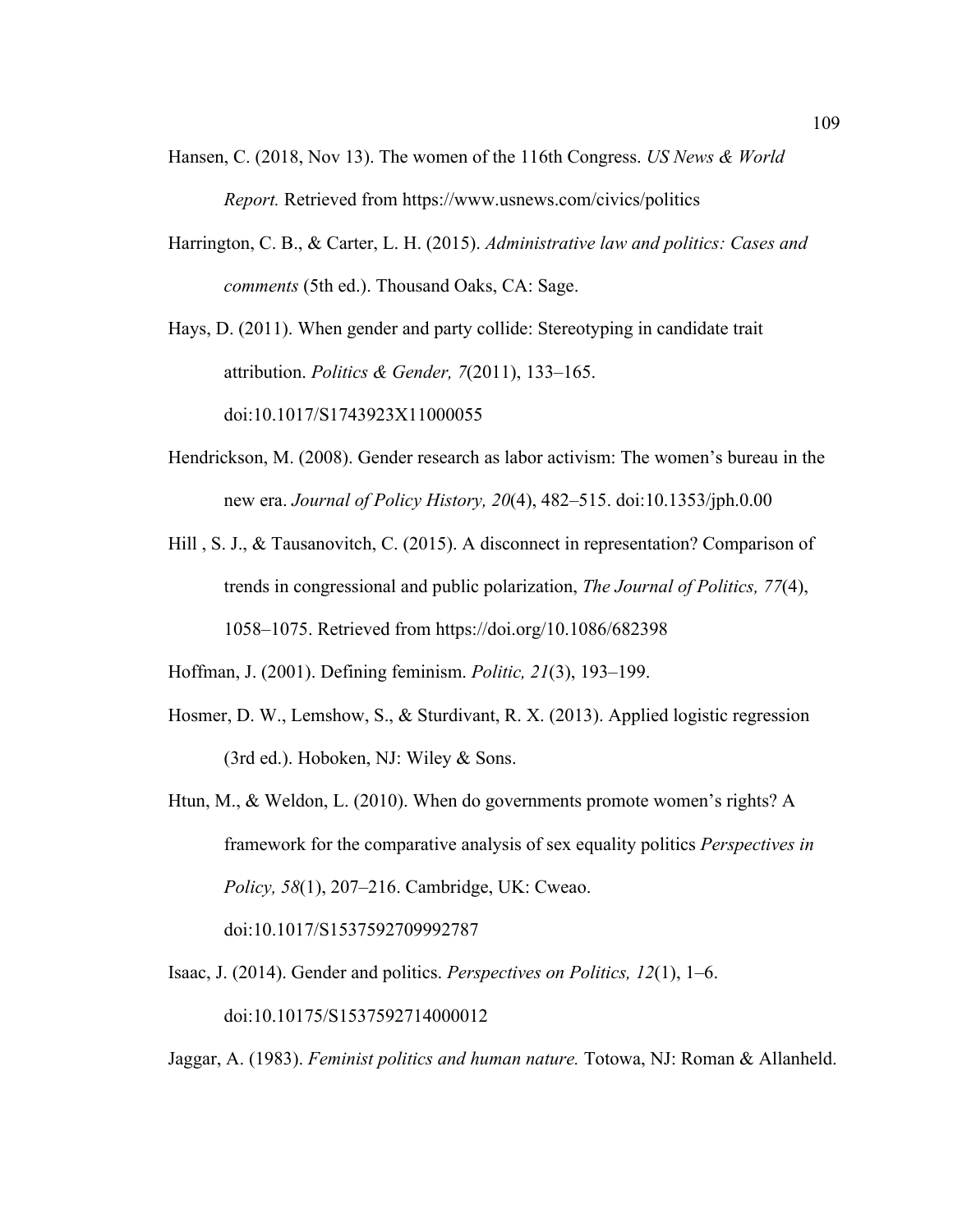Hansen, C. (2018, Nov 13). The women of the 116th Congress. *US News & World Report.* Retrieved from https://www.usnews.com/civics/politics

Harrington, C. B., & Carter, L. H. (2015). *Administrative law and politics: Cases and comments* (5th ed.). Thousand Oaks, CA: Sage.

Hays, D. (2011). When gender and party collide: Stereotyping in candidate trait attribution. *Politics & Gender, 7*(2011), 133–165. doi:10.1017/S1743923X11000055

Hendrickson, M. (2008). Gender research as labor activism: The women's bureau in the new era. *Journal of Policy History, 20*(4), 482–515. doi:10.1353/jph.0.00

Hill , S. J., & Tausanovitch, C. (2015). A disconnect in representation? Comparison of trends in congressional and public polarization, *The Journal of Politics, 77*(4), 1058–1075. Retrieved from https://doi.org/10.1086/682398

Hoffman, J. (2001). Defining feminism. *Politic, 21*(3), 193–199.

Hosmer, D. W., Lemshow, S., & Sturdivant, R. X. (2013). Applied logistic regression (3rd ed.). Hoboken, NJ: Wiley & Sons.

Htun, M., & Weldon, L. (2010). When do governments promote women's rights? A framework for the comparative analysis of sex equality politics *Perspectives in Policy, 58*(1), 207–216. Cambridge, UK: Cweao. doi:10.1017/S1537592709992787

Isaac, J. (2014). Gender and politics. *Perspectives on Politics, 12*(1), 1–6. doi:10.10175/S1537592714000012

Jaggar, A. (1983). *Feminist politics and human nature.* Totowa, NJ: Roman & Allanheld.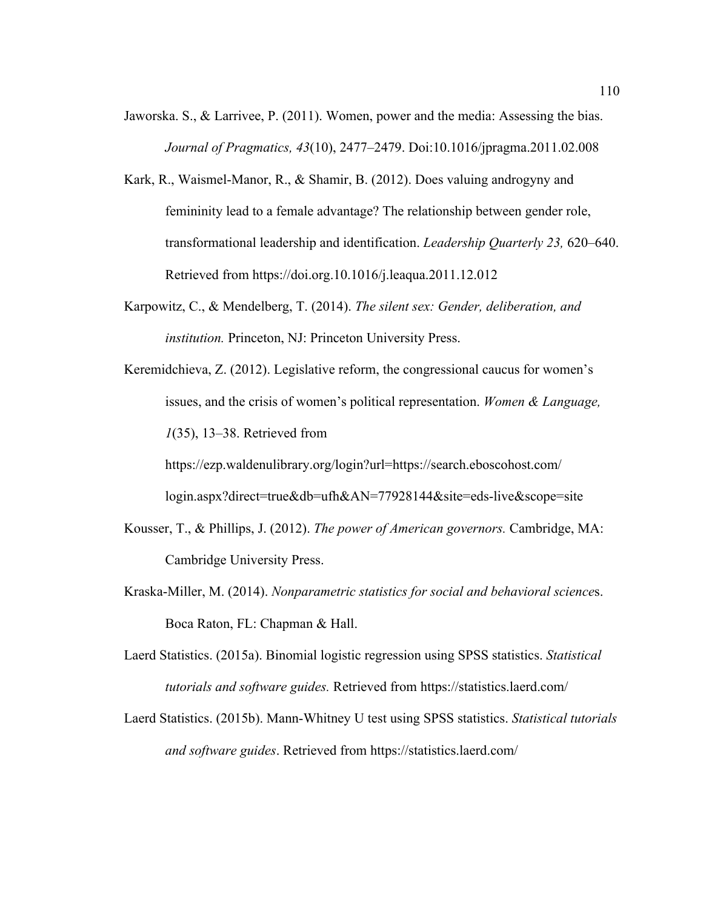Jaworska. S., & Larrivee, P. (2011). Women, power and the media: Assessing the bias. *Journal of Pragmatics, 43*(10), 2477–2479. Doi:10.1016/jpragma.2011.02.008

Kark, R., Waismel-Manor, R., & Shamir, B. (2012). Does valuing androgyny and femininity lead to a female advantage? The relationship between gender role, transformational leadership and identification. *Leadership Quarterly 23,* 620–640. Retrieved from https://doi.org.10.1016/j.leaqua.2011.12.012

Karpowitz, C., & Mendelberg, T. (2014). *The silent sex: Gender, deliberation, and institution.* Princeton, NJ: Princeton University Press.

Keremidchieva, Z. (2012). Legislative reform, the congressional caucus for women's issues, and the crisis of women's political representation. *Women & Language, 1*(35), 13–38. Retrieved from https://ezp.waldenulibrary.org/login?url=https://search.eboscohost.com/login.aspx?direct=true&db=ufh&AN=77928144&site=eds-live&scope=site

Kousser, T., & Phillips, J. (2012). *The power of American governors.* Cambridge, MA: Cambridge University Press.

Kraska-Miller, M. (2014). *Nonparametric statistics for social and behavioral science*s. Boca Raton, FL: Chapman & Hall.

Laerd Statistics. (2015a). Binomial logistic regression using SPSS statistics. *Statistical tutorials and software guides.* Retrieved from https://statistics.laerd.com/

Laerd Statistics. (2015b). Mann-Whitney U test using SPSS statistics. *Statistical tutorials and software guides*. Retrieved from https://statistics.laerd.com/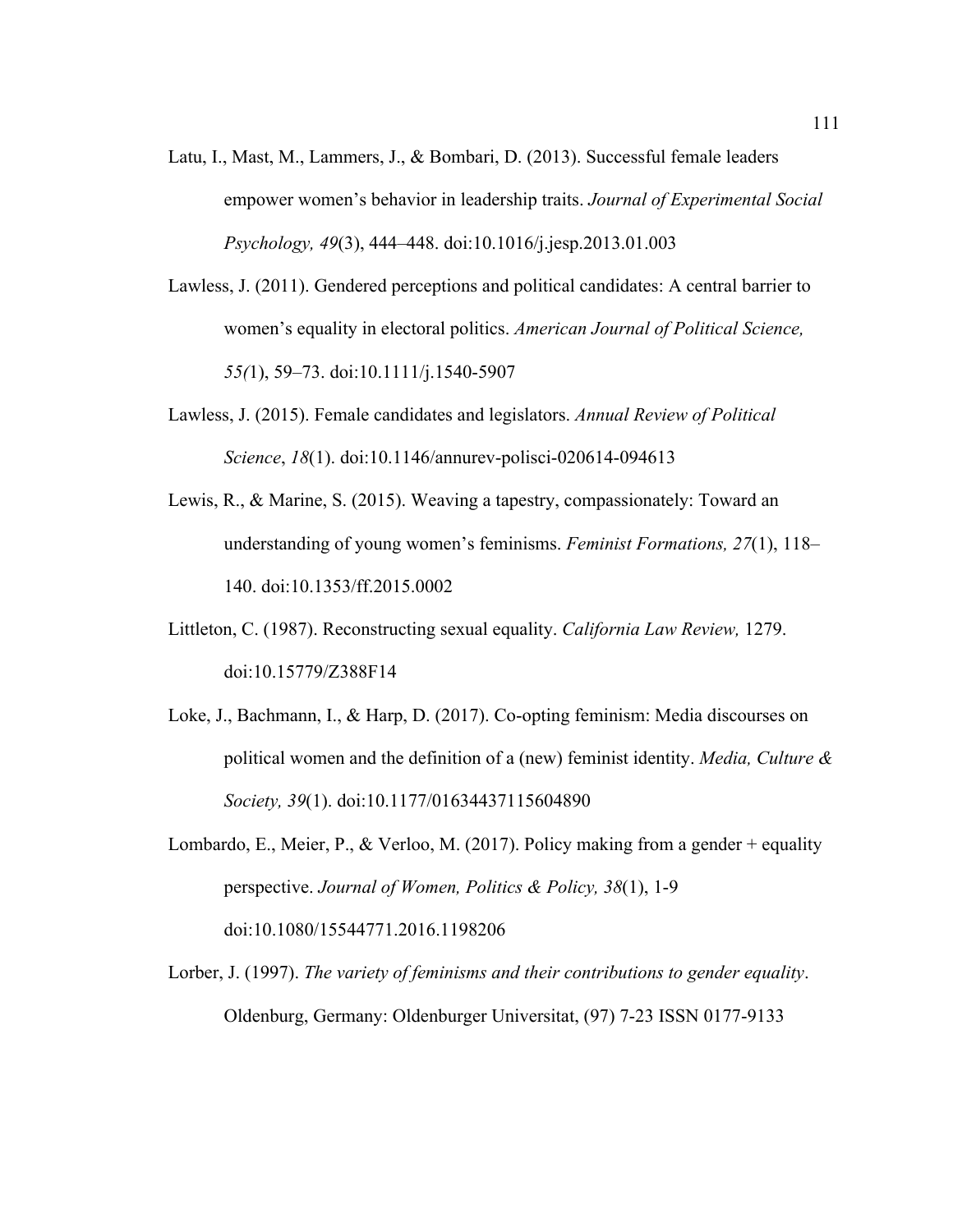Latu, I., Mast, M., Lammers, J., & Bombari, D. (2013). Successful female leaders empower women's behavior in leadership traits. *Journal of Experimental Social Psychology, 49*(3), 444–448. doi:10.1016/j.jesp.2013.01.003

Lawless, J. (2011). Gendered perceptions and political candidates: A central barrier to women's equality in electoral politics. *American Journal of Political Science, 55(*1), 59–73. doi:10.1111/j.1540-5907

Lawless, J. (2015). Female candidates and legislators. *Annual Review of Political Science*, *18*(1). doi:10.1146/annurev-polisci-020614-094613

Lewis, R., & Marine, S. (2015). Weaving a tapestry, compassionately: Toward an understanding of young women's feminisms. *Feminist Formations, 27*(1), 118–140. doi:10.1353/ff.2015.0002

Littleton, C. (1987). Reconstructing sexual equality. *California Law Review,* 1279. doi:10.15779/Z388F14

Loke, J., Bachmann, I., & Harp, D. (2017). Co-opting feminism: Media discourses on political women and the definition of a (new) feminist identity. *Media, Culture & Society, 39*(1). doi:10.1177/01634437115604890

Lombardo, E., Meier, P., & Verloo, M. (2017). Policy making from a gender + equality perspective. *Journal of Women, Politics & Policy, 38*(1), 1-9 doi:10.1080/15544771.2016.1198206

Lorber, J. (1997). *The variety of feminisms and their contributions to gender equality*. Oldenburg, Germany: Oldenburger Universitat, (97) 7-23 ISSN 0177-9133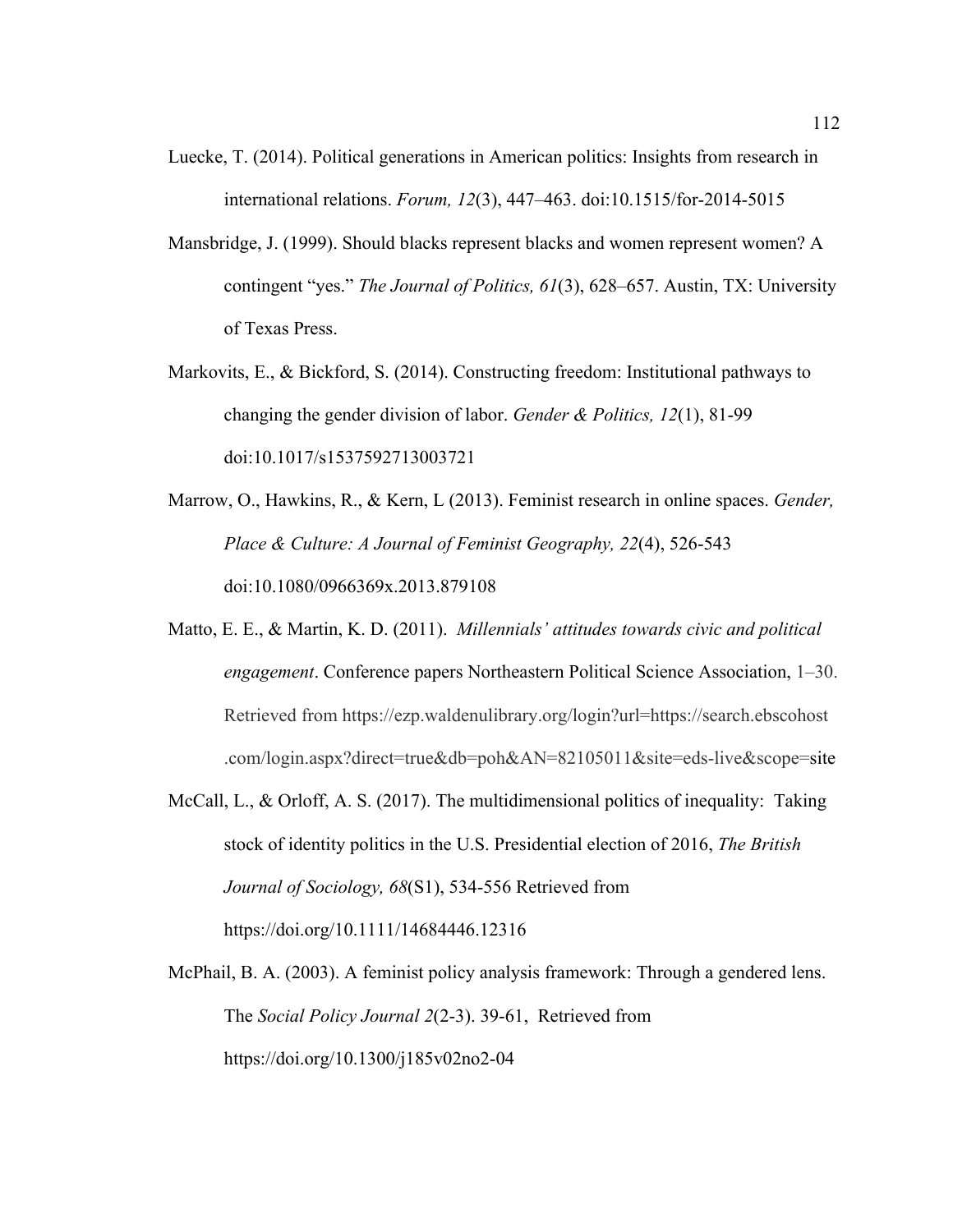Luecke, T. (2014). Political generations in American politics: Insights from research in international relations. *Forum, 12*(3), 447–463. doi:10.1515/for-2014-5015

Mansbridge, J. (1999). Should blacks represent blacks and women represent women? A contingent "yes." *The Journal of Politics, 61*(3), 628–657. Austin, TX: University of Texas Press.

Markovits, E., & Bickford, S. (2014). Constructing freedom: Institutional pathways to changing the gender division of labor. *Gender & Politics, 12*(1), 81-99 doi:10.1017/s1537592713003721

Marrow, O., Hawkins, R., & Kern, L (2013). Feminist research in online spaces. *Gender, Place & Culture: A Journal of Feminist Geography, 22*(4), 526-543 doi:10.1080/0966369x.2013.879108

Matto, E. E., & Martin, K. D. (2011). *Millennials' attitudes towards civic and political engagement*. Conference papers Northeastern Political Science Association, 1–30. Retrieved from https://ezp.waldenulibrary.org/login?url=https://search.ebscohost.com/login.aspx?direct=true&db=poh&AN=82105011&site=eds-live&scope=site

McCall, L., & Orloff, A. S. (2017). The multidimensional politics of inequality: Taking stock of identity politics in the U.S. Presidential election of 2016, *The British Journal of Sociology, 68*(S1), 534-556 Retrieved from https://doi.org/10.1111/14684446.12316

McPhail, B. A. (2003). A feminist policy analysis framework: Through a gendered lens. The *Social Policy Journal 2*(2-3). 39-61, Retrieved from https://doi.org/10.1300/j185v02no2-04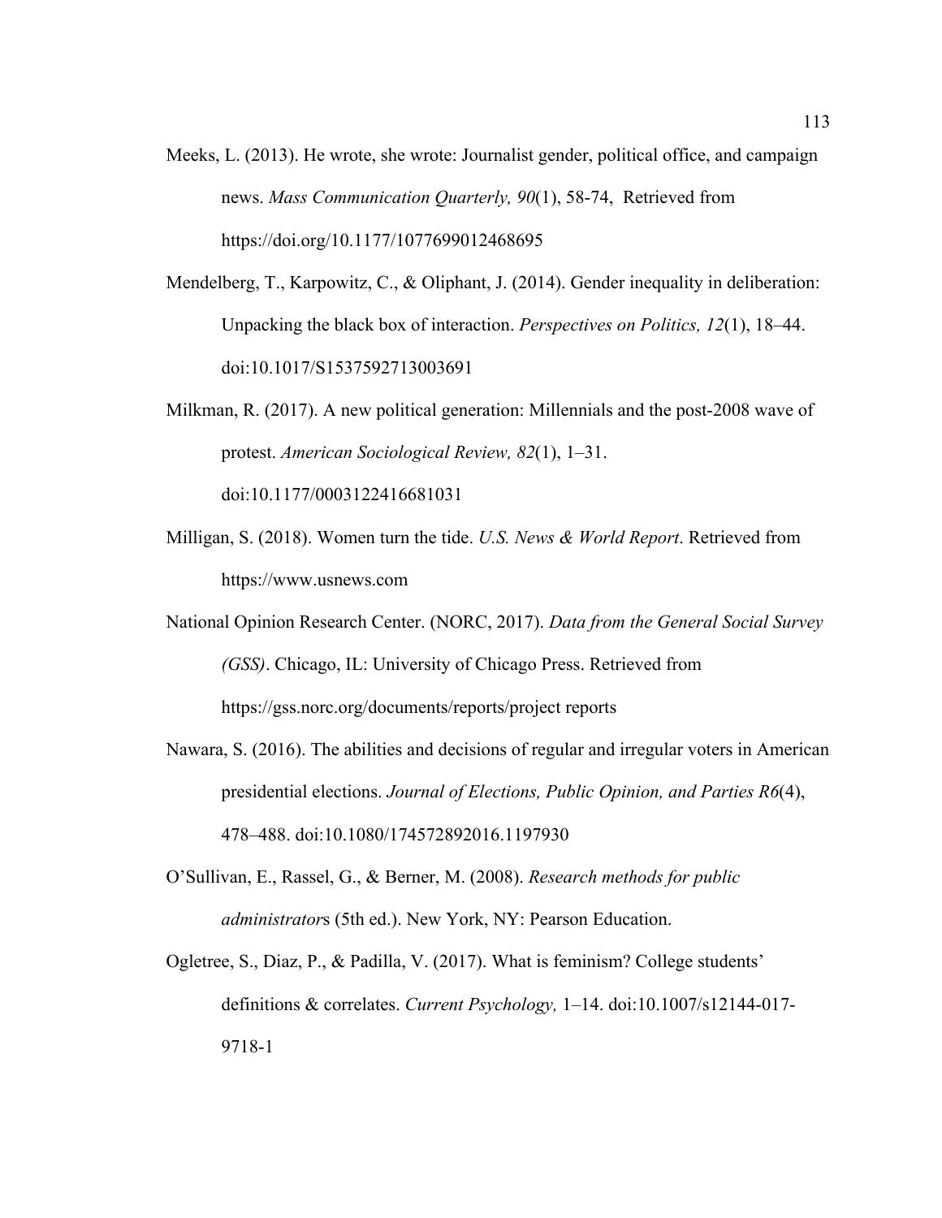Meeks, L. (2013). He wrote, she wrote: Journalist gender, political office, and campaign news. *Mass Communication Quarterly, 90*(1), 58-74, Retrieved from https://doi.org/10.1177/1077699012468695

Mendelberg, T., Karpowitz, C., & Oliphant, J. (2014). Gender inequality in deliberation: Unpacking the black box of interaction. *Perspectives on Politics, 12*(1), 18–44. doi:10.1017/S1537592713003691

Milkman, R. (2017). A new political generation: Millennials and the post-2008 wave of protest. *American Sociological Review, 82*(1), 1–31. doi:10.1177/0003122416681031

Milligan, S. (2018). Women turn the tide. *U.S. News & World Report*. Retrieved from https://www.usnews.com

National Opinion Research Center. (NORC, 2017). *Data from the General Social Survey (GSS)*. Chicago, IL: University of Chicago Press. Retrieved from https://gss.norc.org/documents/reports/project reports

Nawara, S. (2016). The abilities and decisions of regular and irregular voters in American presidential elections. *Journal of Elections, Public Opinion, and Parties R6*(4), 478–488. doi:10.1080/174572892016.1197930

O'Sullivan, E., Rassel, G., & Berner, M. (2008). *Research methods for public administrator*s (5th ed.). New York, NY: Pearson Education.

Ogletree, S., Diaz, P., & Padilla, V. (2017). What is feminism? College students' definitions & correlates. *Current Psychology,* 1–14. doi:10.1007/s12144-017-9718-1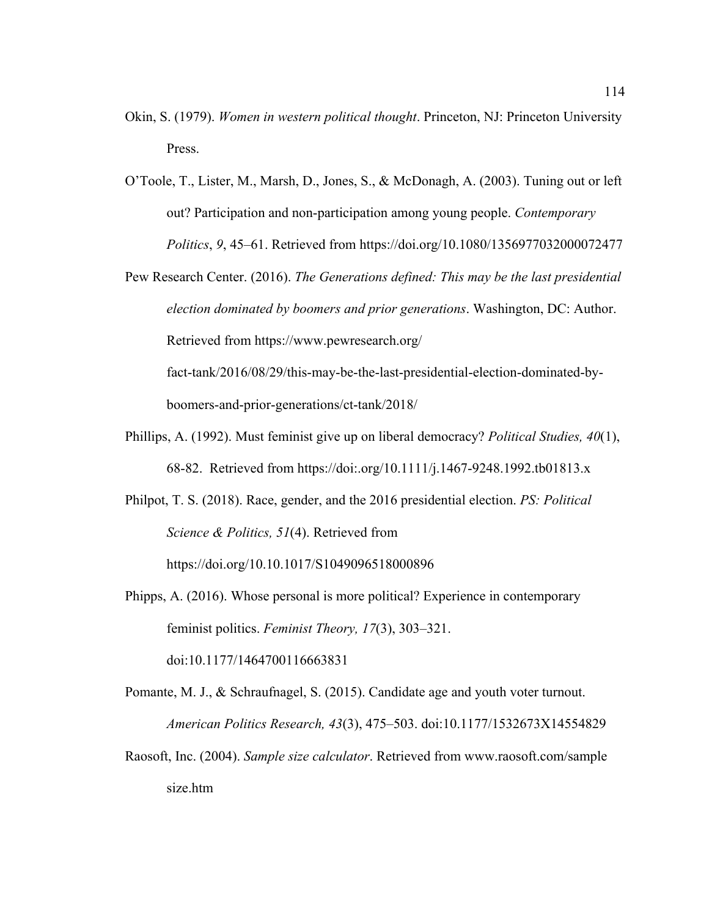Okin, S. (1979). *Women in western political thought*. Princeton, NJ: Princeton University Press.

O'Toole, T., Lister, M., Marsh, D., Jones, S., & McDonagh, A. (2003). Tuning out or left out? Participation and non-participation among young people. *Contemporary Politics*, *9*, 45–61. Retrieved from https://doi.org/10.1080/1356977032000072477

Pew Research Center. (2016). *The Generations defined: This may be the last presidential election dominated by boomers and prior generations*. Washington, DC: Author. Retrieved from https://www.pewresearch.org/ fact-tank/2016/08/29/this-may-be-the-last-presidential-election-dominated-by-boomers-and-prior-generations/ct-tank/2018/

Phillips, A. (1992). Must feminist give up on liberal democracy? *Political Studies, 40*(1), 68-82. Retrieved from https://doi:.org/10.1111/j.1467-9248.1992.tb01813.x

Philpot, T. S. (2018). Race, gender, and the 2016 presidential election. *PS: Political Science & Politics, 51*(4). Retrieved from https://doi.org/10.10.1017/S1049096518000896

Phipps, A. (2016). Whose personal is more political? Experience in contemporary feminist politics. *Feminist Theory, 17*(3), 303–321. doi:10.1177/1464700116663831

Pomante, M. J., & Schraufnagel, S. (2015). Candidate age and youth voter turnout. *American Politics Research, 43*(3), 475–503. doi:10.1177/1532673X14554829

Raosoft, Inc. (2004). *Sample size calculator*. Retrieved from www.raosoft.com/sample size.htm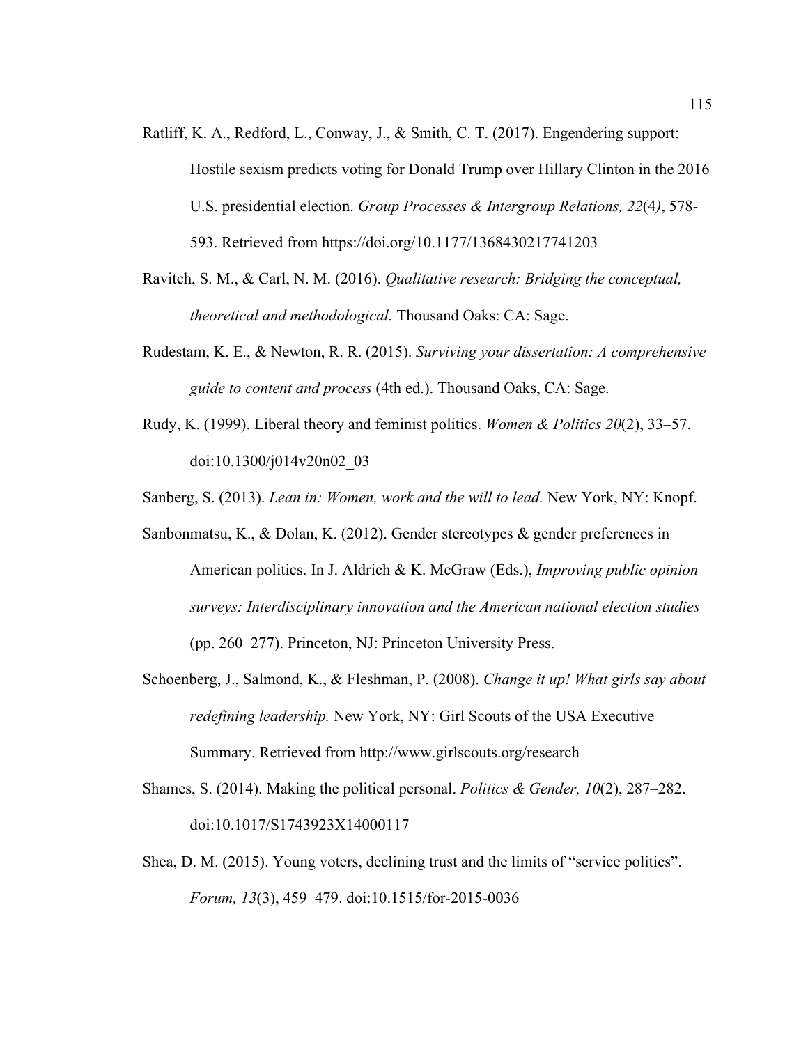Ratliff, K. A., Redford, L., Conway, J., & Smith, C. T. (2017). Engendering support: Hostile sexism predicts voting for Donald Trump over Hillary Clinton in the 2016 U.S. presidential election. *Group Processes & Intergroup Relations, 22*(4*)*, 578-593. Retrieved from https://doi.org/10.1177/1368430217741203

Ravitch, S. M., & Carl, N. M. (2016). *Qualitative research: Bridging the conceptual, theoretical and methodological.* Thousand Oaks: CA: Sage.

Rudestam, K. E., & Newton, R. R. (2015). *Surviving your dissertation: A comprehensive guide to content and process* (4th ed.). Thousand Oaks, CA: Sage.

Rudy, K. (1999). Liberal theory and feminist politics. *Women & Politics 20*(2), 33–57. doi:10.1300/j014v20n02_03

Sanberg, S. (2013). *Lean in: Women, work and the will to lead.* New York, NY: Knopf.

Sanbonmatsu, K., & Dolan, K. (2012). Gender stereotypes & gender preferences in American politics. In J. Aldrich & K. McGraw (Eds.), *Improving public opinion surveys: Interdisciplinary innovation and the American national election studies* (pp. 260–277). Princeton, NJ: Princeton University Press.

Schoenberg, J., Salmond, K., & Fleshman, P. (2008). *Change it up! What girls say about redefining leadership.* New York, NY: Girl Scouts of the USA Executive Summary. Retrieved from http://www.girlscouts.org/research

Shames, S. (2014). Making the political personal. *Politics & Gender, 10*(2), 287–282. doi:10.1017/S1743923X14000117

Shea, D. M. (2015). Young voters, declining trust and the limits of "service politics". *Forum, 13*(3), 459–479. doi:10.1515/for-2015-0036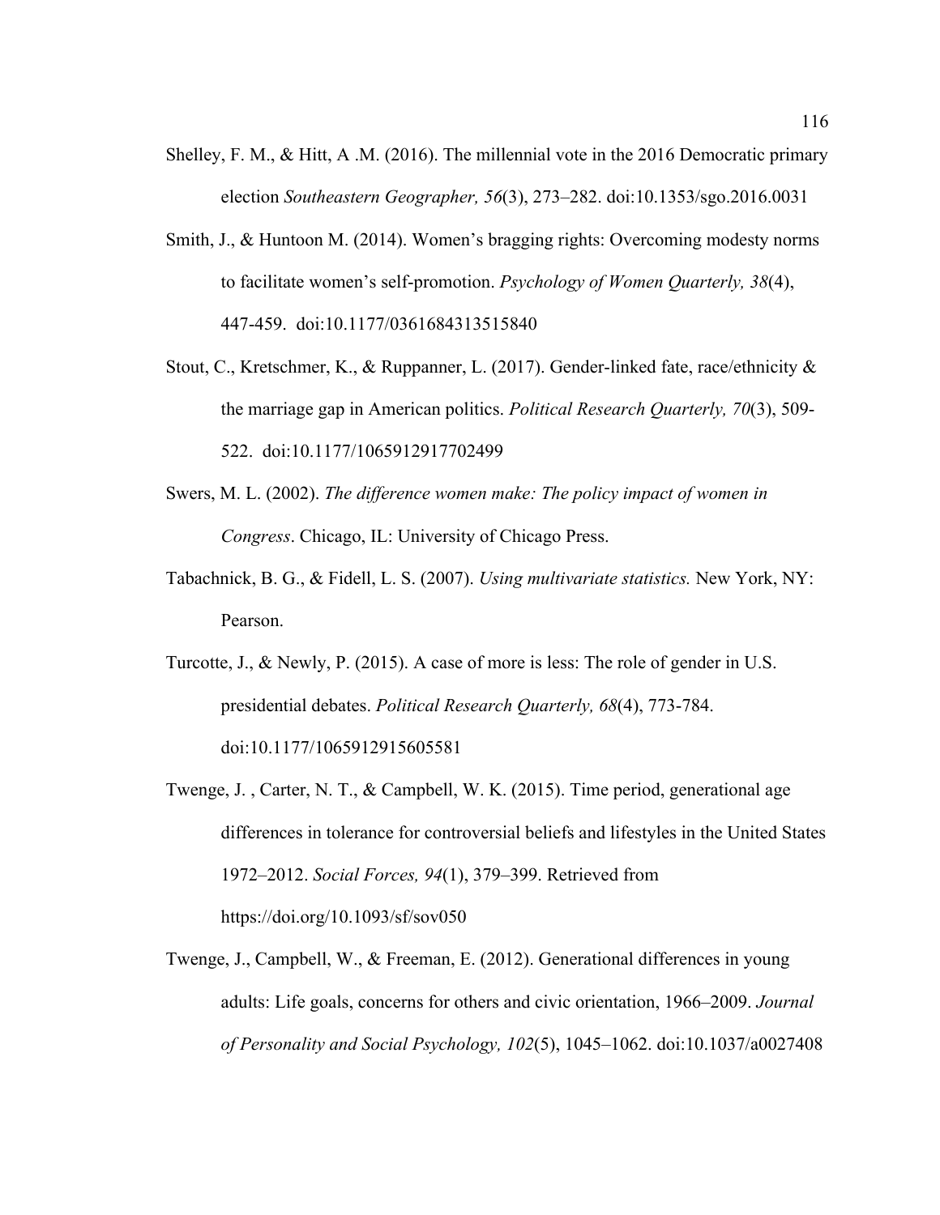Shelley, F. M., & Hitt, A .M. (2016). The millennial vote in the 2016 Democratic primary election *Southeastern Geographer, 56*(3), 273–282. doi:10.1353/sgo.2016.0031

Smith, J., & Huntoon M. (2014). Women's bragging rights: Overcoming modesty norms to facilitate women's self-promotion. *Psychology of Women Quarterly, 38*(4), 447-459. doi:10.1177/0361684313515840

Stout, C., Kretschmer, K., & Ruppanner, L. (2017). Gender-linked fate, race/ethnicity & the marriage gap in American politics. *Political Research Quarterly, 70*(3), 509-522. doi:10.1177/1065912917702499

Swers, M. L. (2002). *The difference women make: The policy impact of women in Congress*. Chicago, IL: University of Chicago Press.

Tabachnick, B. G., & Fidell, L. S. (2007). *Using multivariate statistics.* New York, NY: Pearson.

Turcotte, J., & Newly, P. (2015). A case of more is less: The role of gender in U.S. presidential debates. *Political Research Quarterly, 68*(4), 773-784. doi:10.1177/1065912915605581

Twenge, J. , Carter, N. T., & Campbell, W. K. (2015). Time period, generational age differences in tolerance for controversial beliefs and lifestyles in the United States 1972–2012. *Social Forces, 94*(1), 379–399. Retrieved from https://doi.org/10.1093/sf/sov050

Twenge, J., Campbell, W., & Freeman, E. (2012). Generational differences in young adults: Life goals, concerns for others and civic orientation, 1966–2009. *Journal of Personality and Social Psychology, 102*(5), 1045–1062. doi:10.1037/a0027408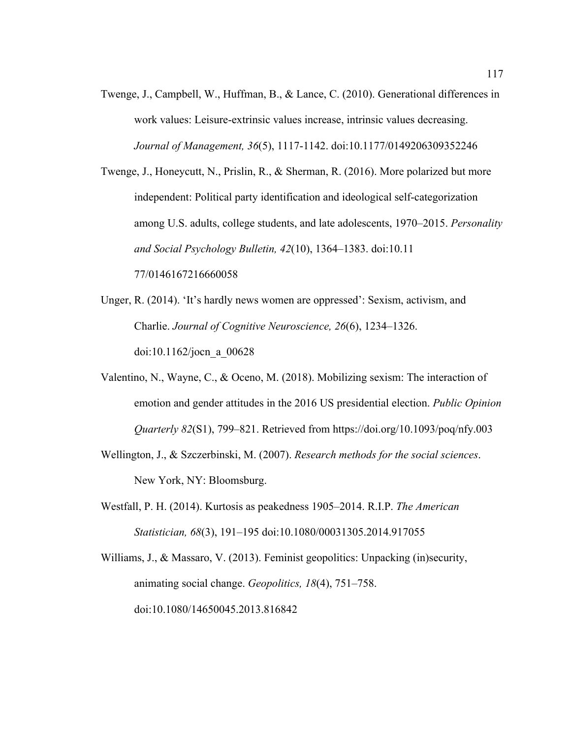Twenge, J., Campbell, W., Huffman, B., & Lance, C. (2010). Generational differences in work values: Leisure-extrinsic values increase, intrinsic values decreasing. *Journal of Management, 36*(5), 1117-1142. doi:10.1177/0149206309352246

Twenge, J., Honeycutt, N., Prislin, R., & Sherman, R. (2016). More polarized but more independent: Political party identification and ideological self-categorization among U.S. adults, college students, and late adolescents, 1970–2015. *Personality and Social Psychology Bulletin, 42*(10), 1364–1383. doi:10.11 77/0146167216660058

Unger, R. (2014). 'It's hardly news women are oppressed': Sexism, activism, and Charlie. *Journal of Cognitive Neuroscience, 26*(6), 1234–1326. doi:10.1162/jocn_a_00628

Valentino, N., Wayne, C., & Oceno, M. (2018). Mobilizing sexism: The interaction of emotion and gender attitudes in the 2016 US presidential election. *Public Opinion Quarterly 82*(S1), 799–821. Retrieved from https://doi.org/10.1093/poq/nfy.003

Wellington, J., & Szczerbinski, M. (2007). *Research methods for the social sciences*. New York, NY: Bloomsburg.

Westfall, P. H. (2014). Kurtosis as peakedness 1905–2014. R.I.P. *The American Statistician, 68*(3), 191–195 doi:10.1080/00031305.2014.917055

Williams, J., & Massaro, V. (2013). Feminist geopolitics: Unpacking (in)security, animating social change. *Geopolitics, 18*(4), 751–758. doi:10.1080/14650045.2013.816842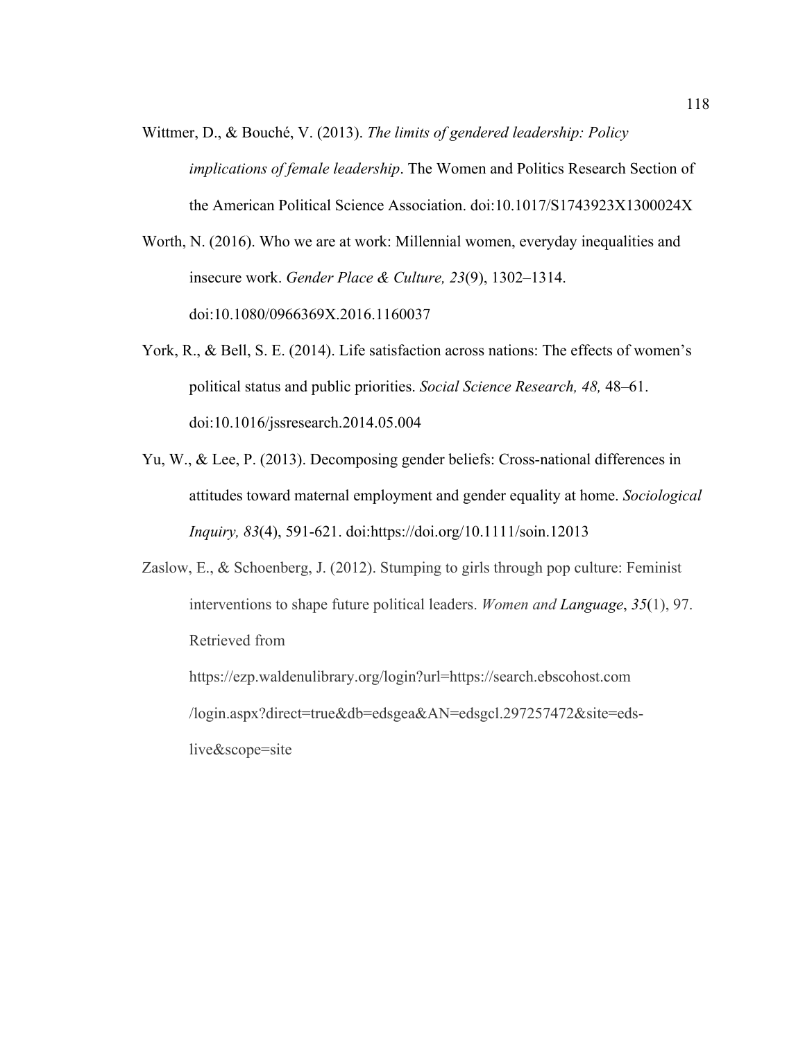Wittmer, D., & Bouché, V. (2013). *The limits of gendered leadership: Policy implications of female leadership*. The Women and Politics Research Section of the American Political Science Association. doi:10.1017/S1743923X1300024X

Worth, N. (2016). Who we are at work: Millennial women, everyday inequalities and insecure work. *Gender Place & Culture, 23*(9), 1302–1314. doi:10.1080/0966369X.2016.1160037

York, R., & Bell, S. E. (2014). Life satisfaction across nations: The effects of women's political status and public priorities. *Social Science Research, 48,* 48–61. doi:10.1016/jssresearch.2014.05.004

Yu, W., & Lee, P. (2013). Decomposing gender beliefs: Cross-national differences in attitudes toward maternal employment and gender equality at home. *Sociological Inquiry, 83*(4), 591-621. doi:https://doi.org/10.1111/soin.12013

Zaslow, E., & Schoenberg, J. (2012). Stumping to girls through pop culture: Feminist interventions to shape future political leaders. *Women and* ***Language***, *35*(1), 97. Retrieved from https://ezp.waldenulibrary.org/login?url=https://search.ebscohost.com/login.aspx?direct=true&db=edsgea&AN=edsgcl.297257472&site=eds-live&scope=site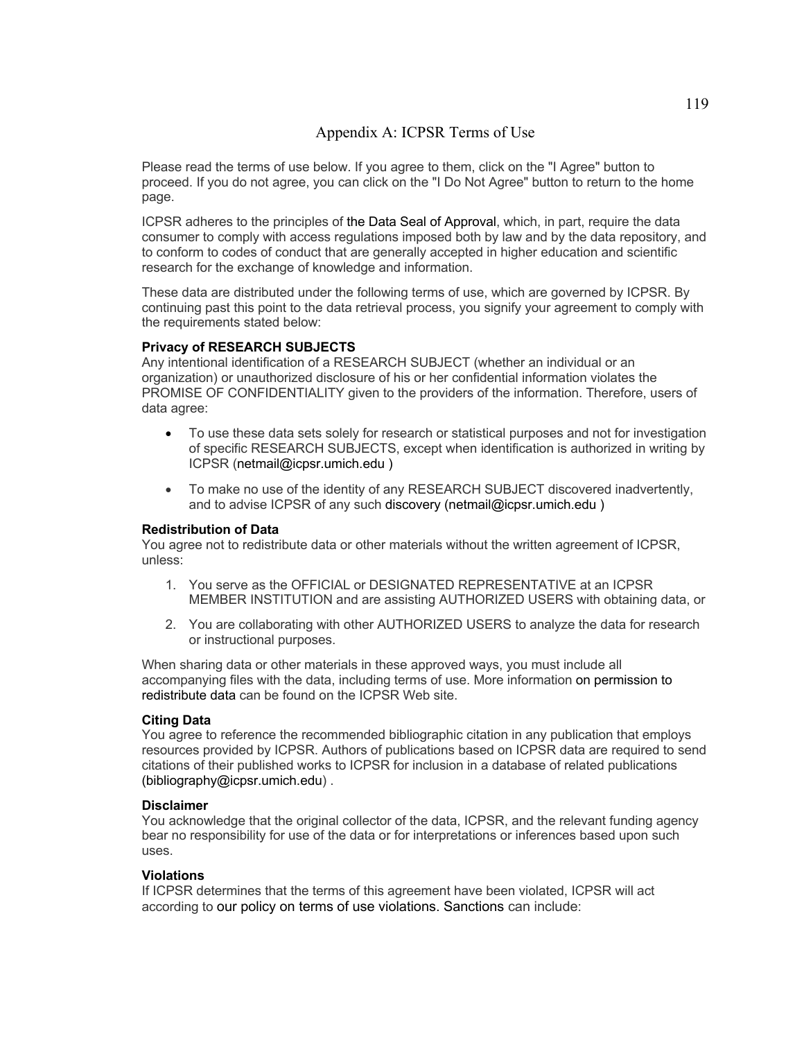# Appendix A: ICPSR Terms of Use

Please read the terms of use below. If you agree to them, click on the "I Agree" button to proceed. If you do not agree, you can click on the "I Do Not Agree" button to return to the home page.

ICPSR adheres to the principles of the Data Seal of Approval, which, in part, require the data consumer to comply with access regulations imposed both by law and by the data repository, and to conform to codes of conduct that are generally accepted in higher education and scientific research for the exchange of knowledge and information.

These data are distributed under the following terms of use, which are governed by ICPSR. By continuing past this point to the data retrieval process, you signify your agreement to comply with the requirements stated below:

**Privacy of RESEARCH SUBJECTS**
Any intentional identification of a RESEARCH SUBJECT (whether an individual or an organization) or unauthorized disclosure of his or her confidential information violates the PROMISE OF CONFIDENTIALITY given to the providers of the information. Therefore, users of data agree:

- To use these data sets solely for research or statistical purposes and not for investigation of specific RESEARCH SUBJECTS, except when identification is authorized in writing by ICPSR (netmail@icpsr.umich.edu )
- To make no use of the identity of any RESEARCH SUBJECT discovered inadvertently, and to advise ICPSR of any such discovery (netmail@icpsr.umich.edu )

**Redistribution of Data**
You agree not to redistribute data or other materials without the written agreement of ICPSR, unless:

1. You serve as the OFFICIAL or DESIGNATED REPRESENTATIVE at an ICPSR MEMBER INSTITUTION and are assisting AUTHORIZED USERS with obtaining data, or
2. You are collaborating with other AUTHORIZED USERS to analyze the data for research or instructional purposes.

When sharing data or other materials in these approved ways, you must include all accompanying files with the data, including terms of use. More information on permission to redistribute data can be found on the ICPSR Web site.

**Citing Data**
You agree to reference the recommended bibliographic citation in any publication that employs resources provided by ICPSR. Authors of publications based on ICPSR data are required to send citations of their published works to ICPSR for inclusion in a database of related publications (bibliography@icpsr.umich.edu) .

**Disclaimer**
You acknowledge that the original collector of the data, ICPSR, and the relevant funding agency bear no responsibility for use of the data or for interpretations or inferences based upon such uses.

**Violations**
If ICPSR determines that the terms of this agreement have been violated, ICPSR will act according to our policy on terms of use violations. Sanctions can include: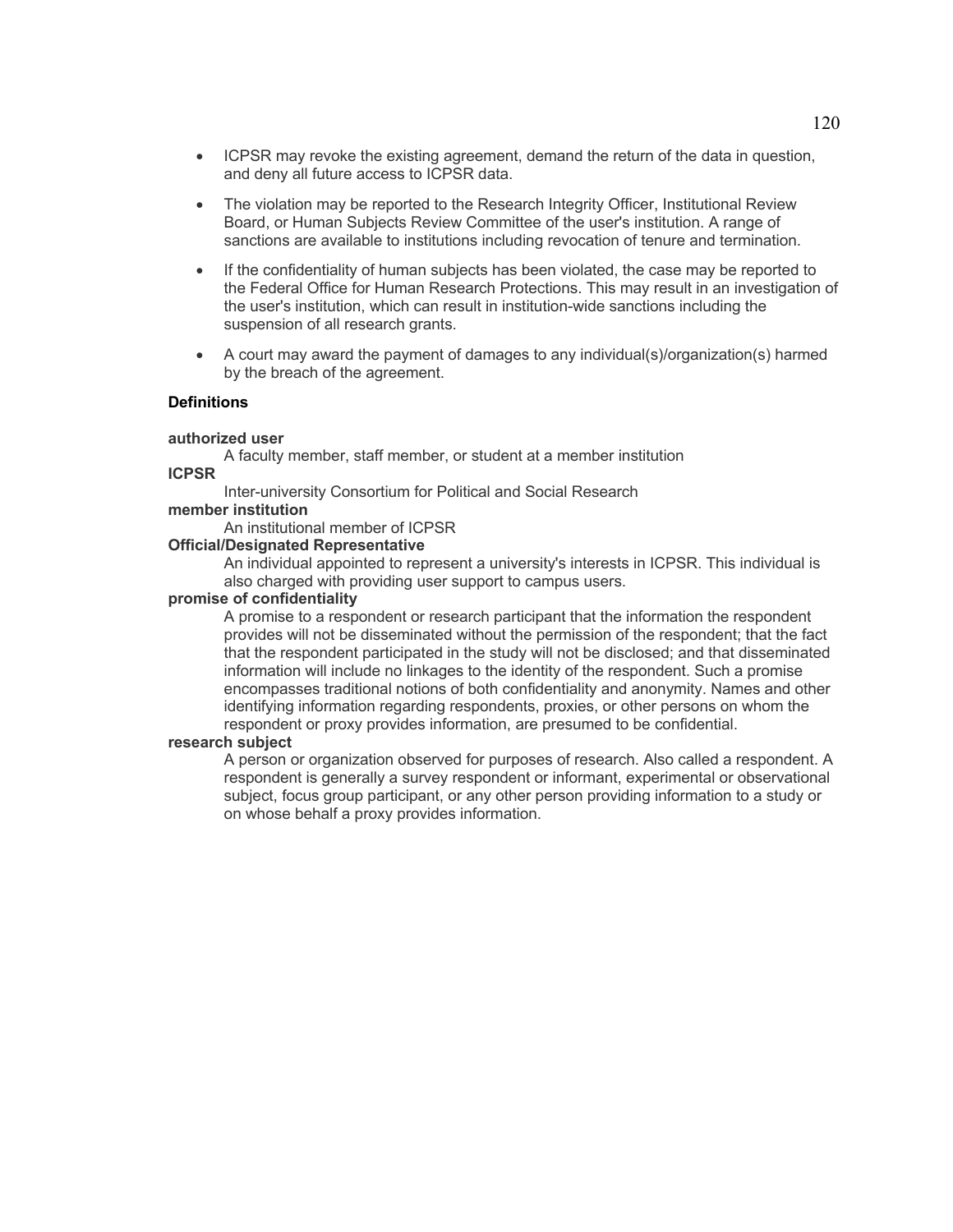- ICPSR may revoke the existing agreement, demand the return of the data in question, and deny all future access to ICPSR data.
- The violation may be reported to the Research Integrity Officer, Institutional Review Board, or Human Subjects Review Committee of the user's institution. A range of sanctions are available to institutions including revocation of tenure and termination.
- If the confidentiality of human subjects has been violated, the case may be reported to the Federal Office for Human Research Protections. This may result in an investigation of the user's institution, which can result in institution-wide sanctions including the suspension of all research grants.
- A court may award the payment of damages to any individual(s)/organization(s) harmed by the breach of the agreement.

**Definitions**

**authorized user**

A faculty member, staff member, or student at a member institution

**ICPSR**

Inter-university Consortium for Political and Social Research

**member institution**

An institutional member of ICPSR

**Official/Designated Representative**

An individual appointed to represent a university's interests in ICPSR. This individual is also charged with providing user support to campus users.

**promise of confidentiality**

A promise to a respondent or research participant that the information the respondent provides will not be disseminated without the permission of the respondent; that the fact that the respondent participated in the study will not be disclosed; and that disseminated information will include no linkages to the identity of the respondent. Such a promise encompasses traditional notions of both confidentiality and anonymity. Names and other identifying information regarding respondents, proxies, or other persons on whom the respondent or proxy provides information, are presumed to be confidential.

**research subject**

A person or organization observed for purposes of research. Also called a respondent. A respondent is generally a survey respondent or informant, experimental or observational subject, focus group participant, or any other person providing information to a study or on whose behalf a proxy provides information.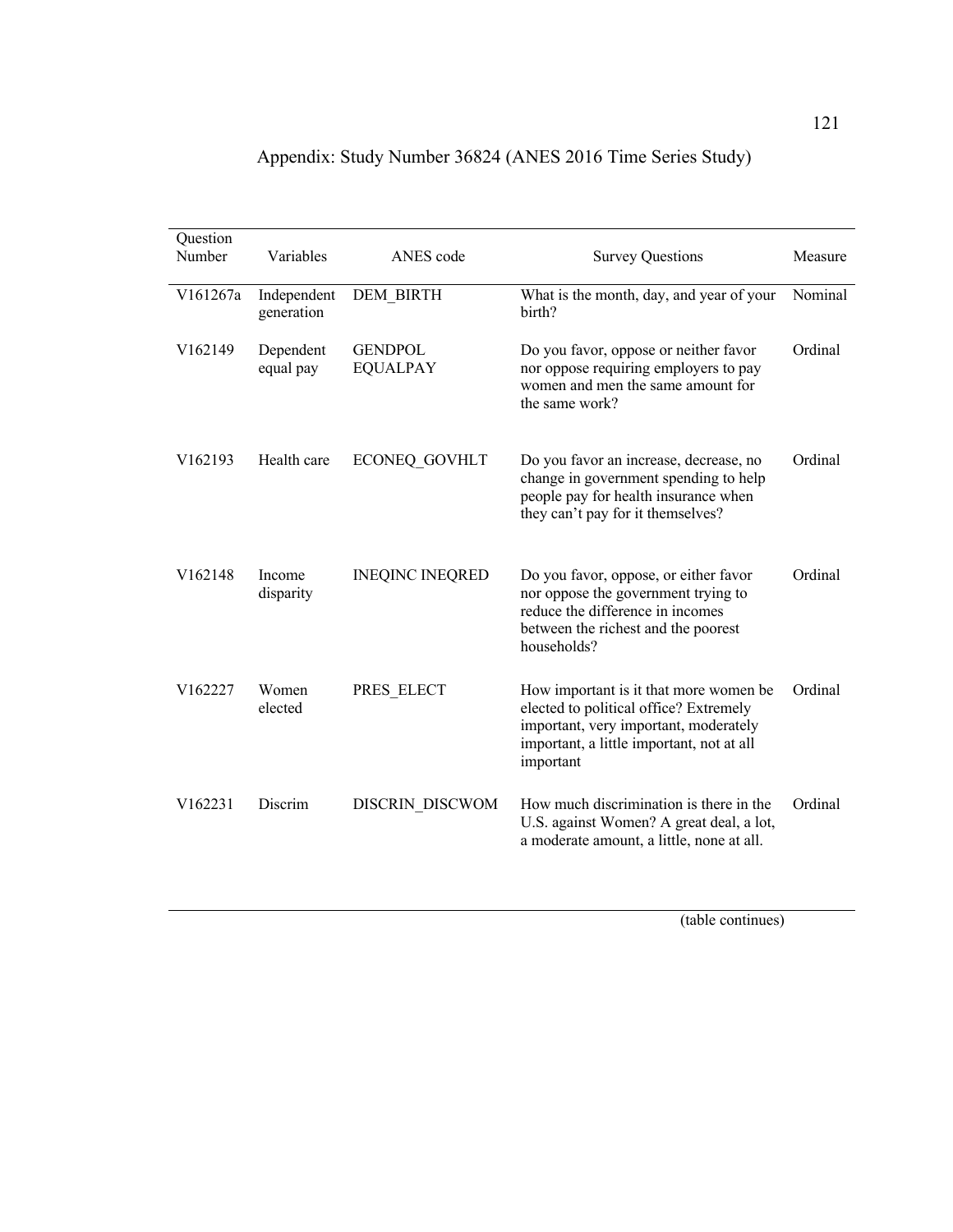# Appendix: Study Number 36824 (ANES 2016 Time Series Study)

| Question Number | Variables | ANES code | Survey Questions | Measure |
|---|---|---|---|---|
| V161267a | Independent generation | DEM_BIRTH | What is the month, day, and year of your birth? | Nominal |
| V162149 | Dependent equal pay | GENDPOL EQUALPAY | Do you favor, oppose or neither favor nor oppose requiring employers to pay women and men the same amount for the same work? | Ordinal |
| V162193 | Health care | ECONEQ_GOVHLT | Do you favor an increase, decrease, no change in government spending to help people pay for health insurance when they can't pay for it themselves? | Ordinal |
| V162148 | Income disparity | INEQINC INEQRED | Do you favor, oppose, or either favor nor oppose the government trying to reduce the difference in incomes between the richest and the poorest households? | Ordinal |
| V162227 | Women elected | PRES_ELECT | How important is it that more women be elected to political office? Extremely important, very important, moderately important, a little important, not at all important | Ordinal |
| V162231 | Discrim | DISCRIN_DISCWOM | How much discrimination is there in the U.S. against Women? A great deal, a lot, a moderate amount, a little, none at all. | Ordinal |

(table continues)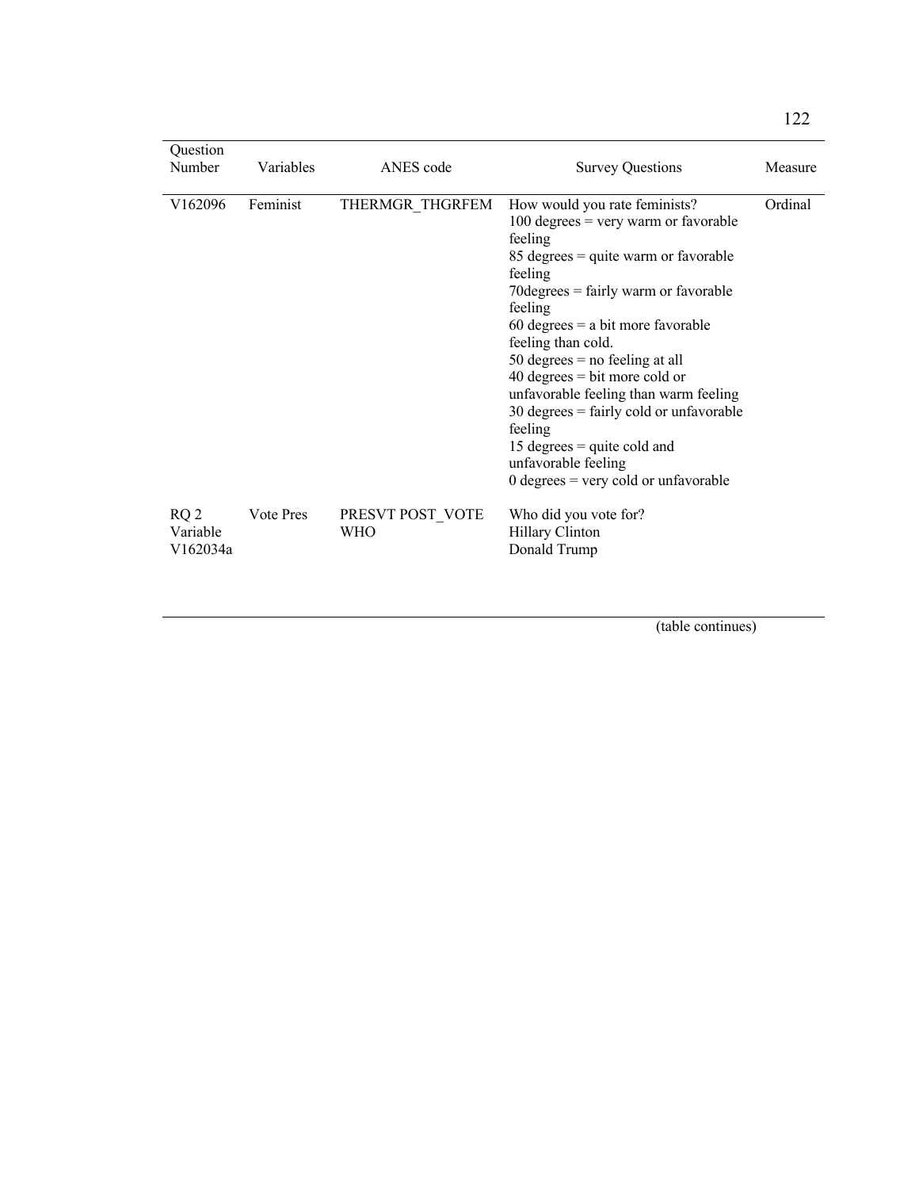| Question Number | Variables | ANES code | Survey Questions | Measure |
|---|---|---|---|---|
| V162096 | Feminist | THERMGR_THGRFEM | How would you rate feminists?<br>100 degrees = very warm or favorable feeling<br>85 degrees = quite warm or favorable feeling<br>70degrees = fairly warm or favorable feeling<br>60 degrees = a bit more favorable feeling than cold.<br>50 degrees = no feeling at all<br>40 degrees = bit more cold or unfavorable feeling than warm feeling<br>30 degrees = fairly cold or unfavorable feeling<br>15 degrees = quite cold and unfavorable feeling<br>0 degrees = very cold or unfavorable | Ordinal |
| RQ 2 Variable V162034a | Vote Pres | PRESVT POST_VOTE WHO | Who did you vote for?<br>Hillary Clinton<br>Donald Trump | |

(table continues)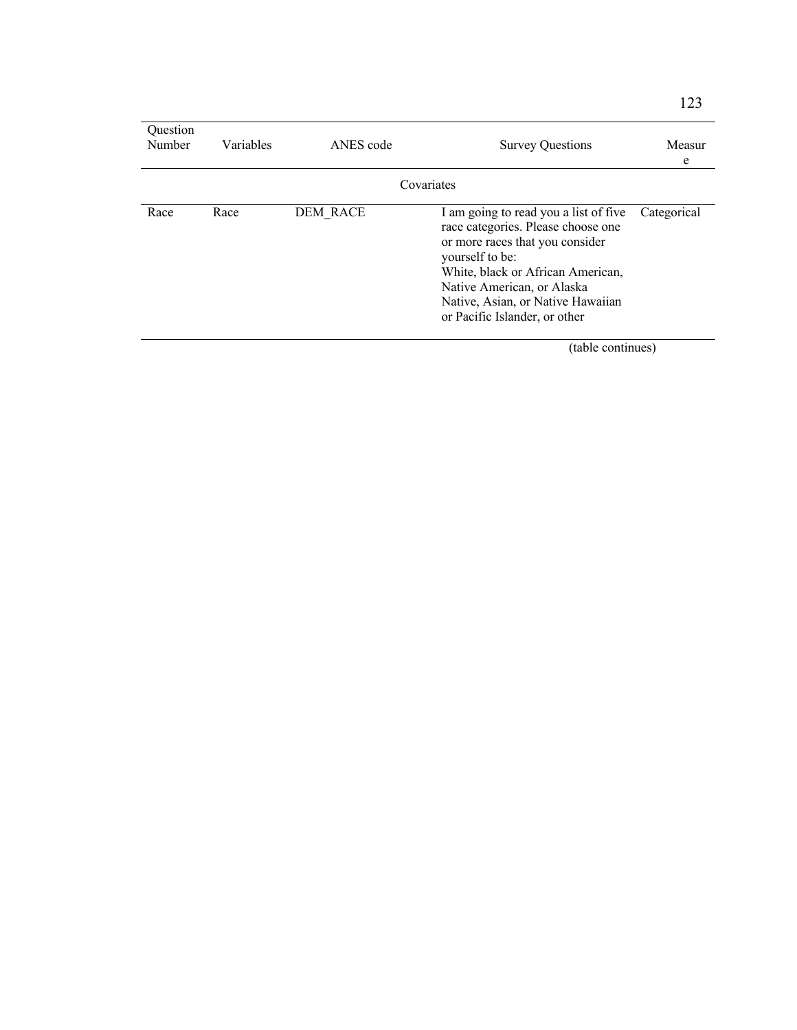| Question Number | Variables | ANES code | Survey Questions | Measure |
|---|---|---|---|---|
| Covariates | | | | |
| Race | Race | DEM_RACE | I am going to read you a list of five race categories. Please choose one or more races that you consider yourself to be: White, black or African American, Native American, or Alaska Native, Asian, or Native Hawaiian or Pacific Islander, or other | Categorical |

(table continues)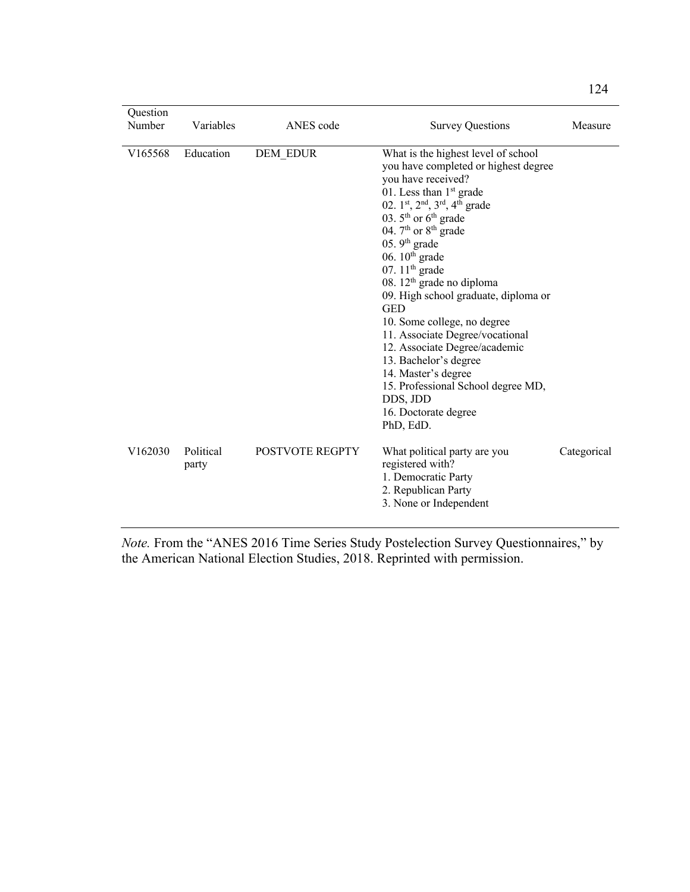| Question Number | Variables | ANES code | Survey Questions | Measure |
|---|---|---|---|---|
| V165568 | Education | DEM_EDUR | What is the highest level of school you have completed or highest degree you have received?<br>01. Less than 1st grade<br>02. 1st, 2nd, 3rd, 4th grade<br>03. 5th or 6th grade<br>04. 7th or 8th grade<br>05. 9th grade<br>06. 10th grade<br>07. 11th grade<br>08. 12th grade no diploma<br>09. High school graduate, diploma or GED<br>10. Some college, no degree<br>11. Associate Degree/vocational<br>12. Associate Degree/academic<br>13. Bachelor's degree<br>14. Master's degree<br>15. Professional School degree MD, DDS, JDD<br>16. Doctorate degree PhD, EdD. | |
| V162030 | Political party | POSTVOTE REGPTY | What political party are you registered with?<br>1. Democratic Party<br>2. Republican Party<br>3. None or Independent | Categorical |

*Note.* From the "ANES 2016 Time Series Study Postelection Survey Questionnaires," by the American National Election Studies, 2018. Reprinted with permission.